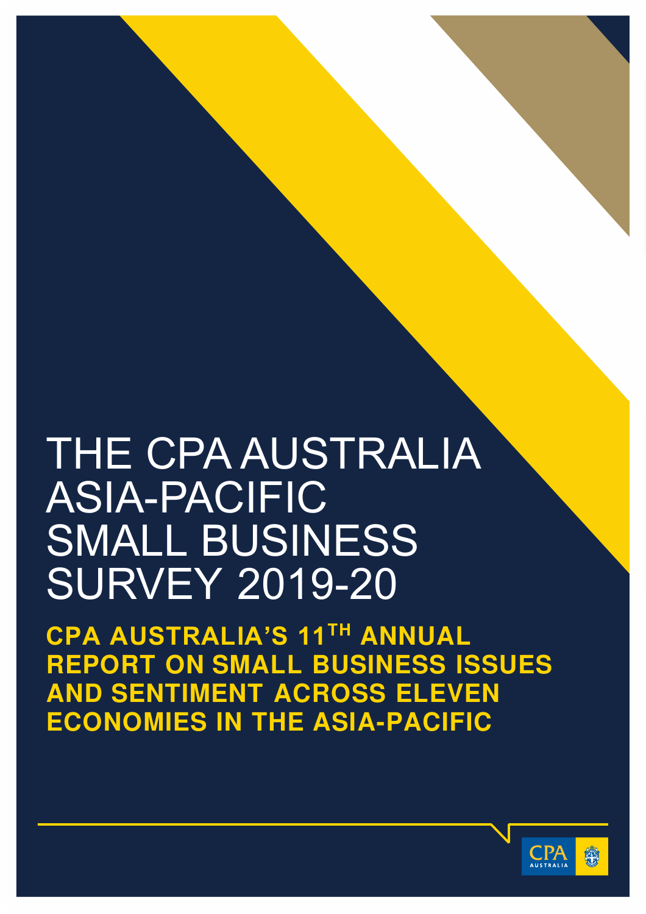# THE CPA AUSTRALIA ASIA-PACIFIC SMALL BUSINESS SURVEY 2019-20

## CPA AUSTRALIA'S 11TH ANNUAL REPORT ON SMALL BUSINESS ISSUES AND SENTIMENT ACROSS ELEVEN ECONOMIES IN THE ASIA-PACIFIC

CPA AUSTRALIA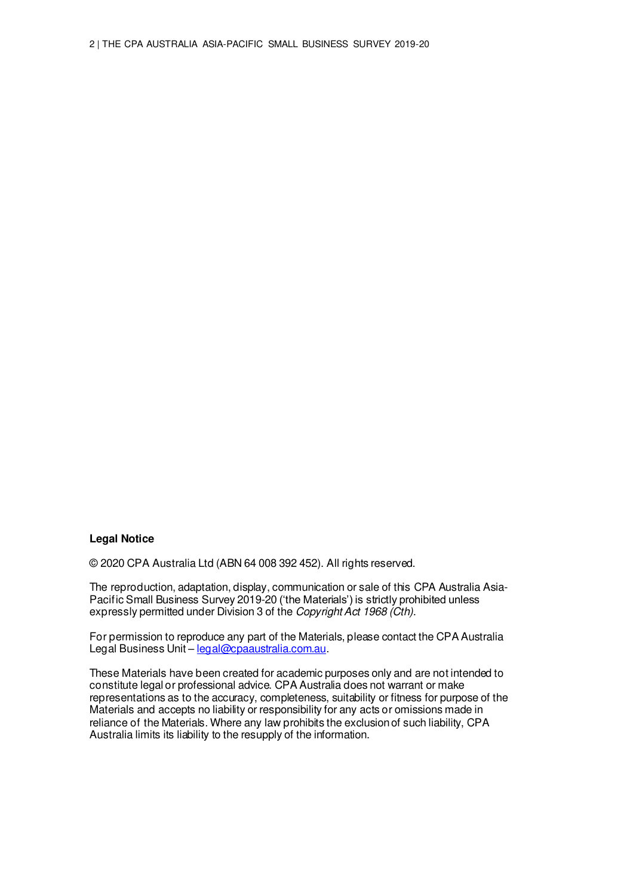**Legal Notice**

© 2020 CPA Australia Ltd (ABN 64 008 392 452). All rights reserved.

The reproduction, adaptation, display, communication or sale of this CPA Australia Asia-Pacific Small Business Survey 2019-20 ('the Materials') is strictly prohibited unless expressly permitted under Division 3 of the *Copyright Act 1968 (Cth)*.

For permission to reproduce any part of the Materials, please contact the CPA Australia Legal Business Unit – legal@cpaaustralia.com.au.

These Materials have been created for academic purposes only and are not intended to constitute legal or professional advice. CPA Australia does not warrant or make representations as to the accuracy, completeness, suitability or fitness for purpose of the Materials and accepts no liability or responsibility for any acts or omissions made in reliance of the Materials. Where any law prohibits the exclusion of such liability, CPA Australia limits its liability to the resupply of the information.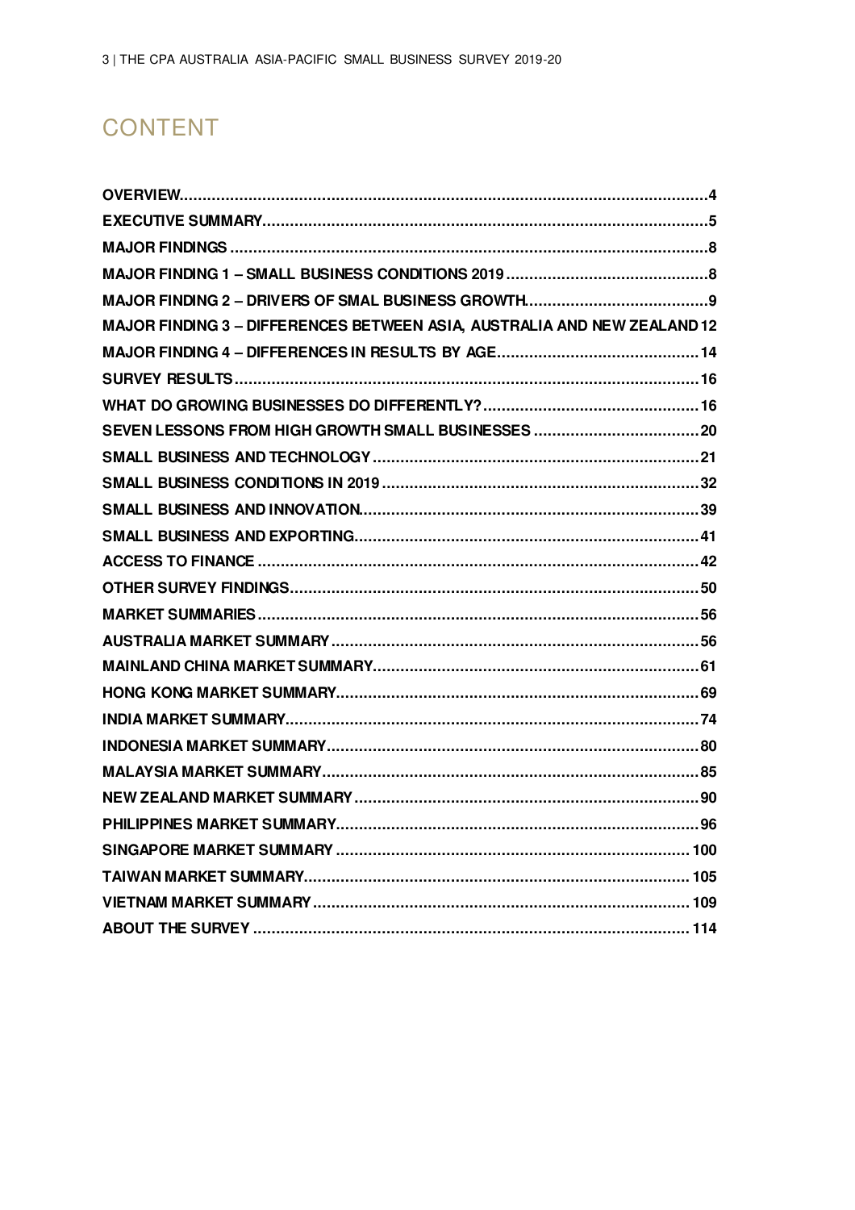# CONTENT

**OVERVIEW** .......... 4
**EXECUTIVE SUMMARY** .......... 5
**MAJOR FINDINGS** .......... 8
**MAJOR FINDING 1 – SMALL BUSINESS CONDITIONS 2019** .......... 8
**MAJOR FINDING 2 – DRIVERS OF SMAL BUSINESS GROWTH** .......... 9
**MAJOR FINDING 3 – DIFFERENCES BETWEEN ASIA, AUSTRALIA AND NEW ZEALAND** 12
**MAJOR FINDING 4 – DIFFERENCES IN RESULTS BY AGE** .......... 14
**SURVEY RESULTS** .......... 16
**WHAT DO GROWING BUSINESSES DO DIFFERENTLY?** .......... 16
**SEVEN LESSONS FROM HIGH GROWTH SMALL BUSINESSES** .......... 20
**SMALL BUSINESS AND TECHNOLOGY** .......... 21
**SMALL BUSINESS CONDITIONS IN 2019** .......... 32
**SMALL BUSINESS AND INNOVATION** .......... 39
**SMALL BUSINESS AND EXPORTING** .......... 41
**ACCESS TO FINANCE** .......... 42
**OTHER SURVEY FINDINGS** .......... 50
**MARKET SUMMARIES** .......... 56
**AUSTRALIA MARKET SUMMARY** .......... 56
**MAINLAND CHINA MARKET SUMMARY** .......... 61
**HONG KONG MARKET SUMMARY** .......... 69
**INDIA MARKET SUMMARY** .......... 74
**INDONESIA MARKET SUMMARY** .......... 80
**MALAYSIA MARKET SUMMARY** .......... 85
**NEW ZEALAND MARKET SUMMARY** .......... 90
**PHILIPPINES MARKET SUMMARY** .......... 96
**SINGAPORE MARKET SUMMARY** .......... 100
**TAIWAN MARKET SUMMARY** .......... 105
**VIETNAM MARKET SUMMARY** .......... 109
**ABOUT THE SURVEY** .......... 114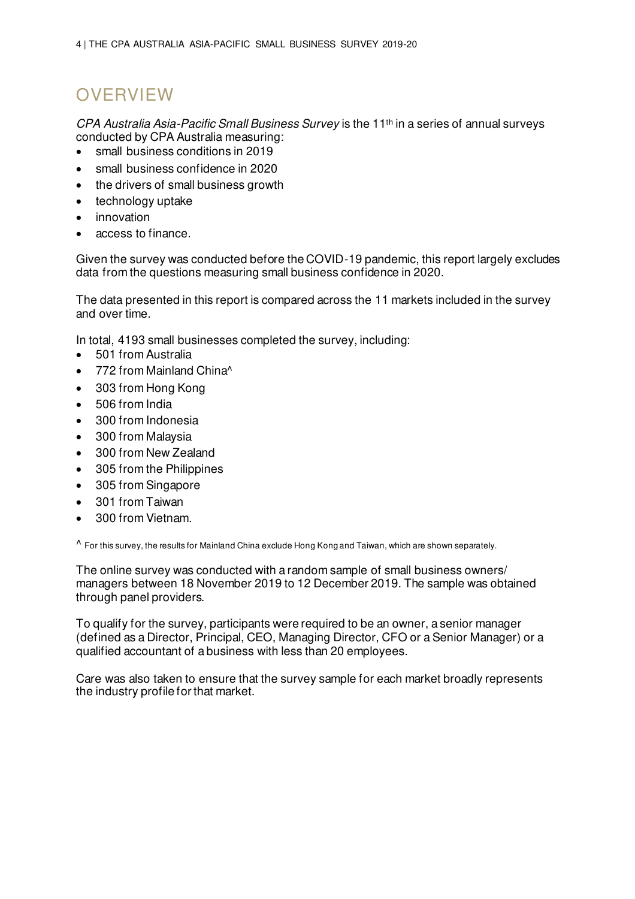# OVERVIEW

*CPA Australia Asia-Pacific Small Business Survey* is the 11th in a series of annual surveys conducted by CPA Australia measuring:

- small business conditions in 2019
- small business confidence in 2020
- the drivers of small business growth
- technology uptake
- innovation
- access to finance.

Given the survey was conducted before the COVID-19 pandemic, this report largely excludes data from the questions measuring small business confidence in 2020.

The data presented in this report is compared across the 11 markets included in the survey and over time.

In total, 4193 small businesses completed the survey, including:

- 501 from Australia
- 772 from Mainland China^
- 303 from Hong Kong
- 506 from India
- 300 from Indonesia
- 300 from Malaysia
- 300 from New Zealand
- 305 from the Philippines
- 305 from Singapore
- 301 from Taiwan
- 300 from Vietnam.

^ For this survey, the results for Mainland China exclude Hong Kong and Taiwan, which are shown separately.

The online survey was conducted with a random sample of small business owners/ managers between 18 November 2019 to 12 December 2019. The sample was obtained through panel providers.

To qualify for the survey, participants were required to be an owner, a senior manager (defined as a Director, Principal, CEO, Managing Director, CFO or a Senior Manager) or a qualified accountant of a business with less than 20 employees.

Care was also taken to ensure that the survey sample for each market broadly represents the industry profile for that market.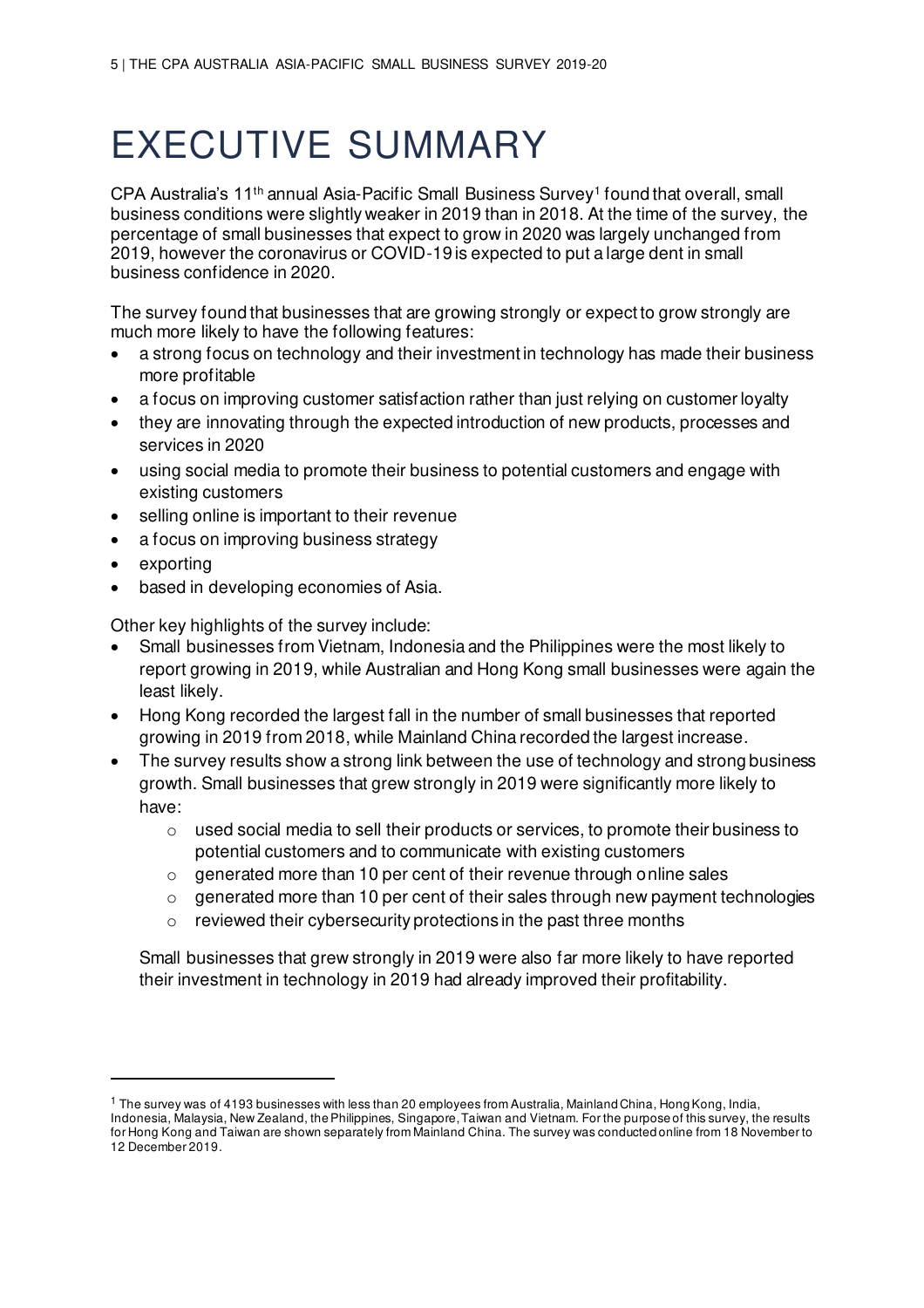# EXECUTIVE SUMMARY

CPA Australia's 11th annual Asia-Pacific Small Business Survey[1] found that overall, small business conditions were slightly weaker in 2019 than in 2018. At the time of the survey, the percentage of small businesses that expect to grow in 2020 was largely unchanged from 2019, however the coronavirus or COVID-19 is expected to put a large dent in small business confidence in 2020.

The survey found that businesses that are growing strongly or expect to grow strongly are much more likely to have the following features:

- a strong focus on technology and their investment in technology has made their business more profitable
- a focus on improving customer satisfaction rather than just relying on customer loyalty
- they are innovating through the expected introduction of new products, processes and services in 2020
- using social media to promote their business to potential customers and engage with existing customers
- selling online is important to their revenue
- a focus on improving business strategy
- exporting
- based in developing economies of Asia.

Other key highlights of the survey include:

- Small businesses from Vietnam, Indonesia and the Philippines were the most likely to report growing in 2019, while Australian and Hong Kong small businesses were again the least likely.
- Hong Kong recorded the largest fall in the number of small businesses that reported growing in 2019 from 2018, while Mainland China recorded the largest increase.
- The survey results show a strong link between the use of technology and strong business growth. Small businesses that grew strongly in 2019 were significantly more likely to have:
  - used social media to sell their products or services, to promote their business to potential customers and to communicate with existing customers
  - generated more than 10 per cent of their revenue through online sales
  - generated more than 10 per cent of their sales through new payment technologies
  - reviewed their cybersecurity protections in the past three months

  Small businesses that grew strongly in 2019 were also far more likely to have reported their investment in technology in 2019 had already improved their profitability.

---

[1] The survey was of 4193 businesses with less than 20 employees from Australia, Mainland China, Hong Kong, India, Indonesia, Malaysia, New Zealand, the Philippines, Singapore, Taiwan and Vietnam. For the purpose of this survey, the results for Hong Kong and Taiwan are shown separately from Mainland China. The survey was conducted online from 18 November to 12 December 2019.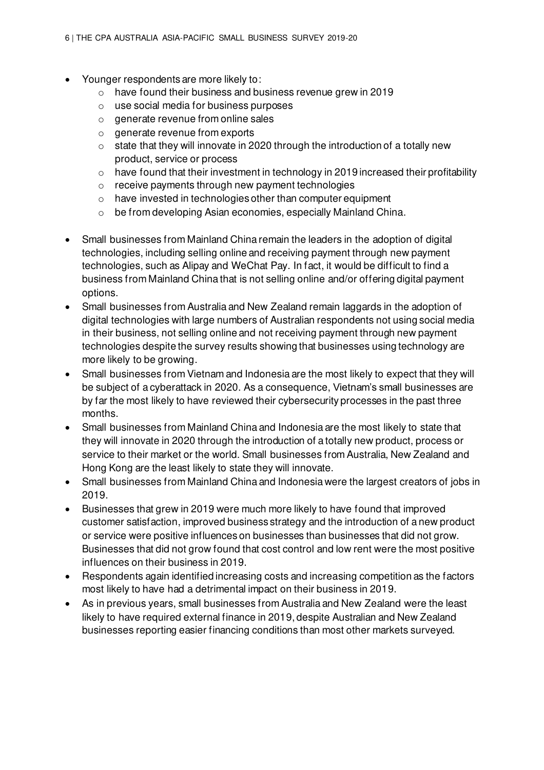- Younger respondents are more likely to:
  - have found their business and business revenue grew in 2019
  - use social media for business purposes
  - generate revenue from online sales
  - generate revenue from exports
  - state that they will innovate in 2020 through the introduction of a totally new product, service or process
  - have found that their investment in technology in 2019 increased their profitability
  - receive payments through new payment technologies
  - have invested in technologies other than computer equipment
  - be from developing Asian economies, especially Mainland China.
- Small businesses from Mainland China remain the leaders in the adoption of digital technologies, including selling online and receiving payment through new payment technologies, such as Alipay and WeChat Pay. In fact, it would be difficult to find a business from Mainland China that is not selling online and/or offering digital payment options.
- Small businesses from Australia and New Zealand remain laggards in the adoption of digital technologies with large numbers of Australian respondents not using social media in their business, not selling online and not receiving payment through new payment technologies despite the survey results showing that businesses using technology are more likely to be growing.
- Small businesses from Vietnam and Indonesia are the most likely to expect that they will be subject of a cyberattack in 2020. As a consequence, Vietnam's small businesses are by far the most likely to have reviewed their cybersecurity processes in the past three months.
- Small businesses from Mainland China and Indonesia are the most likely to state that they will innovate in 2020 through the introduction of a totally new product, process or service to their market or the world. Small businesses from Australia, New Zealand and Hong Kong are the least likely to state they will innovate.
- Small businesses from Mainland China and Indonesia were the largest creators of jobs in 2019.
- Businesses that grew in 2019 were much more likely to have found that improved customer satisfaction, improved business strategy and the introduction of a new product or service were positive influences on businesses than businesses that did not grow. Businesses that did not grow found that cost control and low rent were the most positive influences on their business in 2019.
- Respondents again identified increasing costs and increasing competition as the factors most likely to have had a detrimental impact on their business in 2019.
- As in previous years, small businesses from Australia and New Zealand were the least likely to have required external finance in 2019, despite Australian and New Zealand businesses reporting easier financing conditions than most other markets surveyed.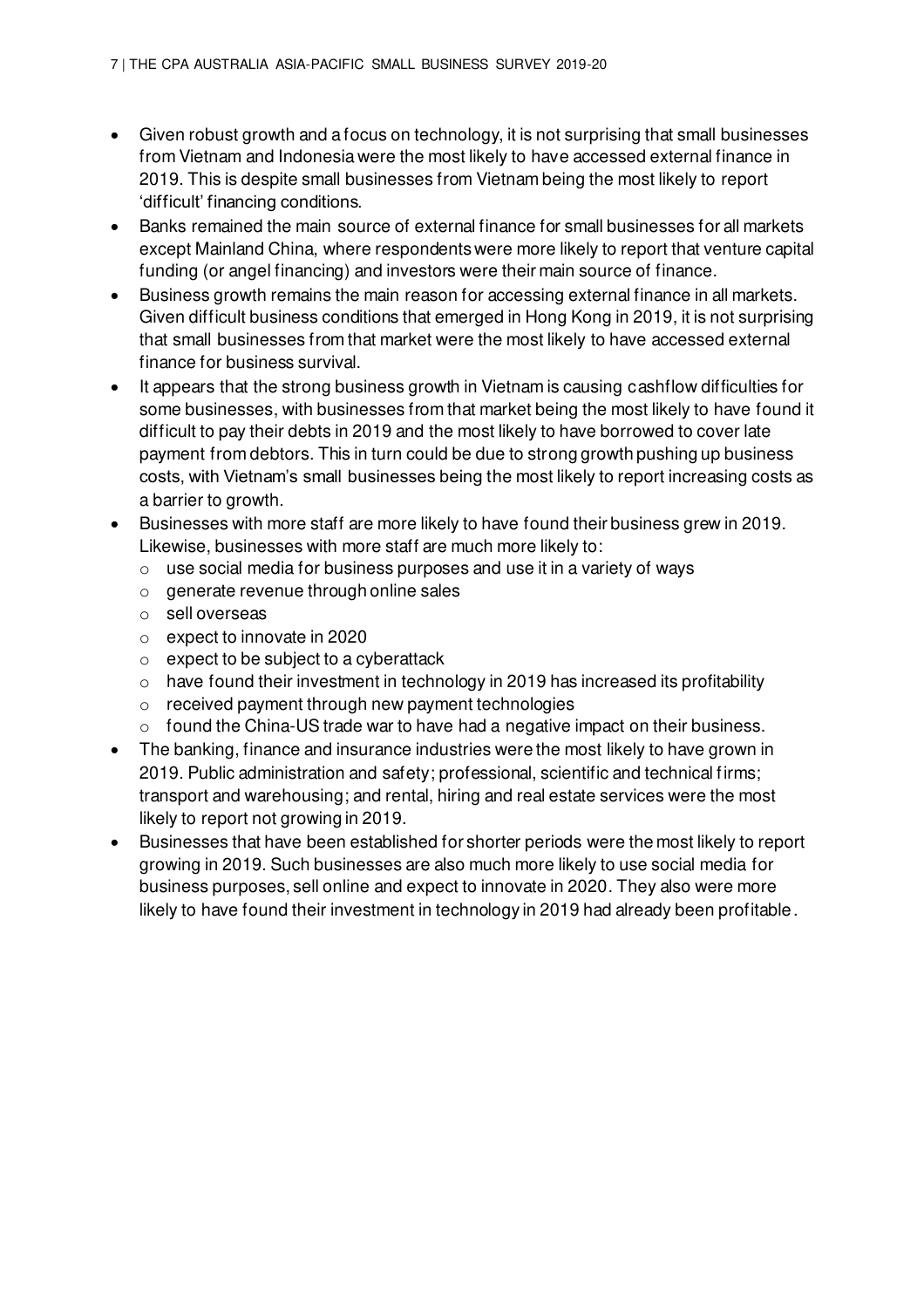- Given robust growth and a focus on technology, it is not surprising that small businesses from Vietnam and Indonesia were the most likely to have accessed external finance in 2019. This is despite small businesses from Vietnam being the most likely to report 'difficult' financing conditions.
- Banks remained the main source of external finance for small businesses for all markets except Mainland China, where respondents were more likely to report that venture capital funding (or angel financing) and investors were their main source of finance.
- Business growth remains the main reason for accessing external finance in all markets. Given difficult business conditions that emerged in Hong Kong in 2019, it is not surprising that small businesses from that market were the most likely to have accessed external finance for business survival.
- It appears that the strong business growth in Vietnam is causing cashflow difficulties for some businesses, with businesses from that market being the most likely to have found it difficult to pay their debts in 2019 and the most likely to have borrowed to cover late payment from debtors. This in turn could be due to strong growth pushing up business costs, with Vietnam's small businesses being the most likely to report increasing costs as a barrier to growth.
- Businesses with more staff are more likely to have found their business grew in 2019. Likewise, businesses with more staff are much more likely to:
  - use social media for business purposes and use it in a variety of ways
  - generate revenue through online sales
  - sell overseas
  - expect to innovate in 2020
  - expect to be subject to a cyberattack
  - have found their investment in technology in 2019 has increased its profitability
  - received payment through new payment technologies
  - found the China-US trade war to have had a negative impact on their business.
- The banking, finance and insurance industries were the most likely to have grown in 2019. Public administration and safety; professional, scientific and technical firms; transport and warehousing; and rental, hiring and real estate services were the most likely to report not growing in 2019.
- Businesses that have been established for shorter periods were the most likely to report growing in 2019. Such businesses are also much more likely to use social media for business purposes, sell online and expect to innovate in 2020. They also were more likely to have found their investment in technology in 2019 had already been profitable.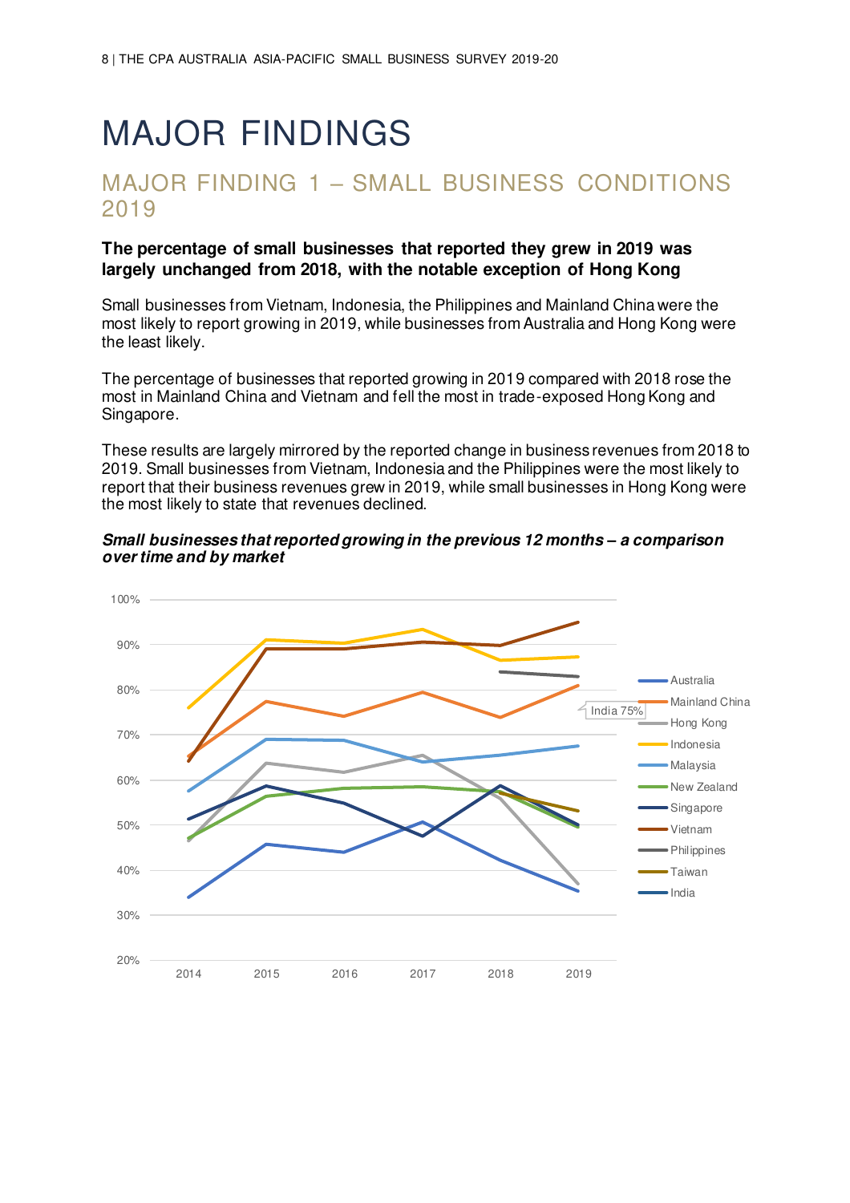# MAJOR FINDINGS

## MAJOR FINDING 1 – SMALL BUSINESS CONDITIONS 2019

**The percentage of small businesses that reported they grew in 2019 was largely unchanged from 2018, with the notable exception of Hong Kong**

Small businesses from Vietnam, Indonesia, the Philippines and Mainland China were the most likely to report growing in 2019, while businesses from Australia and Hong Kong were the least likely.

The percentage of businesses that reported growing in 2019 compared with 2018 rose the most in Mainland China and Vietnam and fell the most in trade-exposed Hong Kong and Singapore.

These results are largely mirrored by the reported change in business revenues from 2018 to 2019. Small businesses from Vietnam, Indonesia and the Philippines were the most likely to report that their business revenues grew in 2019, while small businesses in Hong Kong were the most likely to state that revenues declined.

***Small businesses that reported growing in the previous 12 months – a comparison over time and by market***

India 75%

Legend: Australia, Mainland China, Hong Kong, Indonesia, Malaysia, New Zealand, Singapore, Vietnam, Philippines, Taiwan, India

Y-axis: 20%, 30%, 40%, 50%, 60%, 70%, 80%, 90%, 100%

X-axis: 2014, 2015, 2016, 2017, 2018, 2019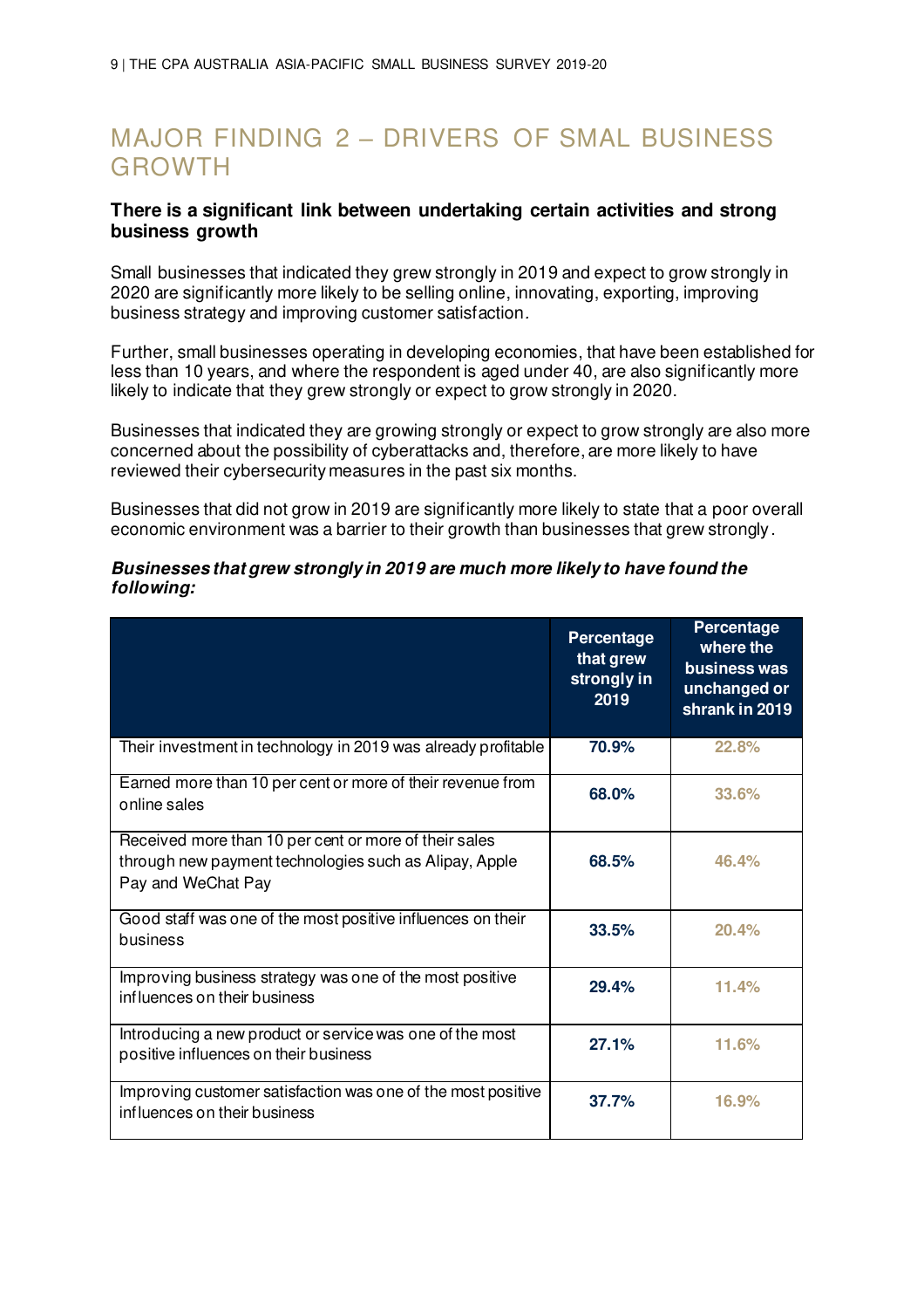# MAJOR FINDING 2 – DRIVERS OF SMAL BUSINESS GROWTH

**There is a significant link between undertaking certain activities and strong business growth**

Small businesses that indicated they grew strongly in 2019 and expect to grow strongly in 2020 are significantly more likely to be selling online, innovating, exporting, improving business strategy and improving customer satisfaction.

Further, small businesses operating in developing economies, that have been established for less than 10 years, and where the respondent is aged under 40, are also significantly more likely to indicate that they grew strongly or expect to grow strongly in 2020.

Businesses that indicated they are growing strongly or expect to grow strongly are also more concerned about the possibility of cyberattacks and, therefore, are more likely to have reviewed their cybersecurity measures in the past six months.

Businesses that did not grow in 2019 are significantly more likely to state that a poor overall economic environment was a barrier to their growth than businesses that grew strongly.

***Businesses that grew strongly in 2019 are much more likely to have found the following:***

| | Percentage that grew strongly in 2019 | Percentage where the business was unchanged or shrank in 2019 |
|---|---|---|
| Their investment in technology in 2019 was already profitable | 70.9% | 22.8% |
| Earned more than 10 per cent or more of their revenue from online sales | 68.0% | 33.6% |
| Received more than 10 per cent or more of their sales through new payment technologies such as Alipay, Apple Pay and WeChat Pay | 68.5% | 46.4% |
| Good staff was one of the most positive influences on their business | 33.5% | 20.4% |
| Improving business strategy was one of the most positive influences on their business | 29.4% | 11.4% |
| Introducing a new product or service was one of the most positive influences on their business | 27.1% | 11.6% |
| Improving customer satisfaction was one of the most positive influences on their business | 37.7% | 16.9% |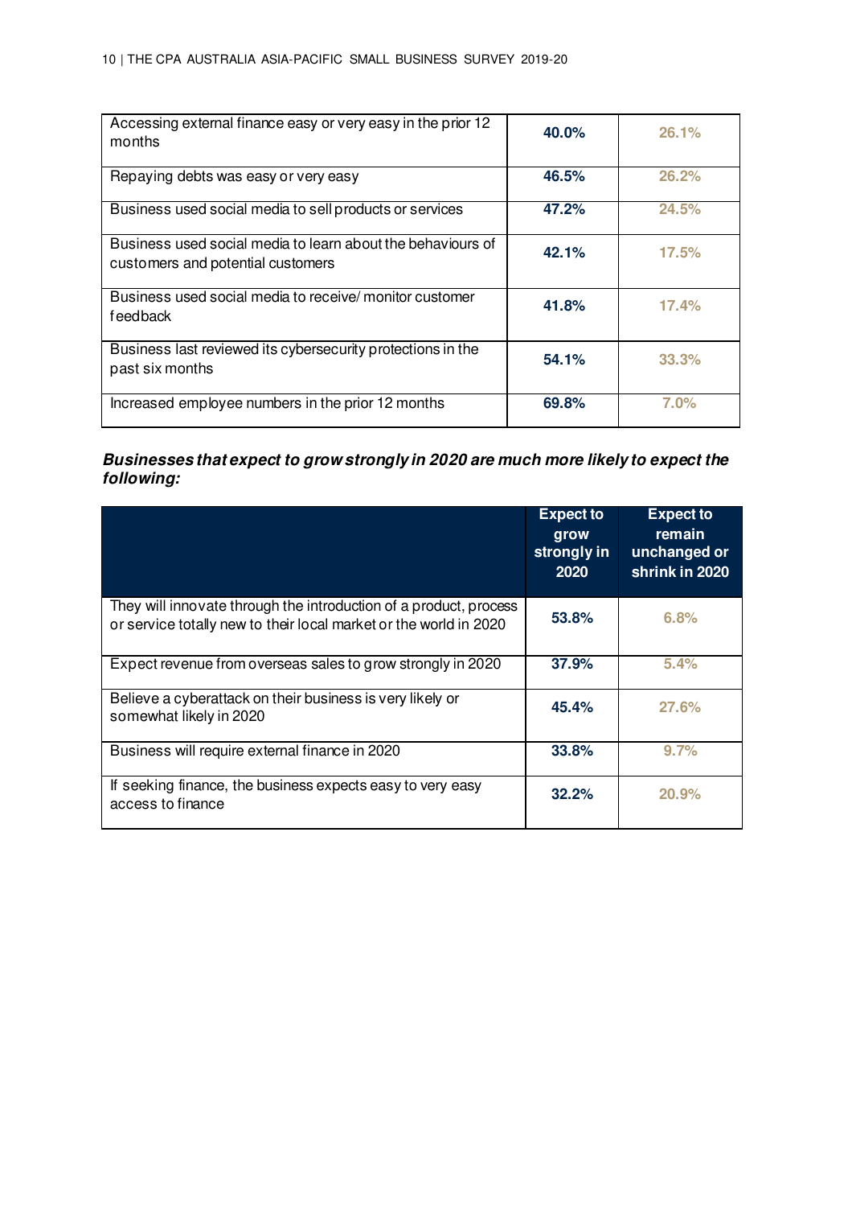| | | |
|---|---|---|
| Accessing external finance easy or very easy in the prior 12 months | **40.0%** | **26.1%** |
| Repaying debts was easy or very easy | **46.5%** | **26.2%** |
| Business used social media to sell products or services | **47.2%** | **24.5%** |
| Business used social media to learn about the behaviours of customers and potential customers | **42.1%** | **17.5%** |
| Business used social media to receive/ monitor customer feedback | **41.8%** | **17.4%** |
| Business last reviewed its cybersecurity protections in the past six months | **54.1%** | **33.3%** |
| Increased employee numbers in the prior 12 months | **69.8%** | **7.0%** |

***Businesses that expect to grow strongly in 2020 are much more likely to expect the following:***

| | Expect to grow strongly in 2020 | Expect to remain unchanged or shrink in 2020 |
|---|---|---|
| They will innovate through the introduction of a product, process or service totally new to their local market or the world in 2020 | **53.8%** | **6.8%** |
| Expect revenue from overseas sales to grow strongly in 2020 | **37.9%** | **5.4%** |
| Believe a cyberattack on their business is very likely or somewhat likely in 2020 | **45.4%** | **27.6%** |
| Business will require external finance in 2020 | **33.8%** | **9.7%** |
| If seeking finance, the business expects easy to very easy access to finance | **32.2%** | **20.9%** |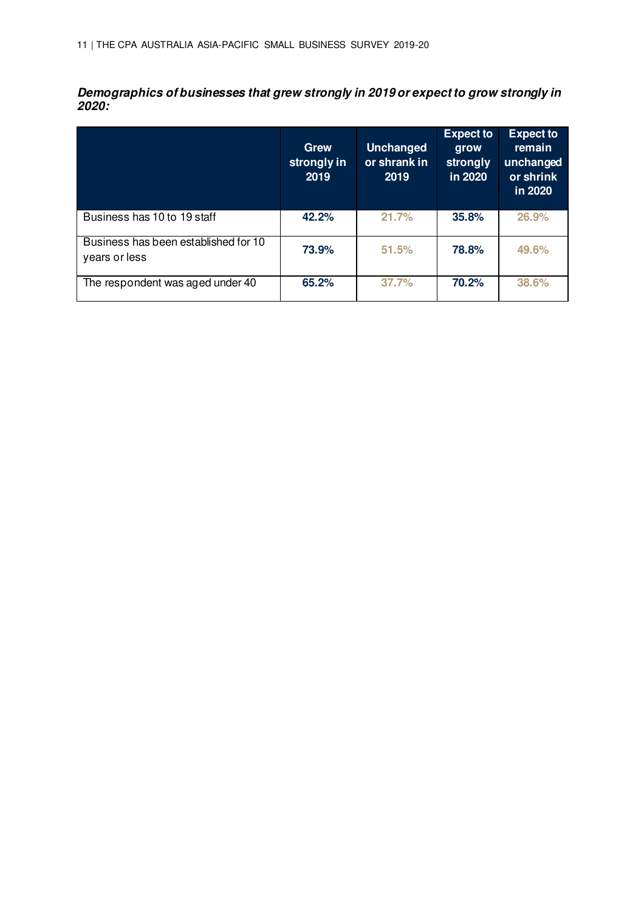***Demographics of businesses that grew strongly in 2019 or expect to grow strongly in 2020:***

| | Grew strongly in 2019 | Unchanged or shrank in 2019 | Expect to grow strongly in 2020 | Expect to remain unchanged or shrink in 2020 |
|---|---|---|---|---|
| Business has 10 to 19 staff | **42.2%** | **21.7%** | **35.8%** | **26.9%** |
| Business has been established for 10 years or less | **73.9%** | **51.5%** | **78.8%** | **49.6%** |
| The respondent was aged under 40 | **65.2%** | **37.7%** | **70.2%** | **38.6%** |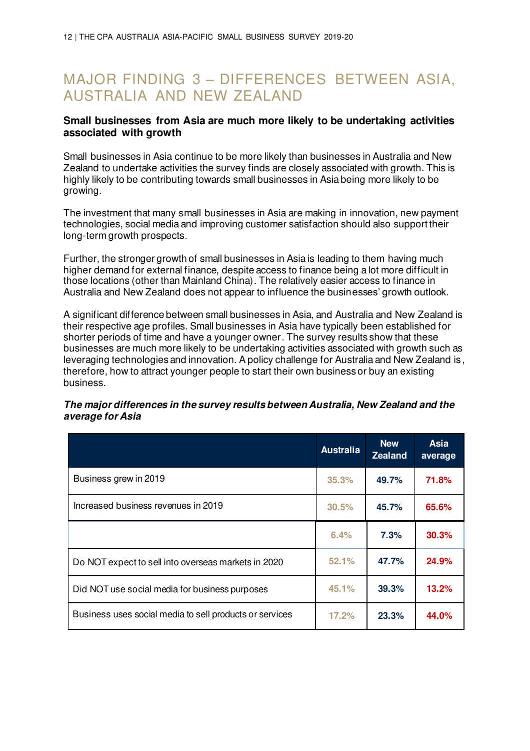# MAJOR FINDING 3 – DIFFERENCES BETWEEN ASIA, AUSTRALIA AND NEW ZEALAND

**Small businesses from Asia are much more likely to be undertaking activities associated with growth**

Small businesses in Asia continue to be more likely than businesses in Australia and New Zealand to undertake activities the survey finds are closely associated with growth. This is highly likely to be contributing towards small businesses in Asia being more likely to be growing.

The investment that many small businesses in Asia are making in innovation, new payment technologies, social media and improving customer satisfaction should also support their long-term growth prospects.

Further, the stronger growth of small businesses in Asia is leading to them having much higher demand for external finance, despite access to finance being a lot more difficult in those locations (other than Mainland China). The relatively easier access to finance in Australia and New Zealand does not appear to influence the businesses' growth outlook.

A significant difference between small businesses in Asia, and Australia and New Zealand is their respective age profiles. Small businesses in Asia have typically been established for shorter periods of time and have a younger owner. The survey results show that these businesses are much more likely to be undertaking activities associated with growth such as leveraging technologies and innovation. A policy challenge for Australia and New Zealand is, therefore, how to attract younger people to start their own business or buy an existing business.

***The major differences in the survey results between Australia, New Zealand and the average for Asia***

| | Australia | New Zealand | Asia average |
|---|---|---|---|
| Business grew in 2019 | 35.3% | 49.7% | 71.8% |
| Increased business revenues in 2019 | 30.5% | 45.7% | 65.6% |
| | 6.4% | 7.3% | 30.3% |
| Do NOT expect to sell into overseas markets in 2020 | 52.1% | 47.7% | 24.9% |
| Did NOT use social media for business purposes | 45.1% | 39.3% | 13.2% |
| Business uses social media to sell products or services | 17.2% | 23.3% | 44.0% |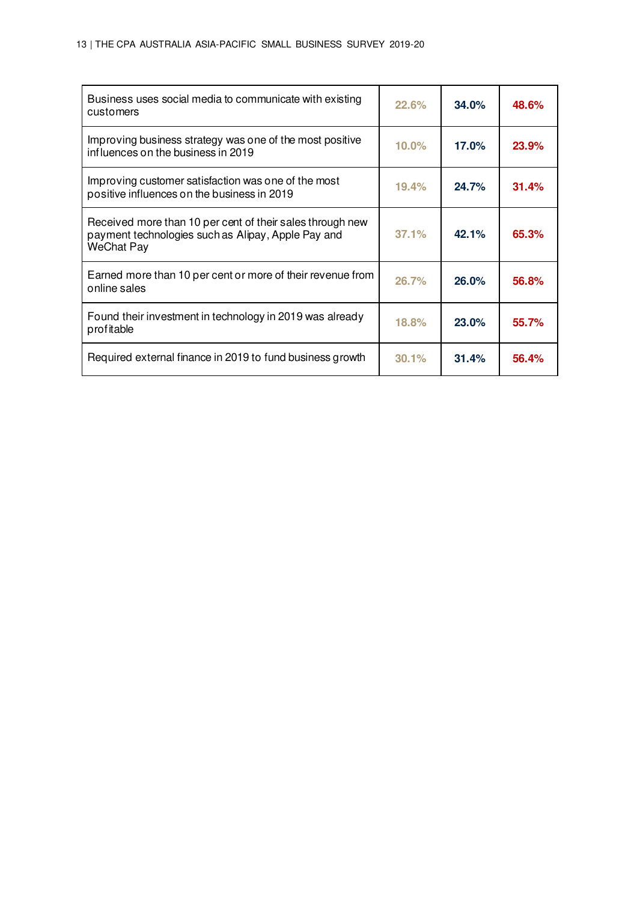| | | | |
|---|---|---|---|
| Business uses social media to communicate with existing customers | 22.6% | 34.0% | 48.6% |
| Improving business strategy was one of the most positive influences on the business in 2019 | 10.0% | 17.0% | 23.9% |
| Improving customer satisfaction was one of the most positive influences on the business in 2019 | 19.4% | 24.7% | 31.4% |
| Received more than 10 per cent of their sales through new payment technologies such as Alipay, Apple Pay and WeChat Pay | 37.1% | 42.1% | 65.3% |
| Earned more than 10 per cent or more of their revenue from online sales | 26.7% | 26.0% | 56.8% |
| Found their investment in technology in 2019 was already profitable | 18.8% | 23.0% | 55.7% |
| Required external finance in 2019 to fund business growth | 30.1% | 31.4% | 56.4% |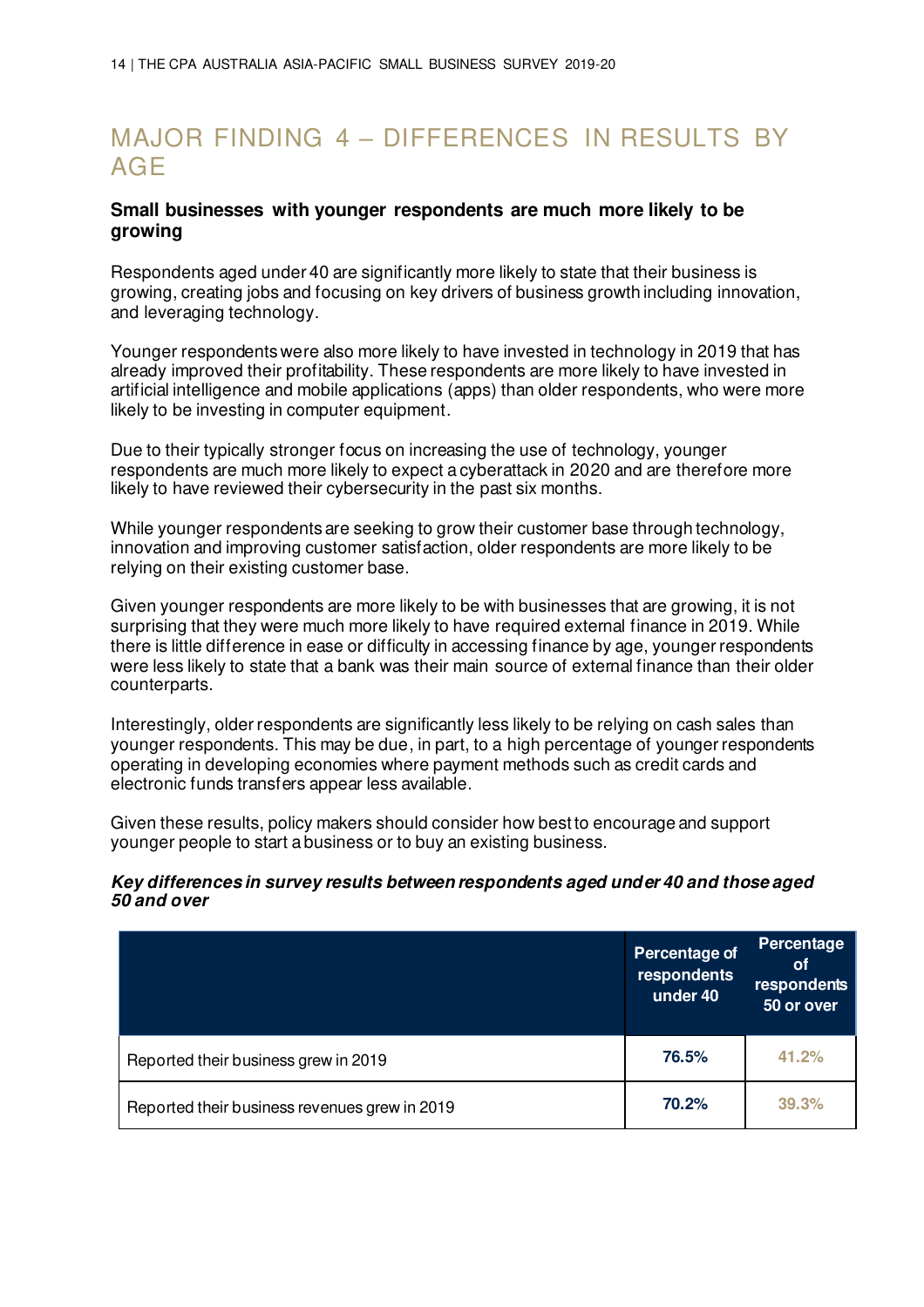# MAJOR FINDING 4 – DIFFERENCES IN RESULTS BY AGE

### Small businesses with younger respondents are much more likely to be growing

Respondents aged under 40 are significantly more likely to state that their business is growing, creating jobs and focusing on key drivers of business growth including innovation, and leveraging technology.

Younger respondents were also more likely to have invested in technology in 2019 that has already improved their profitability. These respondents are more likely to have invested in artificial intelligence and mobile applications (apps) than older respondents, who were more likely to be investing in computer equipment.

Due to their typically stronger focus on increasing the use of technology, younger respondents are much more likely to expect a cyberattack in 2020 and are therefore more likely to have reviewed their cybersecurity in the past six months.

While younger respondents are seeking to grow their customer base through technology, innovation and improving customer satisfaction, older respondents are more likely to be relying on their existing customer base.

Given younger respondents are more likely to be with businesses that are growing, it is not surprising that they were much more likely to have required external finance in 2019. While there is little difference in ease or difficulty in accessing finance by age, younger respondents were less likely to state that a bank was their main source of external finance than their older counterparts.

Interestingly, older respondents are significantly less likely to be relying on cash sales than younger respondents. This may be due, in part, to a high percentage of younger respondents operating in developing economies where payment methods such as credit cards and electronic funds transfers appear less available.

Given these results, policy makers should consider how best to encourage and support younger people to start a business or to buy an existing business.

***Key differences in survey results between respondents aged under 40 and those aged 50 and over***

| | Percentage of respondents under 40 | Percentage of respondents 50 or over |
|---|---|---|
| Reported their business grew in 2019 | 76.5% | 41.2% |
| Reported their business revenues grew in 2019 | 70.2% | 39.3% |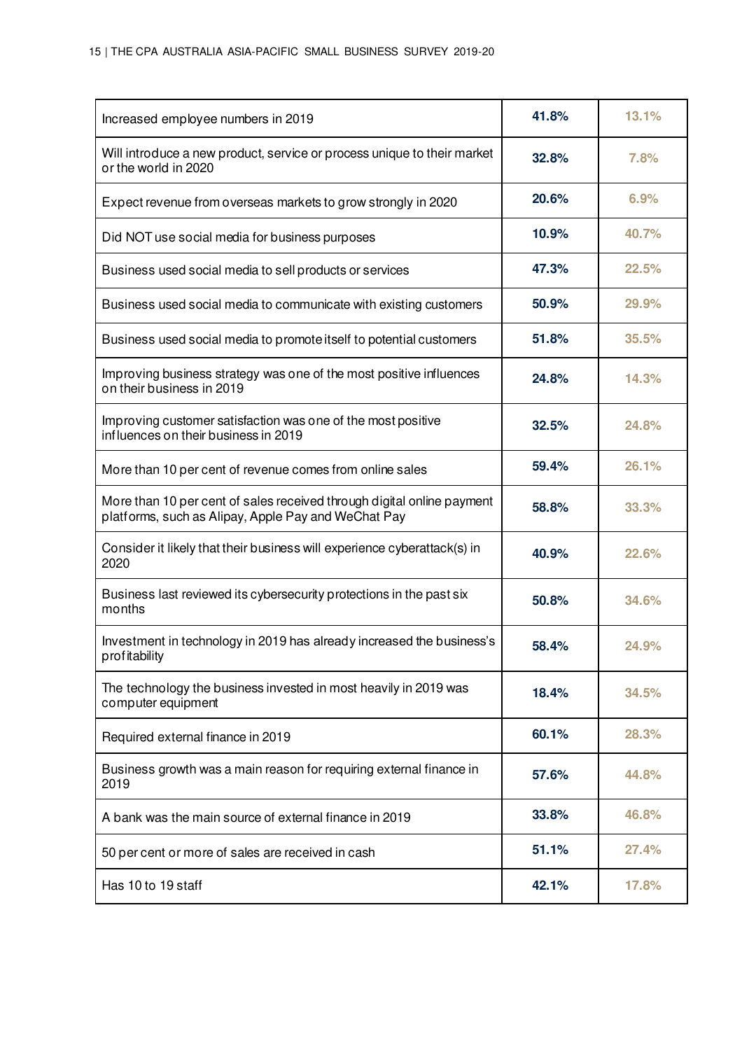| | | |
|---|---|---|
| Increased employee numbers in 2019 | 41.8% | 13.1% |
| Will introduce a new product, service or process unique to their market or the world in 2020 | 32.8% | 7.8% |
| Expect revenue from overseas markets to grow strongly in 2020 | 20.6% | 6.9% |
| Did NOT use social media for business purposes | 10.9% | 40.7% |
| Business used social media to sell products or services | 47.3% | 22.5% |
| Business used social media to communicate with existing customers | 50.9% | 29.9% |
| Business used social media to promote itself to potential customers | 51.8% | 35.5% |
| Improving business strategy was one of the most positive influences on their business in 2019 | 24.8% | 14.3% |
| Improving customer satisfaction was one of the most positive influences on their business in 2019 | 32.5% | 24.8% |
| More than 10 per cent of revenue comes from online sales | 59.4% | 26.1% |
| More than 10 per cent of sales received through digital online payment platforms, such as Alipay, Apple Pay and WeChat Pay | 58.8% | 33.3% |
| Consider it likely that their business will experience cyberattack(s) in 2020 | 40.9% | 22.6% |
| Business last reviewed its cybersecurity protections in the past six months | 50.8% | 34.6% |
| Investment in technology in 2019 has already increased the business's profitability | 58.4% | 24.9% |
| The technology the business invested in most heavily in 2019 was computer equipment | 18.4% | 34.5% |
| Required external finance in 2019 | 60.1% | 28.3% |
| Business growth was a main reason for requiring external finance in 2019 | 57.6% | 44.8% |
| A bank was the main source of external finance in 2019 | 33.8% | 46.8% |
| 50 per cent or more of sales are received in cash | 51.1% | 27.4% |
| Has 10 to 19 staff | 42.1% | 17.8% |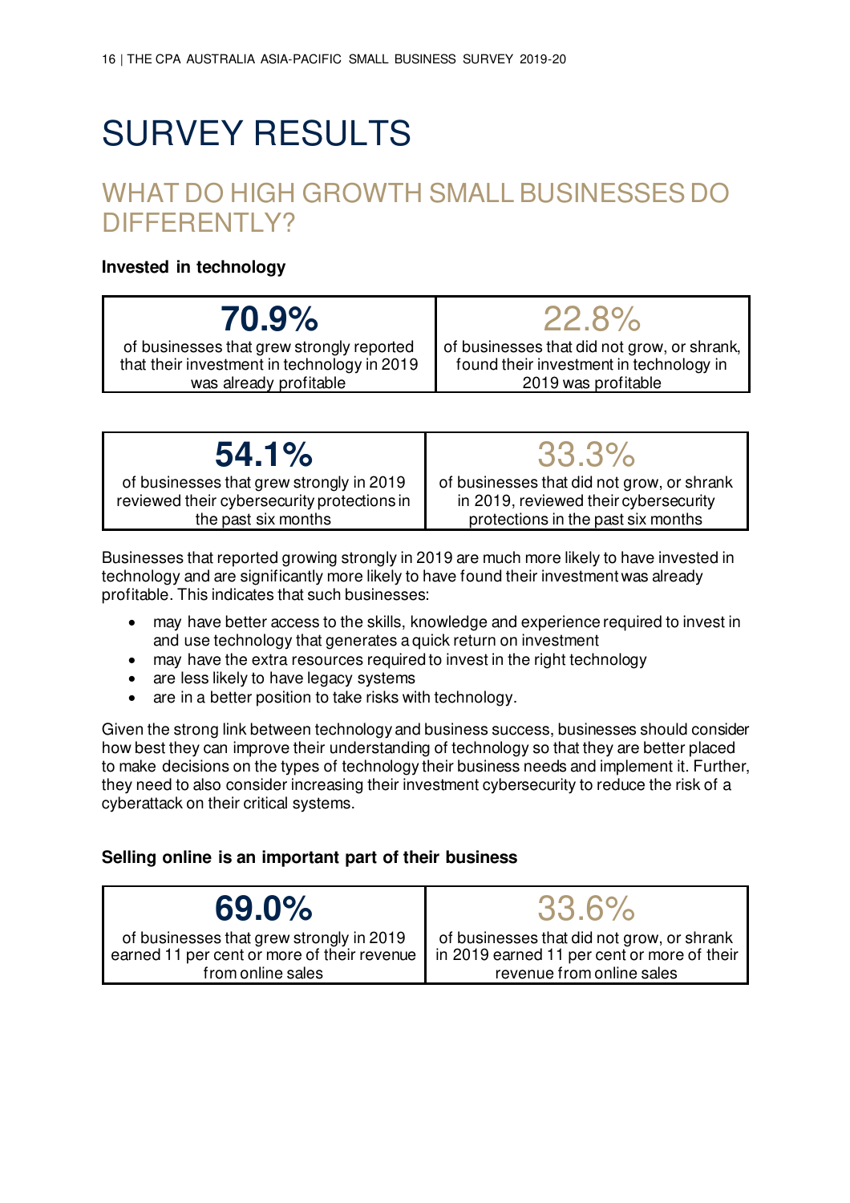# SURVEY RESULTS

## WHAT DO HIGH GROWTH SMALL BUSINESSES DO DIFFERENTLY?

**Invested in technology**

| **70.9%** of businesses that grew strongly reported that their investment in technology in 2019 was already profitable | 22.8% of businesses that did not grow, or shrank, found their investment in technology in 2019 was profitable |
|---|---|

| **54.1%** of businesses that grew strongly in 2019 reviewed their cybersecurity protections in the past six months | 33.3% of businesses that did not grow, or shrank in 2019, reviewed their cybersecurity protections in the past six months |
|---|---|

Businesses that reported growing strongly in 2019 are much more likely to have invested in technology and are significantly more likely to have found their investment was already profitable. This indicates that such businesses:

- may have better access to the skills, knowledge and experience required to invest in and use technology that generates a quick return on investment
- may have the extra resources required to invest in the right technology
- are less likely to have legacy systems
- are in a better position to take risks with technology.

Given the strong link between technology and business success, businesses should consider how best they can improve their understanding of technology so that they are better placed to make decisions on the types of technology their business needs and implement it. Further, they need to also consider increasing their investment cybersecurity to reduce the risk of a cyberattack on their critical systems.

**Selling online is an important part of their business**

| **69.0%** of businesses that grew strongly in 2019 earned 11 per cent or more of their revenue from online sales | 33.6% of businesses that did not grow, or shrank in 2019 earned 11 per cent or more of their revenue from online sales |
|---|---|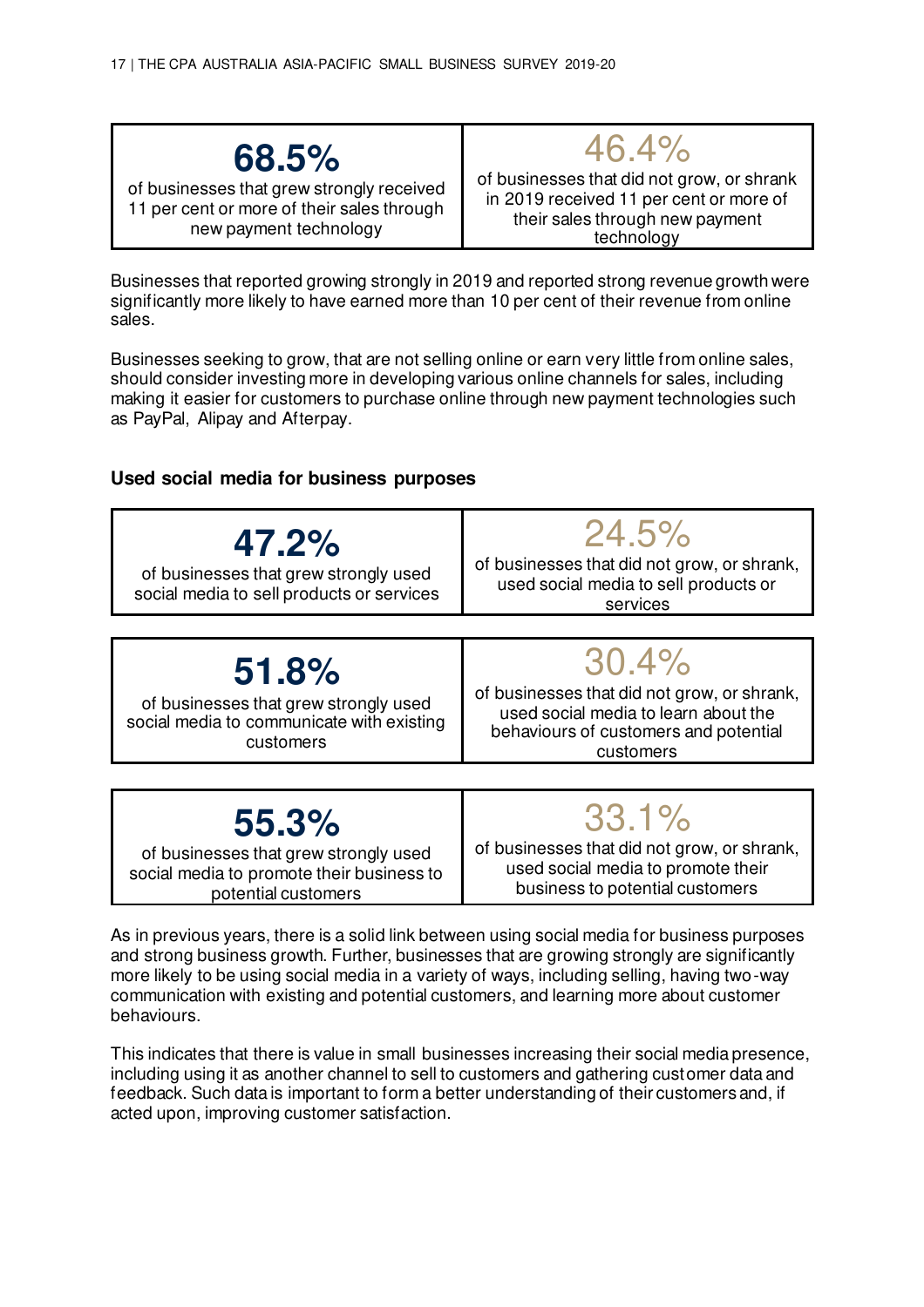| **68.5%** of businesses that grew strongly received 11 per cent or more of their sales through new payment technology | 46.4% of businesses that did not grow, or shrank in 2019 received 11 per cent or more of their sales through new payment technology |
|---|---|

Businesses that reported growing strongly in 2019 and reported strong revenue growth were significantly more likely to have earned more than 10 per cent of their revenue from online sales.

Businesses seeking to grow, that are not selling online or earn very little from online sales, should consider investing more in developing various online channels for sales, including making it easier for customers to purchase online through new payment technologies such as PayPal, Alipay and Afterpay.

### Used social media for business purposes

| **47.2%** of businesses that grew strongly used social media to sell products or services | 24.5% of businesses that did not grow, or shrank, used social media to sell products or services |
|---|---|

| **51.8%** of businesses that grew strongly used social media to communicate with existing customers | 30.4% of businesses that did not grow, or shrank, used social media to learn about the behaviours of customers and potential customers |
|---|---|

| **55.3%** of businesses that grew strongly used social media to promote their business to potential customers | 33.1% of businesses that did not grow, or shrank, used social media to promote their business to potential customers |
|---|---|

As in previous years, there is a solid link between using social media for business purposes and strong business growth. Further, businesses that are growing strongly are significantly more likely to be using social media in a variety of ways, including selling, having two-way communication with existing and potential customers, and learning more about customer behaviours.

This indicates that there is value in small businesses increasing their social media presence, including using it as another channel to sell to customers and gathering customer data and feedback. Such data is important to form a better understanding of their customers and, if acted upon, improving customer satisfaction.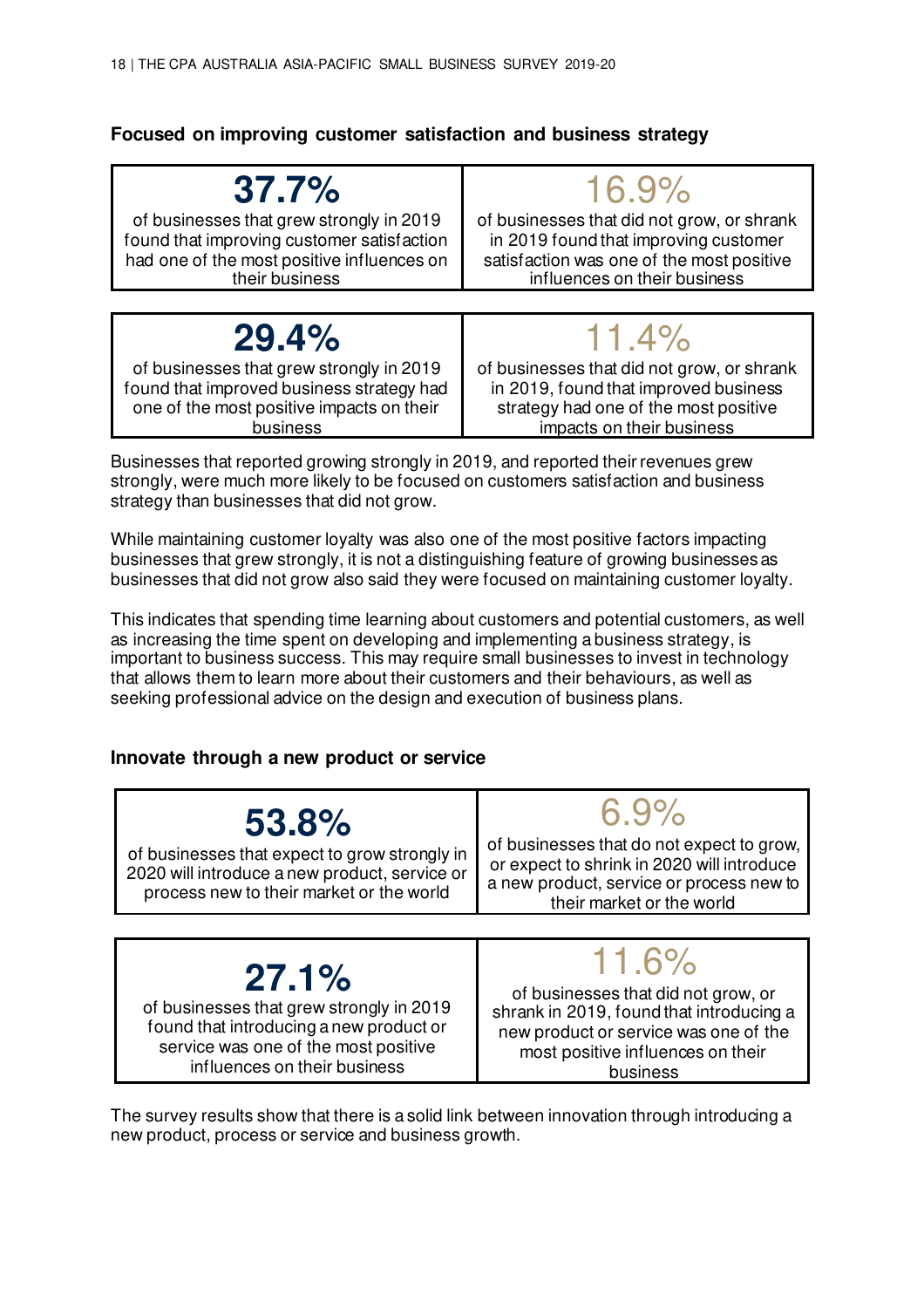### Focused on improving customer satisfaction and business strategy

| **37.7%** of businesses that grew strongly in 2019 found that improving customer satisfaction had one of the most positive influences on their business | 16.9% of businesses that did not grow, or shrank in 2019 found that improving customer satisfaction was one of the most positive influences on their business |
|---|---|

| **29.4%** of businesses that grew strongly in 2019 found that improved business strategy had one of the most positive impacts on their business | 11.4% of businesses that did not grow, or shrank in 2019, found that improved business strategy had one of the most positive impacts on their business |
|---|---|

Businesses that reported growing strongly in 2019, and reported their revenues grew strongly, were much more likely to be focused on customers satisfaction and business strategy than businesses that did not grow.

While maintaining customer loyalty was also one of the most positive factors impacting businesses that grew strongly, it is not a distinguishing feature of growing businesses as businesses that did not grow also said they were focused on maintaining customer loyalty.

This indicates that spending time learning about customers and potential customers, as well as increasing the time spent on developing and implementing a business strategy, is important to business success. This may require small businesses to invest in technology that allows them to learn more about their customers and their behaviours, as well as seeking professional advice on the design and execution of business plans.

### Innovate through a new product or service

| **53.8%** of businesses that expect to grow strongly in 2020 will introduce a new product, service or process new to their market or the world | 6.9% of businesses that do not expect to grow, or expect to shrink in 2020 will introduce a new product, service or process new to their market or the world |
|---|---|

| **27.1%** of businesses that grew strongly in 2019 found that introducing a new product or service was one of the most positive influences on their business | 11.6% of businesses that did not grow, or shrank in 2019, found that introducing a new product or service was one of the most positive influences on their business |
|---|---|

The survey results show that there is a solid link between innovation through introducing a new product, process or service and business growth.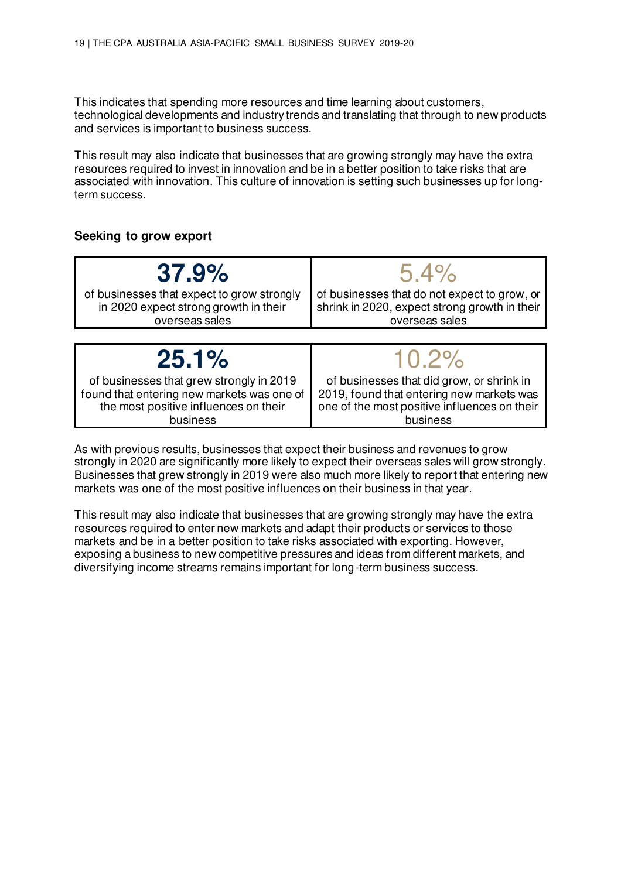This indicates that spending more resources and time learning about customers, technological developments and industry trends and translating that through to new products and services is important to business success.

This result may also indicate that businesses that are growing strongly may have the extra resources required to invest in innovation and be in a better position to take risks that are associated with innovation. This culture of innovation is setting such businesses up for long-term success.

**Seeking to grow export**

| **37.9%** of businesses that expect to grow strongly in 2020 expect strong growth in their overseas sales | 5.4% of businesses that do not expect to grow, or shrink in 2020, expect strong growth in their overseas sales |
|---|---|

| **25.1%** of businesses that grew strongly in 2019 found that entering new markets was one of the most positive influences on their business | 10.2% of businesses that did grow, or shrink in 2019, found that entering new markets was one of the most positive influences on their business |
|---|---|

As with previous results, businesses that expect their business and revenues to grow strongly in 2020 are significantly more likely to expect their overseas sales will grow strongly. Businesses that grew strongly in 2019 were also much more likely to report that entering new markets was one of the most positive influences on their business in that year.

This result may also indicate that businesses that are growing strongly may have the extra resources required to enter new markets and adapt their products or services to those markets and be in a better position to take risks associated with exporting. However, exposing a business to new competitive pressures and ideas from different markets, and diversifying income streams remains important for long-term business success.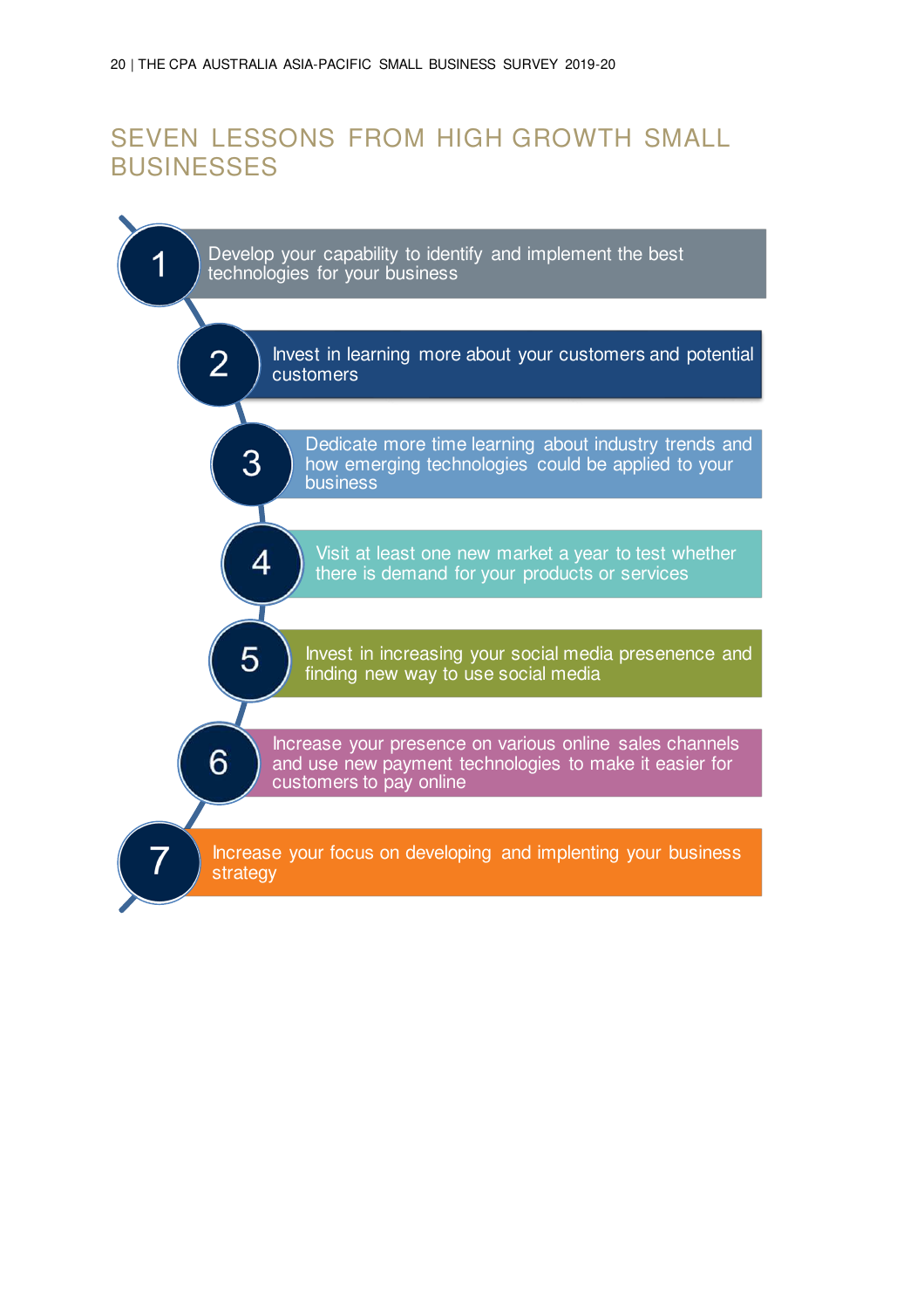# SEVEN LESSONS FROM HIGH GROWTH SMALL BUSINESSES

1. Develop your capability to identify and implement the best technologies for your business
2. Invest in learning more about your customers and potential customers
3. Dedicate more time learning about industry trends and how emerging technologies could be applied to your business
4. Visit at least one new market a year to test whether there is demand for your products or services
5. Invest in increasing your social media presenence and finding new way to use social media
6. Increase your presence on various online sales channels and use new payment technologies to make it easier for customers to pay online
7. Increase your focus on developing and implenting your business strategy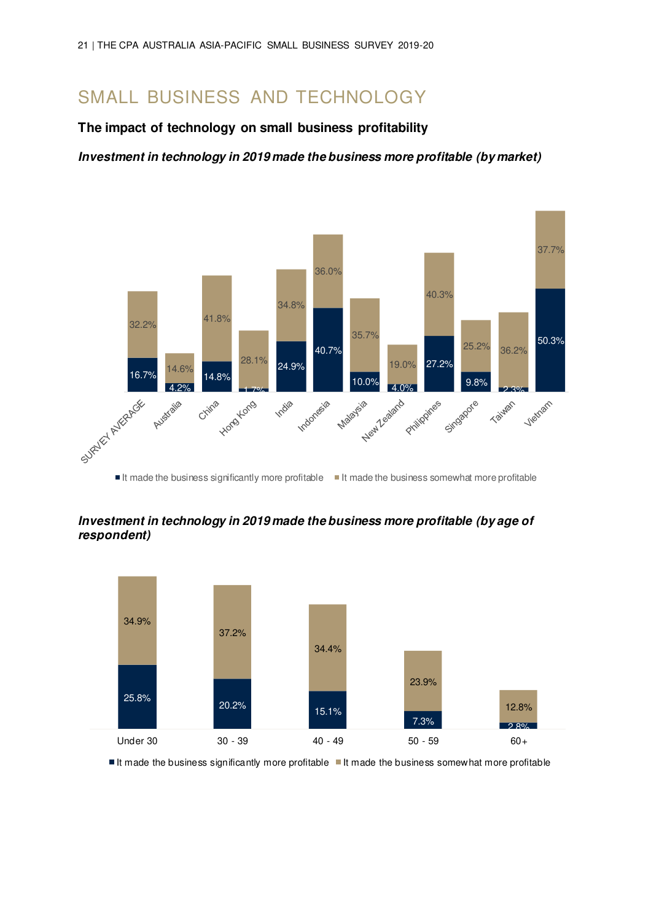## SMALL BUSINESS AND TECHNOLOGY

### The impact of technology on small business profitability

***Investment in technology in 2019 made the business more profitable (by market)***

| Market | It made the business significantly more profitable | It made the business somewhat more profitable |
|---|---|---|
| SURVEY AVERAGE | 16.7% | 32.2% |
| Australia | 4.2% | 14.6% |
| China | 14.8% | 41.8% |
| Hong Kong | 1.7% | 28.1% |
| India | 24.9% | 34.8% |
| Indonesia | 40.7% | 36.0% |
| Malaysia | 10.0% | 35.7% |
| New Zealand | 4.0% | 19.0% |
| Philippines | 27.2% | 40.3% |
| Singapore | 9.8% | 25.2% |
| Taiwan | 2.3% | 36.2% |
| Vietnam | 50.3% | 37.7% |

***Investment in technology in 2019 made the business more profitable (by age of respondent)***

| Age of respondent | It made the business significantly more profitable | It made the business somewhat more profitable |
|---|---|---|
| Under 30 | 25.8% | 34.9% |
| 30 - 39 | 20.2% | 37.2% |
| 40 - 49 | 15.1% | 34.4% |
| 50 - 59 | 7.3% | 23.9% |
| 60+ | 2.8% | 12.8% |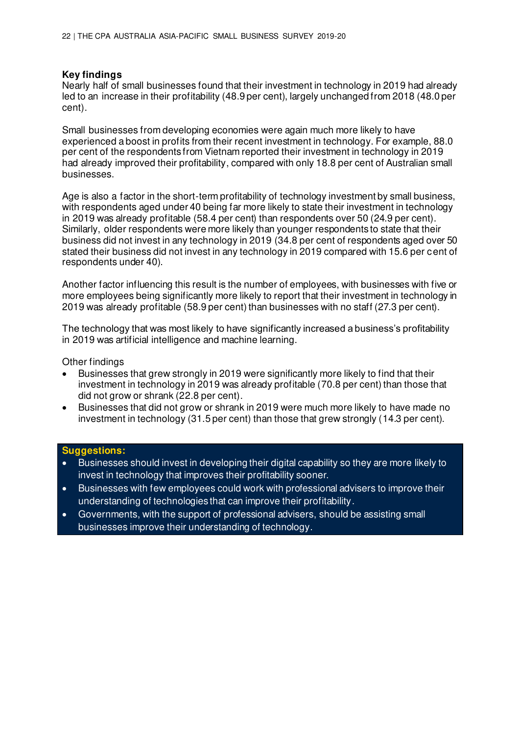**Key findings**

Nearly half of small businesses found that their investment in technology in 2019 had already led to an increase in their profitability (48.9 per cent), largely unchanged from 2018 (48.0 per cent).

Small businesses from developing economies were again much more likely to have experienced a boost in profits from their recent investment in technology. For example, 88.0 per cent of the respondents from Vietnam reported their investment in technology in 2019 had already improved their profitability, compared with only 18.8 per cent of Australian small businesses.

Age is also a factor in the short-term profitability of technology investment by small business, with respondents aged under 40 being far more likely to state their investment in technology in 2019 was already profitable (58.4 per cent) than respondents over 50 (24.9 per cent). Similarly, older respondents were more likely than younger respondents to state that their business did not invest in any technology in 2019 (34.8 per cent of respondents aged over 50 stated their business did not invest in any technology in 2019 compared with 15.6 per cent of respondents under 40).

Another factor influencing this result is the number of employees, with businesses with five or more employees being significantly more likely to report that their investment in technology in 2019 was already profitable (58.9 per cent) than businesses with no staff (27.3 per cent).

The technology that was most likely to have significantly increased a business's profitability in 2019 was artificial intelligence and machine learning.

Other findings

- Businesses that grew strongly in 2019 were significantly more likely to find that their investment in technology in 2019 was already profitable (70.8 per cent) than those that did not grow or shrank (22.8 per cent).
- Businesses that did not grow or shrank in 2019 were much more likely to have made no investment in technology (31.5 per cent) than those that grew strongly (14.3 per cent).

**Suggestions:**

- Businesses should invest in developing their digital capability so they are more likely to invest in technology that improves their profitability sooner.
- Businesses with few employees could work with professional advisers to improve their understanding of technologies that can improve their profitability.
- Governments, with the support of professional advisers, should be assisting small businesses improve their understanding of technology.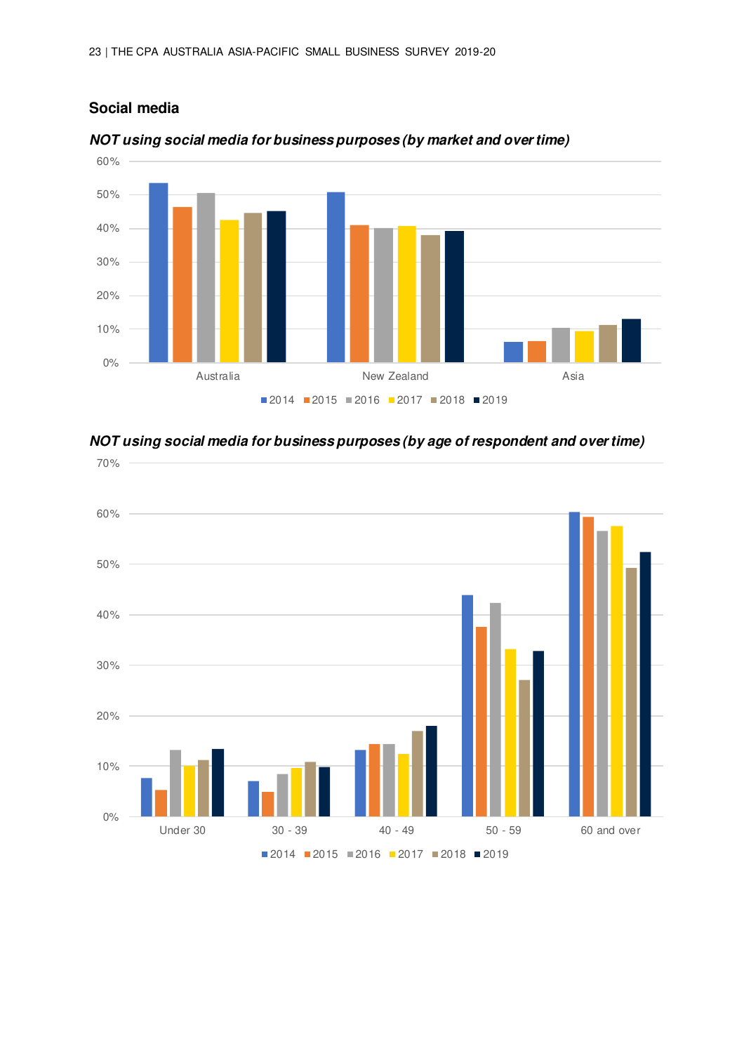## Social media

***NOT using social media for business purposes (by market and over time)***

***NOT using social media for business purposes (by age of respondent and over time)***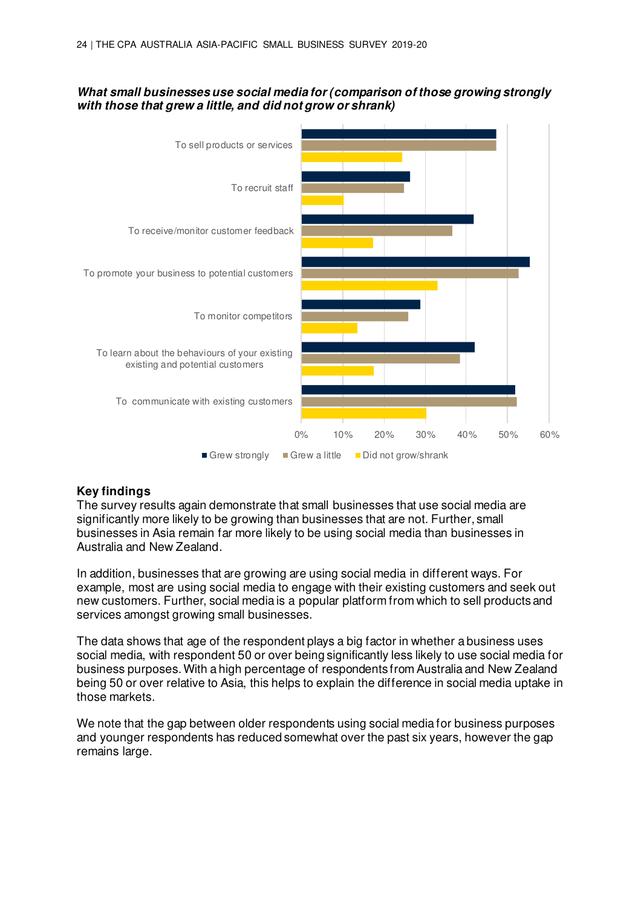***What small businesses use social media for (comparison of those growing strongly with those that grew a little, and did not grow or shrank)***

| | Grew strongly | Grew a little | Did not grow/shrank |
|---|---|---|---|
| To sell products or services | 47% | 47% | 24% |
| To recruit staff | 26% | 25% | 10% |
| To receive/monitor customer feedback | 42% | 37% | 17% |
| To promote your business to potential customers | 55% | 53% | 33% |
| To monitor competitors | 29% | 26% | 13% |
| To learn about the behaviours of your existing existing and potential customers | 42% | 38% | 17% |
| To communicate with existing customers | 52% | 52% | 30% |

**Key findings**

The survey results again demonstrate that small businesses that use social media are significantly more likely to be growing than businesses that are not. Further, small businesses in Asia remain far more likely to be using social media than businesses in Australia and New Zealand.

In addition, businesses that are growing are using social media in different ways. For example, most are using social media to engage with their existing customers and seek out new customers. Further, social media is a popular platform from which to sell products and services amongst growing small businesses.

The data shows that age of the respondent plays a big factor in whether a business uses social media, with respondent 50 or over being significantly less likely to use social media for business purposes. With a high percentage of respondents from Australia and New Zealand being 50 or over relative to Asia, this helps to explain the difference in social media uptake in those markets.

We note that the gap between older respondents using social media for business purposes and younger respondents has reduced somewhat over the past six years, however the gap remains large.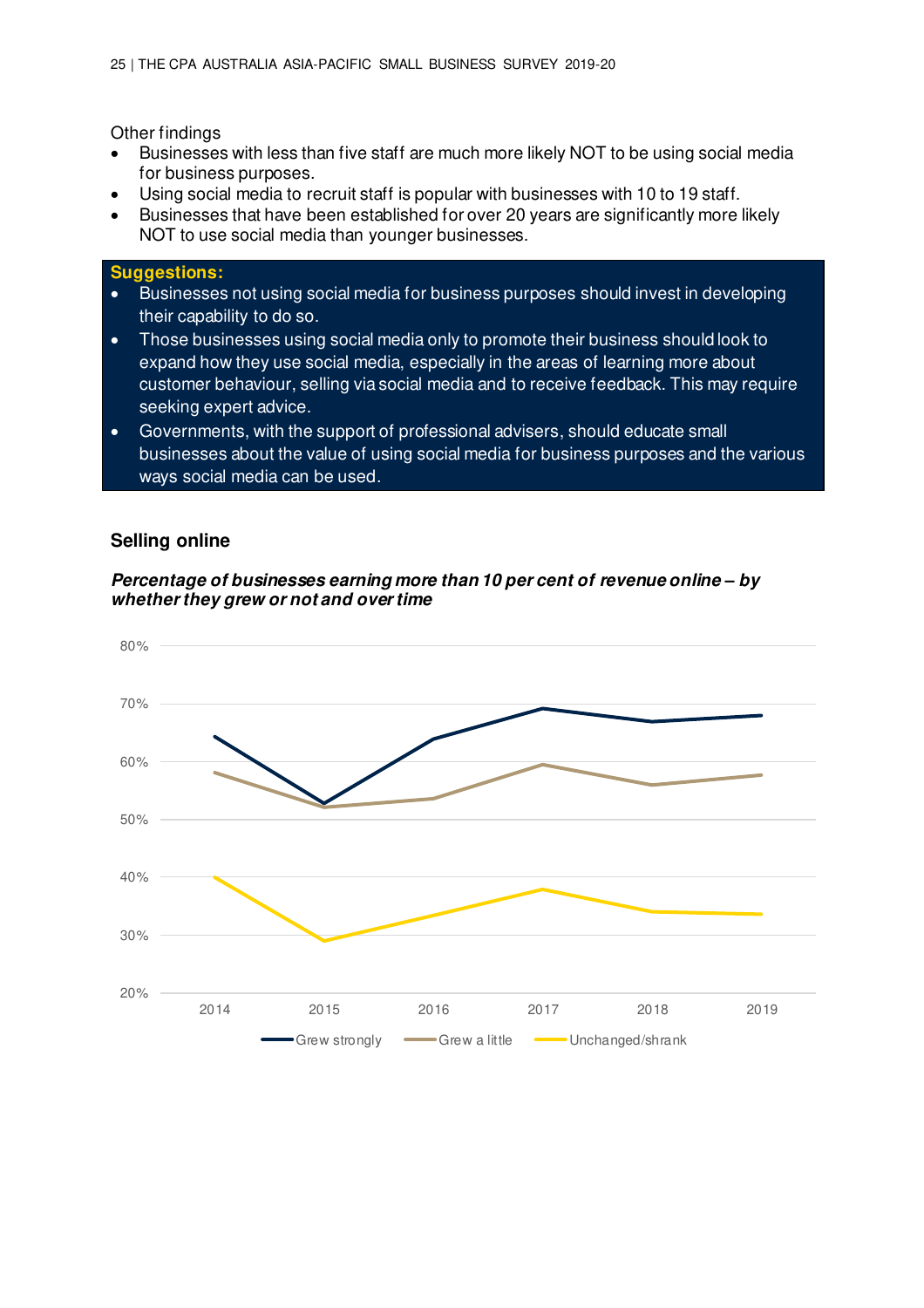Other findings

- Businesses with less than five staff are much more likely NOT to be using social media for business purposes.
- Using social media to recruit staff is popular with businesses with 10 to 19 staff.
- Businesses that have been established for over 20 years are significantly more likely NOT to use social media than younger businesses.

**Suggestions:**

- Businesses not using social media for business purposes should invest in developing their capability to do so.
- Those businesses using social media only to promote their business should look to expand how they use social media, especially in the areas of learning more about customer behaviour, selling via social media and to receive feedback. This may require seeking expert advice.
- Governments, with the support of professional advisers, should educate small businesses about the value of using social media for business purposes and the various ways social media can be used.

## Selling online

***Percentage of businesses earning more than 10 per cent of revenue online – by whether they grew or not and over time***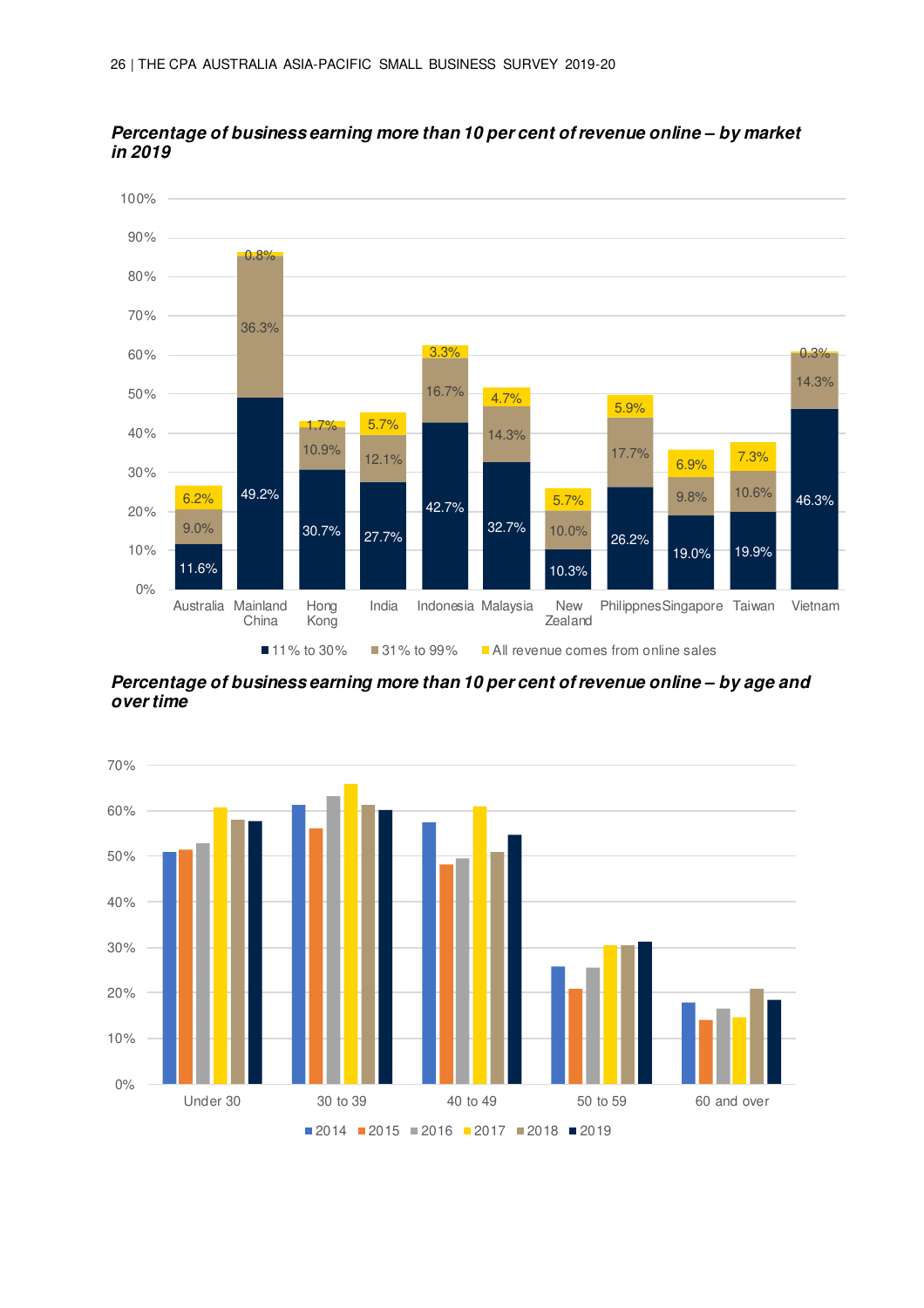***Percentage of business earning more than 10 per cent of revenue online – by market in 2019***

| Market | 11% to 30% | 31% to 99% | All revenue comes from online sales |
|---|---|---|---|
| Australia | 11.6% | 9.0% | 6.2% |
| Mainland China | 49.2% | 36.3% | 0.8% |
| Hong Kong | 30.7% | 10.9% | 1.7% |
| India | 27.7% | 12.1% | 5.7% |
| Indonesia | 42.7% | 16.7% | 3.3% |
| Malaysia | 32.7% | 14.3% | 4.7% |
| New Zealand | 10.3% | 10.0% | 5.7% |
| Philippnes | 26.2% | 17.7% | 5.9% |
| Singapore | 19.0% | 9.8% | 6.9% |
| Taiwan | 19.9% | 10.6% | 7.3% |
| Vietnam | 46.3% | 14.3% | 0.3% |

***Percentage of business earning more than 10 per cent of revenue online – by age and over time***

Legend: 2014, 2015, 2016, 2017, 2018, 2019

Age groups: Under 30, 30 to 39, 40 to 49, 50 to 59, 60 and over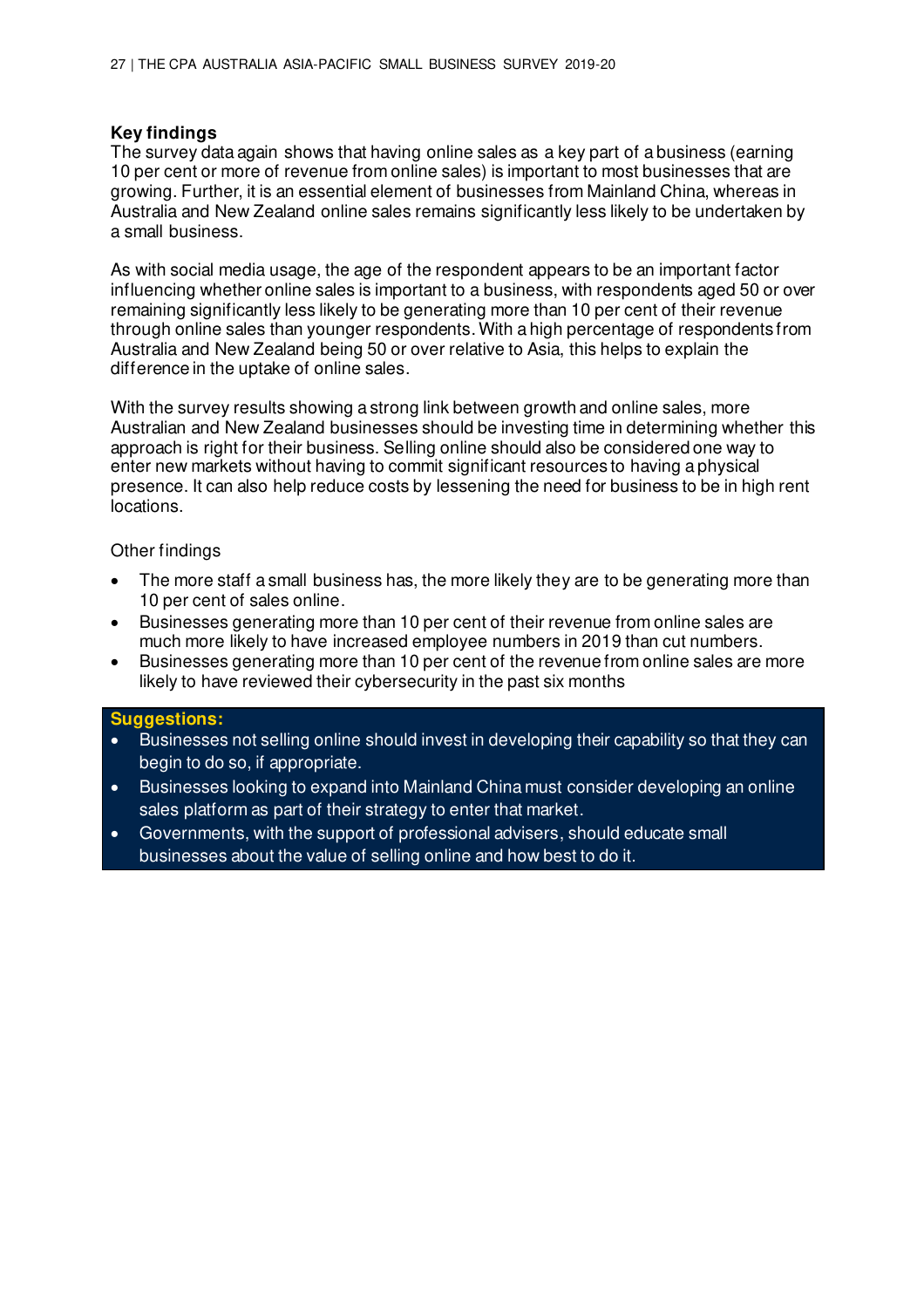**Key findings**

The survey data again shows that having online sales as a key part of a business (earning 10 per cent or more of revenue from online sales) is important to most businesses that are growing. Further, it is an essential element of businesses from Mainland China, whereas in Australia and New Zealand online sales remains significantly less likely to be undertaken by a small business.

As with social media usage, the age of the respondent appears to be an important factor influencing whether online sales is important to a business, with respondents aged 50 or over remaining significantly less likely to be generating more than 10 per cent of their revenue through online sales than younger respondents. With a high percentage of respondents from Australia and New Zealand being 50 or over relative to Asia, this helps to explain the difference in the uptake of online sales.

With the survey results showing a strong link between growth and online sales, more Australian and New Zealand businesses should be investing time in determining whether this approach is right for their business. Selling online should also be considered one way to enter new markets without having to commit significant resources to having a physical presence. It can also help reduce costs by lessening the need for business to be in high rent locations.

Other findings

- The more staff a small business has, the more likely they are to be generating more than 10 per cent of sales online.
- Businesses generating more than 10 per cent of their revenue from online sales are much more likely to have increased employee numbers in 2019 than cut numbers.
- Businesses generating more than 10 per cent of the revenue from online sales are more likely to have reviewed their cybersecurity in the past six months

**Suggestions:**

- Businesses not selling online should invest in developing their capability so that they can begin to do so, if appropriate.
- Businesses looking to expand into Mainland China must consider developing an online sales platform as part of their strategy to enter that market.
- Governments, with the support of professional advisers, should educate small businesses about the value of selling online and how best to do it.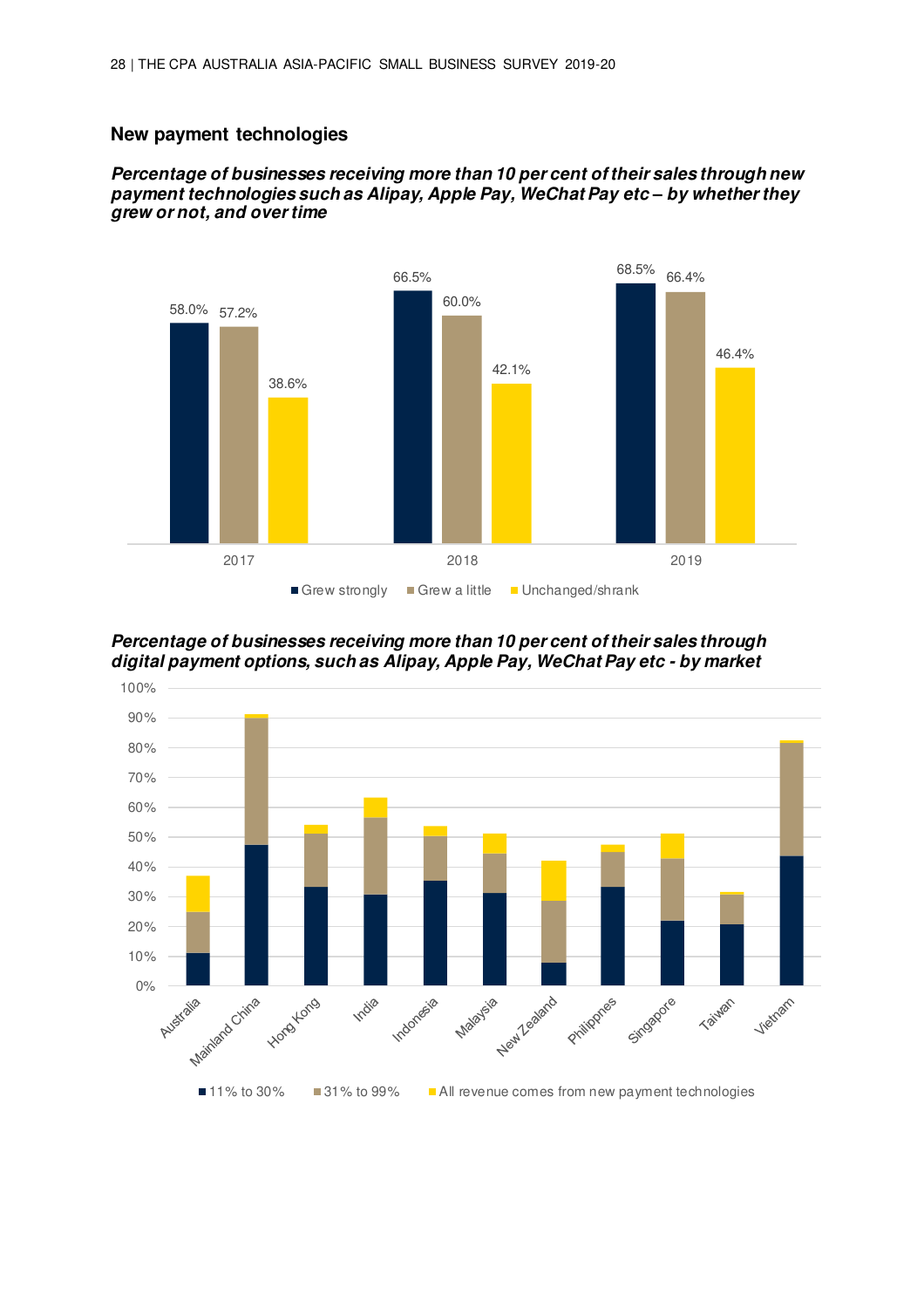## New payment technologies

***Percentage of businesses receiving more than 10 per cent of their sales through new payment technologies such as Alipay, Apple Pay, WeChat Pay etc – by whether they grew or not, and over time***

| | Grew strongly | Grew a little | Unchanged/shrank |
|---|---|---|---|
| 2017 | 58.0% | 57.2% | 38.6% |
| 2018 | 66.5% | 60.0% | 42.1% |
| 2019 | 68.5% | 66.4% | 46.4% |

***Percentage of businesses receiving more than 10 per cent of their sales through digital payment options, such as Alipay, Apple Pay, WeChat Pay etc - by market***

Markets shown: Australia, Mainland China, Hong Kong, India, Indonesia, Malaysia, New Zealand, Philippines, Singapore, Taiwan, Vietnam

Legend: 11% to 30% | 31% to 99% | All revenue comes from new payment technologies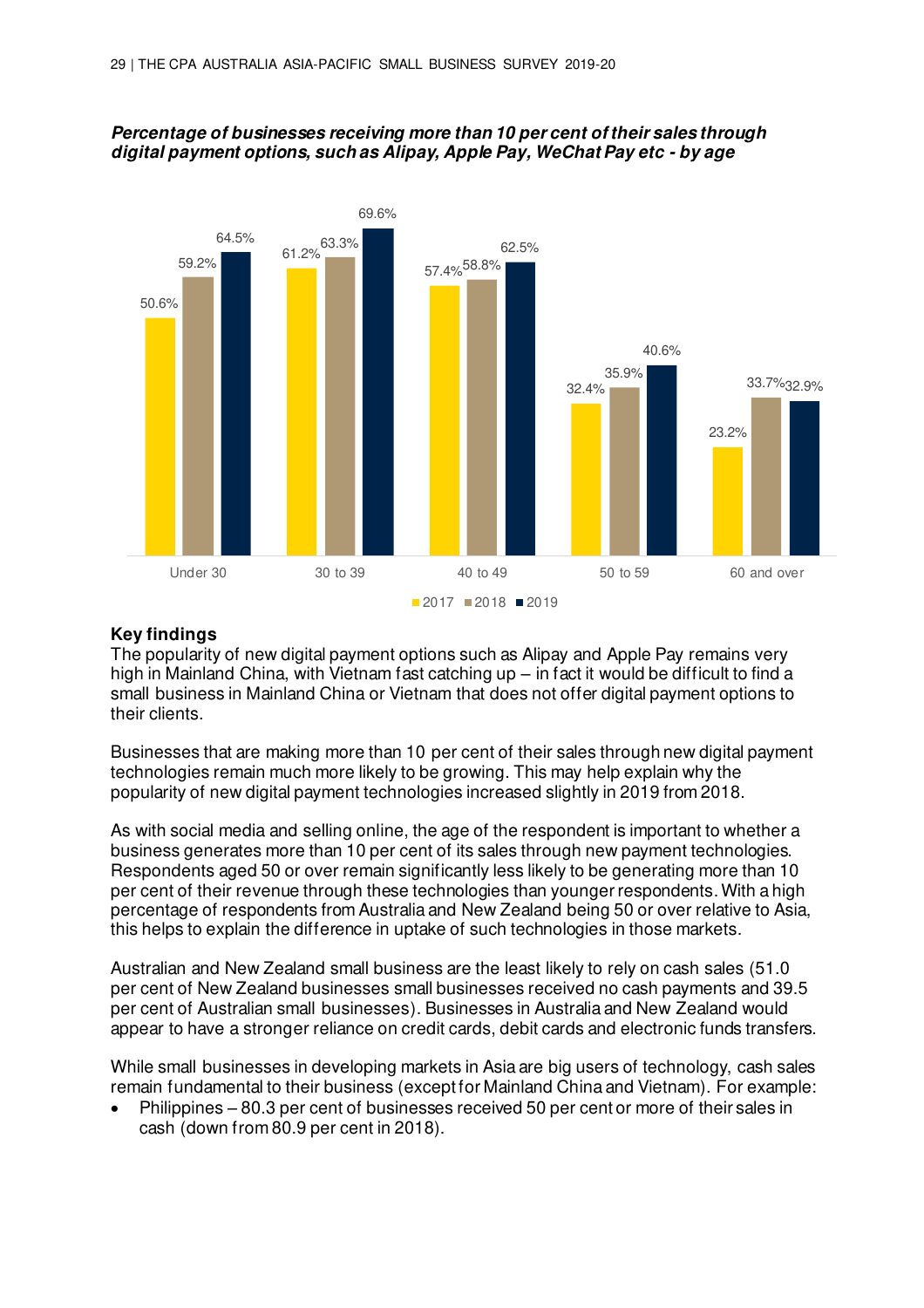***Percentage of businesses receiving more than 10 per cent of their sales through digital payment options, such as Alipay, Apple Pay, WeChat Pay etc - by age***

| Age | 2017 | 2018 | 2019 |
| --- | --- | --- | --- |
| Under 30 | 50.6% | 59.2% | 64.5% |
| 30 to 39 | 61.2% | 63.3% | 69.6% |
| 40 to 49 | 57.4% | 58.8% | 62.5% |
| 50 to 59 | 32.4% | 35.9% | 40.6% |
| 60 and over | 23.2% | 33.7% | 32.9% |

**Key findings**

The popularity of new digital payment options such as Alipay and Apple Pay remains very high in Mainland China, with Vietnam fast catching up – in fact it would be difficult to find a small business in Mainland China or Vietnam that does not offer digital payment options to their clients.

Businesses that are making more than 10 per cent of their sales through new digital payment technologies remain much more likely to be growing. This may help explain why the popularity of new digital payment technologies increased slightly in 2019 from 2018.

As with social media and selling online, the age of the respondent is important to whether a business generates more than 10 per cent of its sales through new payment technologies. Respondents aged 50 or over remain significantly less likely to be generating more than 10 per cent of their revenue through these technologies than younger respondents. With a high percentage of respondents from Australia and New Zealand being 50 or over relative to Asia, this helps to explain the difference in uptake of such technologies in those markets.

Australian and New Zealand small business are the least likely to rely on cash sales (51.0 per cent of New Zealand businesses small businesses received no cash payments and 39.5 per cent of Australian small businesses). Businesses in Australia and New Zealand would appear to have a stronger reliance on credit cards, debit cards and electronic funds transfers.

While small businesses in developing markets in Asia are big users of technology, cash sales remain fundamental to their business (except for Mainland China and Vietnam). For example:

- Philippines – 80.3 per cent of businesses received 50 per cent or more of their sales in cash (down from 80.9 per cent in 2018).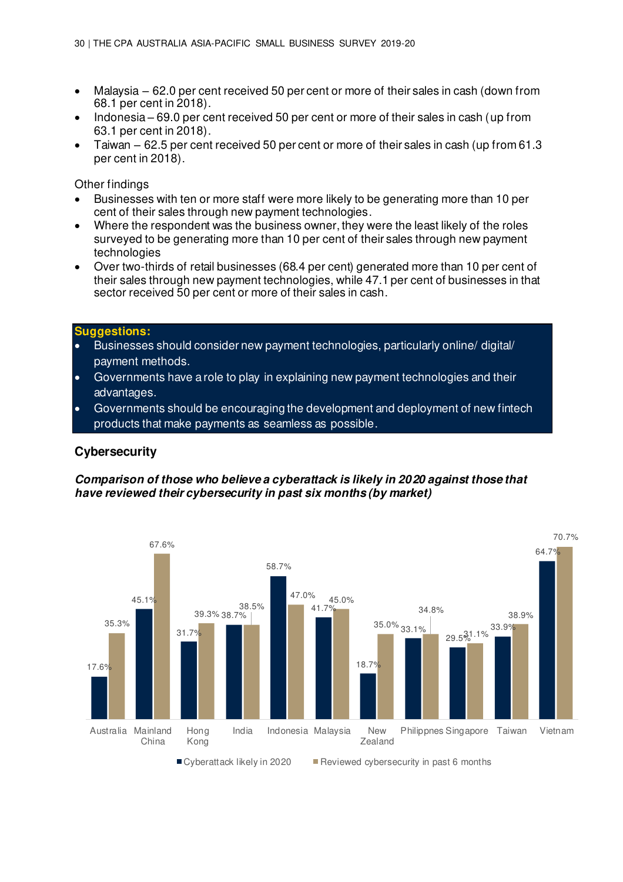- Malaysia – 62.0 per cent received 50 per cent or more of their sales in cash (down from 68.1 per cent in 2018).
- Indonesia – 69.0 per cent received 50 per cent or more of their sales in cash (up from 63.1 per cent in 2018).
- Taiwan – 62.5 per cent received 50 per cent or more of their sales in cash (up from 61.3 per cent in 2018).

Other findings

- Businesses with ten or more staff were more likely to be generating more than 10 per cent of their sales through new payment technologies.
- Where the respondent was the business owner, they were the least likely of the roles surveyed to be generating more than 10 per cent of their sales through new payment technologies
- Over two-thirds of retail businesses (68.4 per cent) generated more than 10 per cent of their sales through new payment technologies, while 47.1 per cent of businesses in that sector received 50 per cent or more of their sales in cash.

**Suggestions:**

- Businesses should consider new payment technologies, particularly online/ digital/ payment methods.
- Governments have a role to play in explaining new payment technologies and their advantages.
- Governments should be encouraging the development and deployment of new fintech products that make payments as seamless as possible.

## Cybersecurity

***Comparison of those who believe a cyberattack is likely in 2020 against those that have reviewed their cybersecurity in past six months (by market)***

| Market | Cyberattack likely in 2020 | Reviewed cybersecurity in past 6 months |
|---|---|---|
| Australia | 17.6% | 35.3% |
| Mainland China | 45.1% | 67.6% |
| Hong Kong | 31.7% | 39.3% |
| India | 38.7% | 38.5% |
| Indonesia | 58.7% | 47.0% |
| Malaysia | 41.7% | 45.0% |
| New Zealand | 18.7% | 35.0% |
| Philippnes | 33.1% | 34.8% |
| Singapore | 29.5% | 31.1% |
| Taiwan | 33.9% | 38.9% |
| Vietnam | 64.7% | 70.7% |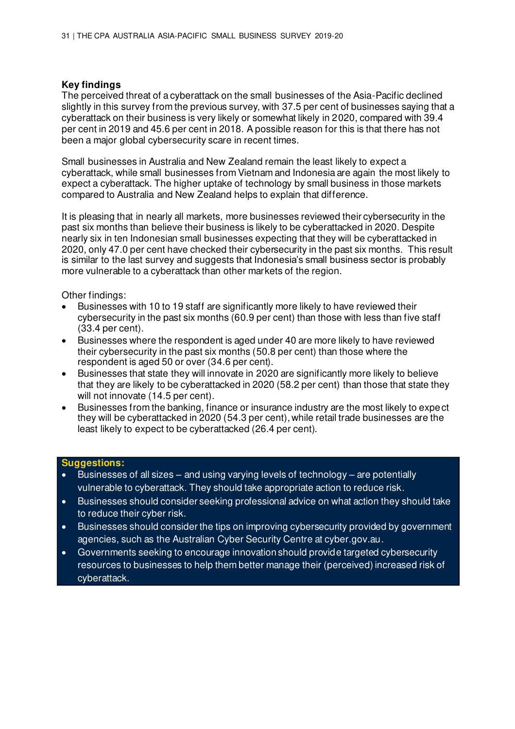## Key findings

The perceived threat of a cyberattack on the small businesses of the Asia-Pacific declined slightly in this survey from the previous survey, with 37.5 per cent of businesses saying that a cyberattack on their business is very likely or somewhat likely in 2020, compared with 39.4 per cent in 2019 and 45.6 per cent in 2018. A possible reason for this is that there has not been a major global cybersecurity scare in recent times.

Small businesses in Australia and New Zealand remain the least likely to expect a cyberattack, while small businesses from Vietnam and Indonesia are again the most likely to expect a cyberattack. The higher uptake of technology by small business in those markets compared to Australia and New Zealand helps to explain that difference.

It is pleasing that in nearly all markets, more businesses reviewed their cybersecurity in the past six months than believe their business is likely to be cyberattacked in 2020. Despite nearly six in ten Indonesian small businesses expecting that they will be cyberattacked in 2020, only 47.0 per cent have checked their cybersecurity in the past six months. This result is similar to the last survey and suggests that Indonesia's small business sector is probably more vulnerable to a cyberattack than other markets of the region.

Other findings:

- Businesses with 10 to 19 staff are significantly more likely to have reviewed their cybersecurity in the past six months (60.9 per cent) than those with less than five staff (33.4 per cent).
- Businesses where the respondent is aged under 40 are more likely to have reviewed their cybersecurity in the past six months (50.8 per cent) than those where the respondent is aged 50 or over (34.6 per cent).
- Businesses that state they will innovate in 2020 are significantly more likely to believe that they are likely to be cyberattacked in 2020 (58.2 per cent) than those that state they will not innovate (14.5 per cent).
- Businesses from the banking, finance or insurance industry are the most likely to expect they will be cyberattacked in 2020 (54.3 per cent), while retail trade businesses are the least likely to expect to be cyberattacked (26.4 per cent).

**Suggestions:**

- Businesses of all sizes – and using varying levels of technology – are potentially vulnerable to cyberattack. They should take appropriate action to reduce risk.
- Businesses should consider seeking professional advice on what action they should take to reduce their cyber risk.
- Businesses should consider the tips on improving cybersecurity provided by government agencies, such as the Australian Cyber Security Centre at cyber.gov.au.
- Governments seeking to encourage innovation should provide targeted cybersecurity resources to businesses to help them better manage their (perceived) increased risk of cyberattack.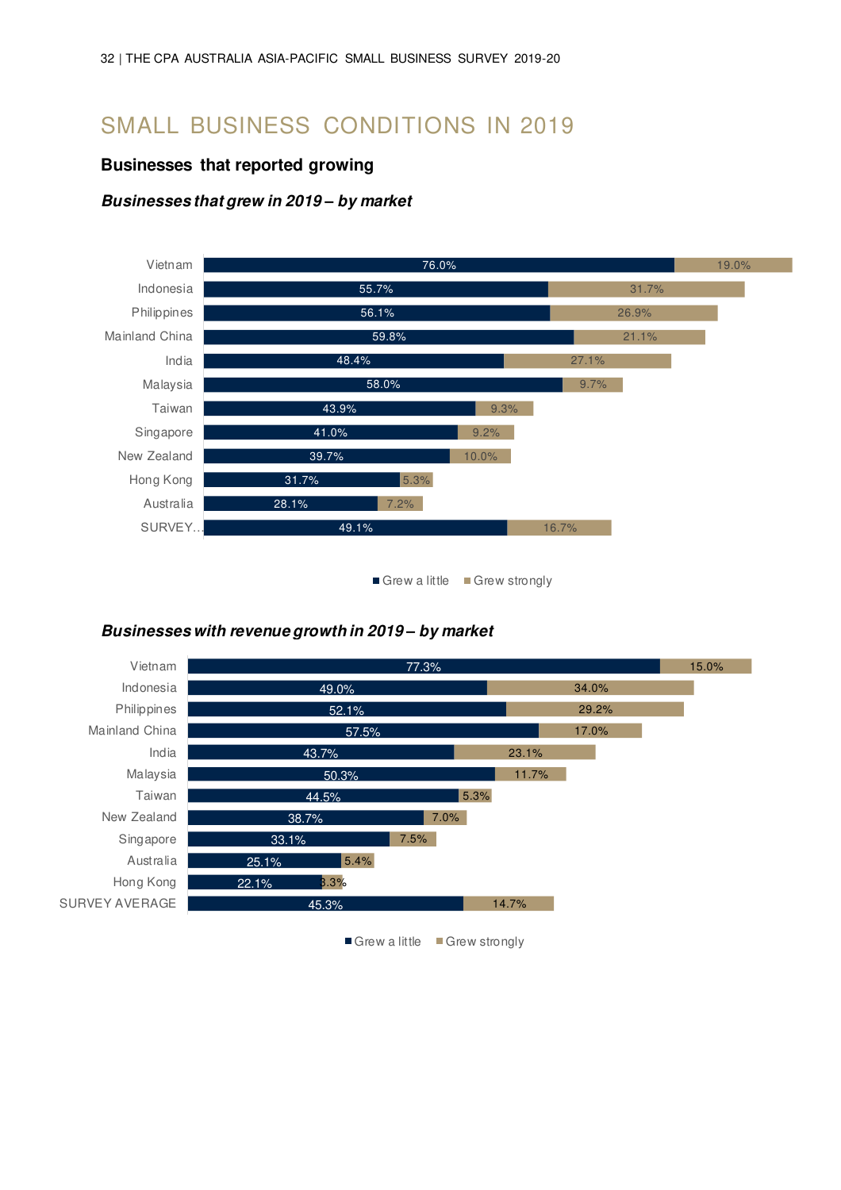# SMALL BUSINESS CONDITIONS IN 2019

## Businesses that reported growing

### *Businesses that grew in 2019 – by market*

| Market | Grew a little | Grew strongly |
|---|---|---|
| Vietnam | 76.0% | 19.0% |
| Indonesia | 55.7% | 31.7% |
| Philippines | 56.1% | 26.9% |
| Mainland China | 59.8% | 21.1% |
| India | 48.4% | 27.1% |
| Malaysia | 58.0% | 9.7% |
| Taiwan | 43.9% | 9.3% |
| Singapore | 41.0% | 9.2% |
| New Zealand | 39.7% | 10.0% |
| Hong Kong | 31.7% | 5.3% |
| Australia | 28.1% | 7.2% |
| SURVEY... | 49.1% | 16.7% |

### *Businesses with revenue growth in 2019 – by market*

| Market | Grew a little | Grew strongly |
|---|---|---|
| Vietnam | 77.3% | 15.0% |
| Indonesia | 49.0% | 34.0% |
| Philippines | 52.1% | 29.2% |
| Mainland China | 57.5% | 17.0% |
| India | 43.7% | 23.1% |
| Malaysia | 50.3% | 11.7% |
| Taiwan | 44.5% | 5.3% |
| New Zealand | 38.7% | 7.0% |
| Singapore | 33.1% | 7.5% |
| Australia | 25.1% | 5.4% |
| Hong Kong | 22.1% | 3.3% |
| SURVEY AVERAGE | 45.3% | 14.7% |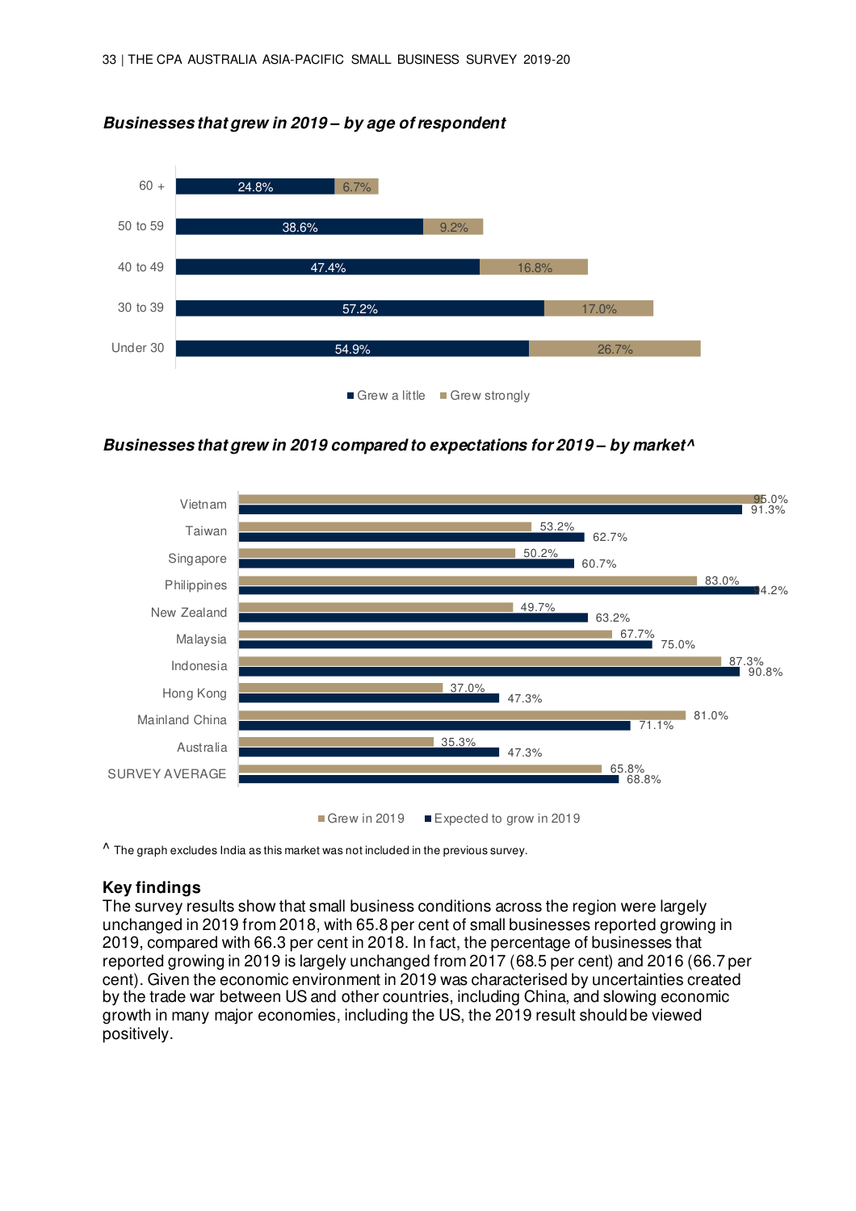### *Businesses that grew in 2019 – by age of respondent*

| Age | Grew a little | Grew strongly |
|---|---|---|
| 60 + | 24.8% | 6.7% |
| 50 to 59 | 38.6% | 9.2% |
| 40 to 49 | 47.4% | 16.8% |
| 30 to 39 | 57.2% | 17.0% |
| Under 30 | 54.9% | 26.7% |

### *Businesses that grew in 2019 compared to expectations for 2019 – by market^*

| Market | Grew in 2019 | Expected to grow in 2019 |
|---|---|---|
| Vietnam | 95.0% | 91.3% |
| Taiwan | 53.2% | 62.7% |
| Singapore | 50.2% | 60.7% |
| Philippines | 83.0% | 94.2% |
| New Zealand | 49.7% | 63.2% |
| Malaysia | 67.7% | 75.0% |
| Indonesia | 87.3% | 90.8% |
| Hong Kong | 37.0% | 47.3% |
| Mainland China | 81.0% | 71.1% |
| Australia | 35.3% | 47.3% |
| SURVEY AVERAGE | 65.8% | 68.8% |

^ The graph excludes India as this market was not included in the previous survey.

## Key findings

The survey results show that small business conditions across the region were largely unchanged in 2019 from 2018, with 65.8 per cent of small businesses reported growing in 2019, compared with 66.3 per cent in 2018. In fact, the percentage of businesses that reported growing in 2019 is largely unchanged from 2017 (68.5 per cent) and 2016 (66.7 per cent). Given the economic environment in 2019 was characterised by uncertainties created by the trade war between US and other countries, including China, and slowing economic growth in many major economies, including the US, the 2019 result should be viewed positively.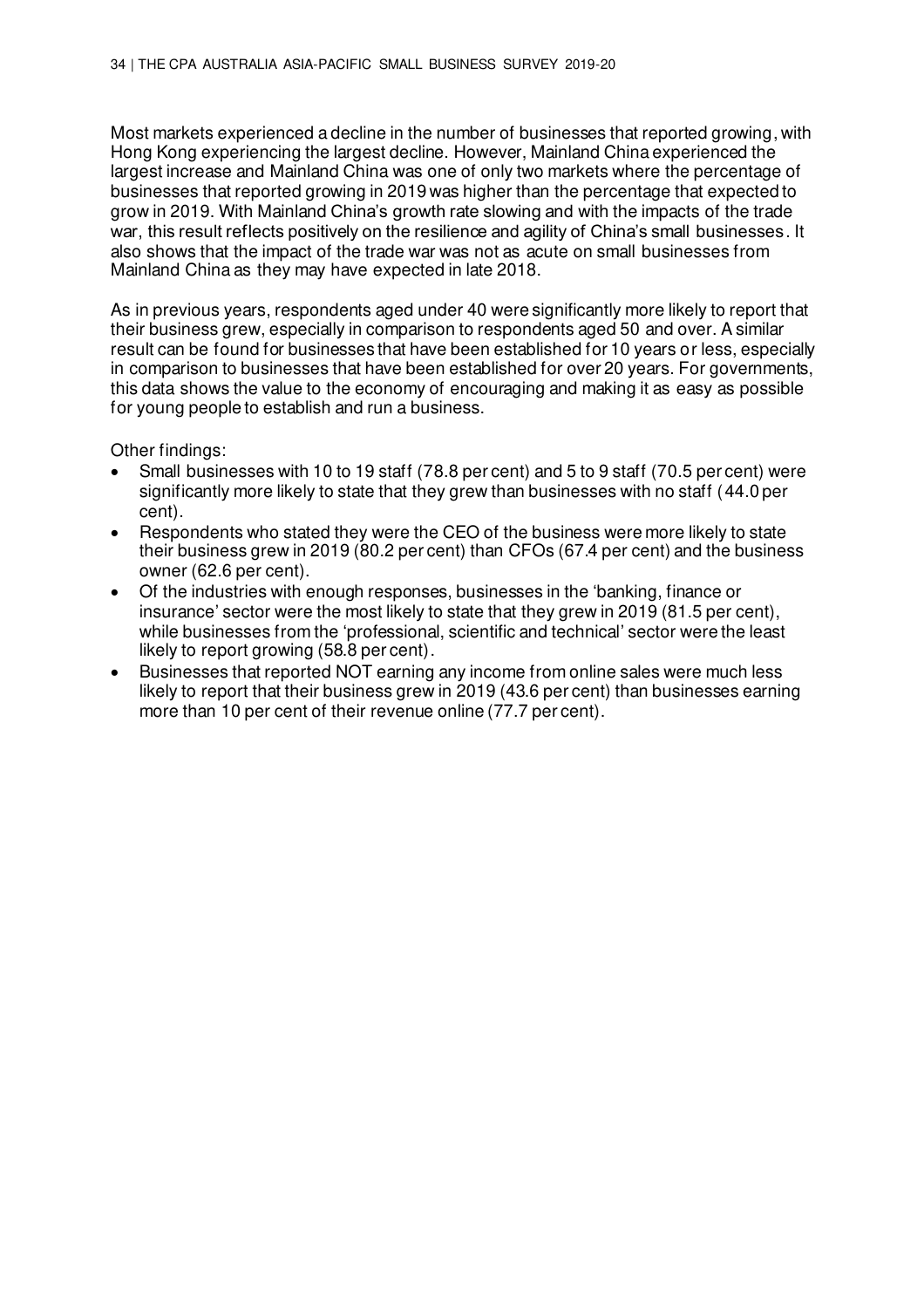Most markets experienced a decline in the number of businesses that reported growing, with Hong Kong experiencing the largest decline. However, Mainland China experienced the largest increase and Mainland China was one of only two markets where the percentage of businesses that reported growing in 2019 was higher than the percentage that expected to grow in 2019. With Mainland China's growth rate slowing and with the impacts of the trade war, this result reflects positively on the resilience and agility of China's small businesses. It also shows that the impact of the trade war was not as acute on small businesses from Mainland China as they may have expected in late 2018.

As in previous years, respondents aged under 40 were significantly more likely to report that their business grew, especially in comparison to respondents aged 50 and over. A similar result can be found for businesses that have been established for 10 years or less, especially in comparison to businesses that have been established for over 20 years. For governments, this data shows the value to the economy of encouraging and making it as easy as possible for young people to establish and run a business.

Other findings:

- Small businesses with 10 to 19 staff (78.8 per cent) and 5 to 9 staff (70.5 per cent) were significantly more likely to state that they grew than businesses with no staff (44.0 per cent).
- Respondents who stated they were the CEO of the business were more likely to state their business grew in 2019 (80.2 per cent) than CFOs (67.4 per cent) and the business owner (62.6 per cent).
- Of the industries with enough responses, businesses in the 'banking, finance or insurance' sector were the most likely to state that they grew in 2019 (81.5 per cent), while businesses from the 'professional, scientific and technical' sector were the least likely to report growing (58.8 per cent).
- Businesses that reported NOT earning any income from online sales were much less likely to report that their business grew in 2019 (43.6 per cent) than businesses earning more than 10 per cent of their revenue online (77.7 per cent).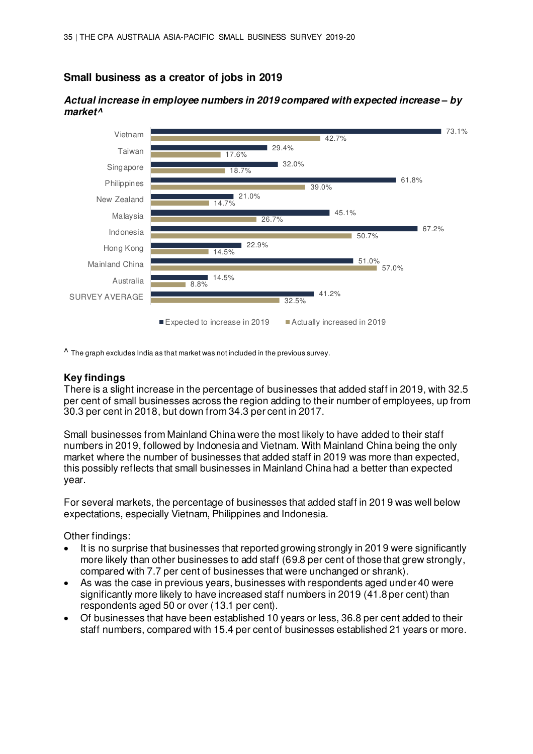## Small business as a creator of jobs in 2019

***Actual increase in employee numbers in 2019 compared with expected increase – by market^***

| Market | Expected to increase in 2019 | Actually increased in 2019 |
|---|---|---|
| Vietnam | 73.1% | 42.7% |
| Taiwan | 29.4% | 17.6% |
| Singapore | 32.0% | 18.7% |
| Philippines | 61.8% | 39.0% |
| New Zealand | 21.0% | 14.7% |
| Malaysia | 45.1% | 26.7% |
| Indonesia | 67.2% | 50.7% |
| Hong Kong | 22.9% | 14.5% |
| Mainland China | 51.0% | 57.0% |
| Australia | 14.5% | 8.8% |
| SURVEY AVERAGE | 41.2% | 32.5% |

^ The graph excludes India as that market was not included in the previous survey.

### Key findings

There is a slight increase in the percentage of businesses that added staff in 2019, with 32.5 per cent of small businesses across the region adding to their number of employees, up from 30.3 per cent in 2018, but down from 34.3 per cent in 2017.

Small businesses from Mainland China were the most likely to have added to their staff numbers in 2019, followed by Indonesia and Vietnam. With Mainland China being the only market where the number of businesses that added staff in 2019 was more than expected, this possibly reflects that small businesses in Mainland China had a better than expected year.

For several markets, the percentage of businesses that added staff in 2019 was well below expectations, especially Vietnam, Philippines and Indonesia.

Other findings:

- It is no surprise that businesses that reported growing strongly in 2019 were significantly more likely than other businesses to add staff (69.8 per cent of those that grew strongly, compared with 7.7 per cent of businesses that were unchanged or shrank).
- As was the case in previous years, businesses with respondents aged under 40 were significantly more likely to have increased staff numbers in 2019 (41.8 per cent) than respondents aged 50 or over (13.1 per cent).
- Of businesses that have been established 10 years or less, 36.8 per cent added to their staff numbers, compared with 15.4 per cent of businesses established 21 years or more.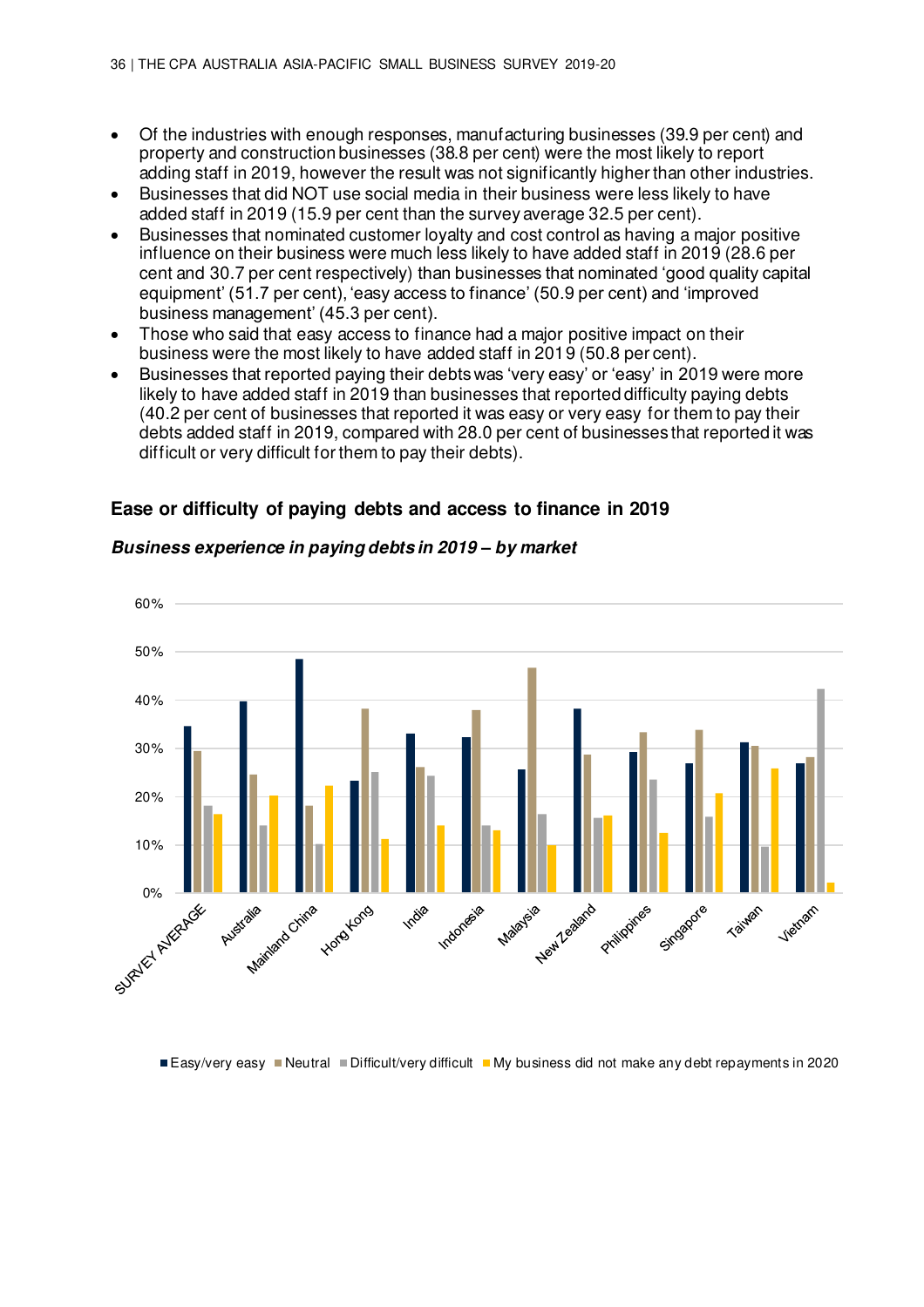- Of the industries with enough responses, manufacturing businesses (39.9 per cent) and property and construction businesses (38.8 per cent) were the most likely to report adding staff in 2019, however the result was not significantly higher than other industries.
- Businesses that did NOT use social media in their business were less likely to have added staff in 2019 (15.9 per cent than the survey average 32.5 per cent).
- Businesses that nominated customer loyalty and cost control as having a major positive influence on their business were much less likely to have added staff in 2019 (28.6 per cent and 30.7 per cent respectively) than businesses that nominated 'good quality capital equipment' (51.7 per cent), 'easy access to finance' (50.9 per cent) and 'improved business management' (45.3 per cent).
- Those who said that easy access to finance had a major positive impact on their business were the most likely to have added staff in 2019 (50.8 per cent).
- Businesses that reported paying their debts was 'very easy' or 'easy' in 2019 were more likely to have added staff in 2019 than businesses that reported difficulty paying debts (40.2 per cent of businesses that reported it was easy or very easy for them to pay their debts added staff in 2019, compared with 28.0 per cent of businesses that reported it was difficult or very difficult for them to pay their debts).

## Ease or difficulty of paying debts and access to finance in 2019

***Business experience in paying debts in 2019 – by market***

■ Easy/very easy ■ Neutral ■ Difficult/very difficult ■ My business did not make any debt repayments in 2020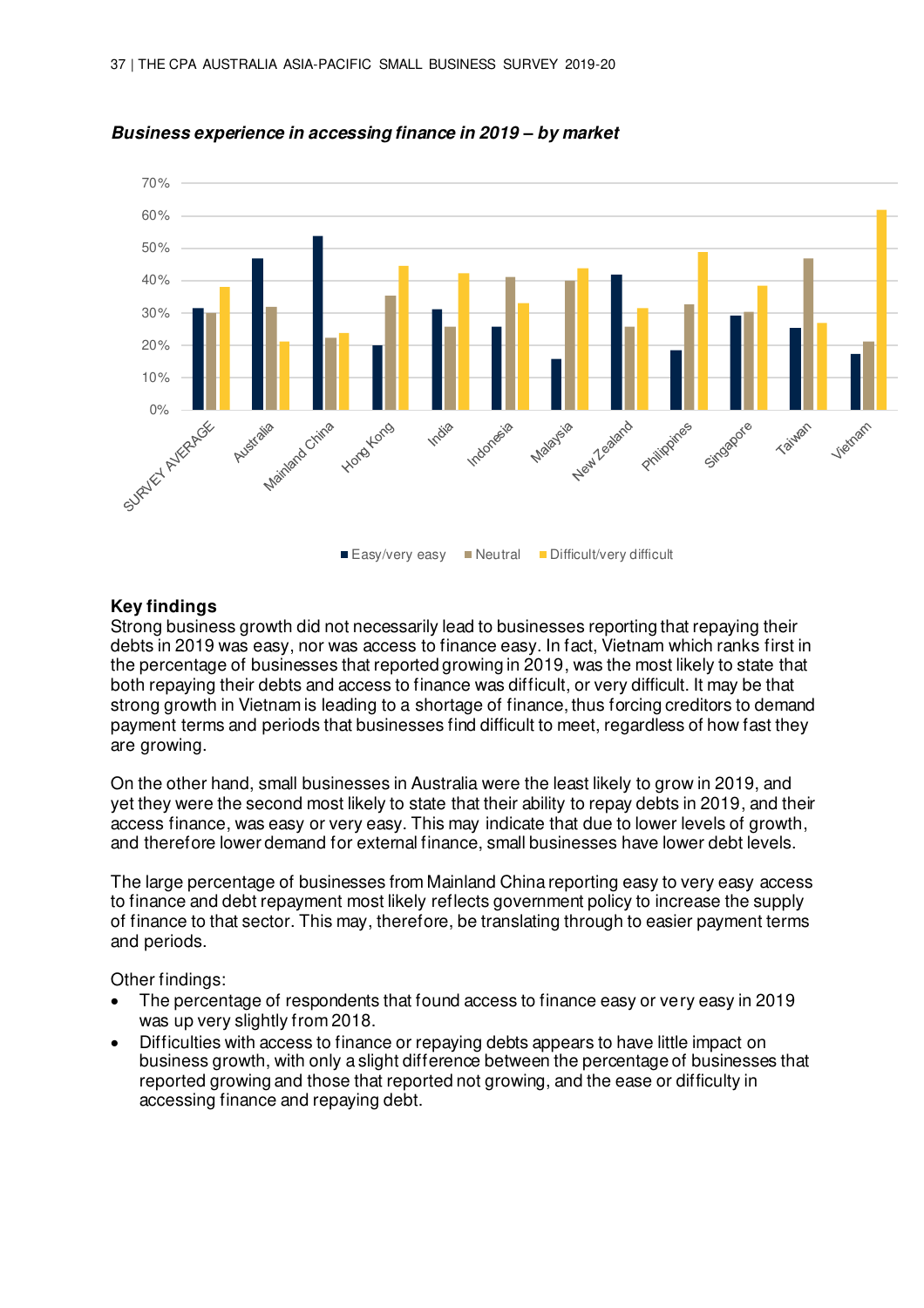***Business experience in accessing finance in 2019 – by market***

## Key findings

Strong business growth did not necessarily lead to businesses reporting that repaying their debts in 2019 was easy, nor was access to finance easy. In fact, Vietnam which ranks first in the percentage of businesses that reported growing in 2019, was the most likely to state that both repaying their debts and access to finance was difficult, or very difficult. It may be that strong growth in Vietnam is leading to a shortage of finance, thus forcing creditors to demand payment terms and periods that businesses find difficult to meet, regardless of how fast they are growing.

On the other hand, small businesses in Australia were the least likely to grow in 2019, and yet they were the second most likely to state that their ability to repay debts in 2019, and their access finance, was easy or very easy. This may indicate that due to lower levels of growth, and therefore lower demand for external finance, small businesses have lower debt levels.

The large percentage of businesses from Mainland China reporting easy to very easy access to finance and debt repayment most likely reflects government policy to increase the supply of finance to that sector. This may, therefore, be translating through to easier payment terms and periods.

Other findings:

- The percentage of respondents that found access to finance easy or very easy in 2019 was up very slightly from 2018.
- Difficulties with access to finance or repaying debts appears to have little impact on business growth, with only a slight difference between the percentage of businesses that reported growing and those that reported not growing, and the ease or difficulty in accessing finance and repaying debt.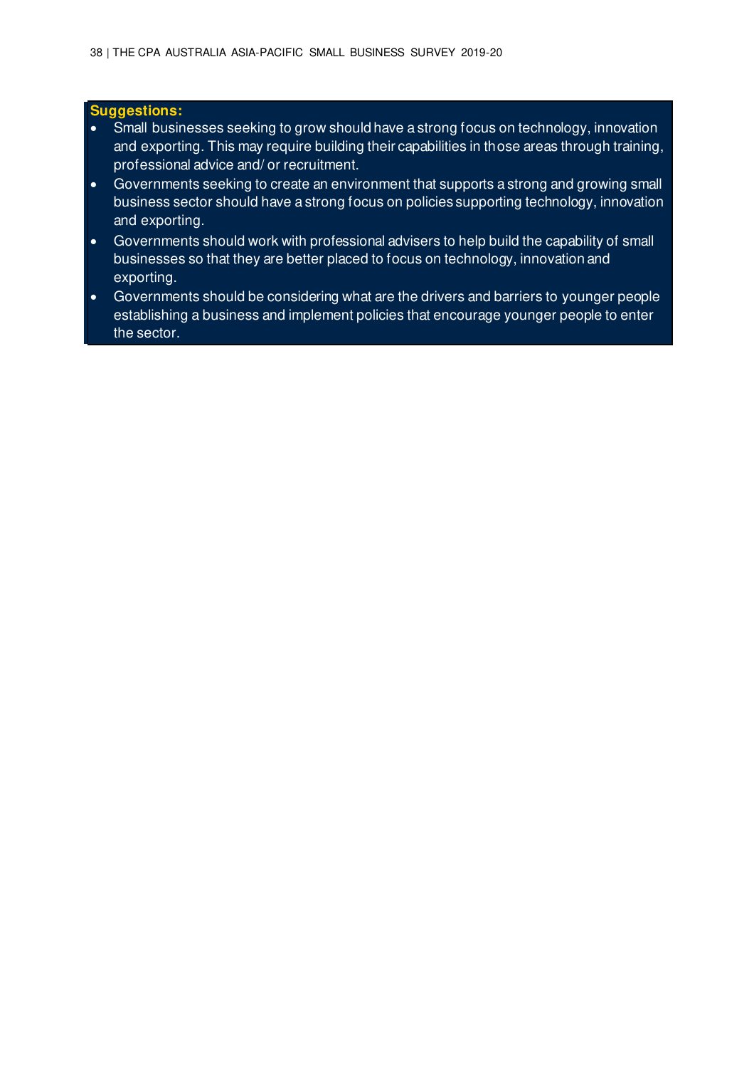**Suggestions:**

- Small businesses seeking to grow should have a strong focus on technology, innovation and exporting. This may require building their capabilities in those areas through training, professional advice and/ or recruitment.
- Governments seeking to create an environment that supports a strong and growing small business sector should have a strong focus on policies supporting technology, innovation and exporting.
- Governments should work with professional advisers to help build the capability of small businesses so that they are better placed to focus on technology, innovation and exporting.
- Governments should be considering what are the drivers and barriers to younger people establishing a business and implement policies that encourage younger people to enter the sector.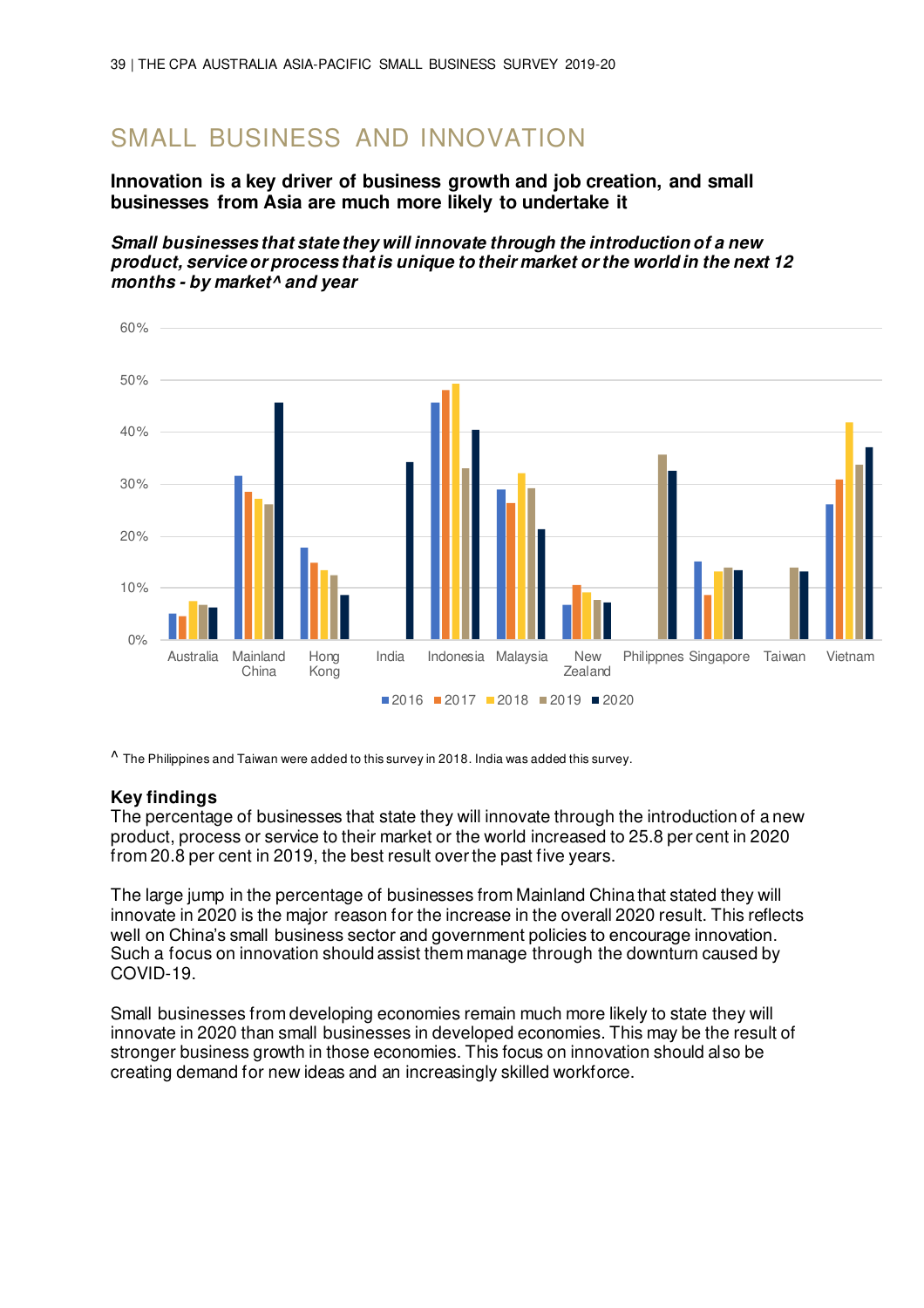# SMALL BUSINESS AND INNOVATION

**Innovation is a key driver of business growth and job creation, and small businesses from Asia are much more likely to undertake it**

***Small businesses that state they will innovate through the introduction of a new product, service or process that is unique to their market or the world in the next 12 months - by market^ and year***

^ The Philippines and Taiwan were added to this survey in 2018. India was added this survey.

**Key findings**

The percentage of businesses that state they will innovate through the introduction of a new product, process or service to their market or the world increased to 25.8 per cent in 2020 from 20.8 per cent in 2019, the best result over the past five years.

The large jump in the percentage of businesses from Mainland China that stated they will innovate in 2020 is the major reason for the increase in the overall 2020 result. This reflects well on China's small business sector and government policies to encourage innovation. Such a focus on innovation should assist them manage through the downturn caused by COVID-19.

Small businesses from developing economies remain much more likely to state they will innovate in 2020 than small businesses in developed economies. This may be the result of stronger business growth in those economies. This focus on innovation should also be creating demand for new ideas and an increasingly skilled workforce.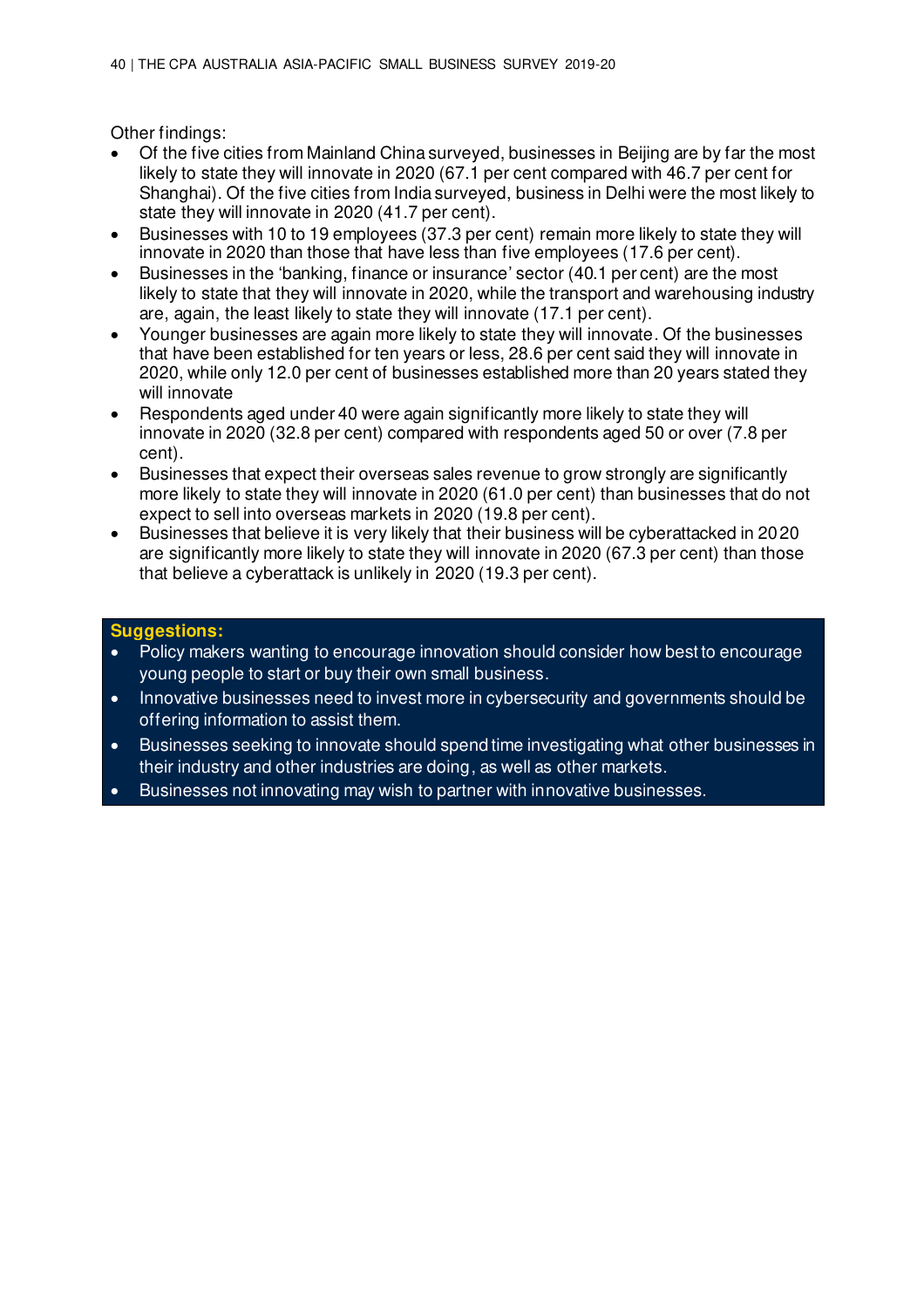Other findings:

- Of the five cities from Mainland China surveyed, businesses in Beijing are by far the most likely to state they will innovate in 2020 (67.1 per cent compared with 46.7 per cent for Shanghai). Of the five cities from India surveyed, business in Delhi were the most likely to state they will innovate in 2020 (41.7 per cent).
- Businesses with 10 to 19 employees (37.3 per cent) remain more likely to state they will innovate in 2020 than those that have less than five employees (17.6 per cent).
- Businesses in the 'banking, finance or insurance' sector (40.1 per cent) are the most likely to state that they will innovate in 2020, while the transport and warehousing industry are, again, the least likely to state they will innovate (17.1 per cent).
- Younger businesses are again more likely to state they will innovate. Of the businesses that have been established for ten years or less, 28.6 per cent said they will innovate in 2020, while only 12.0 per cent of businesses established more than 20 years stated they will innovate
- Respondents aged under 40 were again significantly more likely to state they will innovate in 2020 (32.8 per cent) compared with respondents aged 50 or over (7.8 per cent).
- Businesses that expect their overseas sales revenue to grow strongly are significantly more likely to state they will innovate in 2020 (61.0 per cent) than businesses that do not expect to sell into overseas markets in 2020 (19.8 per cent).
- Businesses that believe it is very likely that their business will be cyberattacked in 2020 are significantly more likely to state they will innovate in 2020 (67.3 per cent) than those that believe a cyberattack is unlikely in 2020 (19.3 per cent).

**Suggestions:**

- Policy makers wanting to encourage innovation should consider how best to encourage young people to start or buy their own small business.
- Innovative businesses need to invest more in cybersecurity and governments should be offering information to assist them.
- Businesses seeking to innovate should spend time investigating what other businesses in their industry and other industries are doing, as well as other markets.
- Businesses not innovating may wish to partner with innovative businesses.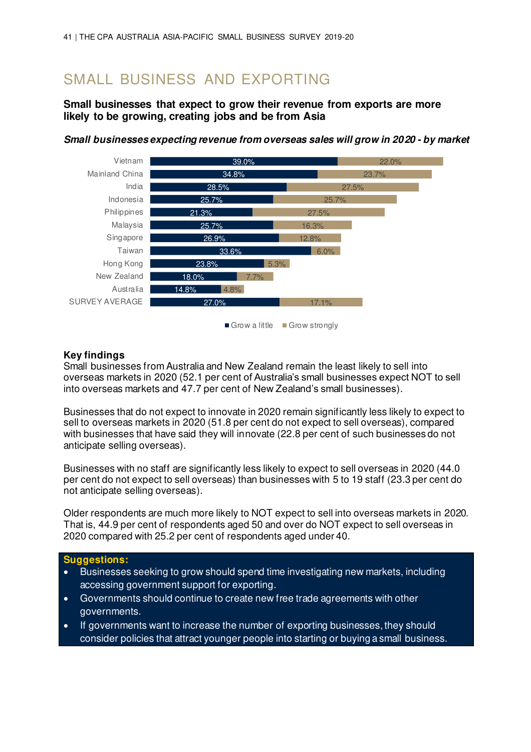# SMALL BUSINESS AND EXPORTING

**Small businesses that expect to grow their revenue from exports are more likely to be growing, creating jobs and be from Asia**

***Small businesses expecting revenue from overseas sales will grow in 2020 - by market***

| Market | Grow a little | Grow strongly |
|---|---|---|
| Vietnam | 39.0% | 22.0% |
| Mainland China | 34.8% | 23.7% |
| India | 28.5% | 27.5% |
| Indonesia | 25.7% | 25.7% |
| Philippines | 21.3% | 27.5% |
| Malaysia | 25.7% | 16.3% |
| Singapore | 26.9% | 12.8% |
| Taiwan | 33.6% | 6.0% |
| Hong Kong | 23.8% | 5.3% |
| New Zealand | 18.0% | 7.7% |
| Australia | 14.8% | 4.8% |
| SURVEY AVERAGE | 27.0% | 17.1% |

## Key findings

Small businesses from Australia and New Zealand remain the least likely to sell into overseas markets in 2020 (52.1 per cent of Australia's small businesses expect NOT to sell into overseas markets and 47.7 per cent of New Zealand's small businesses).

Businesses that do not expect to innovate in 2020 remain significantly less likely to expect to sell to overseas markets in 2020 (51.8 per cent do not expect to sell overseas), compared with businesses that have said they will innovate (22.8 per cent of such businesses do not anticipate selling overseas).

Businesses with no staff are significantly less likely to expect to sell overseas in 2020 (44.0 per cent do not expect to sell overseas) than businesses with 5 to 19 staff (23.3 per cent do not anticipate selling overseas).

Older respondents are much more likely to NOT expect to sell into overseas markets in 2020. That is, 44.9 per cent of respondents aged 50 and over do NOT expect to sell overseas in 2020 compared with 25.2 per cent of respondents aged under 40.

**Suggestions:**

- Businesses seeking to grow should spend time investigating new markets, including accessing government support for exporting.
- Governments should continue to create new free trade agreements with other governments.
- If governments want to increase the number of exporting businesses, they should consider policies that attract younger people into starting or buying a small business.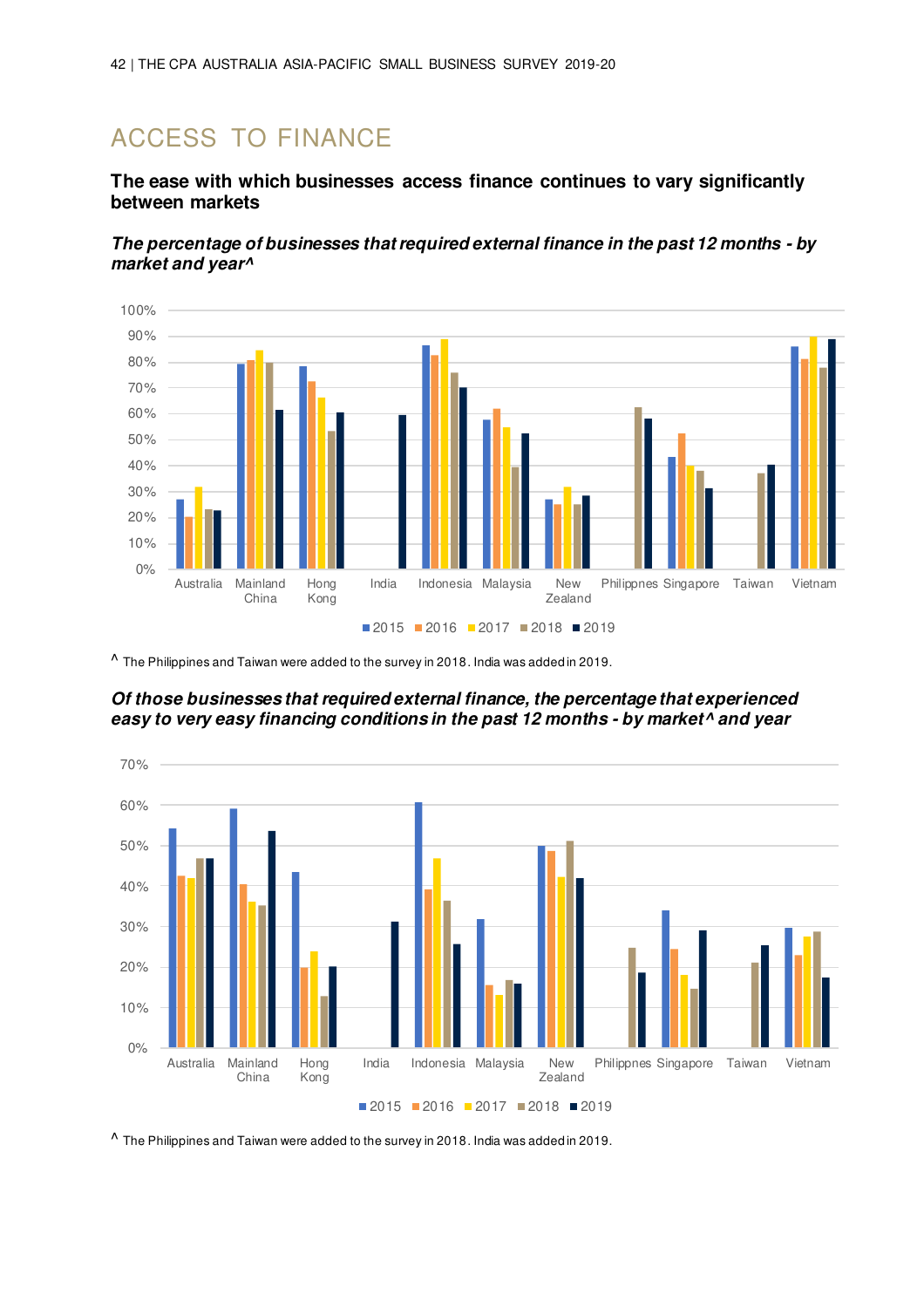# ACCESS TO FINANCE

**The ease with which businesses access finance continues to vary significantly between markets**

***The percentage of businesses that required external finance in the past 12 months - by market and year^***

^ The Philippines and Taiwan were added to the survey in 2018. India was added in 2019.

***Of those businesses that required external finance, the percentage that experienced easy to very easy financing conditions in the past 12 months - by market^ and year***

^ The Philippines and Taiwan were added to the survey in 2018. India was added in 2019.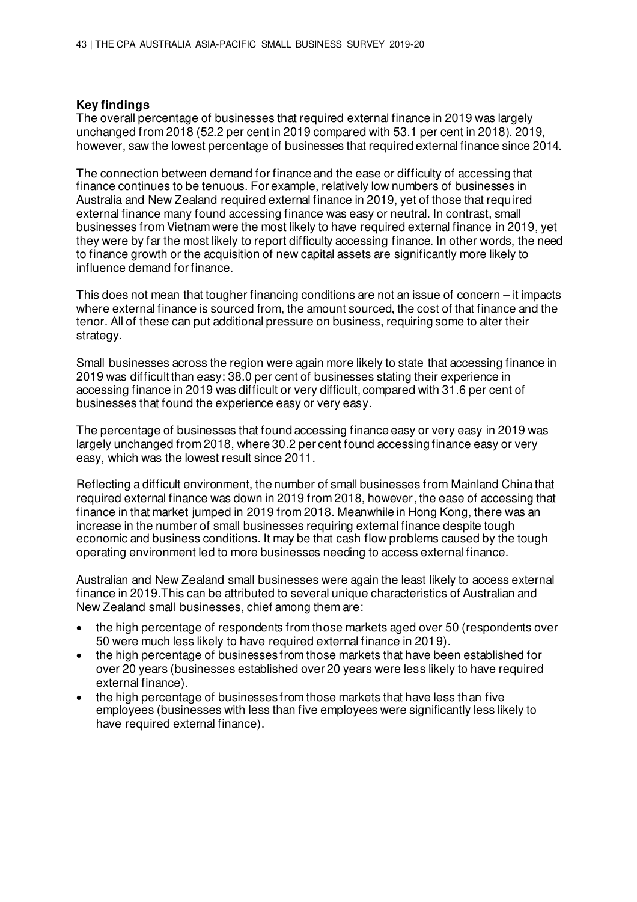### Key findings

The overall percentage of businesses that required external finance in 2019 was largely unchanged from 2018 (52.2 per cent in 2019 compared with 53.1 per cent in 2018). 2019, however, saw the lowest percentage of businesses that required external finance since 2014.

The connection between demand for finance and the ease or difficulty of accessing that finance continues to be tenuous. For example, relatively low numbers of businesses in Australia and New Zealand required external finance in 2019, yet of those that required external finance many found accessing finance was easy or neutral. In contrast, small businesses from Vietnam were the most likely to have required external finance in 2019, yet they were by far the most likely to report difficulty accessing finance. In other words, the need to finance growth or the acquisition of new capital assets are significantly more likely to influence demand for finance.

This does not mean that tougher financing conditions are not an issue of concern – it impacts where external finance is sourced from, the amount sourced, the cost of that finance and the tenor. All of these can put additional pressure on business, requiring some to alter their strategy.

Small businesses across the region were again more likely to state that accessing finance in 2019 was difficult than easy: 38.0 per cent of businesses stating their experience in accessing finance in 2019 was difficult or very difficult, compared with 31.6 per cent of businesses that found the experience easy or very easy.

The percentage of businesses that found accessing finance easy or very easy in 2019 was largely unchanged from 2018, where 30.2 per cent found accessing finance easy or very easy, which was the lowest result since 2011.

Reflecting a difficult environment, the number of small businesses from Mainland China that required external finance was down in 2019 from 2018, however, the ease of accessing that finance in that market jumped in 2019 from 2018. Meanwhile in Hong Kong, there was an increase in the number of small businesses requiring external finance despite tough economic and business conditions. It may be that cash flow problems caused by the tough operating environment led to more businesses needing to access external finance.

Australian and New Zealand small businesses were again the least likely to access external finance in 2019. This can be attributed to several unique characteristics of Australian and New Zealand small businesses, chief among them are:

- the high percentage of respondents from those markets aged over 50 (respondents over 50 were much less likely to have required external finance in 2019).
- the high percentage of businesses from those markets that have been established for over 20 years (businesses established over 20 years were less likely to have required external finance).
- the high percentage of businesses from those markets that have less than five employees (businesses with less than five employees were significantly less likely to have required external finance).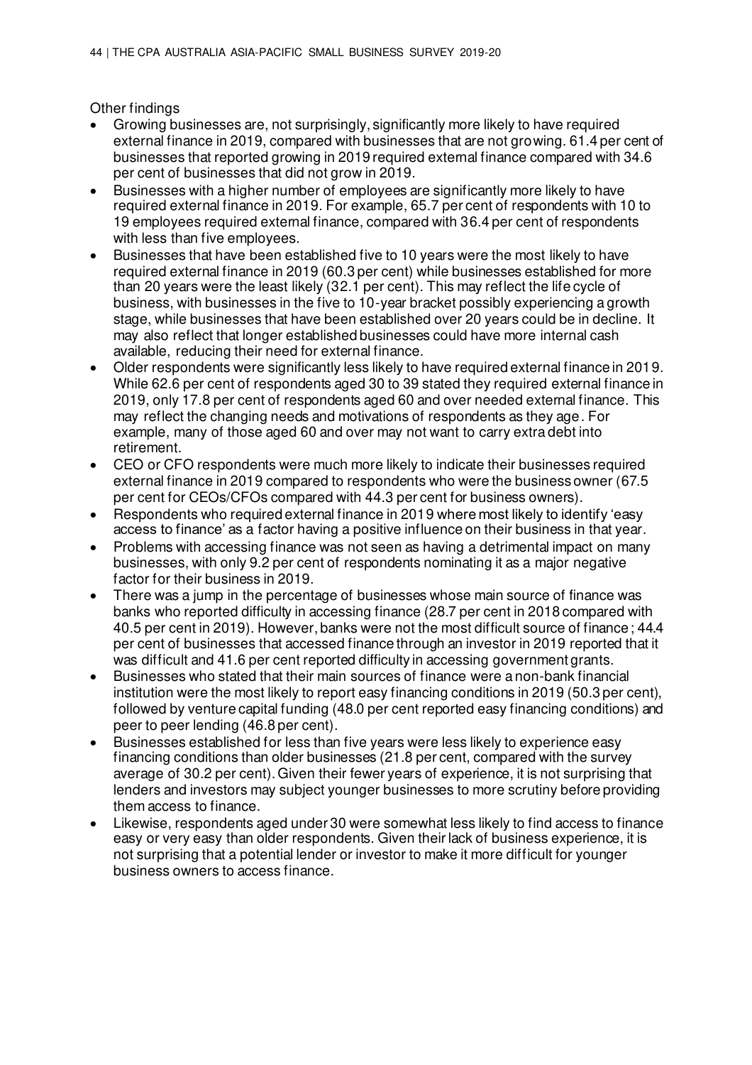Other findings

- Growing businesses are, not surprisingly, significantly more likely to have required external finance in 2019, compared with businesses that are not growing. 61.4 per cent of businesses that reported growing in 2019 required external finance compared with 34.6 per cent of businesses that did not grow in 2019.
- Businesses with a higher number of employees are significantly more likely to have required external finance in 2019. For example, 65.7 per cent of respondents with 10 to 19 employees required external finance, compared with 36.4 per cent of respondents with less than five employees.
- Businesses that have been established five to 10 years were the most likely to have required external finance in 2019 (60.3 per cent) while businesses established for more than 20 years were the least likely (32.1 per cent). This may reflect the life cycle of business, with businesses in the five to 10-year bracket possibly experiencing a growth stage, while businesses that have been established over 20 years could be in decline. It may also reflect that longer established businesses could have more internal cash available, reducing their need for external finance.
- Older respondents were significantly less likely to have required external finance in 2019. While 62.6 per cent of respondents aged 30 to 39 stated they required external finance in 2019, only 17.8 per cent of respondents aged 60 and over needed external finance. This may reflect the changing needs and motivations of respondents as they age. For example, many of those aged 60 and over may not want to carry extra debt into retirement.
- CEO or CFO respondents were much more likely to indicate their businesses required external finance in 2019 compared to respondents who were the business owner (67.5 per cent for CEOs/CFOs compared with 44.3 per cent for business owners).
- Respondents who required external finance in 2019 where most likely to identify 'easy access to finance' as a factor having a positive influence on their business in that year.
- Problems with accessing finance was not seen as having a detrimental impact on many businesses, with only 9.2 per cent of respondents nominating it as a major negative factor for their business in 2019.
- There was a jump in the percentage of businesses whose main source of finance was banks who reported difficulty in accessing finance (28.7 per cent in 2018 compared with 40.5 per cent in 2019). However, banks were not the most difficult source of finance; 44.4 per cent of businesses that accessed finance through an investor in 2019 reported that it was difficult and 41.6 per cent reported difficulty in accessing government grants.
- Businesses who stated that their main sources of finance were a non-bank financial institution were the most likely to report easy financing conditions in 2019 (50.3 per cent), followed by venture capital funding (48.0 per cent reported easy financing conditions) and peer to peer lending (46.8 per cent).
- Businesses established for less than five years were less likely to experience easy financing conditions than older businesses (21.8 per cent, compared with the survey average of 30.2 per cent). Given their fewer years of experience, it is not surprising that lenders and investors may subject younger businesses to more scrutiny before providing them access to finance.
- Likewise, respondents aged under 30 were somewhat less likely to find access to finance easy or very easy than older respondents. Given their lack of business experience, it is not surprising that a potential lender or investor to make it more difficult for younger business owners to access finance.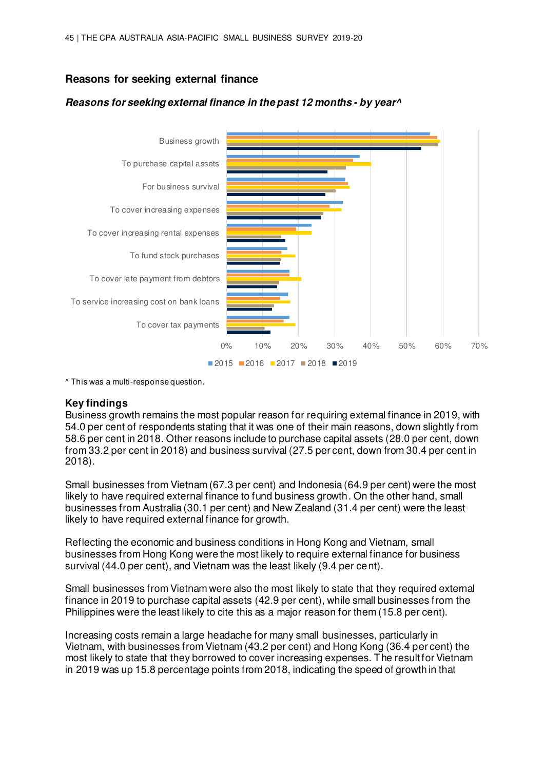## Reasons for seeking external finance

***Reasons for seeking external finance in the past 12 months - by year^***

^ This was a multi-response question.

**Key findings**

Business growth remains the most popular reason for requiring external finance in 2019, with 54.0 per cent of respondents stating that it was one of their main reasons, down slightly from 58.6 per cent in 2018. Other reasons include to purchase capital assets (28.0 per cent, down from 33.2 per cent in 2018) and business survival (27.5 per cent, down from 30.4 per cent in 2018).

Small businesses from Vietnam (67.3 per cent) and Indonesia (64.9 per cent) were the most likely to have required external finance to fund business growth. On the other hand, small businesses from Australia (30.1 per cent) and New Zealand (31.4 per cent) were the least likely to have required external finance for growth.

Reflecting the economic and business conditions in Hong Kong and Vietnam, small businesses from Hong Kong were the most likely to require external finance for business survival (44.0 per cent), and Vietnam was the least likely (9.4 per cent).

Small businesses from Vietnam were also the most likely to state that they required external finance in 2019 to purchase capital assets (42.9 per cent), while small businesses from the Philippines were the least likely to cite this as a major reason for them (15.8 per cent).

Increasing costs remain a large headache for many small businesses, particularly in Vietnam, with businesses from Vietnam (43.2 per cent) and Hong Kong (36.4 per cent) the most likely to state that they borrowed to cover increasing expenses. The result for Vietnam in 2019 was up 15.8 percentage points from 2018, indicating the speed of growth in that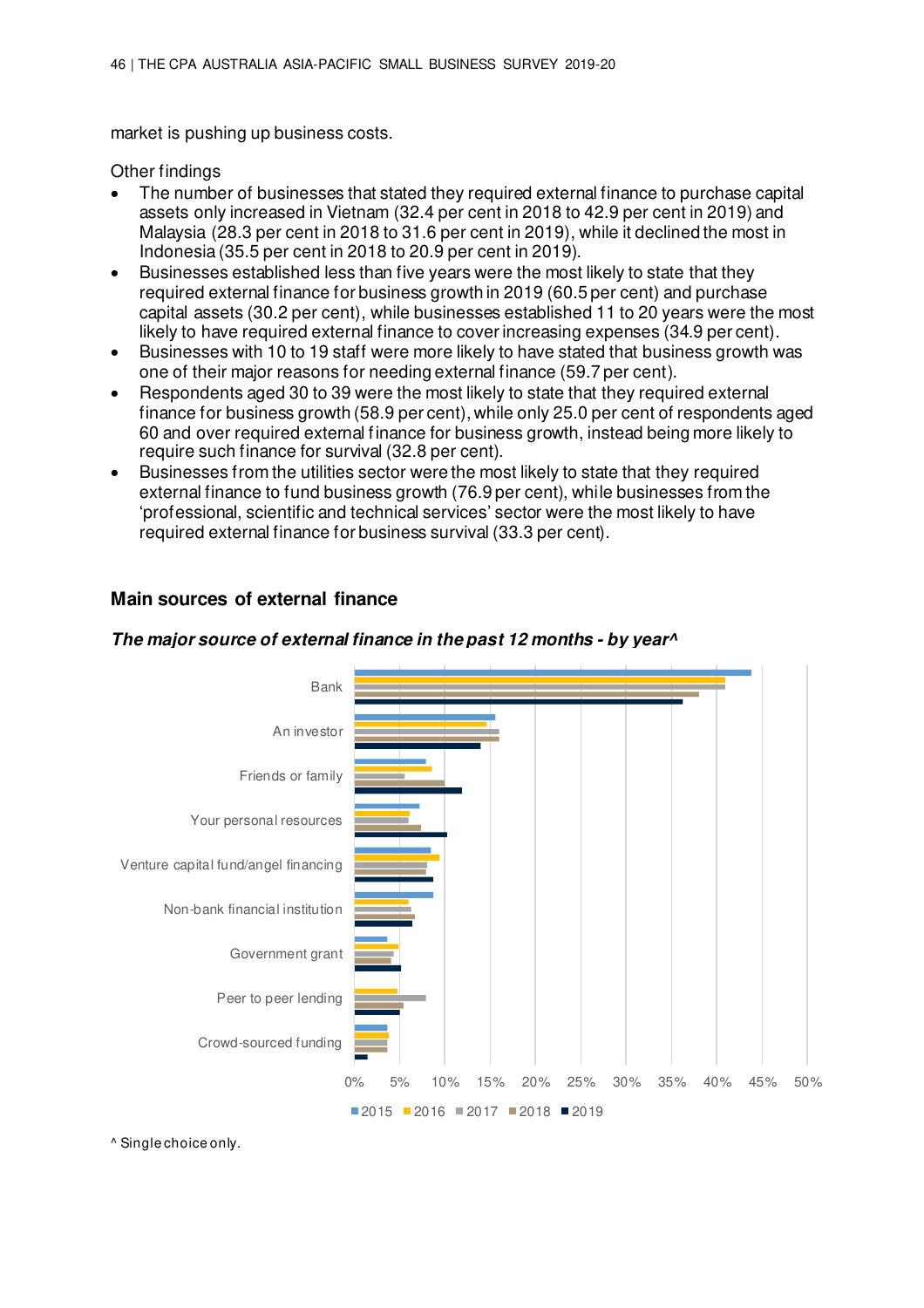market is pushing up business costs.

Other findings

- The number of businesses that stated they required external finance to purchase capital assets only increased in Vietnam (32.4 per cent in 2018 to 42.9 per cent in 2019) and Malaysia (28.3 per cent in 2018 to 31.6 per cent in 2019), while it declined the most in Indonesia (35.5 per cent in 2018 to 20.9 per cent in 2019).
- Businesses established less than five years were the most likely to state that they required external finance for business growth in 2019 (60.5 per cent) and purchase capital assets (30.2 per cent), while businesses established 11 to 20 years were the most likely to have required external finance to cover increasing expenses (34.9 per cent).
- Businesses with 10 to 19 staff were more likely to have stated that business growth was one of their major reasons for needing external finance (59.7 per cent).
- Respondents aged 30 to 39 were the most likely to state that they required external finance for business growth (58.9 per cent), while only 25.0 per cent of respondents aged 60 and over required external finance for business growth, instead being more likely to require such finance for survival (32.8 per cent).
- Businesses from the utilities sector were the most likely to state that they required external finance to fund business growth (76.9 per cent), while businesses from the 'professional, scientific and technical services' sector were the most likely to have required external finance for business survival (33.3 per cent).

## Main sources of external finance

***The major source of external finance in the past 12 months - by year^***

Categories: Bank; An investor; Friends or family; Your personal resources; Venture capital fund/angel financing; Non-bank financial institution; Government grant; Peer to peer lending; Crowd-sourced funding

Axis: 0% 5% 10% 15% 20% 25% 30% 35% 40% 45% 50%

Legend: 2015, 2016, 2017, 2018, 2019

^ Single choice only.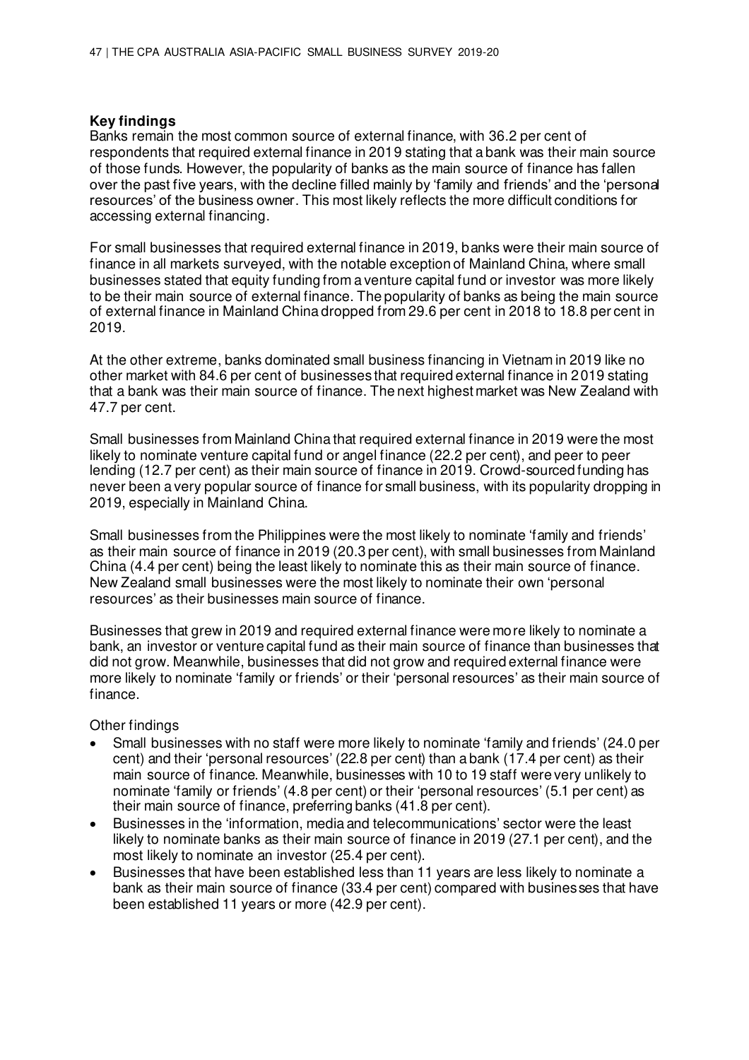**Key findings**

Banks remain the most common source of external finance, with 36.2 per cent of respondents that required external finance in 2019 stating that a bank was their main source of those funds. However, the popularity of banks as the main source of finance has fallen over the past five years, with the decline filled mainly by 'family and friends' and the 'personal resources' of the business owner. This most likely reflects the more difficult conditions for accessing external financing.

For small businesses that required external finance in 2019, banks were their main source of finance in all markets surveyed, with the notable exception of Mainland China, where small businesses stated that equity funding from a venture capital fund or investor was more likely to be their main source of external finance. The popularity of banks as being the main source of external finance in Mainland China dropped from 29.6 per cent in 2018 to 18.8 per cent in 2019.

At the other extreme, banks dominated small business financing in Vietnam in 2019 like no other market with 84.6 per cent of businesses that required external finance in 2019 stating that a bank was their main source of finance. The next highest market was New Zealand with 47.7 per cent.

Small businesses from Mainland China that required external finance in 2019 were the most likely to nominate venture capital fund or angel finance (22.2 per cent), and peer to peer lending (12.7 per cent) as their main source of finance in 2019. Crowd-sourced funding has never been a very popular source of finance for small business, with its popularity dropping in 2019, especially in Mainland China.

Small businesses from the Philippines were the most likely to nominate 'family and friends' as their main source of finance in 2019 (20.3 per cent), with small businesses from Mainland China (4.4 per cent) being the least likely to nominate this as their main source of finance. New Zealand small businesses were the most likely to nominate their own 'personal resources' as their businesses main source of finance.

Businesses that grew in 2019 and required external finance were more likely to nominate a bank, an investor or venture capital fund as their main source of finance than businesses that did not grow. Meanwhile, businesses that did not grow and required external finance were more likely to nominate 'family or friends' or their 'personal resources' as their main source of finance.

Other findings

- Small businesses with no staff were more likely to nominate 'family and friends' (24.0 per cent) and their 'personal resources' (22.8 per cent) than a bank (17.4 per cent) as their main source of finance. Meanwhile, businesses with 10 to 19 staff were very unlikely to nominate 'family or friends' (4.8 per cent) or their 'personal resources' (5.1 per cent) as their main source of finance, preferring banks (41.8 per cent).
- Businesses in the 'information, media and telecommunications' sector were the least likely to nominate banks as their main source of finance in 2019 (27.1 per cent), and the most likely to nominate an investor (25.4 per cent).
- Businesses that have been established less than 11 years are less likely to nominate a bank as their main source of finance (33.4 per cent) compared with businesses that have been established 11 years or more (42.9 per cent).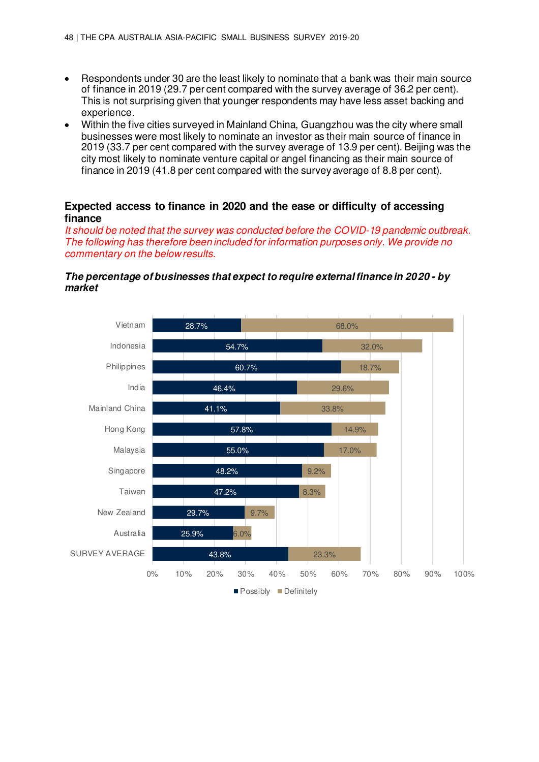- Respondents under 30 are the least likely to nominate that a bank was their main source of finance in 2019 (29.7 per cent compared with the survey average of 36.2 per cent). This is not surprising given that younger respondents may have less asset backing and experience.
- Within the five cities surveyed in Mainland China, Guangzhou was the city where small businesses were most likely to nominate an investor as their main source of finance in 2019 (33.7 per cent compared with the survey average of 13.9 per cent). Beijing was the city most likely to nominate venture capital or angel financing as their main source of finance in 2019 (41.8 per cent compared with the survey average of 8.8 per cent).

## Expected access to finance in 2020 and the ease or difficulty of accessing finance

*It should be noted that the survey was conducted before the COVID-19 pandemic outbreak. The following has therefore been included for information purposes only. We provide no commentary on the below results.*

### *The percentage of businesses that expect to require external finance in 2020 - by market*

| Market | Possibly | Definitely |
|---|---|---|
| Vietnam | 28.7% | 68.0% |
| Indonesia | 54.7% | 32.0% |
| Philippines | 60.7% | 18.7% |
| India | 46.4% | 29.6% |
| Mainland China | 41.1% | 33.8% |
| Hong Kong | 57.8% | 14.9% |
| Malaysia | 55.0% | 17.0% |
| Singapore | 48.2% | 9.2% |
| Taiwan | 47.2% | 8.3% |
| New Zealand | 29.7% | 9.7% |
| Australia | 25.9% | 6.0% |
| SURVEY AVERAGE | 43.8% | 23.3% |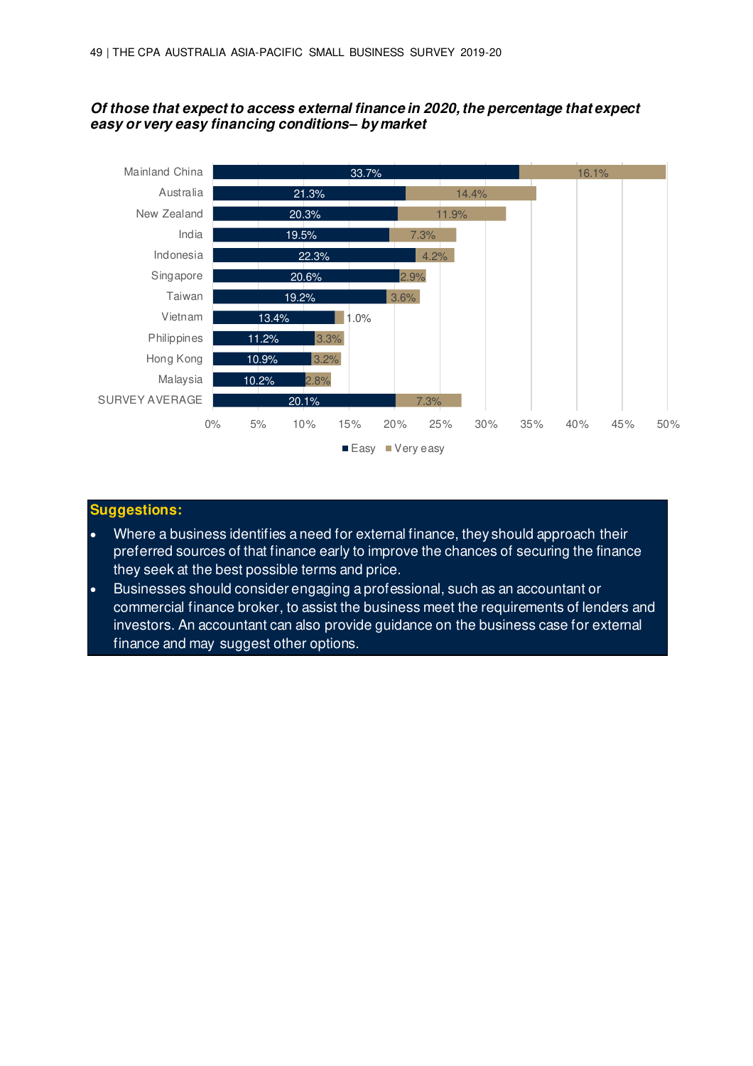***Of those that expect to access external finance in 2020, the percentage that expect easy or very easy financing conditions– by market***

| Market | Easy | Very easy |
|---|---|---|
| Mainland China | 33.7% | 16.1% |
| Australia | 21.3% | 14.4% |
| New Zealand | 20.3% | 11.9% |
| India | 19.5% | 7.3% |
| Indonesia | 22.3% | 4.2% |
| Singapore | 20.6% | 2.9% |
| Taiwan | 19.2% | 3.6% |
| Vietnam | 13.4% | 1.0% |
| Philippines | 11.2% | 3.3% |
| Hong Kong | 10.9% | 3.2% |
| Malaysia | 10.2% | 2.8% |
| SURVEY AVERAGE | 20.1% | 7.3% |

**Suggestions:**

- Where a business identifies a need for external finance, they should approach their preferred sources of that finance early to improve the chances of securing the finance they seek at the best possible terms and price.
- Businesses should consider engaging a professional, such as an accountant or commercial finance broker, to assist the business meet the requirements of lenders and investors. An accountant can also provide guidance on the business case for external finance and may suggest other options.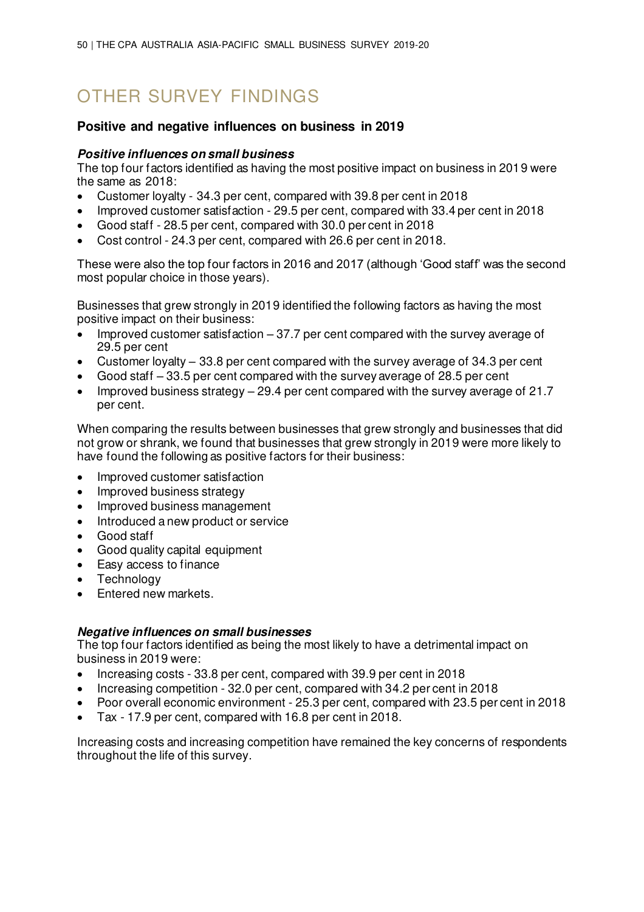# OTHER SURVEY FINDINGS

## Positive and negative influences on business in 2019

### *Positive influences on small business*

The top four factors identified as having the most positive impact on business in 2019 were the same as 2018:

- Customer loyalty - 34.3 per cent, compared with 39.8 per cent in 2018
- Improved customer satisfaction - 29.5 per cent, compared with 33.4 per cent in 2018
- Good staff - 28.5 per cent, compared with 30.0 per cent in 2018
- Cost control - 24.3 per cent, compared with 26.6 per cent in 2018.

These were also the top four factors in 2016 and 2017 (although 'Good staff' was the second most popular choice in those years).

Businesses that grew strongly in 2019 identified the following factors as having the most positive impact on their business:

- Improved customer satisfaction – 37.7 per cent compared with the survey average of 29.5 per cent
- Customer loyalty – 33.8 per cent compared with the survey average of 34.3 per cent
- Good staff – 33.5 per cent compared with the survey average of 28.5 per cent
- Improved business strategy – 29.4 per cent compared with the survey average of 21.7 per cent.

When comparing the results between businesses that grew strongly and businesses that did not grow or shrank, we found that businesses that grew strongly in 2019 were more likely to have found the following as positive factors for their business:

- Improved customer satisfaction
- Improved business strategy
- Improved business management
- Introduced a new product or service
- Good staff
- Good quality capital equipment
- Easy access to finance
- Technology
- Entered new markets.

### *Negative influences on small businesses*

The top four factors identified as being the most likely to have a detrimental impact on business in 2019 were:

- Increasing costs - 33.8 per cent, compared with 39.9 per cent in 2018
- Increasing competition - 32.0 per cent, compared with 34.2 per cent in 2018
- Poor overall economic environment - 25.3 per cent, compared with 23.5 per cent in 2018
- Tax - 17.9 per cent, compared with 16.8 per cent in 2018.

Increasing costs and increasing competition have remained the key concerns of respondents throughout the life of this survey.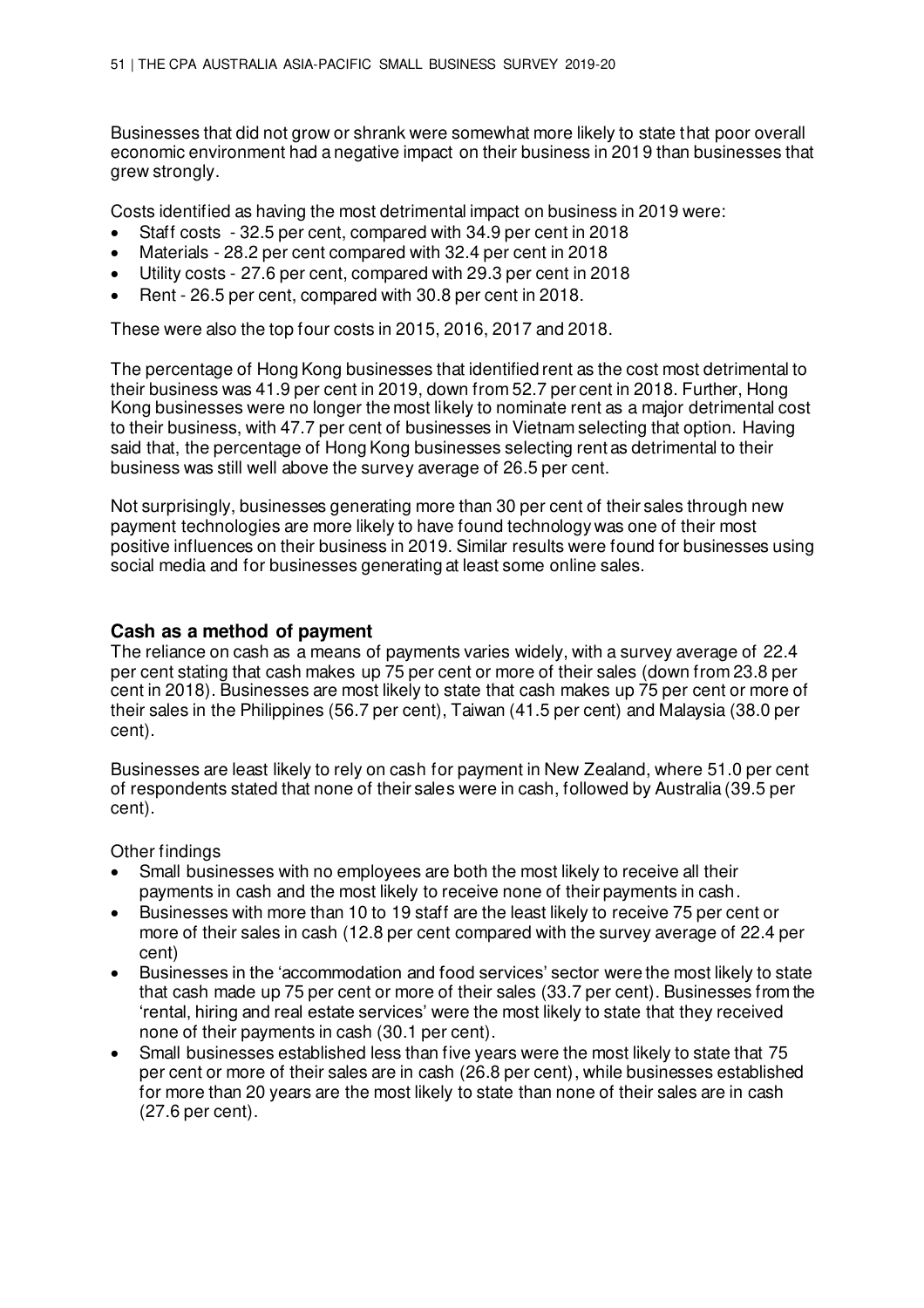Businesses that did not grow or shrank were somewhat more likely to state that poor overall economic environment had a negative impact on their business in 2019 than businesses that grew strongly.

Costs identified as having the most detrimental impact on business in 2019 were:

- Staff costs - 32.5 per cent, compared with 34.9 per cent in 2018
- Materials - 28.2 per cent compared with 32.4 per cent in 2018
- Utility costs - 27.6 per cent, compared with 29.3 per cent in 2018
- Rent - 26.5 per cent, compared with 30.8 per cent in 2018.

These were also the top four costs in 2015, 2016, 2017 and 2018.

The percentage of Hong Kong businesses that identified rent as the cost most detrimental to their business was 41.9 per cent in 2019, down from 52.7 per cent in 2018. Further, Hong Kong businesses were no longer the most likely to nominate rent as a major detrimental cost to their business, with 47.7 per cent of businesses in Vietnam selecting that option. Having said that, the percentage of Hong Kong businesses selecting rent as detrimental to their business was still well above the survey average of 26.5 per cent.

Not surprisingly, businesses generating more than 30 per cent of their sales through new payment technologies are more likely to have found technology was one of their most positive influences on their business in 2019. Similar results were found for businesses using social media and for businesses generating at least some online sales.

### Cash as a method of payment

The reliance on cash as a means of payments varies widely, with a survey average of 22.4 per cent stating that cash makes up 75 per cent or more of their sales (down from 23.8 per cent in 2018). Businesses are most likely to state that cash makes up 75 per cent or more of their sales in the Philippines (56.7 per cent), Taiwan (41.5 per cent) and Malaysia (38.0 per cent).

Businesses are least likely to rely on cash for payment in New Zealand, where 51.0 per cent of respondents stated that none of their sales were in cash, followed by Australia (39.5 per cent).

Other findings

- Small businesses with no employees are both the most likely to receive all their payments in cash and the most likely to receive none of their payments in cash.
- Businesses with more than 10 to 19 staff are the least likely to receive 75 per cent or more of their sales in cash (12.8 per cent compared with the survey average of 22.4 per cent)
- Businesses in the 'accommodation and food services' sector were the most likely to state that cash made up 75 per cent or more of their sales (33.7 per cent). Businesses from the 'rental, hiring and real estate services' were the most likely to state that they received none of their payments in cash (30.1 per cent).
- Small businesses established less than five years were the most likely to state that 75 per cent or more of their sales are in cash (26.8 per cent), while businesses established for more than 20 years are the most likely to state than none of their sales are in cash (27.6 per cent).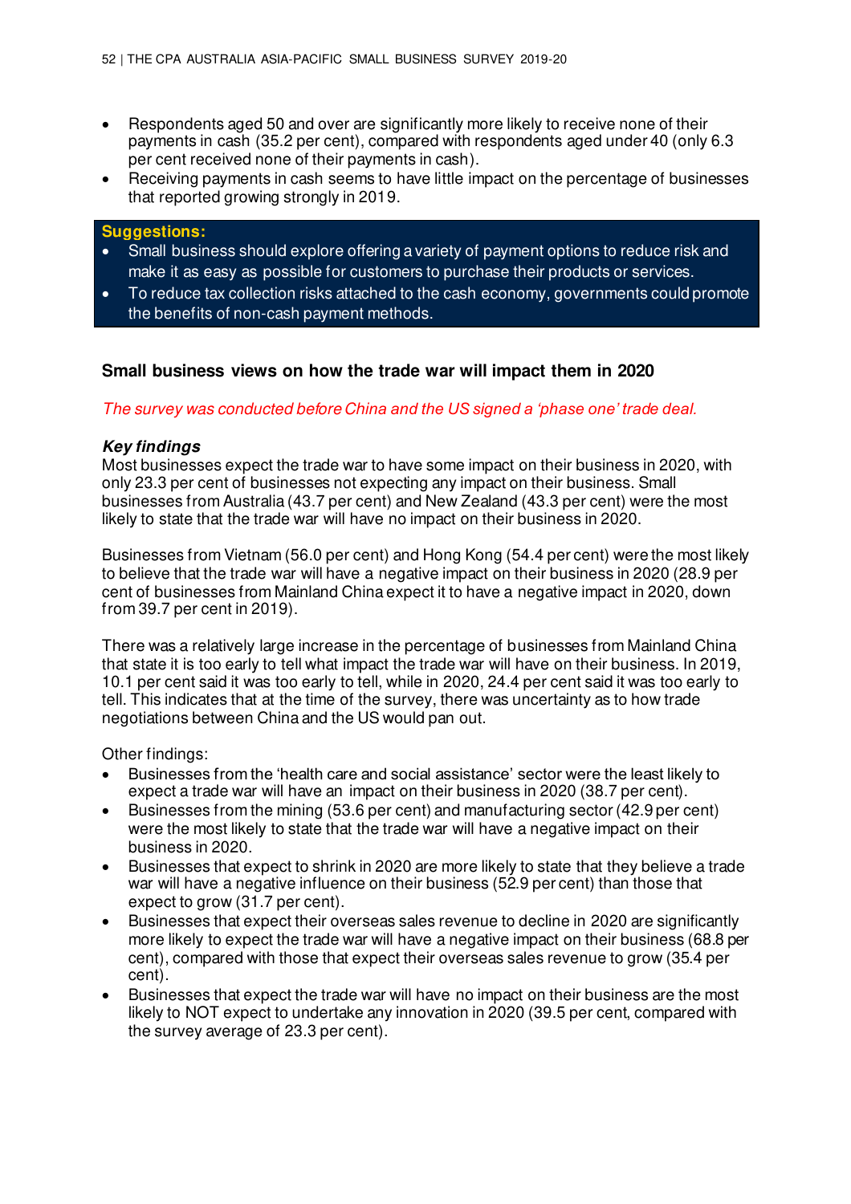- Respondents aged 50 and over are significantly more likely to receive none of their payments in cash (35.2 per cent), compared with respondents aged under 40 (only 6.3 per cent received none of their payments in cash).
- Receiving payments in cash seems to have little impact on the percentage of businesses that reported growing strongly in 2019.

**Suggestions:**

- Small business should explore offering a variety of payment options to reduce risk and make it as easy as possible for customers to purchase their products or services.
- To reduce tax collection risks attached to the cash economy, governments could promote the benefits of non-cash payment methods.

## Small business views on how the trade war will impact them in 2020

*The survey was conducted before China and the US signed a 'phase one' trade deal.*

### *Key findings*

Most businesses expect the trade war to have some impact on their business in 2020, with only 23.3 per cent of businesses not expecting any impact on their business. Small businesses from Australia (43.7 per cent) and New Zealand (43.3 per cent) were the most likely to state that the trade war will have no impact on their business in 2020.

Businesses from Vietnam (56.0 per cent) and Hong Kong (54.4 per cent) were the most likely to believe that the trade war will have a negative impact on their business in 2020 (28.9 per cent of businesses from Mainland China expect it to have a negative impact in 2020, down from 39.7 per cent in 2019).

There was a relatively large increase in the percentage of businesses from Mainland China that state it is too early to tell what impact the trade war will have on their business. In 2019, 10.1 per cent said it was too early to tell, while in 2020, 24.4 per cent said it was too early to tell. This indicates that at the time of the survey, there was uncertainty as to how trade negotiations between China and the US would pan out.

Other findings:

- Businesses from the 'health care and social assistance' sector were the least likely to expect a trade war will have an impact on their business in 2020 (38.7 per cent).
- Businesses from the mining (53.6 per cent) and manufacturing sector (42.9 per cent) were the most likely to state that the trade war will have a negative impact on their business in 2020.
- Businesses that expect to shrink in 2020 are more likely to state that they believe a trade war will have a negative influence on their business (52.9 per cent) than those that expect to grow (31.7 per cent).
- Businesses that expect their overseas sales revenue to decline in 2020 are significantly more likely to expect the trade war will have a negative impact on their business (68.8 per cent), compared with those that expect their overseas sales revenue to grow (35.4 per cent).
- Businesses that expect the trade war will have no impact on their business are the most likely to NOT expect to undertake any innovation in 2020 (39.5 per cent, compared with the survey average of 23.3 per cent).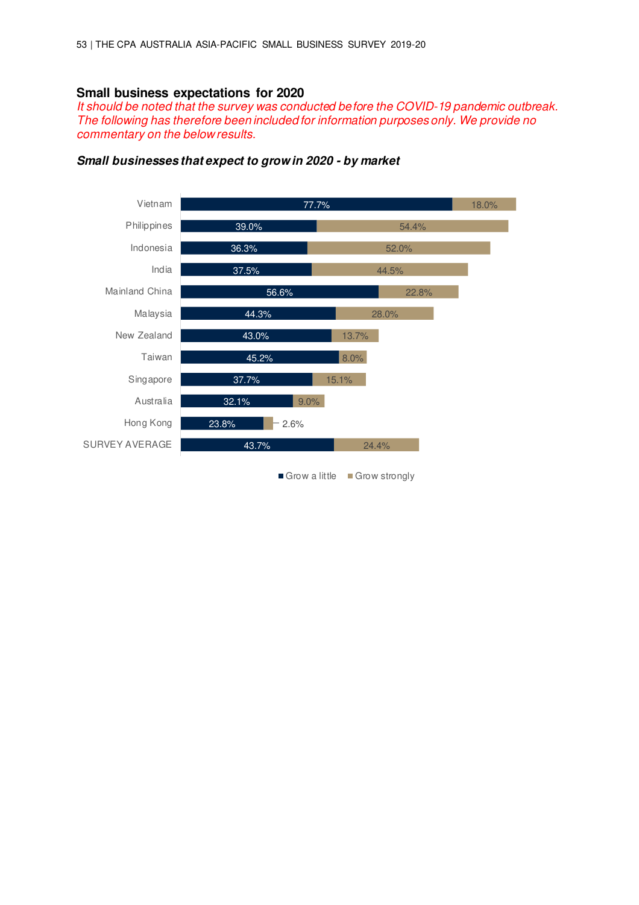## Small business expectations for 2020

*It should be noted that the survey was conducted before the COVID-19 pandemic outbreak. The following has therefore been included for information purposes only. We provide no commentary on the below results.*

***Small businesses that expect to grow in 2020 - by market***

| Market | Grow a little | Grow strongly |
|---|---|---|
| Vietnam | 77.7% | 18.0% |
| Philippines | 39.0% | 54.4% |
| Indonesia | 36.3% | 52.0% |
| India | 37.5% | 44.5% |
| Mainland China | 56.6% | 22.8% |
| Malaysia | 44.3% | 28.0% |
| New Zealand | 43.0% | 13.7% |
| Taiwan | 45.2% | 8.0% |
| Singapore | 37.7% | 15.1% |
| Australia | 32.1% | 9.0% |
| Hong Kong | 23.8% | 2.6% |
| SURVEY AVERAGE | 43.7% | 24.4% |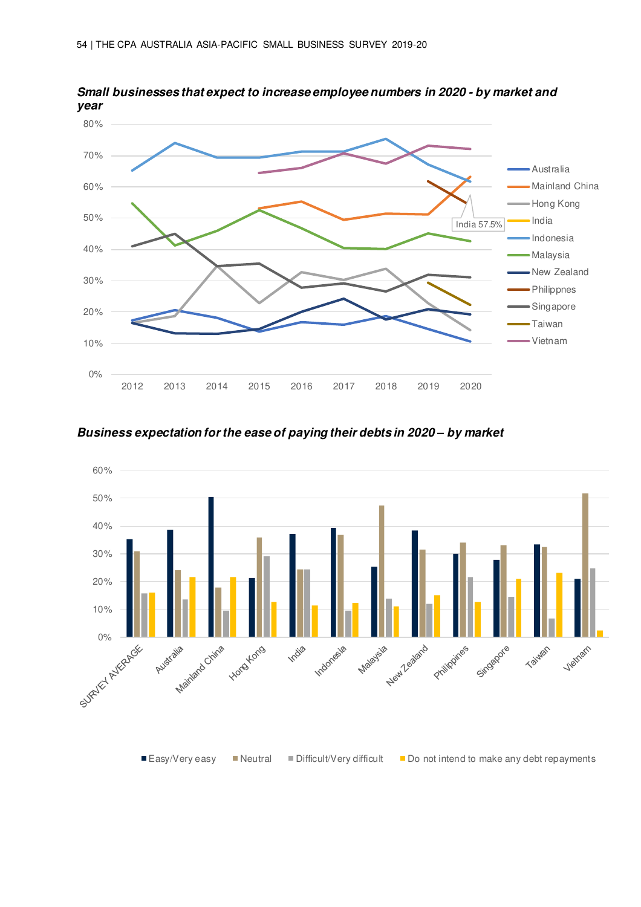***Small businesses that expect to increase employee numbers in 2020 - by market and year***

80%
70%
60%
50%
40%
30%
20%
10%
0%

2012 2013 2014 2015 2016 2017 2018 2019 2020

India 57.5%

Australia
Mainland China
Hong Kong
India
Indonesia
Malaysia
New Zealand
Philippnes
Singapore
Taiwan
Vietnam

***Business expectation for the ease of paying their debts in 2020 – by market***

60%
50%
40%
30%
20%
10%
0%

SURVEY AVERAGE, Australia, Mainland China, Hong Kong, India, Indonesia, Malaysia, New Zealand, Philippines, Singapore, Taiwan, Vietnam

Easy/Very easy · Neutral · Difficult/Very difficult · Do not intend to make any debt repayments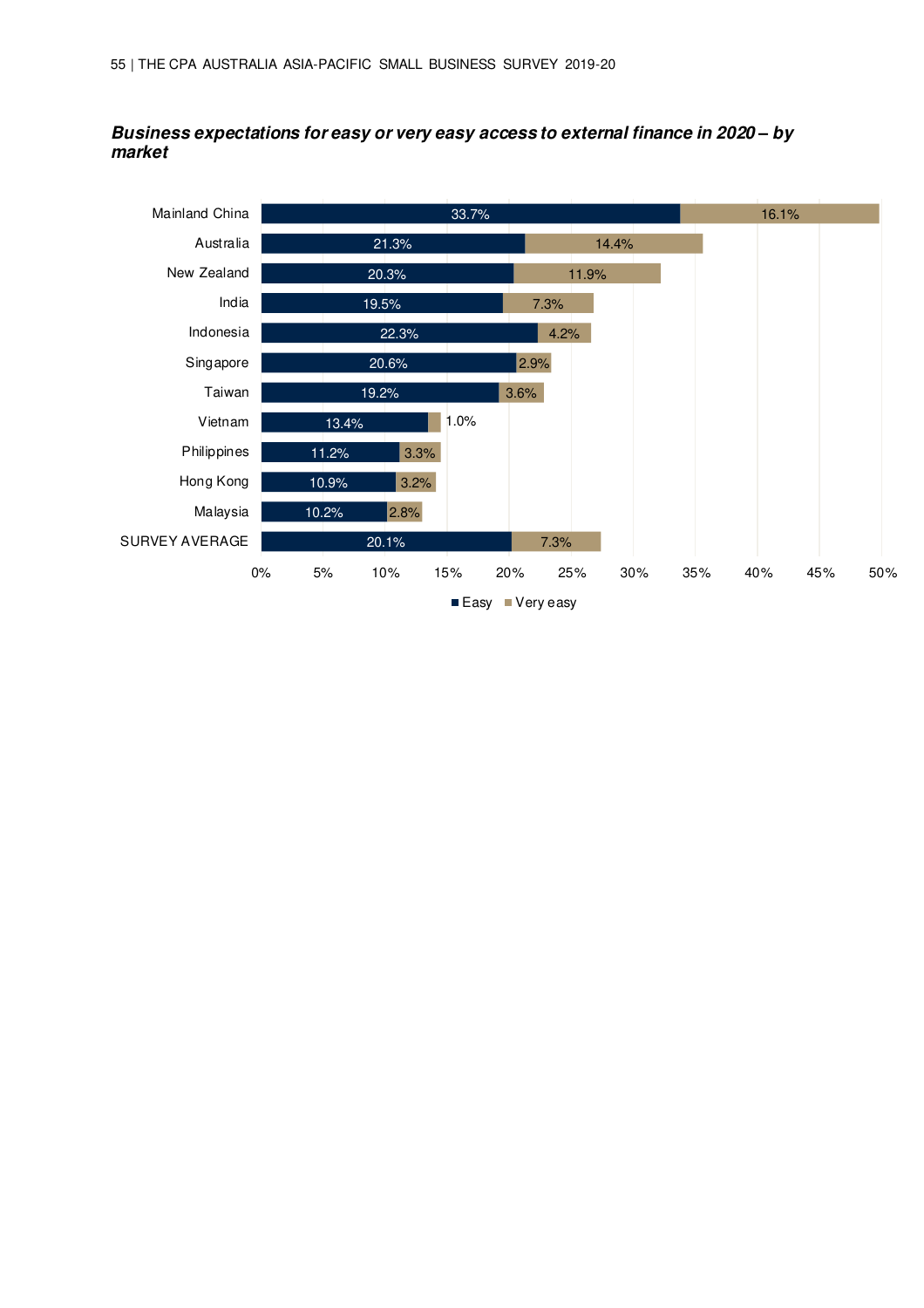***Business expectations for easy or very easy access to external finance in 2020 – by market***

| Market | Easy | Very easy |
|---|---|---|
| Mainland China | 33.7% | 16.1% |
| Australia | 21.3% | 14.4% |
| New Zealand | 20.3% | 11.9% |
| India | 19.5% | 7.3% |
| Indonesia | 22.3% | 4.2% |
| Singapore | 20.6% | 2.9% |
| Taiwan | 19.2% | 3.6% |
| Vietnam | 13.4% | 1.0% |
| Philippines | 11.2% | 3.3% |
| Hong Kong | 10.9% | 3.2% |
| Malaysia | 10.2% | 2.8% |
| SURVEY AVERAGE | 20.1% | 7.3% |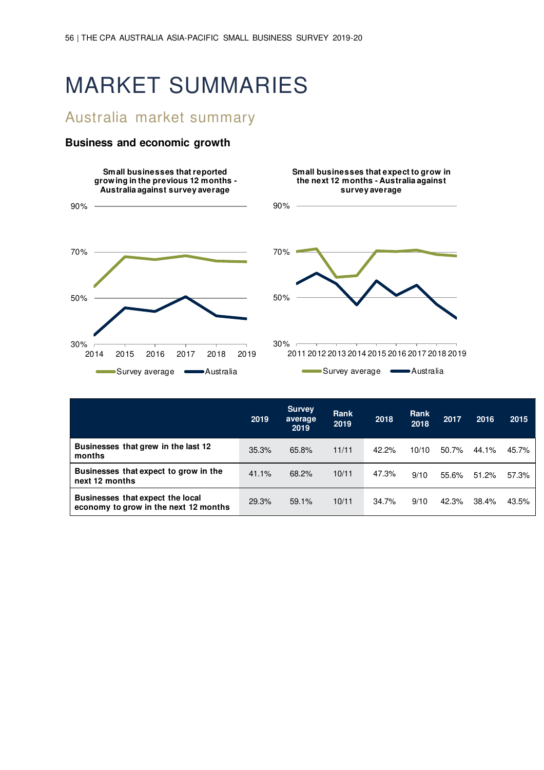# MARKET SUMMARIES

## Australia market summary

### Business and economic growth

**Small businesses that reported growing in the previous 12 months - Australia against survey average**

**Small businesses that expect to grow in the next 12 months - Australia against survey average**

| | 2019 | Survey average 2019 | Rank 2019 | 2018 | Rank 2018 | 2017 | 2016 | 2015 |
|---|---|---|---|---|---|---|---|---|
| **Businesses that grew in the last 12 months** | 35.3% | 65.8% | 11/11 | 42.2% | 10/10 | 50.7% | 44.1% | 45.7% |
| **Businesses that expect to grow in the next 12 months** | 41.1% | 68.2% | 10/11 | 47.3% | 9/10 | 55.6% | 51.2% | 57.3% |
| **Businesses that expect the local economy to grow in the next 12 months** | 29.3% | 59.1% | 10/11 | 34.7% | 9/10 | 42.3% | 38.4% | 43.5% |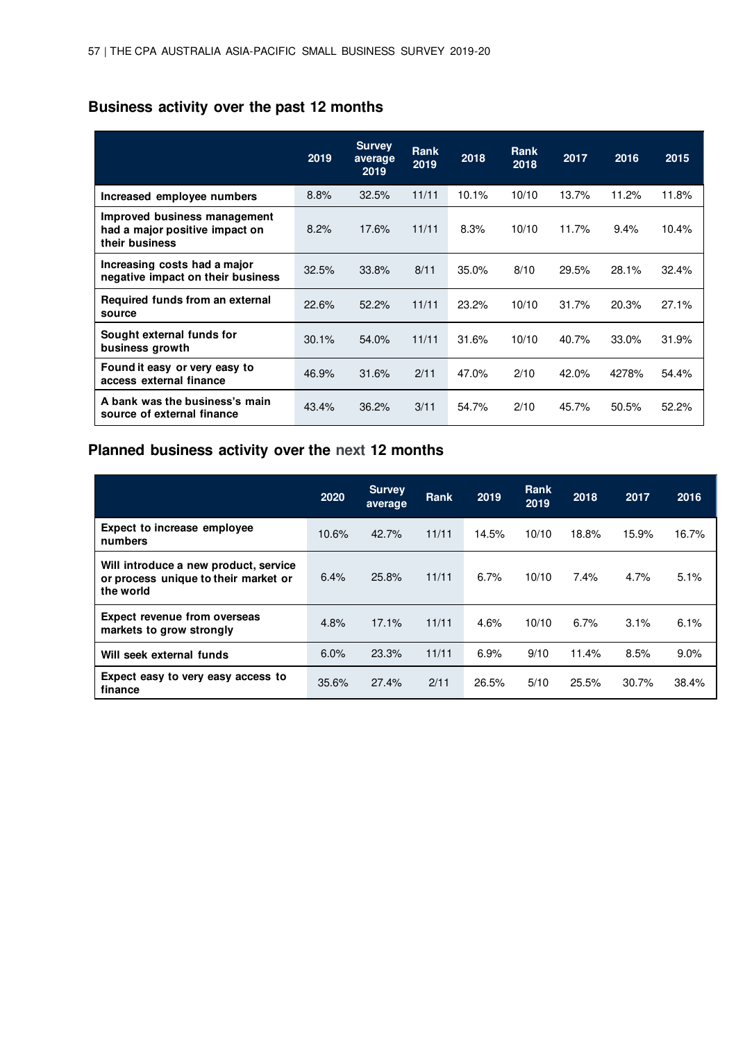## Business activity over the past 12 months

| | 2019 | Survey average 2019 | Rank 2019 | 2018 | Rank 2018 | 2017 | 2016 | 2015 |
|---|---|---|---|---|---|---|---|---|
| **Increased employee numbers** | 8.8% | 32.5% | 11/11 | 10.1% | 10/10 | 13.7% | 11.2% | 11.8% |
| **Improved business management had a major positive impact on their business** | 8.2% | 17.6% | 11/11 | 8.3% | 10/10 | 11.7% | 9.4% | 10.4% |
| **Increasing costs had a major negative impact on their business** | 32.5% | 33.8% | 8/11 | 35.0% | 8/10 | 29.5% | 28.1% | 32.4% |
| **Required funds from an external source** | 22.6% | 52.2% | 11/11 | 23.2% | 10/10 | 31.7% | 20.3% | 27.1% |
| **Sought external funds for business growth** | 30.1% | 54.0% | 11/11 | 31.6% | 10/10 | 40.7% | 33.0% | 31.9% |
| **Found it easy or very easy to access external finance** | 46.9% | 31.6% | 2/11 | 47.0% | 2/10 | 42.0% | 4278% | 54.4% |
| **A bank was the business's main source of external finance** | 43.4% | 36.2% | 3/11 | 54.7% | 2/10 | 45.7% | 50.5% | 52.2% |

## Planned business activity over the next 12 months

| | 2020 | Survey average | Rank | 2019 | Rank 2019 | 2018 | 2017 | 2016 |
|---|---|---|---|---|---|---|---|---|
| **Expect to increase employee numbers** | 10.6% | 42.7% | 11/11 | 14.5% | 10/10 | 18.8% | 15.9% | 16.7% |
| **Will introduce a new product, service or process unique to their market or the world** | 6.4% | 25.8% | 11/11 | 6.7% | 10/10 | 7.4% | 4.7% | 5.1% |
| **Expect revenue from overseas markets to grow strongly** | 4.8% | 17.1% | 11/11 | 4.6% | 10/10 | 6.7% | 3.1% | 6.1% |
| **Will seek external funds** | 6.0% | 23.3% | 11/11 | 6.9% | 9/10 | 11.4% | 8.5% | 9.0% |
| **Expect easy to very easy access to finance** | 35.6% | 27.4% | 2/11 | 26.5% | 5/10 | 25.5% | 30.7% | 38.4% |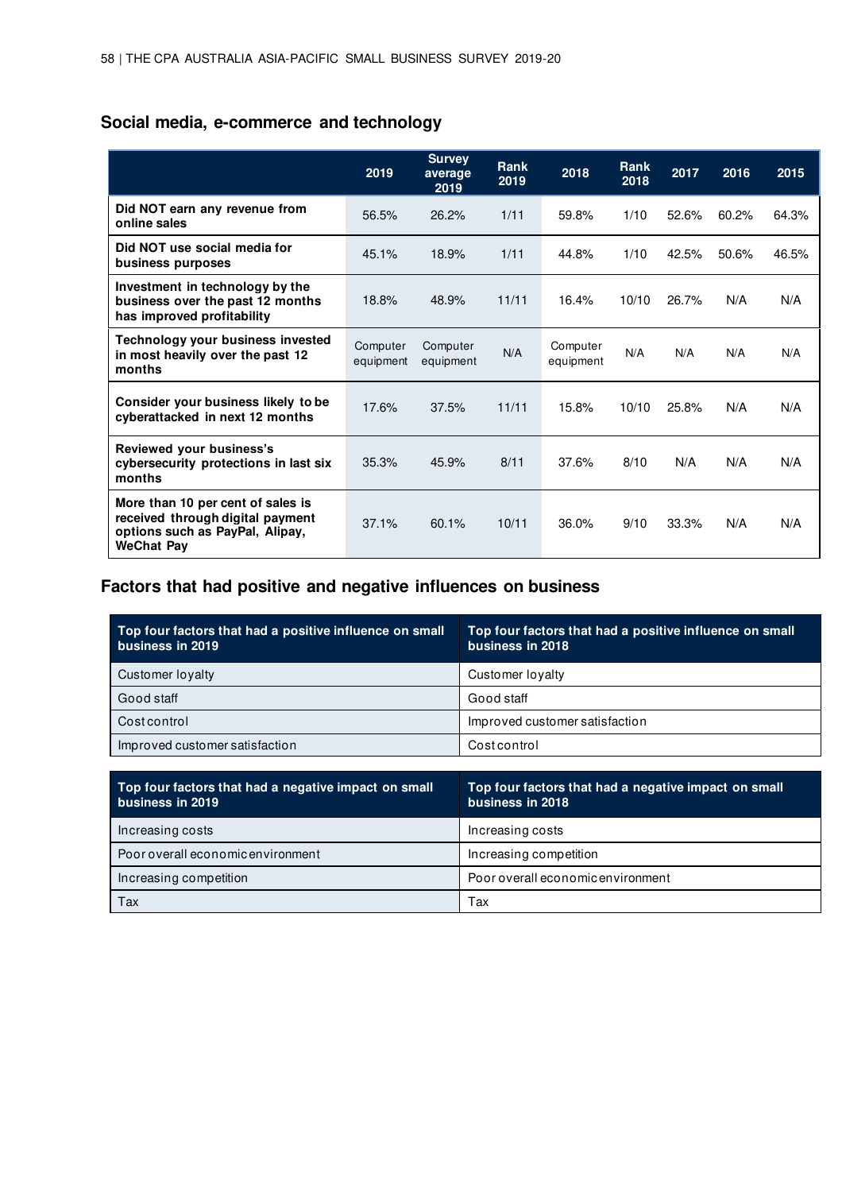## Social media, e-commerce and technology

| | 2019 | Survey average 2019 | Rank 2019 | 2018 | Rank 2018 | 2017 | 2016 | 2015 |
|---|---|---|---|---|---|---|---|---|
| **Did NOT earn any revenue from online sales** | 56.5% | 26.2% | 1/11 | 59.8% | 1/10 | 52.6% | 60.2% | 64.3% |
| **Did NOT use social media for business purposes** | 45.1% | 18.9% | 1/11 | 44.8% | 1/10 | 42.5% | 50.6% | 46.5% |
| **Investment in technology by the business over the past 12 months has improved profitability** | 18.8% | 48.9% | 11/11 | 16.4% | 10/10 | 26.7% | N/A | N/A |
| **Technology your business invested in most heavily over the past 12 months** | Computer equipment | Computer equipment | N/A | Computer equipment | N/A | N/A | N/A | N/A |
| **Consider your business likely to be cyberattacked in next 12 months** | 17.6% | 37.5% | 11/11 | 15.8% | 10/10 | 25.8% | N/A | N/A |
| **Reviewed your business's cybersecurity protections in last six months** | 35.3% | 45.9% | 8/11 | 37.6% | 8/10 | N/A | N/A | N/A |
| **More than 10 per cent of sales is received through digital payment options such as PayPal, Alipay, WeChat Pay** | 37.1% | 60.1% | 10/11 | 36.0% | 9/10 | 33.3% | N/A | N/A |

## Factors that had positive and negative influences on business

| Top four factors that had a positive influence on small business in 2019 | Top four factors that had a positive influence on small business in 2018 |
|---|---|
| Customer loyalty | Customer loyalty |
| Good staff | Good staff |
| Cost control | Improved customer satisfaction |
| Improved customer satisfaction | Cost control |

| Top four factors that had a negative impact on small business in 2019 | Top four factors that had a negative impact on small business in 2018 |
|---|---|
| Increasing costs | Increasing costs |
| Poor overall economic environment | Increasing competition |
| Increasing competition | Poor overall economic environment |
| Tax | Tax |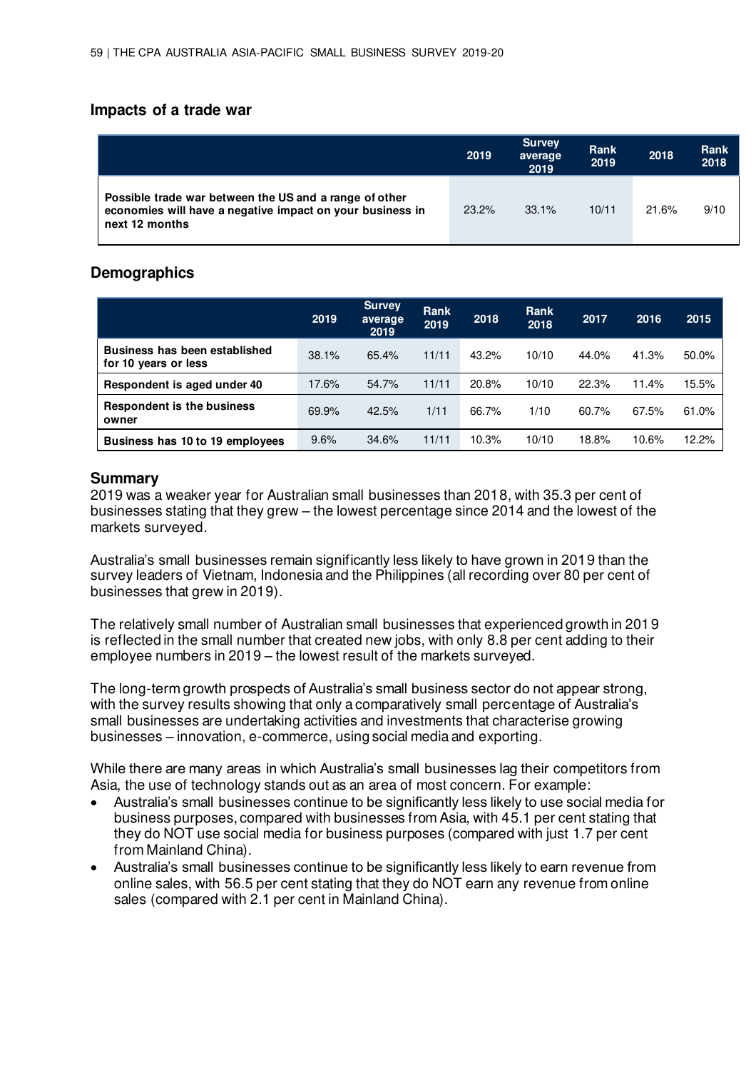## Impacts of a trade war

| | 2019 | Survey average 2019 | Rank 2019 | 2018 | Rank 2018 |
|---|---|---|---|---|---|
| **Possible trade war between the US and a range of other economies will have a negative impact on your business in next 12 months** | 23.2% | 33.1% | 10/11 | 21.6% | 9/10 |

## Demographics

| | 2019 | Survey average 2019 | Rank 2019 | 2018 | Rank 2018 | 2017 | 2016 | 2015 |
|---|---|---|---|---|---|---|---|---|
| **Business has been established for 10 years or less** | 38.1% | 65.4% | 11/11 | 43.2% | 10/10 | 44.0% | 41.3% | 50.0% |
| **Respondent is aged under 40** | 17.6% | 54.7% | 11/11 | 20.8% | 10/10 | 22.3% | 11.4% | 15.5% |
| **Respondent is the business owner** | 69.9% | 42.5% | 1/11 | 66.7% | 1/10 | 60.7% | 67.5% | 61.0% |
| **Business has 10 to 19 employees** | 9.6% | 34.6% | 11/11 | 10.3% | 10/10 | 18.8% | 10.6% | 12.2% |

## Summary

2019 was a weaker year for Australian small businesses than 2018, with 35.3 per cent of businesses stating that they grew – the lowest percentage since 2014 and the lowest of the markets surveyed.

Australia's small businesses remain significantly less likely to have grown in 2019 than the survey leaders of Vietnam, Indonesia and the Philippines (all recording over 80 per cent of businesses that grew in 2019).

The relatively small number of Australian small businesses that experienced growth in 2019 is reflected in the small number that created new jobs, with only 8.8 per cent adding to their employee numbers in 2019 – the lowest result of the markets surveyed.

The long-term growth prospects of Australia's small business sector do not appear strong, with the survey results showing that only a comparatively small percentage of Australia's small businesses are undertaking activities and investments that characterise growing businesses – innovation, e-commerce, using social media and exporting.

While there are many areas in which Australia's small businesses lag their competitors from Asia, the use of technology stands out as an area of most concern. For example:

- Australia's small businesses continue to be significantly less likely to use social media for business purposes, compared with businesses from Asia, with 45.1 per cent stating that they do NOT use social media for business purposes (compared with just 1.7 per cent from Mainland China).
- Australia's small businesses continue to be significantly less likely to earn revenue from online sales, with 56.5 per cent stating that they do NOT earn any revenue from online sales (compared with 2.1 per cent in Mainland China).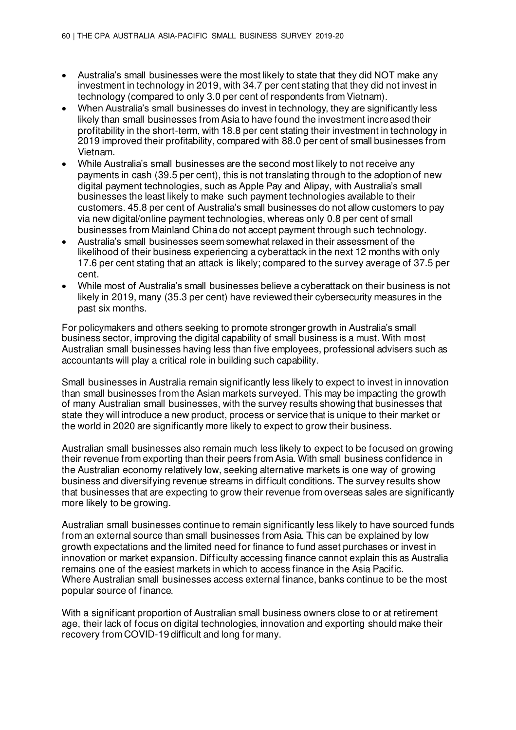- Australia's small businesses were the most likely to state that they did NOT make any investment in technology in 2019, with 34.7 per cent stating that they did not invest in technology (compared to only 3.0 per cent of respondents from Vietnam).
- When Australia's small businesses do invest in technology, they are significantly less likely than small businesses from Asia to have found the investment increased their profitability in the short-term, with 18.8 per cent stating their investment in technology in 2019 improved their profitability, compared with 88.0 per cent of small businesses from Vietnam.
- While Australia's small businesses are the second most likely to not receive any payments in cash (39.5 per cent), this is not translating through to the adoption of new digital payment technologies, such as Apple Pay and Alipay, with Australia's small businesses the least likely to make such payment technologies available to their customers. 45.8 per cent of Australia's small businesses do not allow customers to pay via new digital/online payment technologies, whereas only 0.8 per cent of small businesses from Mainland China do not accept payment through such technology.
- Australia's small businesses seem somewhat relaxed in their assessment of the likelihood of their business experiencing a cyberattack in the next 12 months with only 17.6 per cent stating that an attack is likely; compared to the survey average of 37.5 per cent.
- While most of Australia's small businesses believe a cyberattack on their business is not likely in 2019, many (35.3 per cent) have reviewed their cybersecurity measures in the past six months.

For policymakers and others seeking to promote stronger growth in Australia's small business sector, improving the digital capability of small business is a must. With most Australian small businesses having less than five employees, professional advisers such as accountants will play a critical role in building such capability.

Small businesses in Australia remain significantly less likely to expect to invest in innovation than small businesses from the Asian markets surveyed. This may be impacting the growth of many Australian small businesses, with the survey results showing that businesses that state they will introduce a new product, process or service that is unique to their market or the world in 2020 are significantly more likely to expect to grow their business.

Australian small businesses also remain much less likely to expect to be focused on growing their revenue from exporting than their peers from Asia. With small business confidence in the Australian economy relatively low, seeking alternative markets is one way of growing business and diversifying revenue streams in difficult conditions. The survey results show that businesses that are expecting to grow their revenue from overseas sales are significantly more likely to be growing.

Australian small businesses continue to remain significantly less likely to have sourced funds from an external source than small businesses from Asia. This can be explained by low growth expectations and the limited need for finance to fund asset purchases or invest in innovation or market expansion. Difficulty accessing finance cannot explain this as Australia remains one of the easiest markets in which to access finance in the Asia Pacific. Where Australian small businesses access external finance, banks continue to be the most popular source of finance.

With a significant proportion of Australian small business owners close to or at retirement age, their lack of focus on digital technologies, innovation and exporting should make their recovery from COVID-19 difficult and long for many.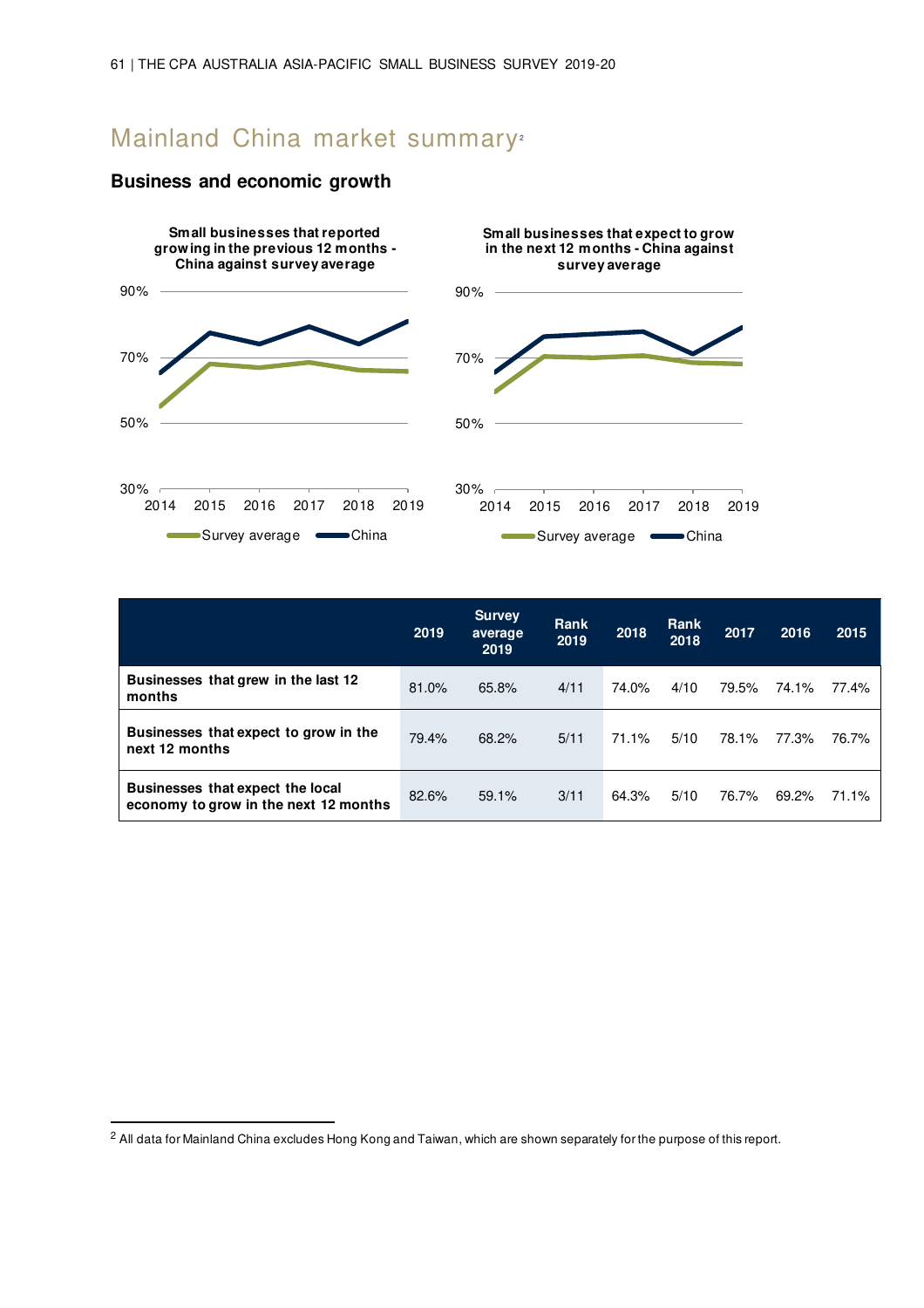# Mainland China market summary[2]

## Business and economic growth

**Small businesses that reported growing in the previous 12 months - China against survey average**

**Small businesses that expect to grow in the next 12 months - China against survey average**

| | 2019 | Survey average 2019 | Rank 2019 | 2018 | Rank 2018 | 2017 | 2016 | 2015 |
|---|---|---|---|---|---|---|---|---|
| **Businesses that grew in the last 12 months** | 81.0% | 65.8% | 4/11 | 74.0% | 4/10 | 79.5% | 74.1% | 77.4% |
| **Businesses that expect to grow in the next 12 months** | 79.4% | 68.2% | 5/11 | 71.1% | 5/10 | 78.1% | 77.3% | 76.7% |
| **Businesses that expect the local economy to grow in the next 12 months** | 82.6% | 59.1% | 3/11 | 64.3% | 5/10 | 76.7% | 69.2% | 71.1% |

[2] All data for Mainland China excludes Hong Kong and Taiwan, which are shown separately for the purpose of this report.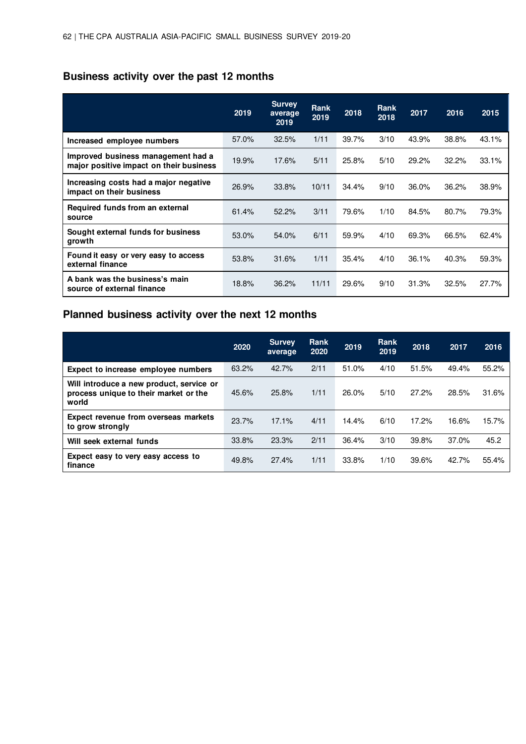## Business activity over the past 12 months

| | 2019 | Survey average 2019 | Rank 2019 | 2018 | Rank 2018 | 2017 | 2016 | 2015 |
|---|---|---|---|---|---|---|---|---|
| Increased employee numbers | 57.0% | 32.5% | 1/11 | 39.7% | 3/10 | 43.9% | 38.8% | 43.1% |
| Improved business management had a major positive impact on their business | 19.9% | 17.6% | 5/11 | 25.8% | 5/10 | 29.2% | 32.2% | 33.1% |
| Increasing costs had a major negative impact on their business | 26.9% | 33.8% | 10/11 | 34.4% | 9/10 | 36.0% | 36.2% | 38.9% |
| Required funds from an external source | 61.4% | 52.2% | 3/11 | 79.6% | 1/10 | 84.5% | 80.7% | 79.3% |
| Sought external funds for business growth | 53.0% | 54.0% | 6/11 | 59.9% | 4/10 | 69.3% | 66.5% | 62.4% |
| Found it easy or very easy to access external finance | 53.8% | 31.6% | 1/11 | 35.4% | 4/10 | 36.1% | 40.3% | 59.3% |
| A bank was the business's main source of external finance | 18.8% | 36.2% | 11/11 | 29.6% | 9/10 | 31.3% | 32.5% | 27.7% |

## Planned business activity over the next 12 months

| | 2020 | Survey average | Rank 2020 | 2019 | Rank 2019 | 2018 | 2017 | 2016 |
|---|---|---|---|---|---|---|---|---|
| Expect to increase employee numbers | 63.2% | 42.7% | 2/11 | 51.0% | 4/10 | 51.5% | 49.4% | 55.2% |
| Will introduce a new product, service or process unique to their market or the world | 45.6% | 25.8% | 1/11 | 26.0% | 5/10 | 27.2% | 28.5% | 31.6% |
| Expect revenue from overseas markets to grow strongly | 23.7% | 17.1% | 4/11 | 14.4% | 6/10 | 17.2% | 16.6% | 15.7% |
| Will seek external funds | 33.8% | 23.3% | 2/11 | 36.4% | 3/10 | 39.8% | 37.0% | 45.2 |
| Expect easy to very easy access to finance | 49.8% | 27.4% | 1/11 | 33.8% | 1/10 | 39.6% | 42.7% | 55.4% |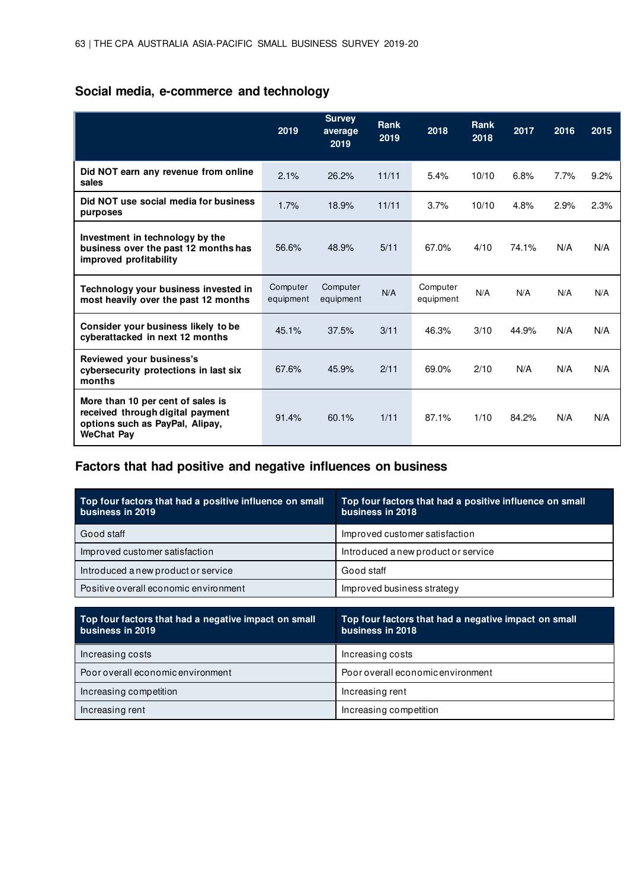## Social media, e-commerce and technology

| | 2019 | Survey average 2019 | Rank 2019 | 2018 | Rank 2018 | 2017 | 2016 | 2015 |
|---|---|---|---|---|---|---|---|---|
| **Did NOT earn any revenue from online sales** | 2.1% | 26.2% | 11/11 | 5.4% | 10/10 | 6.8% | 7.7% | 9.2% |
| **Did NOT use social media for business purposes** | 1.7% | 18.9% | 11/11 | 3.7% | 10/10 | 4.8% | 2.9% | 2.3% |
| **Investment in technology by the business over the past 12 months has improved profitability** | 56.6% | 48.9% | 5/11 | 67.0% | 4/10 | 74.1% | N/A | N/A |
| **Technology your business invested in most heavily over the past 12 months** | Computer equipment | Computer equipment | N/A | Computer equipment | N/A | N/A | N/A | N/A |
| **Consider your business likely to be cyberattacked in next 12 months** | 45.1% | 37.5% | 3/11 | 46.3% | 3/10 | 44.9% | N/A | N/A |
| **Reviewed your business's cybersecurity protections in last six months** | 67.6% | 45.9% | 2/11 | 69.0% | 2/10 | N/A | N/A | N/A |
| **More than 10 per cent of sales is received through digital payment options such as PayPal, Alipay, WeChat Pay** | 91.4% | 60.1% | 1/11 | 87.1% | 1/10 | 84.2% | N/A | N/A |

## Factors that had positive and negative influences on business

| Top four factors that had a positive influence on small business in 2019 | Top four factors that had a positive influence on small business in 2018 |
|---|---|
| Good staff | Improved customer satisfaction |
| Improved customer satisfaction | Introduced a new product or service |
| Introduced a new product or service | Good staff |
| Positive overall economic environment | Improved business strategy |

| Top four factors that had a negative impact on small business in 2019 | Top four factors that had a negative impact on small business in 2018 |
|---|---|
| Increasing costs | Increasing costs |
| Poor overall economic environment | Poor overall economic environment |
| Increasing competition | Increasing rent |
| Increasing rent | Increasing competition |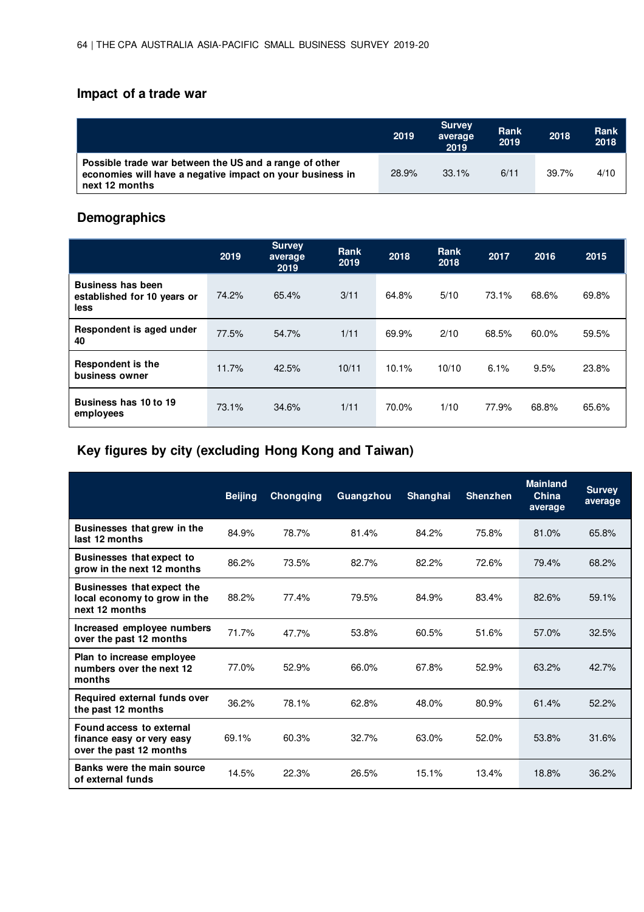## Impact of a trade war

| | 2019 | Survey average 2019 | Rank 2019 | 2018 | Rank 2018 |
|---|---|---|---|---|---|
| **Possible trade war between the US and a range of other economies will have a negative impact on your business in next 12 months** | 28.9% | 33.1% | 6/11 | 39.7% | 4/10 |

## Demographics

| | 2019 | Survey average 2019 | Rank 2019 | 2018 | Rank 2018 | 2017 | 2016 | 2015 |
|---|---|---|---|---|---|---|---|---|
| **Business has been established for 10 years or less** | 74.2% | 65.4% | 3/11 | 64.8% | 5/10 | 73.1% | 68.6% | 69.8% |
| **Respondent is aged under 40** | 77.5% | 54.7% | 1/11 | 69.9% | 2/10 | 68.5% | 60.0% | 59.5% |
| **Respondent is the business owner** | 11.7% | 42.5% | 10/11 | 10.1% | 10/10 | 6.1% | 9.5% | 23.8% |
| **Business has 10 to 19 employees** | 73.1% | 34.6% | 1/11 | 70.0% | 1/10 | 77.9% | 68.8% | 65.6% |

## Key figures by city (excluding Hong Kong and Taiwan)

| | Beijing | Chongqing | Guangzhou | Shanghai | Shenzhen | Mainland China average | Survey average |
|---|---|---|---|---|---|---|---|
| **Businesses that grew in the last 12 months** | 84.9% | 78.7% | 81.4% | 84.2% | 75.8% | 81.0% | 65.8% |
| **Businesses that expect to grow in the next 12 months** | 86.2% | 73.5% | 82.7% | 82.2% | 72.6% | 79.4% | 68.2% |
| **Businesses that expect the local economy to grow in the next 12 months** | 88.2% | 77.4% | 79.5% | 84.9% | 83.4% | 82.6% | 59.1% |
| **Increased employee numbers over the past 12 months** | 71.7% | 47.7% | 53.8% | 60.5% | 51.6% | 57.0% | 32.5% |
| **Plan to increase employee numbers over the next 12 months** | 77.0% | 52.9% | 66.0% | 67.8% | 52.9% | 63.2% | 42.7% |
| **Required external funds over the past 12 months** | 36.2% | 78.1% | 62.8% | 48.0% | 80.9% | 61.4% | 52.2% |
| **Found access to external finance easy or very easy over the past 12 months** | 69.1% | 60.3% | 32.7% | 63.0% | 52.0% | 53.8% | 31.6% |
| **Banks were the main source of external funds** | 14.5% | 22.3% | 26.5% | 15.1% | 13.4% | 18.8% | 36.2% |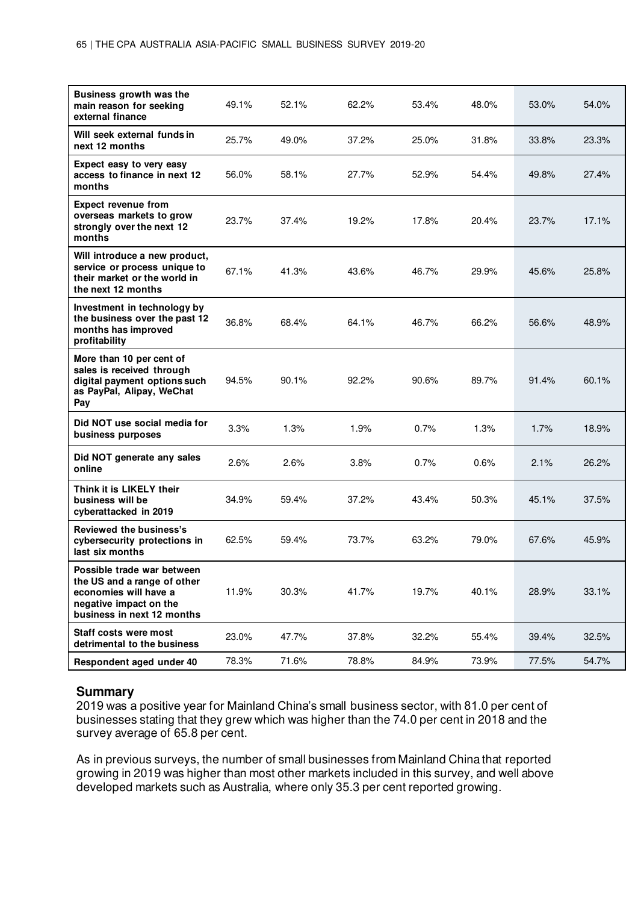| | | | | | | | |
|---|---|---|---|---|---|---|---|
| **Business growth was the main reason for seeking external finance** | 49.1% | 52.1% | 62.2% | 53.4% | 48.0% | 53.0% | 54.0% |
| **Will seek external funds in next 12 months** | 25.7% | 49.0% | 37.2% | 25.0% | 31.8% | 33.8% | 23.3% |
| **Expect easy to very easy access to finance in next 12 months** | 56.0% | 58.1% | 27.7% | 52.9% | 54.4% | 49.8% | 27.4% |
| **Expect revenue from overseas markets to grow strongly over the next 12 months** | 23.7% | 37.4% | 19.2% | 17.8% | 20.4% | 23.7% | 17.1% |
| **Will introduce a new product, service or process unique to their market or the world in the next 12 months** | 67.1% | 41.3% | 43.6% | 46.7% | 29.9% | 45.6% | 25.8% |
| **Investment in technology by the business over the past 12 months has improved profitability** | 36.8% | 68.4% | 64.1% | 46.7% | 66.2% | 56.6% | 48.9% |
| **More than 10 per cent of sales is received through digital payment options such as PayPal, Alipay, WeChat Pay** | 94.5% | 90.1% | 92.2% | 90.6% | 89.7% | 91.4% | 60.1% |
| **Did NOT use social media for business purposes** | 3.3% | 1.3% | 1.9% | 0.7% | 1.3% | 1.7% | 18.9% |
| **Did NOT generate any sales online** | 2.6% | 2.6% | 3.8% | 0.7% | 0.6% | 2.1% | 26.2% |
| **Think it is LIKELY their business will be cyberattacked in 2019** | 34.9% | 59.4% | 37.2% | 43.4% | 50.3% | 45.1% | 37.5% |
| **Reviewed the business's cybersecurity protections in last six months** | 62.5% | 59.4% | 73.7% | 63.2% | 79.0% | 67.6% | 45.9% |
| **Possible trade war between the US and a range of other economies will have a negative impact on the business in next 12 months** | 11.9% | 30.3% | 41.7% | 19.7% | 40.1% | 28.9% | 33.1% |
| **Staff costs were most detrimental to the business** | 23.0% | 47.7% | 37.8% | 32.2% | 55.4% | 39.4% | 32.5% |
| **Respondent aged under 40** | 78.3% | 71.6% | 78.8% | 84.9% | 73.9% | 77.5% | 54.7% |

## Summary

2019 was a positive year for Mainland China's small business sector, with 81.0 per cent of businesses stating that they grew which was higher than the 74.0 per cent in 2018 and the survey average of 65.8 per cent.

As in previous surveys, the number of small businesses from Mainland China that reported growing in 2019 was higher than most other markets included in this survey, and well above developed markets such as Australia, where only 35.3 per cent reported growing.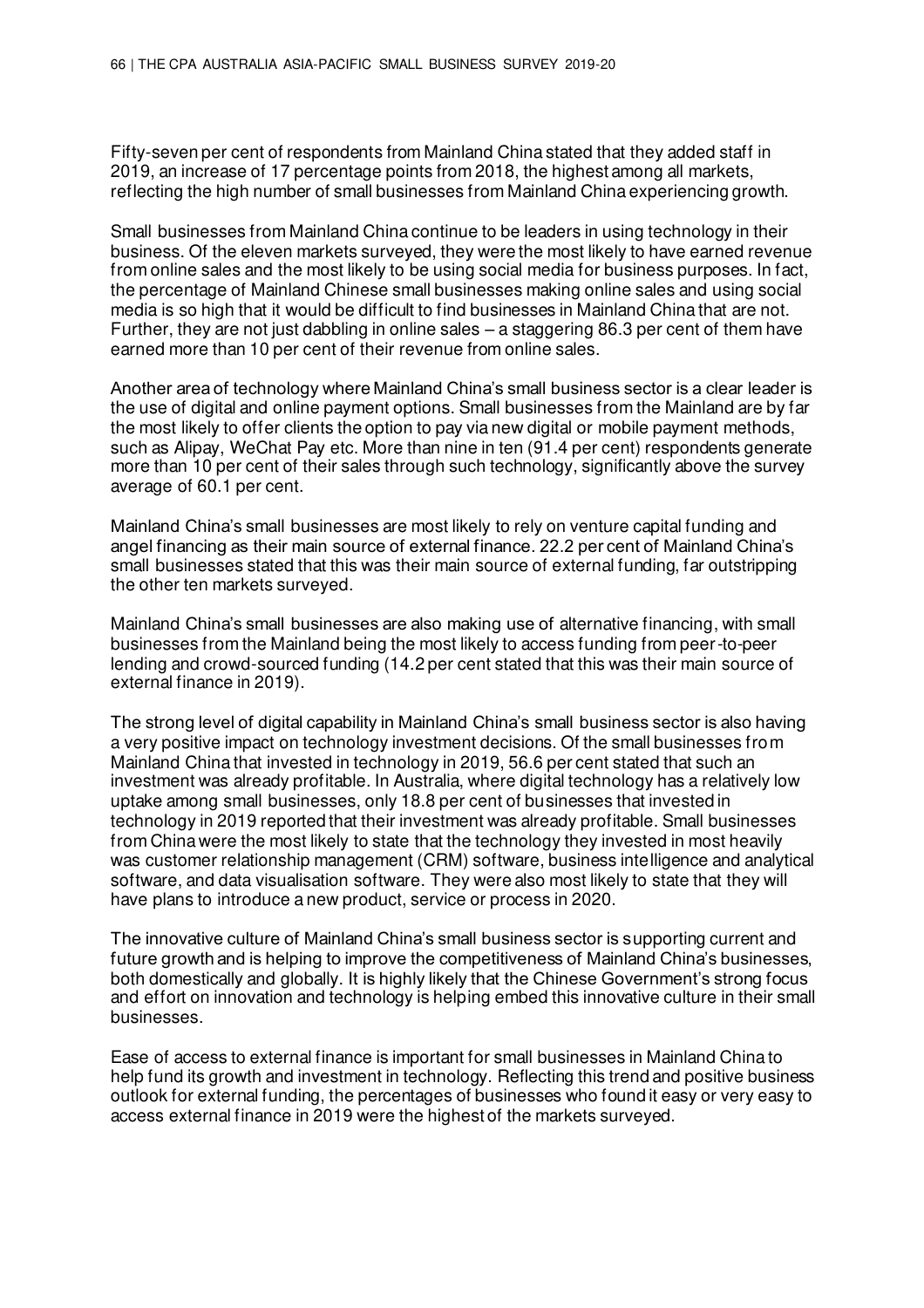Fifty-seven per cent of respondents from Mainland China stated that they added staff in 2019, an increase of 17 percentage points from 2018, the highest among all markets, reflecting the high number of small businesses from Mainland China experiencing growth.

Small businesses from Mainland China continue to be leaders in using technology in their business. Of the eleven markets surveyed, they were the most likely to have earned revenue from online sales and the most likely to be using social media for business purposes. In fact, the percentage of Mainland Chinese small businesses making online sales and using social media is so high that it would be difficult to find businesses in Mainland China that are not. Further, they are not just dabbling in online sales – a staggering 86.3 per cent of them have earned more than 10 per cent of their revenue from online sales.

Another area of technology where Mainland China's small business sector is a clear leader is the use of digital and online payment options. Small businesses from the Mainland are by far the most likely to offer clients the option to pay via new digital or mobile payment methods, such as Alipay, WeChat Pay etc. More than nine in ten (91.4 per cent) respondents generate more than 10 per cent of their sales through such technology, significantly above the survey average of 60.1 per cent.

Mainland China's small businesses are most likely to rely on venture capital funding and angel financing as their main source of external finance. 22.2 per cent of Mainland China's small businesses stated that this was their main source of external funding, far outstripping the other ten markets surveyed.

Mainland China's small businesses are also making use of alternative financing, with small businesses from the Mainland being the most likely to access funding from peer-to-peer lending and crowd-sourced funding (14.2 per cent stated that this was their main source of external finance in 2019).

The strong level of digital capability in Mainland China's small business sector is also having a very positive impact on technology investment decisions. Of the small businesses from Mainland China that invested in technology in 2019, 56.6 per cent stated that such an investment was already profitable. In Australia, where digital technology has a relatively low uptake among small businesses, only 18.8 per cent of businesses that invested in technology in 2019 reported that their investment was already profitable. Small businesses from China were the most likely to state that the technology they invested in most heavily was customer relationship management (CRM) software, business intelligence and analytical software, and data visualisation software. They were also most likely to state that they will have plans to introduce a new product, service or process in 2020.

The innovative culture of Mainland China's small business sector is supporting current and future growth and is helping to improve the competitiveness of Mainland China's businesses, both domestically and globally. It is highly likely that the Chinese Government's strong focus and effort on innovation and technology is helping embed this innovative culture in their small businesses.

Ease of access to external finance is important for small businesses in Mainland China to help fund its growth and investment in technology. Reflecting this trend and positive business outlook for external funding, the percentages of businesses who found it easy or very easy to access external finance in 2019 were the highest of the markets surveyed.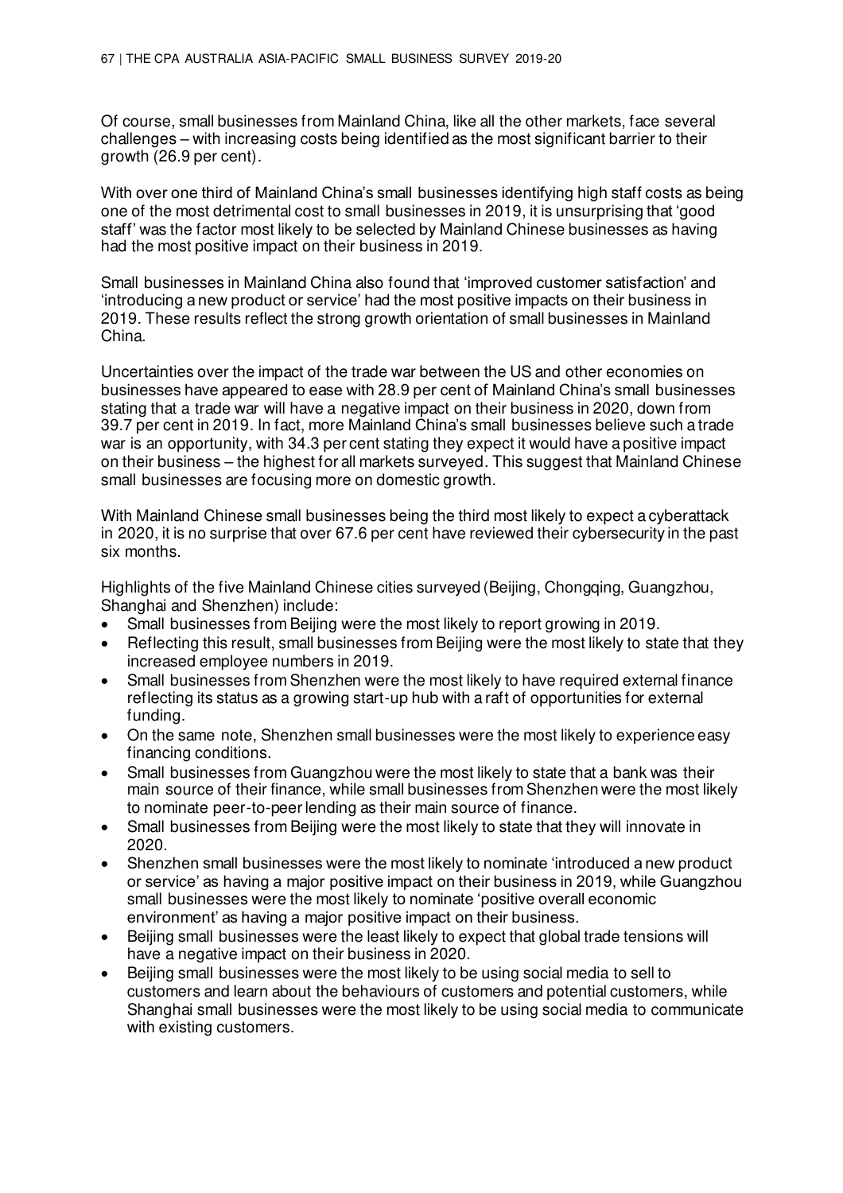Of course, small businesses from Mainland China, like all the other markets, face several challenges – with increasing costs being identified as the most significant barrier to their growth (26.9 per cent).

With over one third of Mainland China's small businesses identifying high staff costs as being one of the most detrimental cost to small businesses in 2019, it is unsurprising that 'good staff' was the factor most likely to be selected by Mainland Chinese businesses as having had the most positive impact on their business in 2019.

Small businesses in Mainland China also found that 'improved customer satisfaction' and 'introducing a new product or service' had the most positive impacts on their business in 2019. These results reflect the strong growth orientation of small businesses in Mainland China.

Uncertainties over the impact of the trade war between the US and other economies on businesses have appeared to ease with 28.9 per cent of Mainland China's small businesses stating that a trade war will have a negative impact on their business in 2020, down from 39.7 per cent in 2019. In fact, more Mainland China's small businesses believe such a trade war is an opportunity, with 34.3 per cent stating they expect it would have a positive impact on their business – the highest for all markets surveyed. This suggest that Mainland Chinese small businesses are focusing more on domestic growth.

With Mainland Chinese small businesses being the third most likely to expect a cyberattack in 2020, it is no surprise that over 67.6 per cent have reviewed their cybersecurity in the past six months.

Highlights of the five Mainland Chinese cities surveyed (Beijing, Chongqing, Guangzhou, Shanghai and Shenzhen) include:

- Small businesses from Beijing were the most likely to report growing in 2019.
- Reflecting this result, small businesses from Beijing were the most likely to state that they increased employee numbers in 2019.
- Small businesses from Shenzhen were the most likely to have required external finance reflecting its status as a growing start-up hub with a raft of opportunities for external funding.
- On the same note, Shenzhen small businesses were the most likely to experience easy financing conditions.
- Small businesses from Guangzhou were the most likely to state that a bank was their main source of their finance, while small businesses from Shenzhen were the most likely to nominate peer-to-peer lending as their main source of finance.
- Small businesses from Beijing were the most likely to state that they will innovate in 2020.
- Shenzhen small businesses were the most likely to nominate 'introduced a new product or service' as having a major positive impact on their business in 2019, while Guangzhou small businesses were the most likely to nominate 'positive overall economic environment' as having a major positive impact on their business.
- Beijing small businesses were the least likely to expect that global trade tensions will have a negative impact on their business in 2020.
- Beijing small businesses were the most likely to be using social media to sell to customers and learn about the behaviours of customers and potential customers, while Shanghai small businesses were the most likely to be using social media to communicate with existing customers.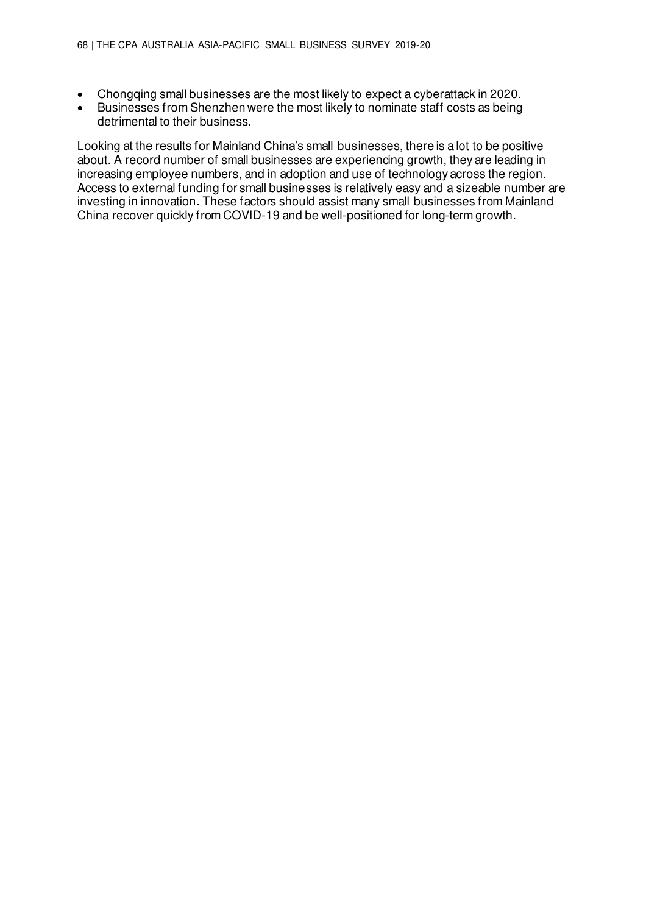- Chongqing small businesses are the most likely to expect a cyberattack in 2020.
- Businesses from Shenzhen were the most likely to nominate staff costs as being detrimental to their business.

Looking at the results for Mainland China's small businesses, there is a lot to be positive about. A record number of small businesses are experiencing growth, they are leading in increasing employee numbers, and in adoption and use of technology across the region. Access to external funding for small businesses is relatively easy and a sizeable number are investing in innovation. These factors should assist many small businesses from Mainland China recover quickly from COVID-19 and be well-positioned for long-term growth.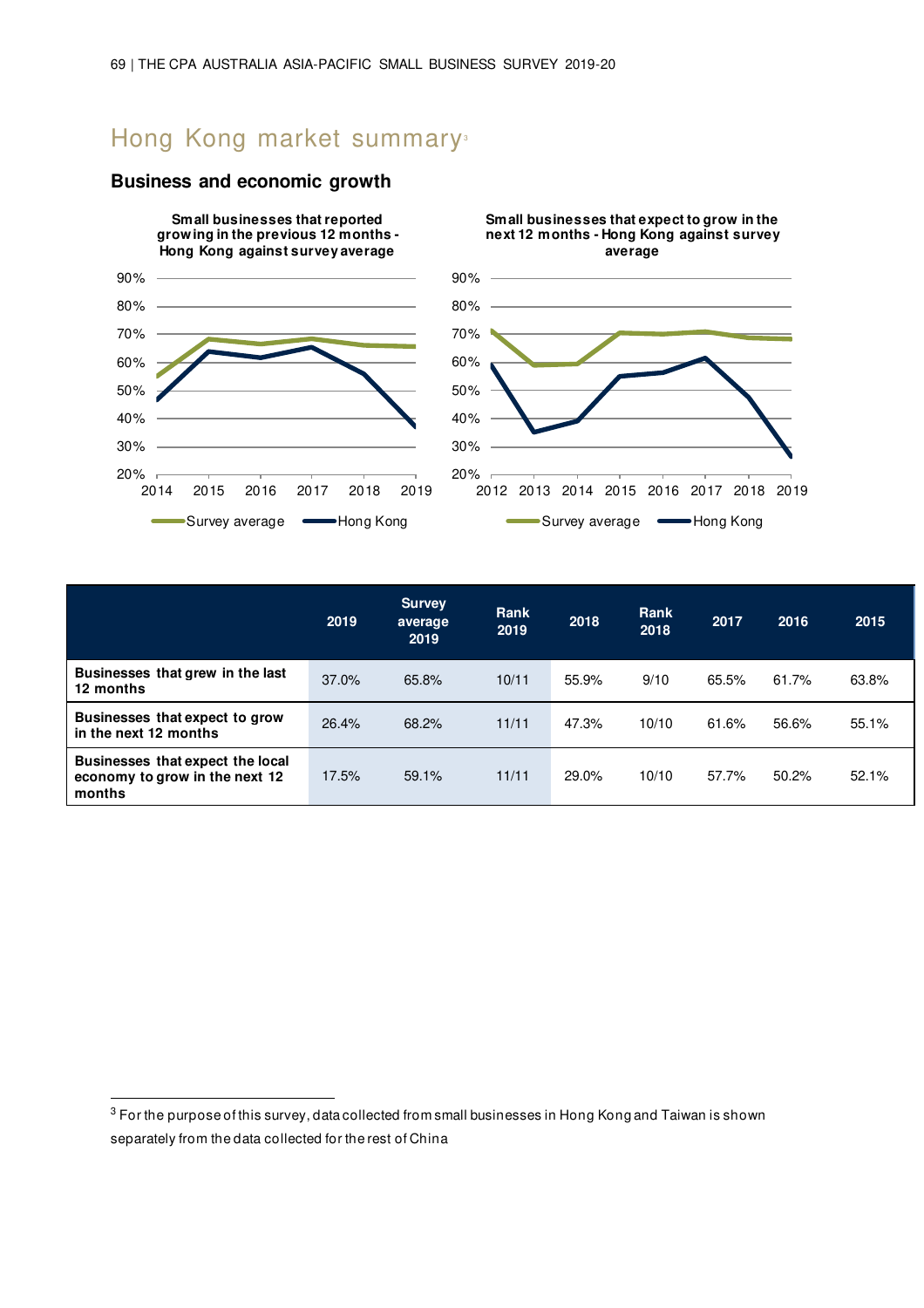# Hong Kong market summary[3]

## Business and economic growth

**Small businesses that reported growing in the previous 12 months - Hong Kong against survey average**

**Small businesses that expect to grow in the next 12 months - Hong Kong against survey average**

| | 2019 | Survey average 2019 | Rank 2019 | 2018 | Rank 2018 | 2017 | 2016 | 2015 |
|---|---|---|---|---|---|---|---|---|
| **Businesses that grew in the last 12 months** | 37.0% | 65.8% | 10/11 | 55.9% | 9/10 | 65.5% | 61.7% | 63.8% |
| **Businesses that expect to grow in the next 12 months** | 26.4% | 68.2% | 11/11 | 47.3% | 10/10 | 61.6% | 56.6% | 55.1% |
| **Businesses that expect the local economy to grow in the next 12 months** | 17.5% | 59.1% | 11/11 | 29.0% | 10/10 | 57.7% | 50.2% | 52.1% |

---

[3] For the purpose of this survey, data collected from small businesses in Hong Kong and Taiwan is shown separately from the data collected for the rest of China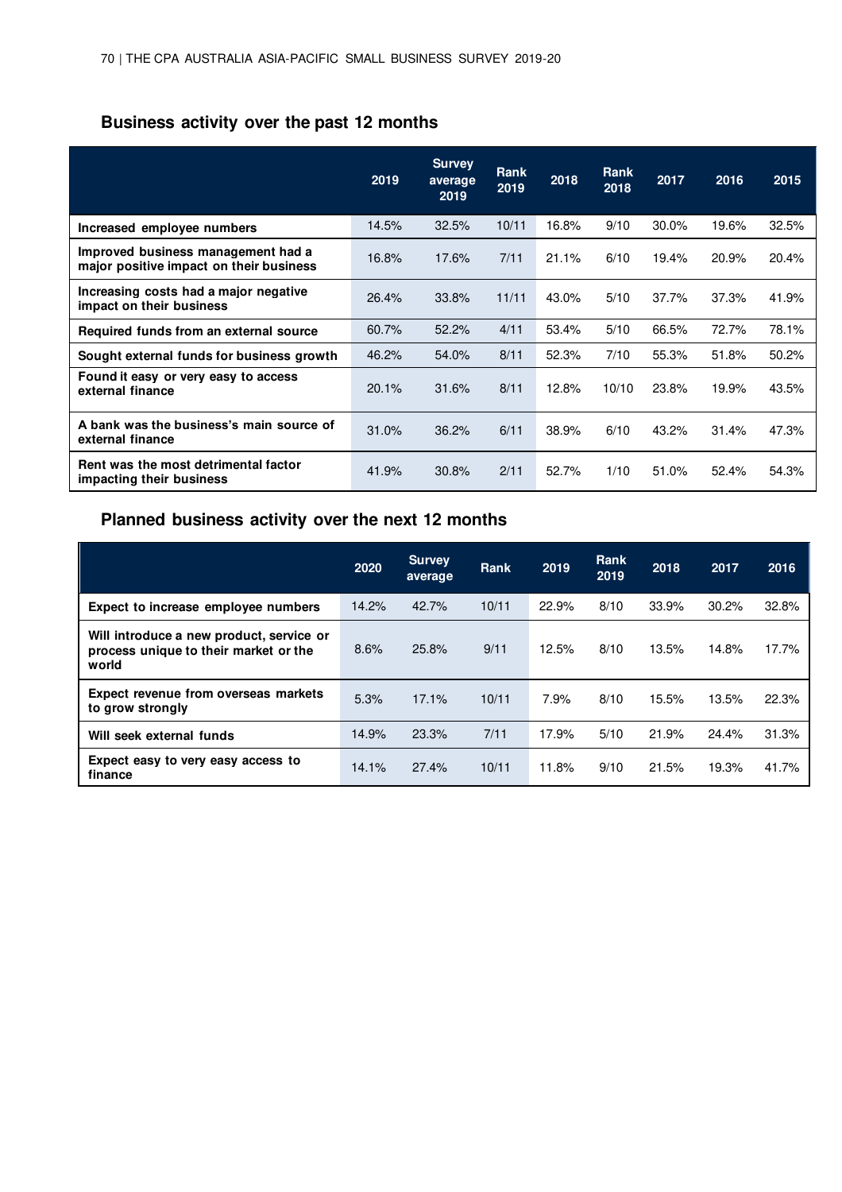## Business activity over the past 12 months

| | 2019 | Survey average 2019 | Rank 2019 | 2018 | Rank 2018 | 2017 | 2016 | 2015 |
|---|---|---|---|---|---|---|---|---|
| Increased employee numbers | 14.5% | 32.5% | 10/11 | 16.8% | 9/10 | 30.0% | 19.6% | 32.5% |
| Improved business management had a major positive impact on their business | 16.8% | 17.6% | 7/11 | 21.1% | 6/10 | 19.4% | 20.9% | 20.4% |
| Increasing costs had a major negative impact on their business | 26.4% | 33.8% | 11/11 | 43.0% | 5/10 | 37.7% | 37.3% | 41.9% |
| Required funds from an external source | 60.7% | 52.2% | 4/11 | 53.4% | 5/10 | 66.5% | 72.7% | 78.1% |
| Sought external funds for business growth | 46.2% | 54.0% | 8/11 | 52.3% | 7/10 | 55.3% | 51.8% | 50.2% |
| Found it easy or very easy to access external finance | 20.1% | 31.6% | 8/11 | 12.8% | 10/10 | 23.8% | 19.9% | 43.5% |
| A bank was the business's main source of external finance | 31.0% | 36.2% | 6/11 | 38.9% | 6/10 | 43.2% | 31.4% | 47.3% |
| Rent was the most detrimental factor impacting their business | 41.9% | 30.8% | 2/11 | 52.7% | 1/10 | 51.0% | 52.4% | 54.3% |

## Planned business activity over the next 12 months

| | 2020 | Survey average | Rank | 2019 | Rank 2019 | 2018 | 2017 | 2016 |
|---|---|---|---|---|---|---|---|---|
| Expect to increase employee numbers | 14.2% | 42.7% | 10/11 | 22.9% | 8/10 | 33.9% | 30.2% | 32.8% |
| Will introduce a new product, service or process unique to their market or the world | 8.6% | 25.8% | 9/11 | 12.5% | 8/10 | 13.5% | 14.8% | 17.7% |
| Expect revenue from overseas markets to grow strongly | 5.3% | 17.1% | 10/11 | 7.9% | 8/10 | 15.5% | 13.5% | 22.3% |
| Will seek external funds | 14.9% | 23.3% | 7/11 | 17.9% | 5/10 | 21.9% | 24.4% | 31.3% |
| Expect easy to very easy access to finance | 14.1% | 27.4% | 10/11 | 11.8% | 9/10 | 21.5% | 19.3% | 41.7% |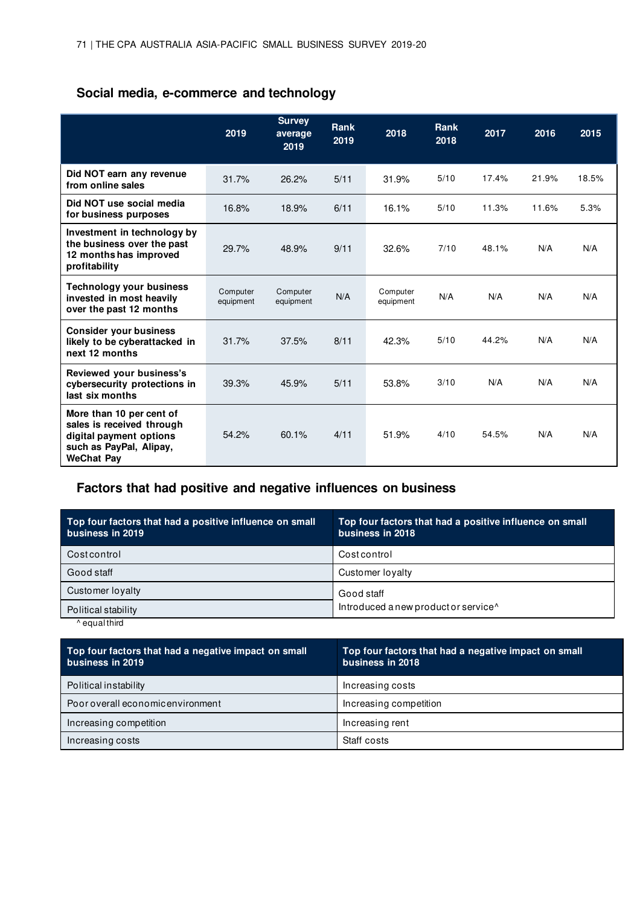## Social media, e-commerce and technology

| | 2019 | Survey average 2019 | Rank 2019 | 2018 | Rank 2018 | 2017 | 2016 | 2015 |
|---|---|---|---|---|---|---|---|---|
| **Did NOT earn any revenue from online sales** | 31.7% | 26.2% | 5/11 | 31.9% | 5/10 | 17.4% | 21.9% | 18.5% |
| **Did NOT use social media for business purposes** | 16.8% | 18.9% | 6/11 | 16.1% | 5/10 | 11.3% | 11.6% | 5.3% |
| **Investment in technology by the business over the past 12 months has improved profitability** | 29.7% | 48.9% | 9/11 | 32.6% | 7/10 | 48.1% | N/A | N/A |
| **Technology your business invested in most heavily over the past 12 months** | Computer equipment | Computer equipment | N/A | Computer equipment | N/A | N/A | N/A | N/A |
| **Consider your business likely to be cyberattacked in next 12 months** | 31.7% | 37.5% | 8/11 | 42.3% | 5/10 | 44.2% | N/A | N/A |
| **Reviewed your business's cybersecurity protections in last six months** | 39.3% | 45.9% | 5/11 | 53.8% | 3/10 | N/A | N/A | N/A |
| **More than 10 per cent of sales is received through digital payment options such as PayPal, Alipay, WeChat Pay** | 54.2% | 60.1% | 4/11 | 51.9% | 4/10 | 54.5% | N/A | N/A |

## Factors that had positive and negative influences on business

| Top four factors that had a positive influence on small business in 2019 | Top four factors that had a positive influence on small business in 2018 |
|---|---|
| Cost control | Cost control |
| Good staff | Customer loyalty |
| Customer loyalty | Good staff |
| Political stability | Introduced a new product or service^ |

^ equal third

| Top four factors that had a negative impact on small business in 2019 | Top four factors that had a negative impact on small business in 2018 |
|---|---|
| Political instability | Increasing costs |
| Poor overall economic environment | Increasing competition |
| Increasing competition | Increasing rent |
| Increasing costs | Staff costs |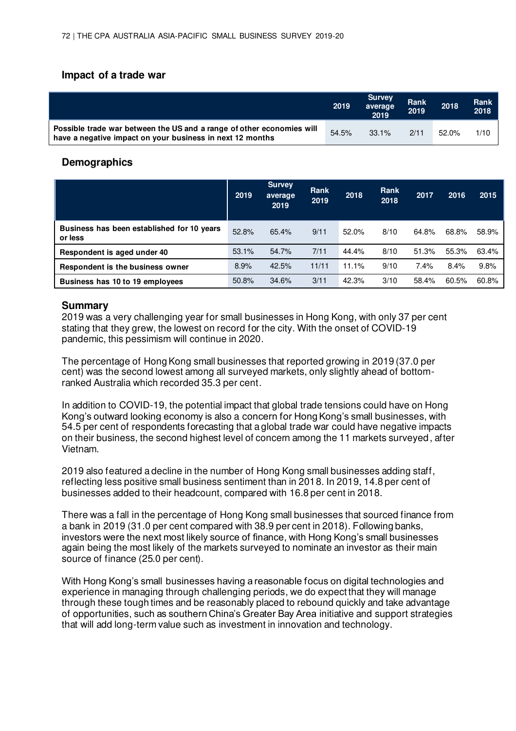## Impact of a trade war

| | 2019 | Survey average 2019 | Rank 2019 | 2018 | Rank 2018 |
|---|---|---|---|---|---|
| Possible trade war between the US and a range of other economies will have a negative impact on your business in next 12 months | 54.5% | 33.1% | 2/11 | 52.0% | 1/10 |

## Demographics

| | 2019 | Survey average 2019 | Rank 2019 | 2018 | Rank 2018 | 2017 | 2016 | 2015 |
|---|---|---|---|---|---|---|---|---|
| Business has been established for 10 years or less | 52.8% | 65.4% | 9/11 | 52.0% | 8/10 | 64.8% | 68.8% | 58.9% |
| Respondent is aged under 40 | 53.1% | 54.7% | 7/11 | 44.4% | 8/10 | 51.3% | 55.3% | 63.4% |
| Respondent is the business owner | 8.9% | 42.5% | 11/11 | 11.1% | 9/10 | 7.4% | 8.4% | 9.8% |
| Business has 10 to 19 employees | 50.8% | 34.6% | 3/11 | 42.3% | 3/10 | 58.4% | 60.5% | 60.8% |

## Summary

2019 was a very challenging year for small businesses in Hong Kong, with only 37 per cent stating that they grew, the lowest on record for the city. With the onset of COVID-19 pandemic, this pessimism will continue in 2020.

The percentage of Hong Kong small businesses that reported growing in 2019 (37.0 per cent) was the second lowest among all surveyed markets, only slightly ahead of bottom-ranked Australia which recorded 35.3 per cent.

In addition to COVID-19, the potential impact that global trade tensions could have on Hong Kong's outward looking economy is also a concern for Hong Kong's small businesses, with 54.5 per cent of respondents forecasting that a global trade war could have negative impacts on their business, the second highest level of concern among the 11 markets surveyed, after Vietnam.

2019 also featured a decline in the number of Hong Kong small businesses adding staff, reflecting less positive small business sentiment than in 2018. In 2019, 14.8 per cent of businesses added to their headcount, compared with 16.8 per cent in 2018.

There was a fall in the percentage of Hong Kong small businesses that sourced finance from a bank in 2019 (31.0 per cent compared with 38.9 per cent in 2018). Following banks, investors were the next most likely source of finance, with Hong Kong's small businesses again being the most likely of the markets surveyed to nominate an investor as their main source of finance (25.0 per cent).

With Hong Kong's small businesses having a reasonable focus on digital technologies and experience in managing through challenging periods, we do expect that they will manage through these tough times and be reasonably placed to rebound quickly and take advantage of opportunities, such as southern China's Greater Bay Area initiative and support strategies that will add long-term value such as investment in innovation and technology.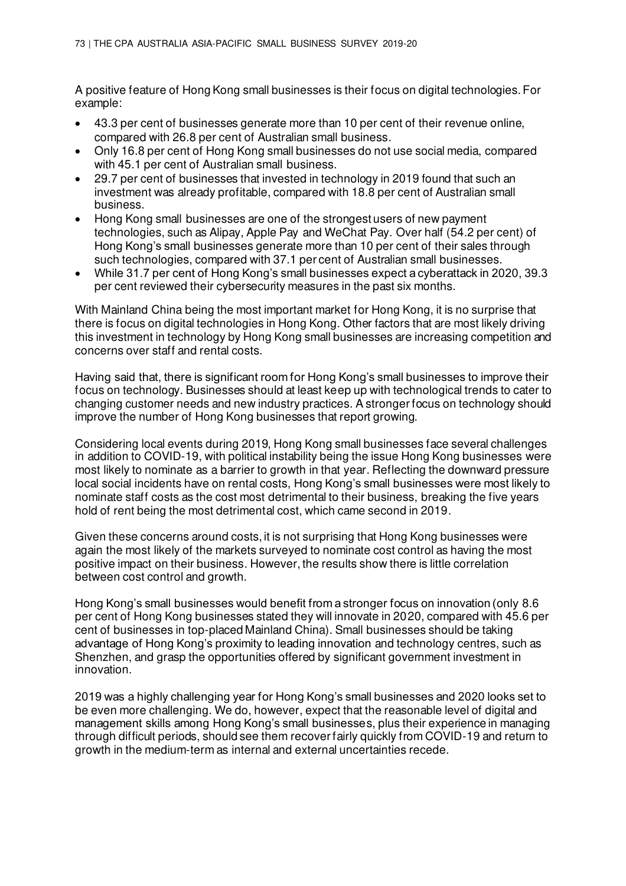A positive feature of Hong Kong small businesses is their focus on digital technologies. For example:

- 43.3 per cent of businesses generate more than 10 per cent of their revenue online, compared with 26.8 per cent of Australian small business.
- Only 16.8 per cent of Hong Kong small businesses do not use social media, compared with 45.1 per cent of Australian small business.
- 29.7 per cent of businesses that invested in technology in 2019 found that such an investment was already profitable, compared with 18.8 per cent of Australian small business.
- Hong Kong small businesses are one of the strongest users of new payment technologies, such as Alipay, Apple Pay and WeChat Pay. Over half (54.2 per cent) of Hong Kong's small businesses generate more than 10 per cent of their sales through such technologies, compared with 37.1 per cent of Australian small businesses.
- While 31.7 per cent of Hong Kong's small businesses expect a cyberattack in 2020, 39.3 per cent reviewed their cybersecurity measures in the past six months.

With Mainland China being the most important market for Hong Kong, it is no surprise that there is focus on digital technologies in Hong Kong. Other factors that are most likely driving this investment in technology by Hong Kong small businesses are increasing competition and concerns over staff and rental costs.

Having said that, there is significant room for Hong Kong's small businesses to improve their focus on technology. Businesses should at least keep up with technological trends to cater to changing customer needs and new industry practices. A stronger focus on technology should improve the number of Hong Kong businesses that report growing.

Considering local events during 2019, Hong Kong small businesses face several challenges in addition to COVID-19, with political instability being the issue Hong Kong businesses were most likely to nominate as a barrier to growth in that year. Reflecting the downward pressure local social incidents have on rental costs, Hong Kong's small businesses were most likely to nominate staff costs as the cost most detrimental to their business, breaking the five years hold of rent being the most detrimental cost, which came second in 2019.

Given these concerns around costs, it is not surprising that Hong Kong businesses were again the most likely of the markets surveyed to nominate cost control as having the most positive impact on their business. However, the results show there is little correlation between cost control and growth.

Hong Kong's small businesses would benefit from a stronger focus on innovation (only 8.6 per cent of Hong Kong businesses stated they will innovate in 2020, compared with 45.6 per cent of businesses in top-placed Mainland China). Small businesses should be taking advantage of Hong Kong's proximity to leading innovation and technology centres, such as Shenzhen, and grasp the opportunities offered by significant government investment in innovation.

2019 was a highly challenging year for Hong Kong's small businesses and 2020 looks set to be even more challenging. We do, however, expect that the reasonable level of digital and management skills among Hong Kong's small businesses, plus their experience in managing through difficult periods, should see them recover fairly quickly from COVID-19 and return to growth in the medium-term as internal and external uncertainties recede.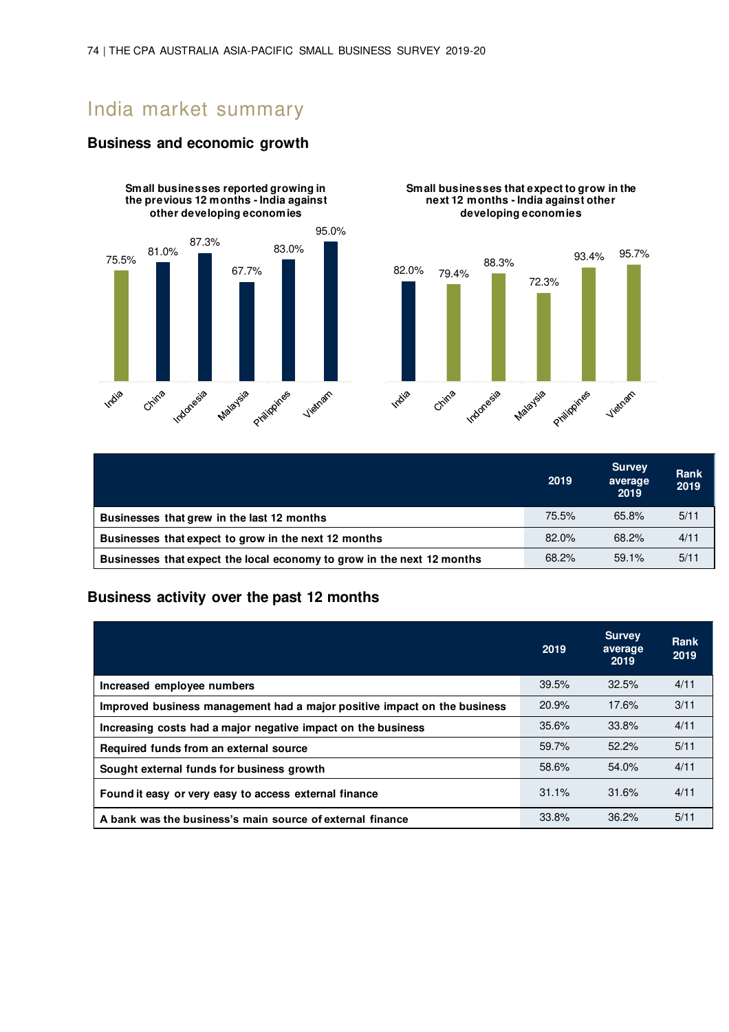# India market summary

## Business and economic growth

**Small businesses reported growing in the previous 12 months - India against other developing economies**

| Country | % |
|---|---|
| India | 75.5% |
| China | 81.0% |
| Indonesia | 87.3% |
| Malaysia | 67.7% |
| Philippines | 83.0% |
| Vietnam | 95.0% |

**Small businesses that expect to grow in the next 12 months - India against other developing economies**

| Country | % |
|---|---|
| India | 82.0% |
| China | 79.4% |
| Indonesia | 88.3% |
| Malaysia | 72.3% |
| Philippines | 93.4% |
| Vietnam | 95.7% |

| | 2019 | Survey average 2019 | Rank 2019 |
|---|---|---|---|
| **Businesses that grew in the last 12 months** | 75.5% | 65.8% | 5/11 |
| **Businesses that expect to grow in the next 12 months** | 82.0% | 68.2% | 4/11 |
| **Businesses that expect the local economy to grow in the next 12 months** | 68.2% | 59.1% | 5/11 |

## Business activity over the past 12 months

| | 2019 | Survey average 2019 | Rank 2019 |
|---|---|---|---|
| **Increased employee numbers** | 39.5% | 32.5% | 4/11 |
| **Improved business management had a major positive impact on the business** | 20.9% | 17.6% | 3/11 |
| **Increasing costs had a major negative impact on the business** | 35.6% | 33.8% | 4/11 |
| **Required funds from an external source** | 59.7% | 52.2% | 5/11 |
| **Sought external funds for business growth** | 58.6% | 54.0% | 4/11 |
| **Found it easy or very easy to access external finance** | 31.1% | 31.6% | 4/11 |
| **A bank was the business's main source of external finance** | 33.8% | 36.2% | 5/11 |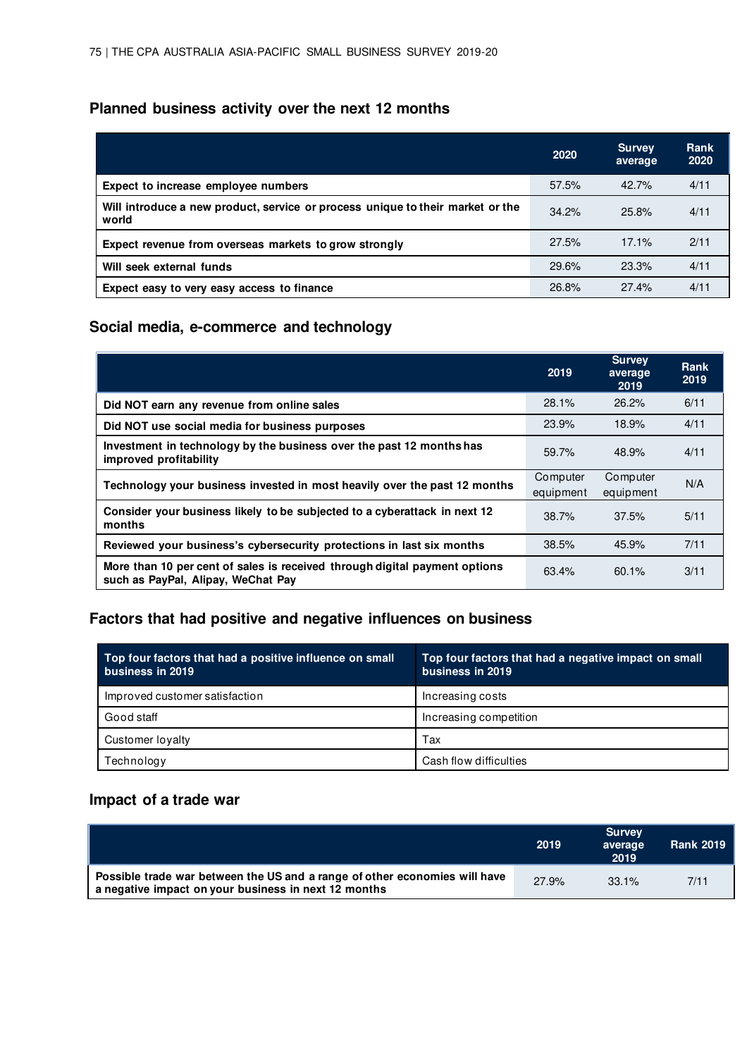## Planned business activity over the next 12 months

| | 2020 | Survey average | Rank 2020 |
|---|---|---|---|
| **Expect to increase employee numbers** | 57.5% | 42.7% | 4/11 |
| **Will introduce a new product, service or process unique to their market or the world** | 34.2% | 25.8% | 4/11 |
| **Expect revenue from overseas markets to grow strongly** | 27.5% | 17.1% | 2/11 |
| **Will seek external funds** | 29.6% | 23.3% | 4/11 |
| **Expect easy to very easy access to finance** | 26.8% | 27.4% | 4/11 |

## Social media, e-commerce and technology

| | 2019 | Survey average 2019 | Rank 2019 |
|---|---|---|---|
| **Did NOT earn any revenue from online sales** | 28.1% | 26.2% | 6/11 |
| **Did NOT use social media for business purposes** | 23.9% | 18.9% | 4/11 |
| **Investment in technology by the business over the past 12 months has improved profitability** | 59.7% | 48.9% | 4/11 |
| **Technology your business invested in most heavily over the past 12 months** | Computer equipment | Computer equipment | N/A |
| **Consider your business likely to be subjected to a cyberattack in next 12 months** | 38.7% | 37.5% | 5/11 |
| **Reviewed your business's cybersecurity protections in last six months** | 38.5% | 45.9% | 7/11 |
| **More than 10 per cent of sales is received through digital payment options such as PayPal, Alipay, WeChat Pay** | 63.4% | 60.1% | 3/11 |

## Factors that had positive and negative influences on business

| Top four factors that had a positive influence on small business in 2019 | Top four factors that had a negative impact on small business in 2019 |
|---|---|
| Improved customer satisfaction | Increasing costs |
| Good staff | Increasing competition |
| Customer loyalty | Tax |
| Technology | Cash flow difficulties |

## Impact of a trade war

| | 2019 | Survey average 2019 | Rank 2019 |
|---|---|---|---|
| **Possible trade war between the US and a range of other economies will have a negative impact on your business in next 12 months** | 27.9% | 33.1% | 7/11 |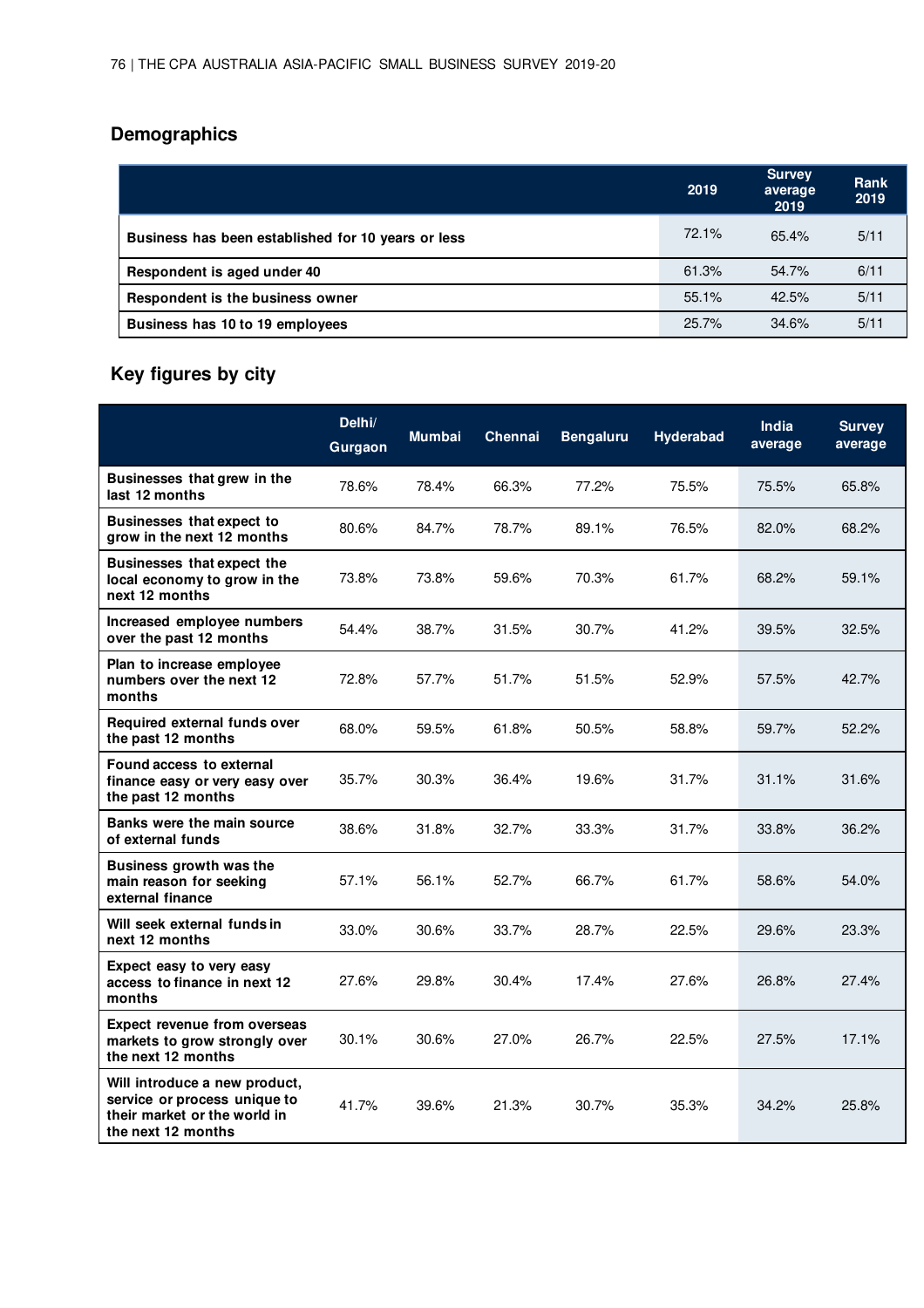## Demographics

| | 2019 | Survey average 2019 | Rank 2019 |
|---|---|---|---|
| Business has been established for 10 years or less | 72.1% | 65.4% | 5/11 |
| Respondent is aged under 40 | 61.3% | 54.7% | 6/11 |
| Respondent is the business owner | 55.1% | 42.5% | 5/11 |
| Business has 10 to 19 employees | 25.7% | 34.6% | 5/11 |

## Key figures by city

| | Delhi/ Gurgaon | Mumbai | Chennai | Bengaluru | Hyderabad | India average | Survey average |
|---|---|---|---|---|---|---|---|
| Businesses that grew in the last 12 months | 78.6% | 78.4% | 66.3% | 77.2% | 75.5% | 75.5% | 65.8% |
| Businesses that expect to grow in the next 12 months | 80.6% | 84.7% | 78.7% | 89.1% | 76.5% | 82.0% | 68.2% |
| Businesses that expect the local economy to grow in the next 12 months | 73.8% | 73.8% | 59.6% | 70.3% | 61.7% | 68.2% | 59.1% |
| Increased employee numbers over the past 12 months | 54.4% | 38.7% | 31.5% | 30.7% | 41.2% | 39.5% | 32.5% |
| Plan to increase employee numbers over the next 12 months | 72.8% | 57.7% | 51.7% | 51.5% | 52.9% | 57.5% | 42.7% |
| Required external funds over the past 12 months | 68.0% | 59.5% | 61.8% | 50.5% | 58.8% | 59.7% | 52.2% |
| Found access to external finance easy or very easy over the past 12 months | 35.7% | 30.3% | 36.4% | 19.6% | 31.7% | 31.1% | 31.6% |
| Banks were the main source of external funds | 38.6% | 31.8% | 32.7% | 33.3% | 31.7% | 33.8% | 36.2% |
| Business growth was the main reason for seeking external finance | 57.1% | 56.1% | 52.7% | 66.7% | 61.7% | 58.6% | 54.0% |
| Will seek external funds in next 12 months | 33.0% | 30.6% | 33.7% | 28.7% | 22.5% | 29.6% | 23.3% |
| Expect easy to very easy access to finance in next 12 months | 27.6% | 29.8% | 30.4% | 17.4% | 27.6% | 26.8% | 27.4% |
| Expect revenue from overseas markets to grow strongly over the next 12 months | 30.1% | 30.6% | 27.0% | 26.7% | 22.5% | 27.5% | 17.1% |
| Will introduce a new product, service or process unique to their market or the world in the next 12 months | 41.7% | 39.6% | 21.3% | 30.7% | 35.3% | 34.2% | 25.8% |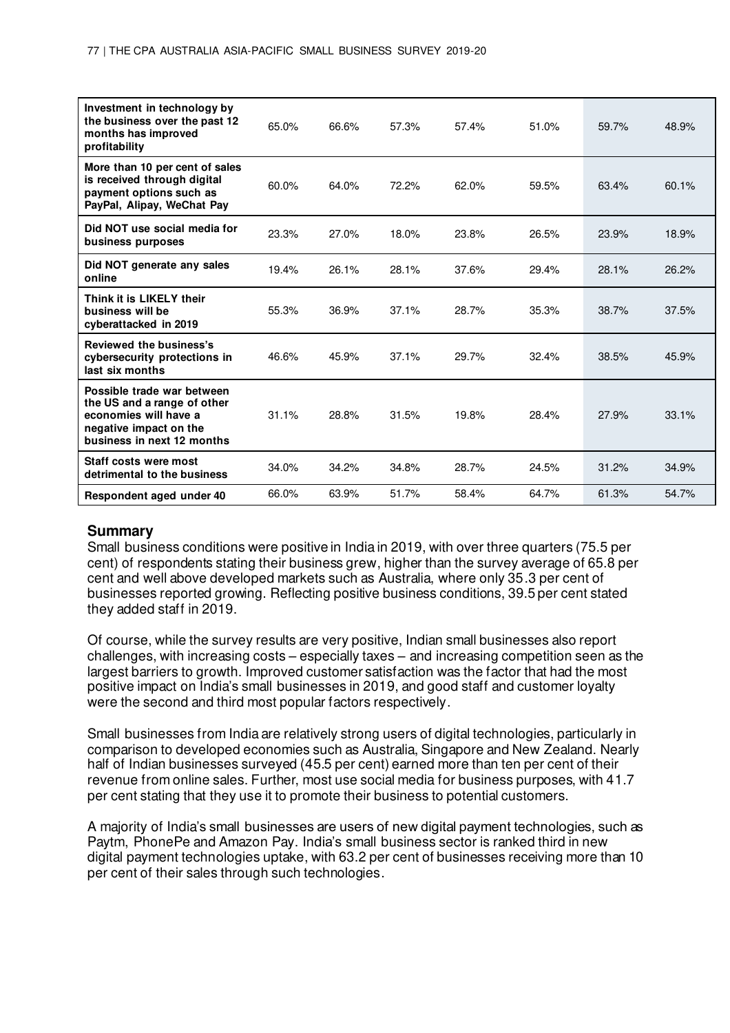| | | | | | | | |
|---|---|---|---|---|---|---|---|
| **Investment in technology by the business over the past 12 months has improved profitability** | 65.0% | 66.6% | 57.3% | 57.4% | 51.0% | 59.7% | 48.9% |
| **More than 10 per cent of sales is received through digital payment options such as PayPal, Alipay, WeChat Pay** | 60.0% | 64.0% | 72.2% | 62.0% | 59.5% | 63.4% | 60.1% |
| **Did NOT use social media for business purposes** | 23.3% | 27.0% | 18.0% | 23.8% | 26.5% | 23.9% | 18.9% |
| **Did NOT generate any sales online** | 19.4% | 26.1% | 28.1% | 37.6% | 29.4% | 28.1% | 26.2% |
| **Think it is LIKELY their business will be cyberattacked in 2019** | 55.3% | 36.9% | 37.1% | 28.7% | 35.3% | 38.7% | 37.5% |
| **Reviewed the business's cybersecurity protections in last six months** | 46.6% | 45.9% | 37.1% | 29.7% | 32.4% | 38.5% | 45.9% |
| **Possible trade war between the US and a range of other economies will have a negative impact on the business in next 12 months** | 31.1% | 28.8% | 31.5% | 19.8% | 28.4% | 27.9% | 33.1% |
| **Staff costs were most detrimental to the business** | 34.0% | 34.2% | 34.8% | 28.7% | 24.5% | 31.2% | 34.9% |
| **Respondent aged under 40** | 66.0% | 63.9% | 51.7% | 58.4% | 64.7% | 61.3% | 54.7% |

## Summary

Small business conditions were positive in India in 2019, with over three quarters (75.5 per cent) of respondents stating their business grew, higher than the survey average of 65.8 per cent and well above developed markets such as Australia, where only 35.3 per cent of businesses reported growing. Reflecting positive business conditions, 39.5 per cent stated they added staff in 2019.

Of course, while the survey results are very positive, Indian small businesses also report challenges, with increasing costs – especially taxes – and increasing competition seen as the largest barriers to growth. Improved customer satisfaction was the factor that had the most positive impact on India's small businesses in 2019, and good staff and customer loyalty were the second and third most popular factors respectively.

Small businesses from India are relatively strong users of digital technologies, particularly in comparison to developed economies such as Australia, Singapore and New Zealand. Nearly half of Indian businesses surveyed (45.5 per cent) earned more than ten per cent of their revenue from online sales. Further, most use social media for business purposes, with 41.7 per cent stating that they use it to promote their business to potential customers.

A majority of India's small businesses are users of new digital payment technologies, such as Paytm, PhonePe and Amazon Pay. India's small business sector is ranked third in new digital payment technologies uptake, with 63.2 per cent of businesses receiving more than 10 per cent of their sales through such technologies.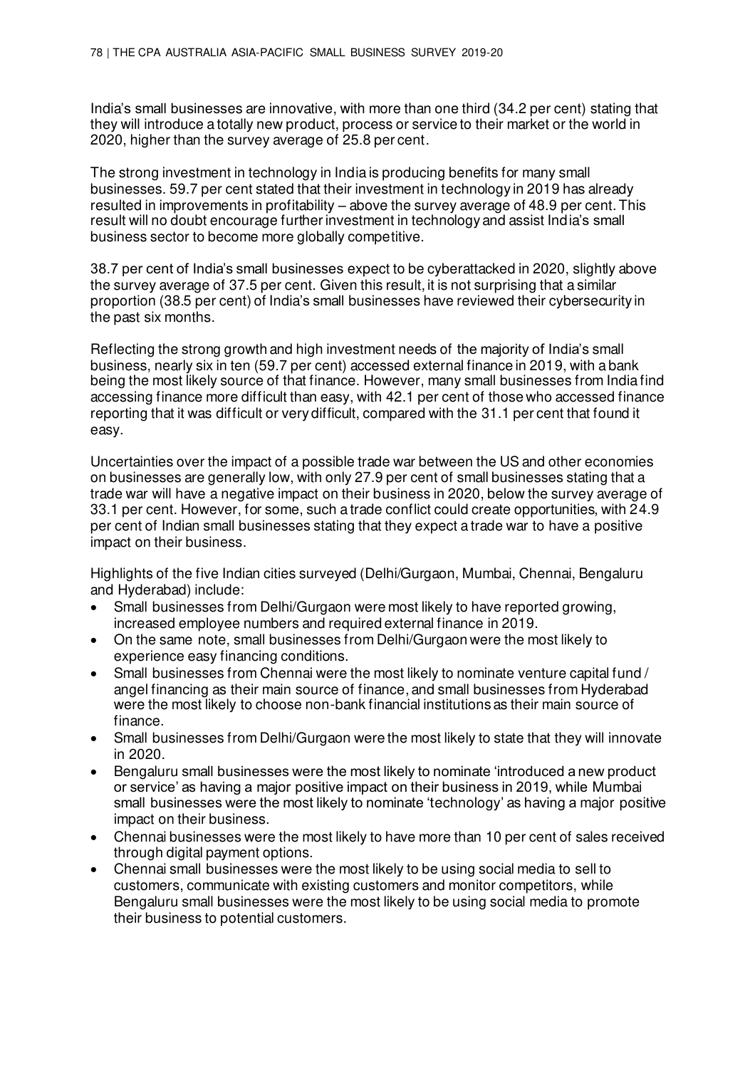India's small businesses are innovative, with more than one third (34.2 per cent) stating that they will introduce a totally new product, process or service to their market or the world in 2020, higher than the survey average of 25.8 per cent.

The strong investment in technology in India is producing benefits for many small businesses. 59.7 per cent stated that their investment in technology in 2019 has already resulted in improvements in profitability – above the survey average of 48.9 per cent. This result will no doubt encourage further investment in technology and assist India's small business sector to become more globally competitive.

38.7 per cent of India's small businesses expect to be cyberattacked in 2020, slightly above the survey average of 37.5 per cent. Given this result, it is not surprising that a similar proportion (38.5 per cent) of India's small businesses have reviewed their cybersecurity in the past six months.

Reflecting the strong growth and high investment needs of the majority of India's small business, nearly six in ten (59.7 per cent) accessed external finance in 2019, with a bank being the most likely source of that finance. However, many small businesses from India find accessing finance more difficult than easy, with 42.1 per cent of those who accessed finance reporting that it was difficult or very difficult, compared with the 31.1 per cent that found it easy.

Uncertainties over the impact of a possible trade war between the US and other economies on businesses are generally low, with only 27.9 per cent of small businesses stating that a trade war will have a negative impact on their business in 2020, below the survey average of 33.1 per cent. However, for some, such a trade conflict could create opportunities, with 24.9 per cent of Indian small businesses stating that they expect a trade war to have a positive impact on their business.

Highlights of the five Indian cities surveyed (Delhi/Gurgaon, Mumbai, Chennai, Bengaluru and Hyderabad) include:

- Small businesses from Delhi/Gurgaon were most likely to have reported growing, increased employee numbers and required external finance in 2019.
- On the same note, small businesses from Delhi/Gurgaon were the most likely to experience easy financing conditions.
- Small businesses from Chennai were the most likely to nominate venture capital fund / angel financing as their main source of finance, and small businesses from Hyderabad were the most likely to choose non-bank financial institutions as their main source of finance.
- Small businesses from Delhi/Gurgaon were the most likely to state that they will innovate in 2020.
- Bengaluru small businesses were the most likely to nominate 'introduced a new product or service' as having a major positive impact on their business in 2019, while Mumbai small businesses were the most likely to nominate 'technology' as having a major positive impact on their business.
- Chennai businesses were the most likely to have more than 10 per cent of sales received through digital payment options.
- Chennai small businesses were the most likely to be using social media to sell to customers, communicate with existing customers and monitor competitors, while Bengaluru small businesses were the most likely to be using social media to promote their business to potential customers.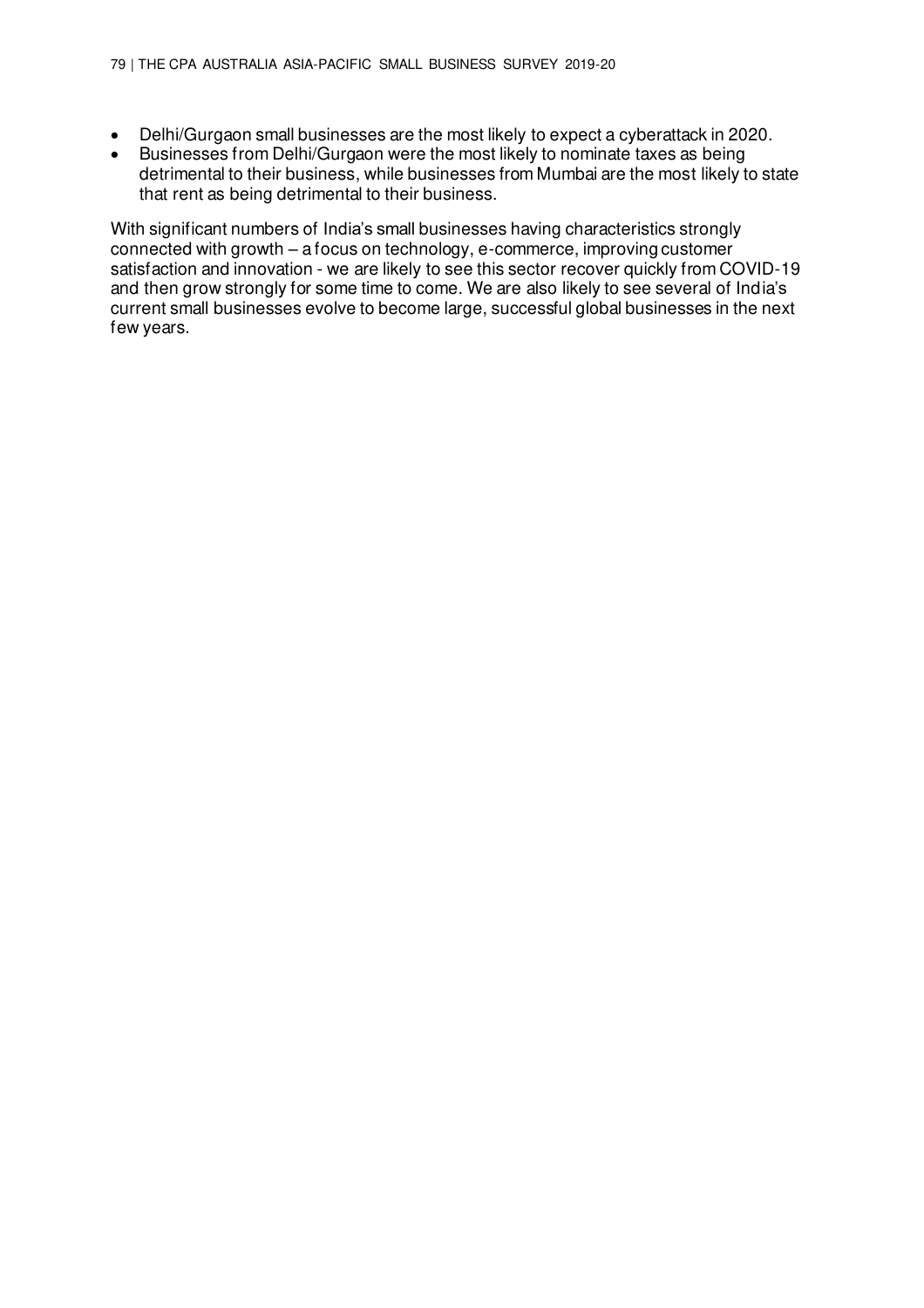- Delhi/Gurgaon small businesses are the most likely to expect a cyberattack in 2020.
- Businesses from Delhi/Gurgaon were the most likely to nominate taxes as being detrimental to their business, while businesses from Mumbai are the most likely to state that rent as being detrimental to their business.

With significant numbers of India's small businesses having characteristics strongly connected with growth – a focus on technology, e-commerce, improving customer satisfaction and innovation - we are likely to see this sector recover quickly from COVID-19 and then grow strongly for some time to come. We are also likely to see several of India's current small businesses evolve to become large, successful global businesses in the next few years.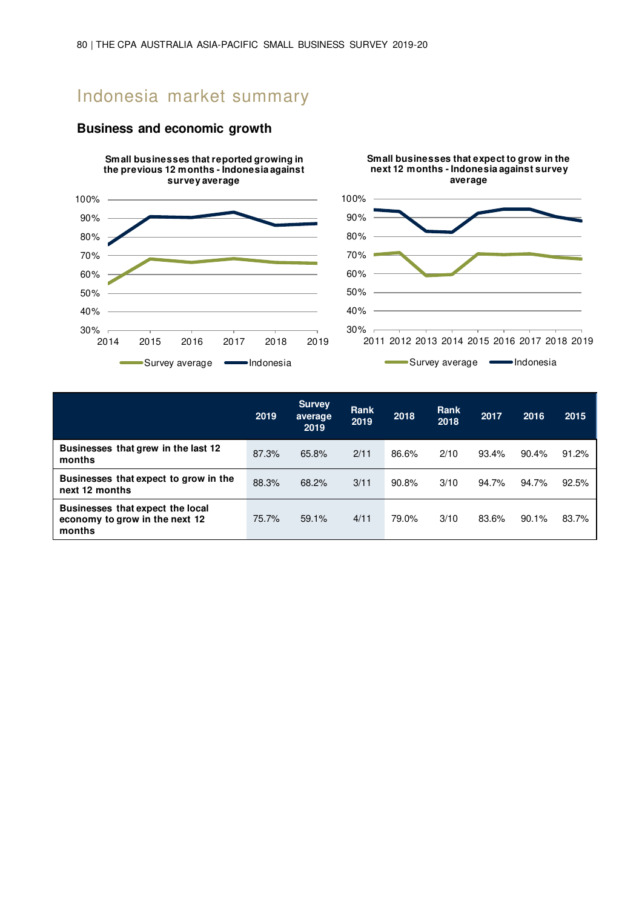# Indonesia market summary

## Business and economic growth

**Small businesses that reported growing in the previous 12 months - Indonesia against survey average**

**Small businesses that expect to grow in the next 12 months - Indonesia against survey average**

| | 2019 | Survey average 2019 | Rank 2019 | 2018 | Rank 2018 | 2017 | 2016 | 2015 |
|---|---|---|---|---|---|---|---|---|
| **Businesses that grew in the last 12 months** | 87.3% | 65.8% | 2/11 | 86.6% | 2/10 | 93.4% | 90.4% | 91.2% |
| **Businesses that expect to grow in the next 12 months** | 88.3% | 68.2% | 3/11 | 90.8% | 3/10 | 94.7% | 94.7% | 92.5% |
| **Businesses that expect the local economy to grow in the next 12 months** | 75.7% | 59.1% | 4/11 | 79.0% | 3/10 | 83.6% | 90.1% | 83.7% |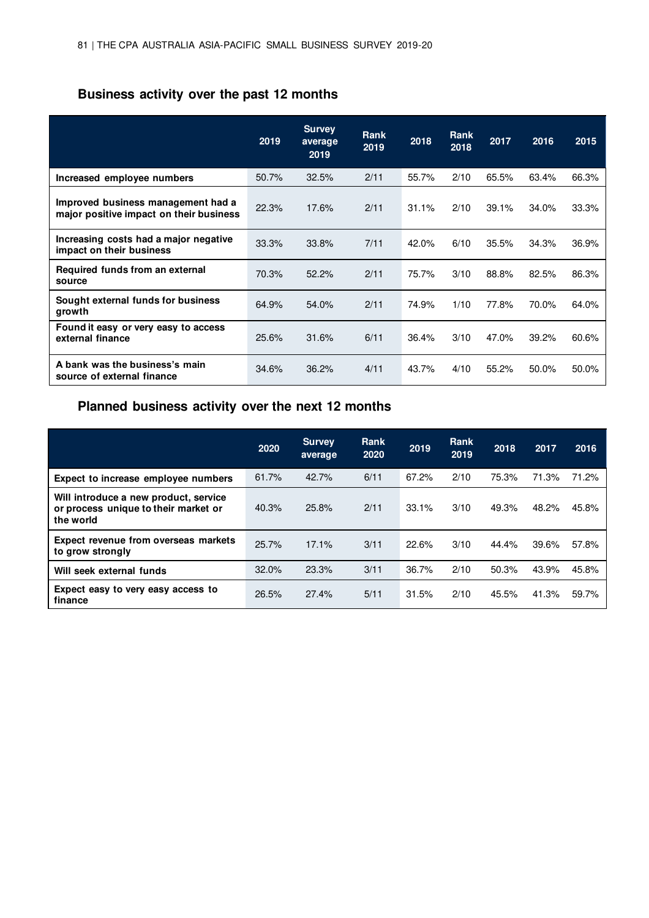## Business activity over the past 12 months

| | 2019 | Survey average 2019 | Rank 2019 | 2018 | Rank 2018 | 2017 | 2016 | 2015 |
|---|---|---|---|---|---|---|---|---|
| **Increased employee numbers** | 50.7% | 32.5% | 2/11 | 55.7% | 2/10 | 65.5% | 63.4% | 66.3% |
| **Improved business management had a major positive impact on their business** | 22.3% | 17.6% | 2/11 | 31.1% | 2/10 | 39.1% | 34.0% | 33.3% |
| **Increasing costs had a major negative impact on their business** | 33.3% | 33.8% | 7/11 | 42.0% | 6/10 | 35.5% | 34.3% | 36.9% |
| **Required funds from an external source** | 70.3% | 52.2% | 2/11 | 75.7% | 3/10 | 88.8% | 82.5% | 86.3% |
| **Sought external funds for business growth** | 64.9% | 54.0% | 2/11 | 74.9% | 1/10 | 77.8% | 70.0% | 64.0% |
| **Found it easy or very easy to access external finance** | 25.6% | 31.6% | 6/11 | 36.4% | 3/10 | 47.0% | 39.2% | 60.6% |
| **A bank was the business's main source of external finance** | 34.6% | 36.2% | 4/11 | 43.7% | 4/10 | 55.2% | 50.0% | 50.0% |

## Planned business activity over the next 12 months

| | 2020 | Survey average | Rank 2020 | 2019 | Rank 2019 | 2018 | 2017 | 2016 |
|---|---|---|---|---|---|---|---|---|
| **Expect to increase employee numbers** | 61.7% | 42.7% | 6/11 | 67.2% | 2/10 | 75.3% | 71.3% | 71.2% |
| **Will introduce a new product, service or process unique to their market or the world** | 40.3% | 25.8% | 2/11 | 33.1% | 3/10 | 49.3% | 48.2% | 45.8% |
| **Expect revenue from overseas markets to grow strongly** | 25.7% | 17.1% | 3/11 | 22.6% | 3/10 | 44.4% | 39.6% | 57.8% |
| **Will seek external funds** | 32.0% | 23.3% | 3/11 | 36.7% | 2/10 | 50.3% | 43.9% | 45.8% |
| **Expect easy to very easy access to finance** | 26.5% | 27.4% | 5/11 | 31.5% | 2/10 | 45.5% | 41.3% | 59.7% |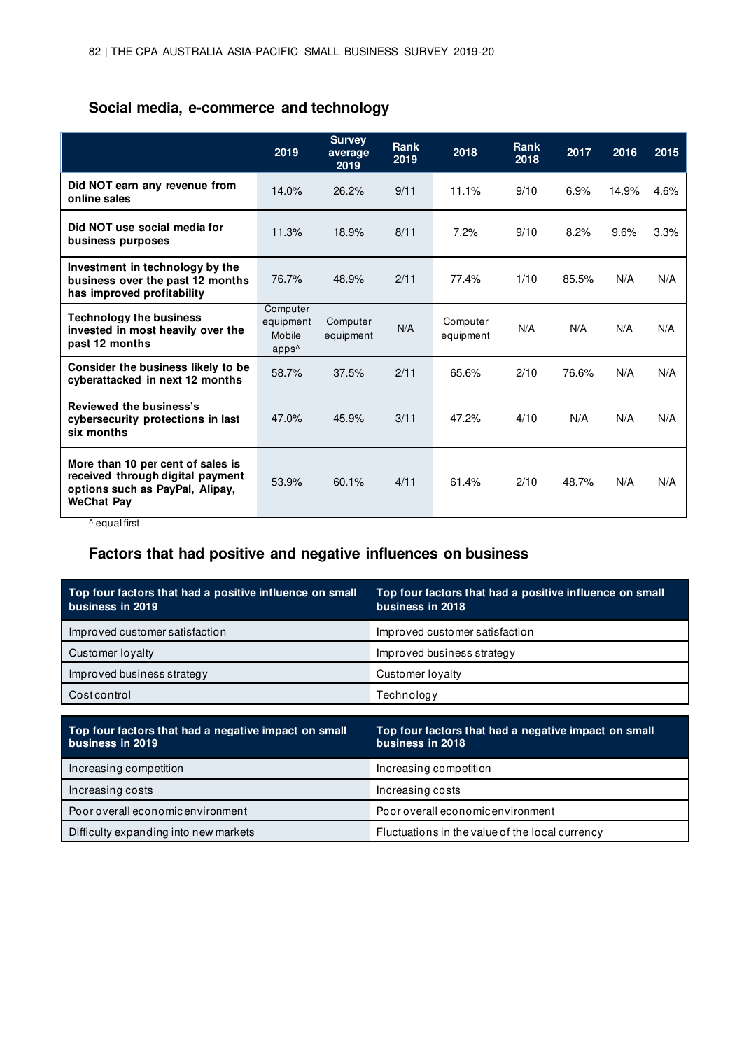## Social media, e-commerce and technology

| | 2019 | Survey average 2019 | Rank 2019 | 2018 | Rank 2018 | 2017 | 2016 | 2015 |
|---|---|---|---|---|---|---|---|---|
| **Did NOT earn any revenue from online sales** | 14.0% | 26.2% | 9/11 | 11.1% | 9/10 | 6.9% | 14.9% | 4.6% |
| **Did NOT use social media for business purposes** | 11.3% | 18.9% | 8/11 | 7.2% | 9/10 | 8.2% | 9.6% | 3.3% |
| **Investment in technology by the business over the past 12 months has improved profitability** | 76.7% | 48.9% | 2/11 | 77.4% | 1/10 | 85.5% | N/A | N/A |
| **Technology the business invested in most heavily over the past 12 months** | Computer equipment Mobile apps^ | Computer equipment | N/A | Computer equipment | N/A | N/A | N/A | N/A |
| **Consider the business likely to be cyberattacked in next 12 months** | 58.7% | 37.5% | 2/11 | 65.6% | 2/10 | 76.6% | N/A | N/A |
| **Reviewed the business's cybersecurity protections in last six months** | 47.0% | 45.9% | 3/11 | 47.2% | 4/10 | N/A | N/A | N/A |
| **More than 10 per cent of sales is received through digital payment options such as PayPal, Alipay, WeChat Pay** | 53.9% | 60.1% | 4/11 | 61.4% | 2/10 | 48.7% | N/A | N/A |

^ equal first

## Factors that had positive and negative influences on business

| Top four factors that had a positive influence on small business in 2019 | Top four factors that had a positive influence on small business in 2018 |
|---|---|
| Improved customer satisfaction | Improved customer satisfaction |
| Customer loyalty | Improved business strategy |
| Improved business strategy | Customer loyalty |
| Cost control | Technology |

| Top four factors that had a negative impact on small business in 2019 | Top four factors that had a negative impact on small business in 2018 |
|---|---|
| Increasing competition | Increasing competition |
| Increasing costs | Increasing costs |
| Poor overall economic environment | Poor overall economic environment |
| Difficulty expanding into new markets | Fluctuations in the value of the local currency |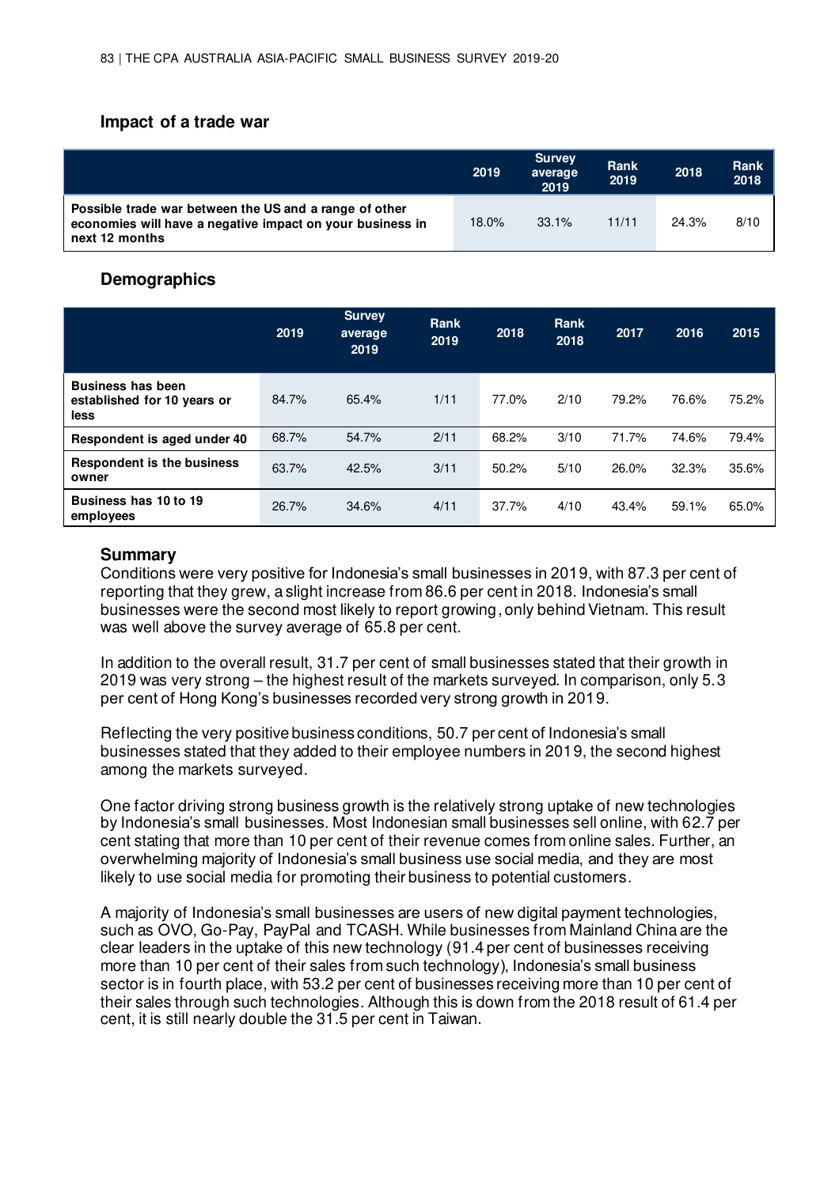## Impact of a trade war

| | 2019 | Survey average 2019 | Rank 2019 | 2018 | Rank 2018 |
|---|---|---|---|---|---|
| Possible trade war between the US and a range of other economies will have a negative impact on your business in next 12 months | 18.0% | 33.1% | 11/11 | 24.3% | 8/10 |

## Demographics

| | 2019 | Survey average 2019 | Rank 2019 | 2018 | Rank 2018 | 2017 | 2016 | 2015 |
|---|---|---|---|---|---|---|---|---|
| Business has been established for 10 years or less | 84.7% | 65.4% | 1/11 | 77.0% | 2/10 | 79.2% | 76.6% | 75.2% |
| Respondent is aged under 40 | 68.7% | 54.7% | 2/11 | 68.2% | 3/10 | 71.7% | 74.6% | 79.4% |
| Respondent is the business owner | 63.7% | 42.5% | 3/11 | 50.2% | 5/10 | 26.0% | 32.3% | 35.6% |
| Business has 10 to 19 employees | 26.7% | 34.6% | 4/11 | 37.7% | 4/10 | 43.4% | 59.1% | 65.0% |

## Summary

Conditions were very positive for Indonesia's small businesses in 2019, with 87.3 per cent of reporting that they grew, a slight increase from 86.6 per cent in 2018. Indonesia's small businesses were the second most likely to report growing, only behind Vietnam. This result was well above the survey average of 65.8 per cent.

In addition to the overall result, 31.7 per cent of small businesses stated that their growth in 2019 was very strong – the highest result of the markets surveyed. In comparison, only 5.3 per cent of Hong Kong's businesses recorded very strong growth in 2019.

Reflecting the very positive business conditions, 50.7 per cent of Indonesia's small businesses stated that they added to their employee numbers in 2019, the second highest among the markets surveyed.

One factor driving strong business growth is the relatively strong uptake of new technologies by Indonesia's small businesses. Most Indonesian small businesses sell online, with 62.7 per cent stating that more than 10 per cent of their revenue comes from online sales. Further, an overwhelming majority of Indonesia's small business use social media, and they are most likely to use social media for promoting their business to potential customers.

A majority of Indonesia's small businesses are users of new digital payment technologies, such as OVO, Go-Pay, PayPal and TCASH. While businesses from Mainland China are the clear leaders in the uptake of this new technology (91.4 per cent of businesses receiving more than 10 per cent of their sales from such technology), Indonesia's small business sector is in fourth place, with 53.2 per cent of businesses receiving more than 10 per cent of their sales through such technologies. Although this is down from the 2018 result of 61.4 per cent, it is still nearly double the 31.5 per cent in Taiwan.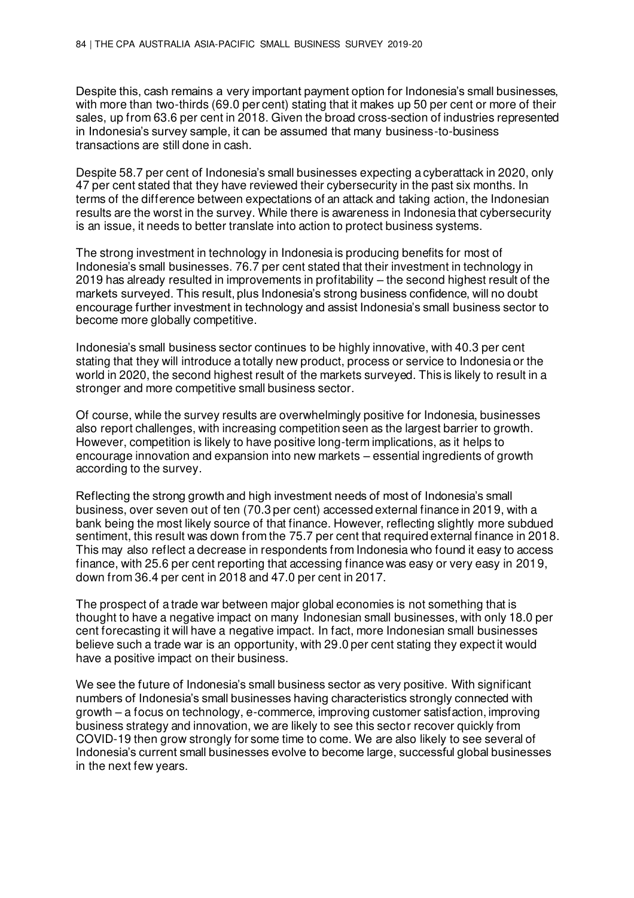Despite this, cash remains a very important payment option for Indonesia's small businesses, with more than two-thirds (69.0 per cent) stating that it makes up 50 per cent or more of their sales, up from 63.6 per cent in 2018. Given the broad cross-section of industries represented in Indonesia's survey sample, it can be assumed that many business-to-business transactions are still done in cash.

Despite 58.7 per cent of Indonesia's small businesses expecting a cyberattack in 2020, only 47 per cent stated that they have reviewed their cybersecurity in the past six months. In terms of the difference between expectations of an attack and taking action, the Indonesian results are the worst in the survey. While there is awareness in Indonesia that cybersecurity is an issue, it needs to better translate into action to protect business systems.

The strong investment in technology in Indonesia is producing benefits for most of Indonesia's small businesses. 76.7 per cent stated that their investment in technology in 2019 has already resulted in improvements in profitability – the second highest result of the markets surveyed. This result, plus Indonesia's strong business confidence, will no doubt encourage further investment in technology and assist Indonesia's small business sector to become more globally competitive.

Indonesia's small business sector continues to be highly innovative, with 40.3 per cent stating that they will introduce a totally new product, process or service to Indonesia or the world in 2020, the second highest result of the markets surveyed. This is likely to result in a stronger and more competitive small business sector.

Of course, while the survey results are overwhelmingly positive for Indonesia, businesses also report challenges, with increasing competition seen as the largest barrier to growth. However, competition is likely to have positive long-term implications, as it helps to encourage innovation and expansion into new markets – essential ingredients of growth according to the survey.

Reflecting the strong growth and high investment needs of most of Indonesia's small business, over seven out of ten (70.3 per cent) accessed external finance in 2019, with a bank being the most likely source of that finance. However, reflecting slightly more subdued sentiment, this result was down from the 75.7 per cent that required external finance in 2018. This may also reflect a decrease in respondents from Indonesia who found it easy to access finance, with 25.6 per cent reporting that accessing finance was easy or very easy in 2019, down from 36.4 per cent in 2018 and 47.0 per cent in 2017.

The prospect of a trade war between major global economies is not something that is thought to have a negative impact on many Indonesian small businesses, with only 18.0 per cent forecasting it will have a negative impact. In fact, more Indonesian small businesses believe such a trade war is an opportunity, with 29.0 per cent stating they expect it would have a positive impact on their business.

We see the future of Indonesia's small business sector as very positive. With significant numbers of Indonesia's small businesses having characteristics strongly connected with growth – a focus on technology, e-commerce, improving customer satisfaction, improving business strategy and innovation, we are likely to see this sector recover quickly from COVID-19 then grow strongly for some time to come. We are also likely to see several of Indonesia's current small businesses evolve to become large, successful global businesses in the next few years.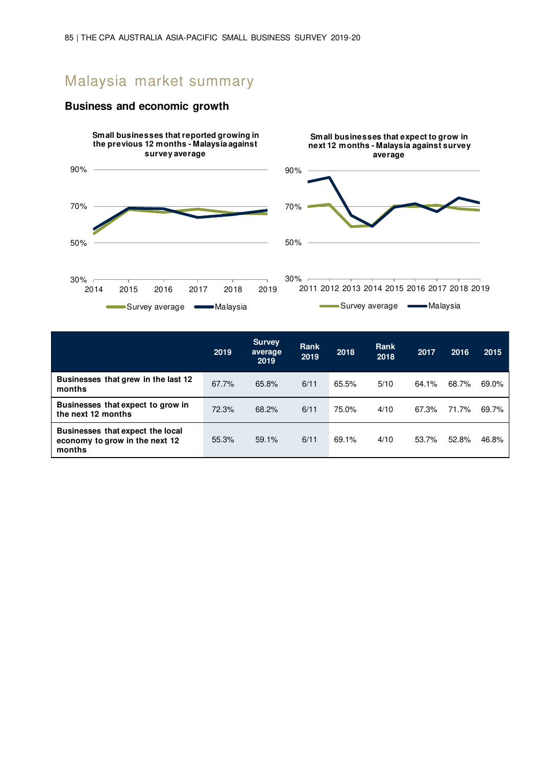# Malaysia market summary

## Business and economic growth

**Small businesses that reported growing in the previous 12 months - Malaysia against survey average**

**Small businesses that expect to grow in next 12 months - Malaysia against survey average**

| | 2019 | Survey average 2019 | Rank 2019 | 2018 | Rank 2018 | 2017 | 2016 | 2015 |
|---|---|---|---|---|---|---|---|---|
| **Businesses that grew in the last 12 months** | 67.7% | 65.8% | 6/11 | 65.5% | 5/10 | 64.1% | 68.7% | 69.0% |
| **Businesses that expect to grow in the next 12 months** | 72.3% | 68.2% | 6/11 | 75.0% | 4/10 | 67.3% | 71.7% | 69.7% |
| **Businesses that expect the local economy to grow in the next 12 months** | 55.3% | 59.1% | 6/11 | 69.1% | 4/10 | 53.7% | 52.8% | 46.8% |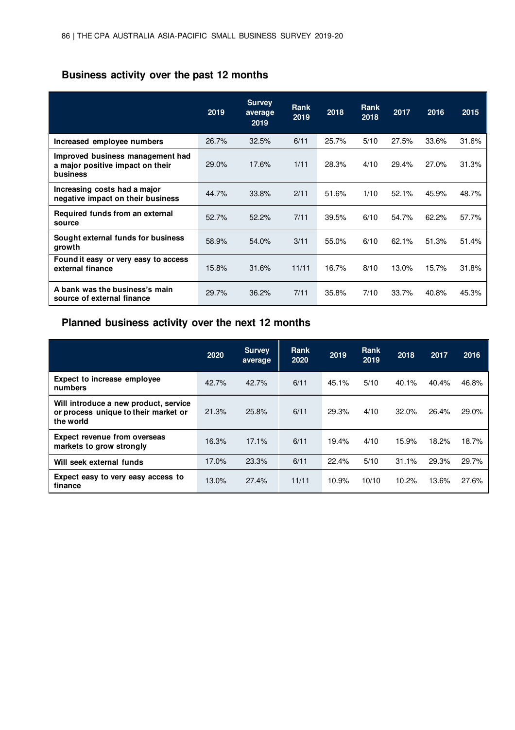## Business activity over the past 12 months

| | 2019 | Survey average 2019 | Rank 2019 | 2018 | Rank 2018 | 2017 | 2016 | 2015 |
|---|---|---|---|---|---|---|---|---|
| **Increased employee numbers** | 26.7% | 32.5% | 6/11 | 25.7% | 5/10 | 27.5% | 33.6% | 31.6% |
| **Improved business management had a major positive impact on their business** | 29.0% | 17.6% | 1/11 | 28.3% | 4/10 | 29.4% | 27.0% | 31.3% |
| **Increasing costs had a major negative impact on their business** | 44.7% | 33.8% | 2/11 | 51.6% | 1/10 | 52.1% | 45.9% | 48.7% |
| **Required funds from an external source** | 52.7% | 52.2% | 7/11 | 39.5% | 6/10 | 54.7% | 62.2% | 57.7% |
| **Sought external funds for business growth** | 58.9% | 54.0% | 3/11 | 55.0% | 6/10 | 62.1% | 51.3% | 51.4% |
| **Found it easy or very easy to access external finance** | 15.8% | 31.6% | 11/11 | 16.7% | 8/10 | 13.0% | 15.7% | 31.8% |
| **A bank was the business's main source of external finance** | 29.7% | 36.2% | 7/11 | 35.8% | 7/10 | 33.7% | 40.8% | 45.3% |

## Planned business activity over the next 12 months

| | 2020 | Survey average | Rank 2020 | 2019 | Rank 2019 | 2018 | 2017 | 2016 |
|---|---|---|---|---|---|---|---|---|
| **Expect to increase employee numbers** | 42.7% | 42.7% | 6/11 | 45.1% | 5/10 | 40.1% | 40.4% | 46.8% |
| **Will introduce a new product, service or process unique to their market or the world** | 21.3% | 25.8% | 6/11 | 29.3% | 4/10 | 32.0% | 26.4% | 29.0% |
| **Expect revenue from overseas markets to grow strongly** | 16.3% | 17.1% | 6/11 | 19.4% | 4/10 | 15.9% | 18.2% | 18.7% |
| **Will seek external funds** | 17.0% | 23.3% | 6/11 | 22.4% | 5/10 | 31.1% | 29.3% | 29.7% |
| **Expect easy to very easy access to finance** | 13.0% | 27.4% | 11/11 | 10.9% | 10/10 | 10.2% | 13.6% | 27.6% |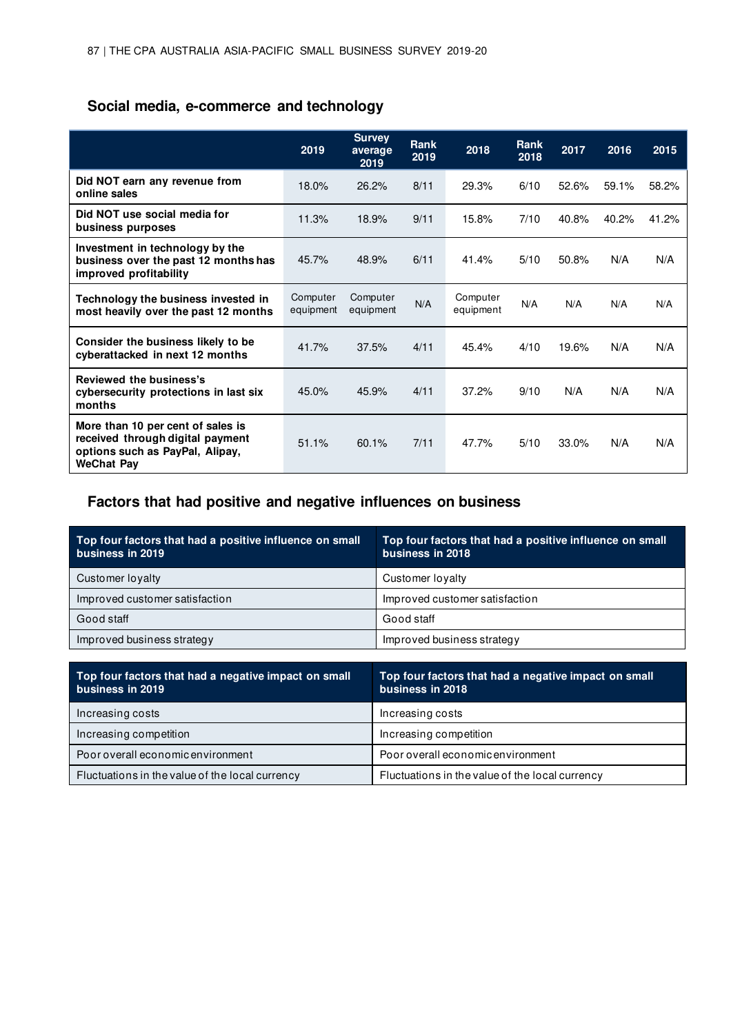## Social media, e-commerce and technology

| | 2019 | Survey average 2019 | Rank 2019 | 2018 | Rank 2018 | 2017 | 2016 | 2015 |
|---|---|---|---|---|---|---|---|---|
| **Did NOT earn any revenue from online sales** | 18.0% | 26.2% | 8/11 | 29.3% | 6/10 | 52.6% | 59.1% | 58.2% |
| **Did NOT use social media for business purposes** | 11.3% | 18.9% | 9/11 | 15.8% | 7/10 | 40.8% | 40.2% | 41.2% |
| **Investment in technology by the business over the past 12 months has improved profitability** | 45.7% | 48.9% | 6/11 | 41.4% | 5/10 | 50.8% | N/A | N/A |
| **Technology the business invested in most heavily over the past 12 months** | Computer equipment | Computer equipment | N/A | Computer equipment | N/A | N/A | N/A | N/A |
| **Consider the business likely to be cyberattacked in next 12 months** | 41.7% | 37.5% | 4/11 | 45.4% | 4/10 | 19.6% | N/A | N/A |
| **Reviewed the business's cybersecurity protections in last six months** | 45.0% | 45.9% | 4/11 | 37.2% | 9/10 | N/A | N/A | N/A |
| **More than 10 per cent of sales is received through digital payment options such as PayPal, Alipay, WeChat Pay** | 51.1% | 60.1% | 7/11 | 47.7% | 5/10 | 33.0% | N/A | N/A |

## Factors that had positive and negative influences on business

| Top four factors that had a positive influence on small business in 2019 | Top four factors that had a positive influence on small business in 2018 |
|---|---|
| Customer loyalty | Customer loyalty |
| Improved customer satisfaction | Improved customer satisfaction |
| Good staff | Good staff |
| Improved business strategy | Improved business strategy |

| Top four factors that had a negative impact on small business in 2019 | Top four factors that had a negative impact on small business in 2018 |
|---|---|
| Increasing costs | Increasing costs |
| Increasing competition | Increasing competition |
| Poor overall economic environment | Poor overall economic environment |
| Fluctuations in the value of the local currency | Fluctuations in the value of the local currency |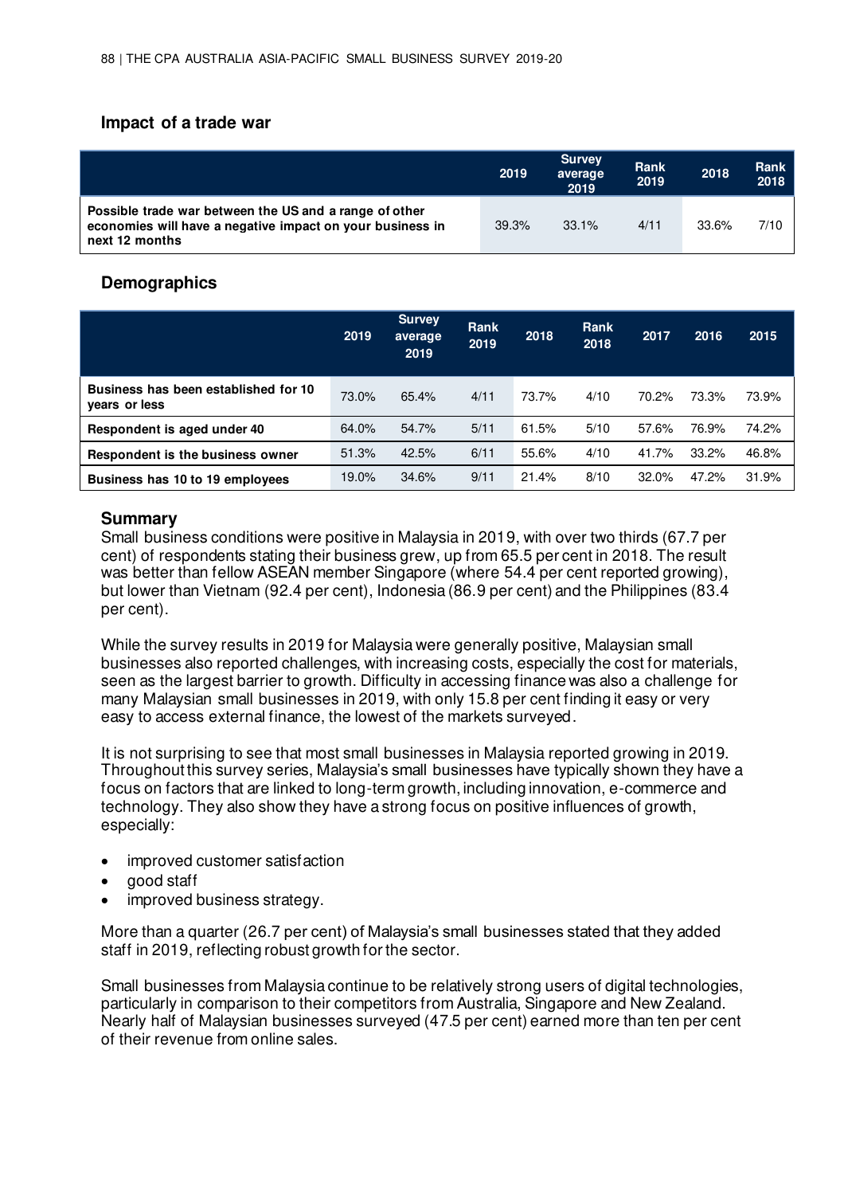## Impact of a trade war

| | 2019 | Survey average 2019 | Rank 2019 | 2018 | Rank 2018 |
|---|---|---|---|---|---|
| **Possible trade war between the US and a range of other economies will have a negative impact on your business in next 12 months** | 39.3% | 33.1% | 4/11 | 33.6% | 7/10 |

## Demographics

| | 2019 | Survey average 2019 | Rank 2019 | 2018 | Rank 2018 | 2017 | 2016 | 2015 |
|---|---|---|---|---|---|---|---|---|
| **Business has been established for 10 years or less** | 73.0% | 65.4% | 4/11 | 73.7% | 4/10 | 70.2% | 73.3% | 73.9% |
| **Respondent is aged under 40** | 64.0% | 54.7% | 5/11 | 61.5% | 5/10 | 57.6% | 76.9% | 74.2% |
| **Respondent is the business owner** | 51.3% | 42.5% | 6/11 | 55.6% | 4/10 | 41.7% | 33.2% | 46.8% |
| **Business has 10 to 19 employees** | 19.0% | 34.6% | 9/11 | 21.4% | 8/10 | 32.0% | 47.2% | 31.9% |

## Summary

Small business conditions were positive in Malaysia in 2019, with over two thirds (67.7 per cent) of respondents stating their business grew, up from 65.5 per cent in 2018. The result was better than fellow ASEAN member Singapore (where 54.4 per cent reported growing), but lower than Vietnam (92.4 per cent), Indonesia (86.9 per cent) and the Philippines (83.4 per cent).

While the survey results in 2019 for Malaysia were generally positive, Malaysian small businesses also reported challenges, with increasing costs, especially the cost for materials, seen as the largest barrier to growth. Difficulty in accessing finance was also a challenge for many Malaysian small businesses in 2019, with only 15.8 per cent finding it easy or very easy to access external finance, the lowest of the markets surveyed.

It is not surprising to see that most small businesses in Malaysia reported growing in 2019. Throughout this survey series, Malaysia's small businesses have typically shown they have a focus on factors that are linked to long-term growth, including innovation, e-commerce and technology. They also show they have a strong focus on positive influences of growth, especially:

- improved customer satisfaction
- good staff
- improved business strategy.

More than a quarter (26.7 per cent) of Malaysia's small businesses stated that they added staff in 2019, reflecting robust growth for the sector.

Small businesses from Malaysia continue to be relatively strong users of digital technologies, particularly in comparison to their competitors from Australia, Singapore and New Zealand. Nearly half of Malaysian businesses surveyed (47.5 per cent) earned more than ten per cent of their revenue from online sales.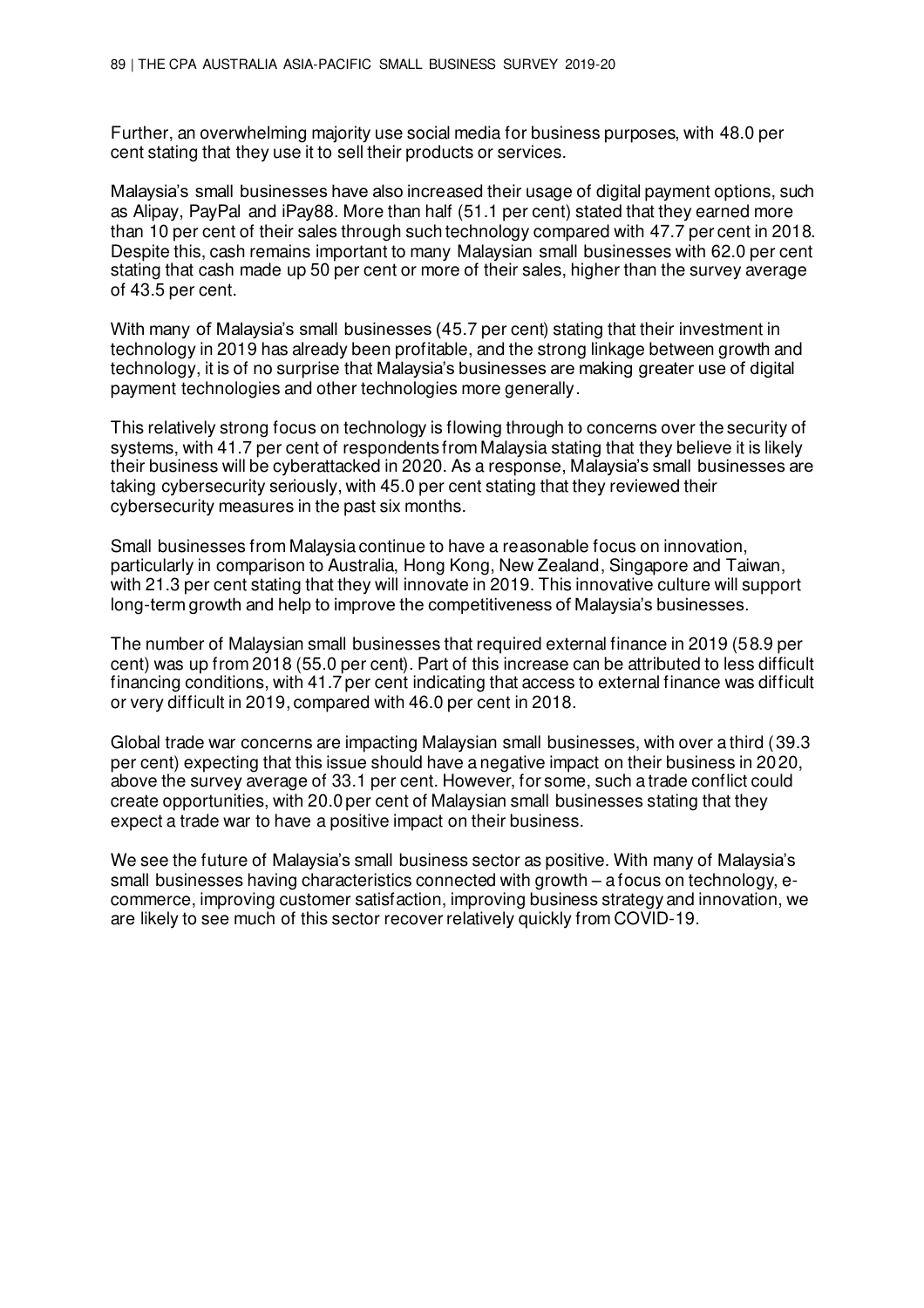Further, an overwhelming majority use social media for business purposes, with 48.0 per cent stating that they use it to sell their products or services.

Malaysia's small businesses have also increased their usage of digital payment options, such as Alipay, PayPal and iPay88. More than half (51.1 per cent) stated that they earned more than 10 per cent of their sales through such technology compared with 47.7 per cent in 2018. Despite this, cash remains important to many Malaysian small businesses with 62.0 per cent stating that cash made up 50 per cent or more of their sales, higher than the survey average of 43.5 per cent.

With many of Malaysia's small businesses (45.7 per cent) stating that their investment in technology in 2019 has already been profitable, and the strong linkage between growth and technology, it is of no surprise that Malaysia's businesses are making greater use of digital payment technologies and other technologies more generally.

This relatively strong focus on technology is flowing through to concerns over the security of systems, with 41.7 per cent of respondents from Malaysia stating that they believe it is likely their business will be cyberattacked in 2020. As a response, Malaysia's small businesses are taking cybersecurity seriously, with 45.0 per cent stating that they reviewed their cybersecurity measures in the past six months.

Small businesses from Malaysia continue to have a reasonable focus on innovation, particularly in comparison to Australia, Hong Kong, New Zealand, Singapore and Taiwan, with 21.3 per cent stating that they will innovate in 2019. This innovative culture will support long-term growth and help to improve the competitiveness of Malaysia's businesses.

The number of Malaysian small businesses that required external finance in 2019 (58.9 per cent) was up from 2018 (55.0 per cent). Part of this increase can be attributed to less difficult financing conditions, with 41.7 per cent indicating that access to external finance was difficult or very difficult in 2019, compared with 46.0 per cent in 2018.

Global trade war concerns are impacting Malaysian small businesses, with over a third (39.3 per cent) expecting that this issue should have a negative impact on their business in 2020, above the survey average of 33.1 per cent. However, for some, such a trade conflict could create opportunities, with 20.0 per cent of Malaysian small businesses stating that they expect a trade war to have a positive impact on their business.

We see the future of Malaysia's small business sector as positive. With many of Malaysia's small businesses having characteristics connected with growth – a focus on technology, e-commerce, improving customer satisfaction, improving business strategy and innovation, we are likely to see much of this sector recover relatively quickly from COVID-19.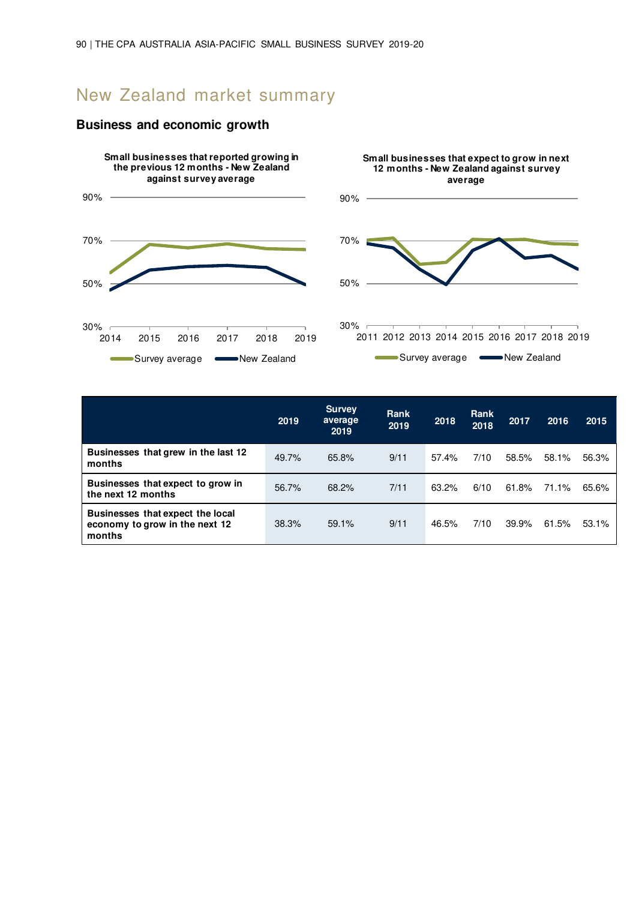# New Zealand market summary

## Business and economic growth

**Small businesses that reported growing in the previous 12 months - New Zealand against survey average**

**Small businesses that expect to grow in next 12 months - New Zealand against survey average**

| | 2019 | Survey average 2019 | Rank 2019 | 2018 | Rank 2018 | 2017 | 2016 | 2015 |
|---|---|---|---|---|---|---|---|---|
| **Businesses that grew in the last 12 months** | 49.7% | 65.8% | 9/11 | 57.4% | 7/10 | 58.5% | 58.1% | 56.3% |
| **Businesses that expect to grow in the next 12 months** | 56.7% | 68.2% | 7/11 | 63.2% | 6/10 | 61.8% | 71.1% | 65.6% |
| **Businesses that expect the local economy to grow in the next 12 months** | 38.3% | 59.1% | 9/11 | 46.5% | 7/10 | 39.9% | 61.5% | 53.1% |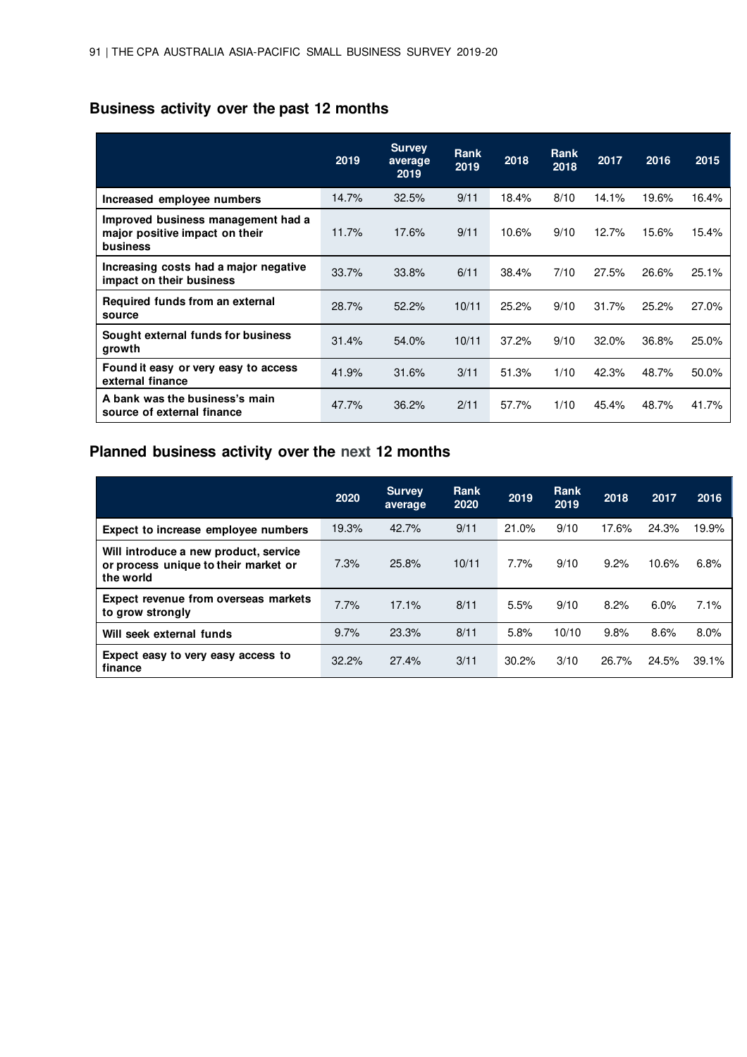## Business activity over the past 12 months

| | 2019 | Survey average 2019 | Rank 2019 | 2018 | Rank 2018 | 2017 | 2016 | 2015 |
|---|---|---|---|---|---|---|---|---|
| **Increased employee numbers** | 14.7% | 32.5% | 9/11 | 18.4% | 8/10 | 14.1% | 19.6% | 16.4% |
| **Improved business management had a major positive impact on their business** | 11.7% | 17.6% | 9/11 | 10.6% | 9/10 | 12.7% | 15.6% | 15.4% |
| **Increasing costs had a major negative impact on their business** | 33.7% | 33.8% | 6/11 | 38.4% | 7/10 | 27.5% | 26.6% | 25.1% |
| **Required funds from an external source** | 28.7% | 52.2% | 10/11 | 25.2% | 9/10 | 31.7% | 25.2% | 27.0% |
| **Sought external funds for business growth** | 31.4% | 54.0% | 10/11 | 37.2% | 9/10 | 32.0% | 36.8% | 25.0% |
| **Found it easy or very easy to access external finance** | 41.9% | 31.6% | 3/11 | 51.3% | 1/10 | 42.3% | 48.7% | 50.0% |
| **A bank was the business's main source of external finance** | 47.7% | 36.2% | 2/11 | 57.7% | 1/10 | 45.4% | 48.7% | 41.7% |

## Planned business activity over the next 12 months

| | 2020 | Survey average | Rank 2020 | 2019 | Rank 2019 | 2018 | 2017 | 2016 |
|---|---|---|---|---|---|---|---|---|
| **Expect to increase employee numbers** | 19.3% | 42.7% | 9/11 | 21.0% | 9/10 | 17.6% | 24.3% | 19.9% |
| **Will introduce a new product, service or process unique to their market or the world** | 7.3% | 25.8% | 10/11 | 7.7% | 9/10 | 9.2% | 10.6% | 6.8% |
| **Expect revenue from overseas markets to grow strongly** | 7.7% | 17.1% | 8/11 | 5.5% | 9/10 | 8.2% | 6.0% | 7.1% |
| **Will seek external funds** | 9.7% | 23.3% | 8/11 | 5.8% | 10/10 | 9.8% | 8.6% | 8.0% |
| **Expect easy to very easy access to finance** | 32.2% | 27.4% | 3/11 | 30.2% | 3/10 | 26.7% | 24.5% | 39.1% |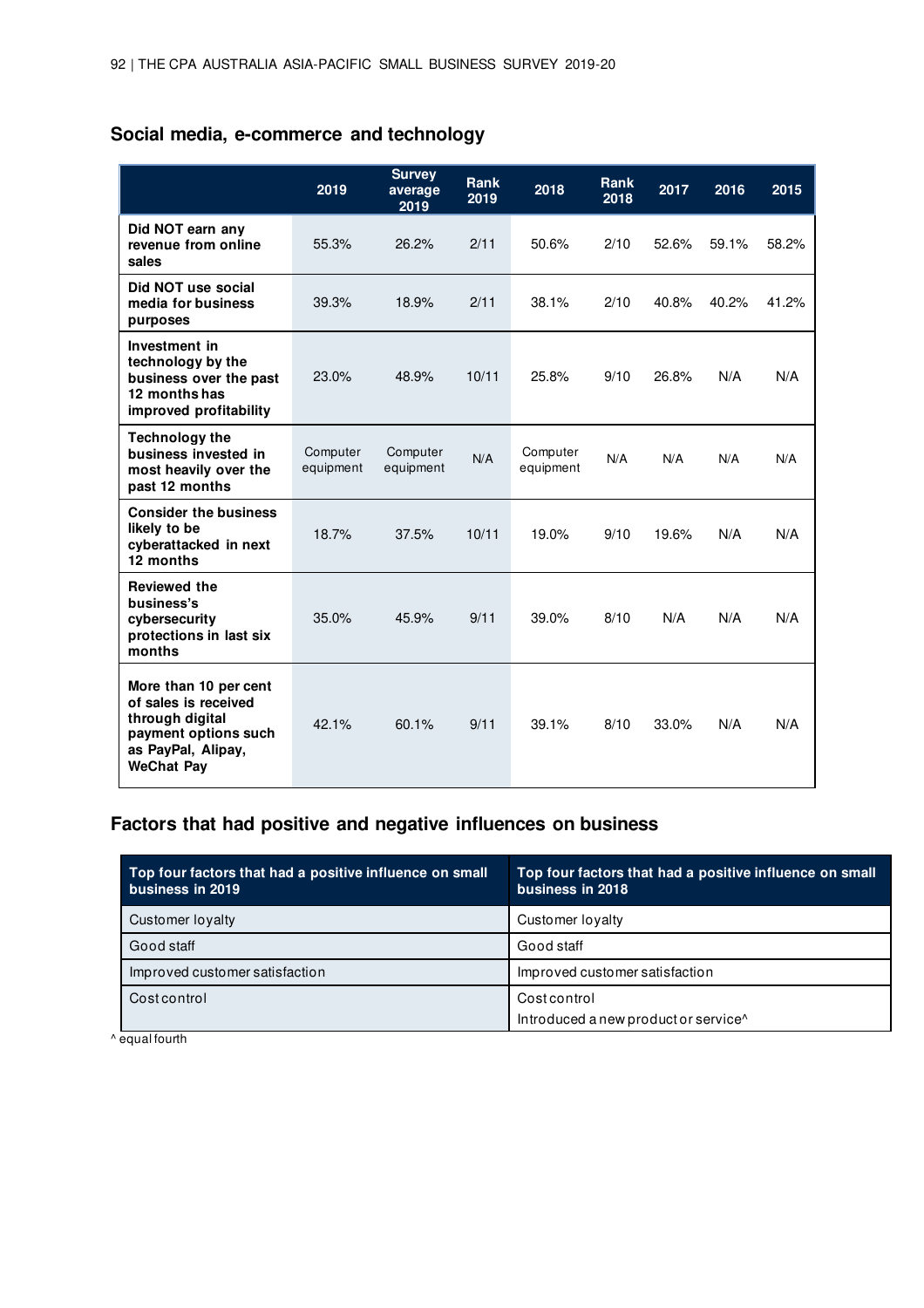## Social media, e-commerce and technology

| | 2019 | Survey average 2019 | Rank 2019 | 2018 | Rank 2018 | 2017 | 2016 | 2015 |
|---|---|---|---|---|---|---|---|---|
| **Did NOT earn any revenue from online sales** | 55.3% | 26.2% | 2/11 | 50.6% | 2/10 | 52.6% | 59.1% | 58.2% |
| **Did NOT use social media for business purposes** | 39.3% | 18.9% | 2/11 | 38.1% | 2/10 | 40.8% | 40.2% | 41.2% |
| **Investment in technology by the business over the past 12 months has improved profitability** | 23.0% | 48.9% | 10/11 | 25.8% | 9/10 | 26.8% | N/A | N/A |
| **Technology the business invested in most heavily over the past 12 months** | Computer equipment | Computer equipment | N/A | Computer equipment | N/A | N/A | N/A | N/A |
| **Consider the business likely to be cyberattacked in next 12 months** | 18.7% | 37.5% | 10/11 | 19.0% | 9/10 | 19.6% | N/A | N/A |
| **Reviewed the business's cybersecurity protections in last six months** | 35.0% | 45.9% | 9/11 | 39.0% | 8/10 | N/A | N/A | N/A |
| **More than 10 per cent of sales is received through digital payment options such as PayPal, Alipay, WeChat Pay** | 42.1% | 60.1% | 9/11 | 39.1% | 8/10 | 33.0% | N/A | N/A |

## Factors that had positive and negative influences on business

| Top four factors that had a positive influence on small business in 2019 | Top four factors that had a positive influence on small business in 2018 |
|---|---|
| Customer loyalty | Customer loyalty |
| Good staff | Good staff |
| Improved customer satisfaction | Improved customer satisfaction |
| Cost control | Cost control<br>Introduced a new product or service^ |

^ equal fourth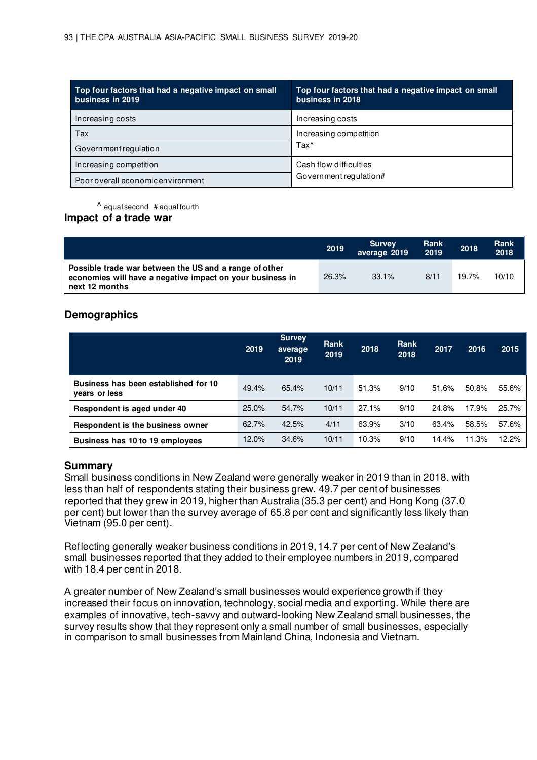| Top four factors that had a negative impact on small business in 2019 | Top four factors that had a negative impact on small business in 2018 |
| --- | --- |
| Increasing costs | Increasing costs |
| Tax | Increasing competition<br>Tax^ |
| Government regulation | |
| Increasing competition | Cash flow difficulties<br>Government regulation# |
| Poor overall economic environment | |

^ equal second # equal fourth

## Impact of a trade war

| | 2019 | Survey average 2019 | Rank 2019 | 2018 | Rank 2018 |
| --- | --- | --- | --- | --- | --- |
| **Possible trade war between the US and a range of other economies will have a negative impact on your business in next 12 months** | 26.3% | 33.1% | 8/11 | 19.7% | 10/10 |

## Demographics

| | 2019 | Survey average 2019 | Rank 2019 | 2018 | Rank 2018 | 2017 | 2016 | 2015 |
| --- | --- | --- | --- | --- | --- | --- | --- | --- |
| **Business has been established for 10 years or less** | 49.4% | 65.4% | 10/11 | 51.3% | 9/10 | 51.6% | 50.8% | 55.6% |
| **Respondent is aged under 40** | 25.0% | 54.7% | 10/11 | 27.1% | 9/10 | 24.8% | 17.9% | 25.7% |
| **Respondent is the business owner** | 62.7% | 42.5% | 4/11 | 63.9% | 3/10 | 63.4% | 58.5% | 57.6% |
| **Business has 10 to 19 employees** | 12.0% | 34.6% | 10/11 | 10.3% | 9/10 | 14.4% | 11.3% | 12.2% |

## Summary

Small business conditions in New Zealand were generally weaker in 2019 than in 2018, with less than half of respondents stating their business grew. 49.7 per cent of businesses reported that they grew in 2019, higher than Australia (35.3 per cent) and Hong Kong (37.0 per cent) but lower than the survey average of 65.8 per cent and significantly less likely than Vietnam (95.0 per cent).

Reflecting generally weaker business conditions in 2019, 14.7 per cent of New Zealand's small businesses reported that they added to their employee numbers in 2019, compared with 18.4 per cent in 2018.

A greater number of New Zealand's small businesses would experience growth if they increased their focus on innovation, technology, social media and exporting. While there are examples of innovative, tech-savvy and outward-looking New Zealand small businesses, the survey results show that they represent only a small number of small businesses, especially in comparison to small businesses from Mainland China, Indonesia and Vietnam.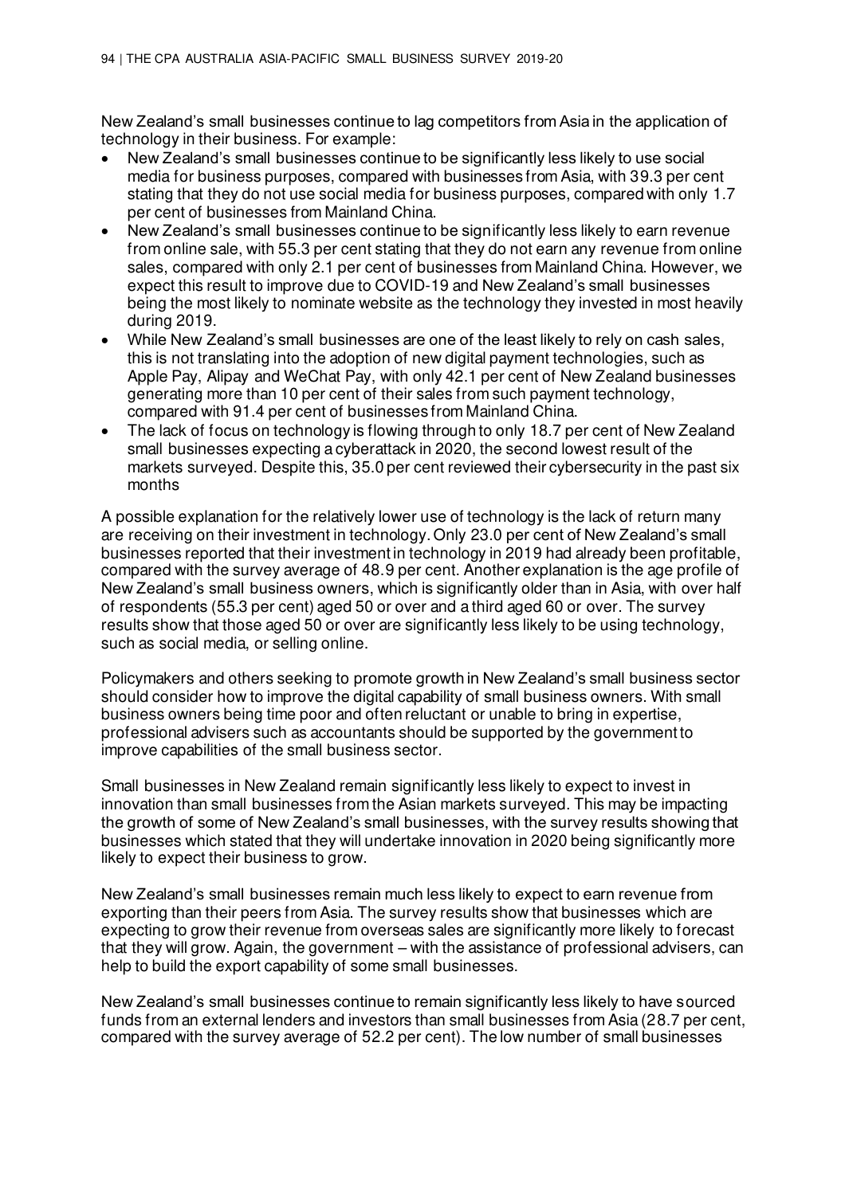New Zealand's small businesses continue to lag competitors from Asia in the application of technology in their business. For example:

- New Zealand's small businesses continue to be significantly less likely to use social media for business purposes, compared with businesses from Asia, with 39.3 per cent stating that they do not use social media for business purposes, compared with only 1.7 per cent of businesses from Mainland China.
- New Zealand's small businesses continue to be significantly less likely to earn revenue from online sale, with 55.3 per cent stating that they do not earn any revenue from online sales, compared with only 2.1 per cent of businesses from Mainland China. However, we expect this result to improve due to COVID-19 and New Zealand's small businesses being the most likely to nominate website as the technology they invested in most heavily during 2019.
- While New Zealand's small businesses are one of the least likely to rely on cash sales, this is not translating into the adoption of new digital payment technologies, such as Apple Pay, Alipay and WeChat Pay, with only 42.1 per cent of New Zealand businesses generating more than 10 per cent of their sales from such payment technology, compared with 91.4 per cent of businesses from Mainland China.
- The lack of focus on technology is flowing through to only 18.7 per cent of New Zealand small businesses expecting a cyberattack in 2020, the second lowest result of the markets surveyed. Despite this, 35.0 per cent reviewed their cybersecurity in the past six months

A possible explanation for the relatively lower use of technology is the lack of return many are receiving on their investment in technology. Only 23.0 per cent of New Zealand's small businesses reported that their investment in technology in 2019 had already been profitable, compared with the survey average of 48.9 per cent. Another explanation is the age profile of New Zealand's small business owners, which is significantly older than in Asia, with over half of respondents (55.3 per cent) aged 50 or over and a third aged 60 or over. The survey results show that those aged 50 or over are significantly less likely to be using technology, such as social media, or selling online.

Policymakers and others seeking to promote growth in New Zealand's small business sector should consider how to improve the digital capability of small business owners. With small business owners being time poor and often reluctant or unable to bring in expertise, professional advisers such as accountants should be supported by the government to improve capabilities of the small business sector.

Small businesses in New Zealand remain significantly less likely to expect to invest in innovation than small businesses from the Asian markets surveyed. This may be impacting the growth of some of New Zealand's small businesses, with the survey results showing that businesses which stated that they will undertake innovation in 2020 being significantly more likely to expect their business to grow.

New Zealand's small businesses remain much less likely to expect to earn revenue from exporting than their peers from Asia. The survey results show that businesses which are expecting to grow their revenue from overseas sales are significantly more likely to forecast that they will grow. Again, the government – with the assistance of professional advisers, can help to build the export capability of some small businesses.

New Zealand's small businesses continue to remain significantly less likely to have sourced funds from an external lenders and investors than small businesses from Asia (28.7 per cent, compared with the survey average of 52.2 per cent). The low number of small businesses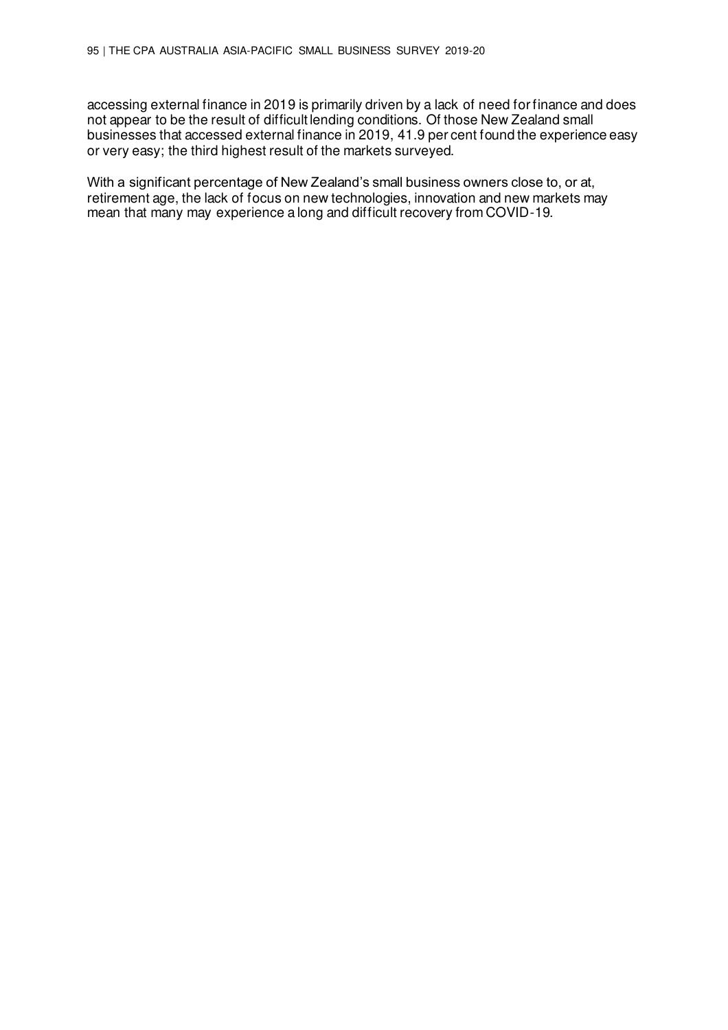accessing external finance in 2019 is primarily driven by a lack of need for finance and does not appear to be the result of difficult lending conditions. Of those New Zealand small businesses that accessed external finance in 2019, 41.9 per cent found the experience easy or very easy; the third highest result of the markets surveyed.

With a significant percentage of New Zealand's small business owners close to, or at, retirement age, the lack of focus on new technologies, innovation and new markets may mean that many may experience a long and difficult recovery from COVID-19.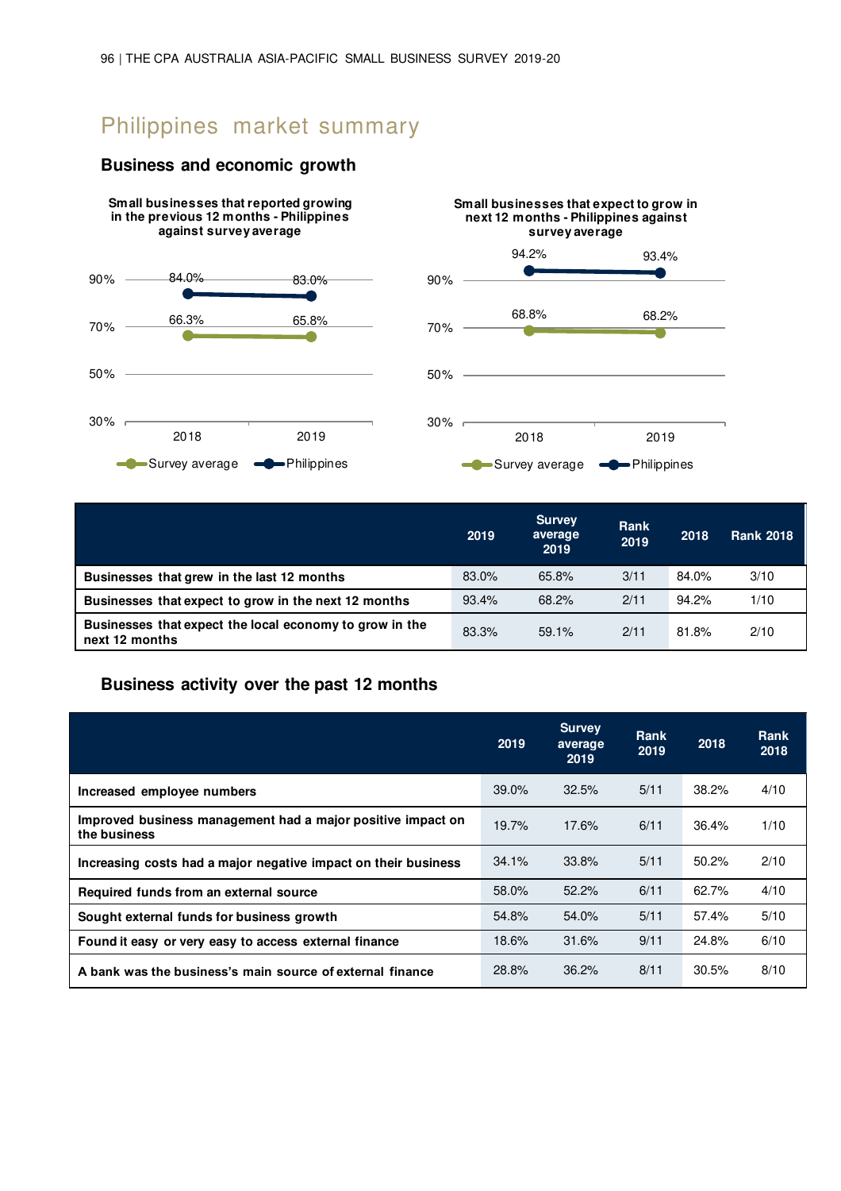# Philippines market summary

## Business and economic growth

**Small businesses that reported growing in the previous 12 months - Philippines against survey average**

| | 2018 | 2019 |
|---|---|---|
| Survey average | 66.3% | 65.8% |
| Philippines | 84.0% | 83.0% |

**Small businesses that expect to grow in next 12 months - Philippines against survey average**

| | 2018 | 2019 |
|---|---|---|
| Survey average | 68.8% | 68.2% |
| Philippines | 94.2% | 93.4% |

| | 2019 | Survey average 2019 | Rank 2019 | 2018 | Rank 2018 |
|---|---|---|---|---|---|
| **Businesses that grew in the last 12 months** | 83.0% | 65.8% | 3/11 | 84.0% | 3/10 |
| **Businesses that expect to grow in the next 12 months** | 93.4% | 68.2% | 2/11 | 94.2% | 1/10 |
| **Businesses that expect the local economy to grow in the next 12 months** | 83.3% | 59.1% | 2/11 | 81.8% | 2/10 |

## Business activity over the past 12 months

| | 2019 | Survey average 2019 | Rank 2019 | 2018 | Rank 2018 |
|---|---|---|---|---|---|
| **Increased employee numbers** | 39.0% | 32.5% | 5/11 | 38.2% | 4/10 |
| **Improved business management had a major positive impact on the business** | 19.7% | 17.6% | 6/11 | 36.4% | 1/10 |
| **Increasing costs had a major negative impact on their business** | 34.1% | 33.8% | 5/11 | 50.2% | 2/10 |
| **Required funds from an external source** | 58.0% | 52.2% | 6/11 | 62.7% | 4/10 |
| **Sought external funds for business growth** | 54.8% | 54.0% | 5/11 | 57.4% | 5/10 |
| **Found it easy or very easy to access external finance** | 18.6% | 31.6% | 9/11 | 24.8% | 6/10 |
| **A bank was the business's main source of external finance** | 28.8% | 36.2% | 8/11 | 30.5% | 8/10 |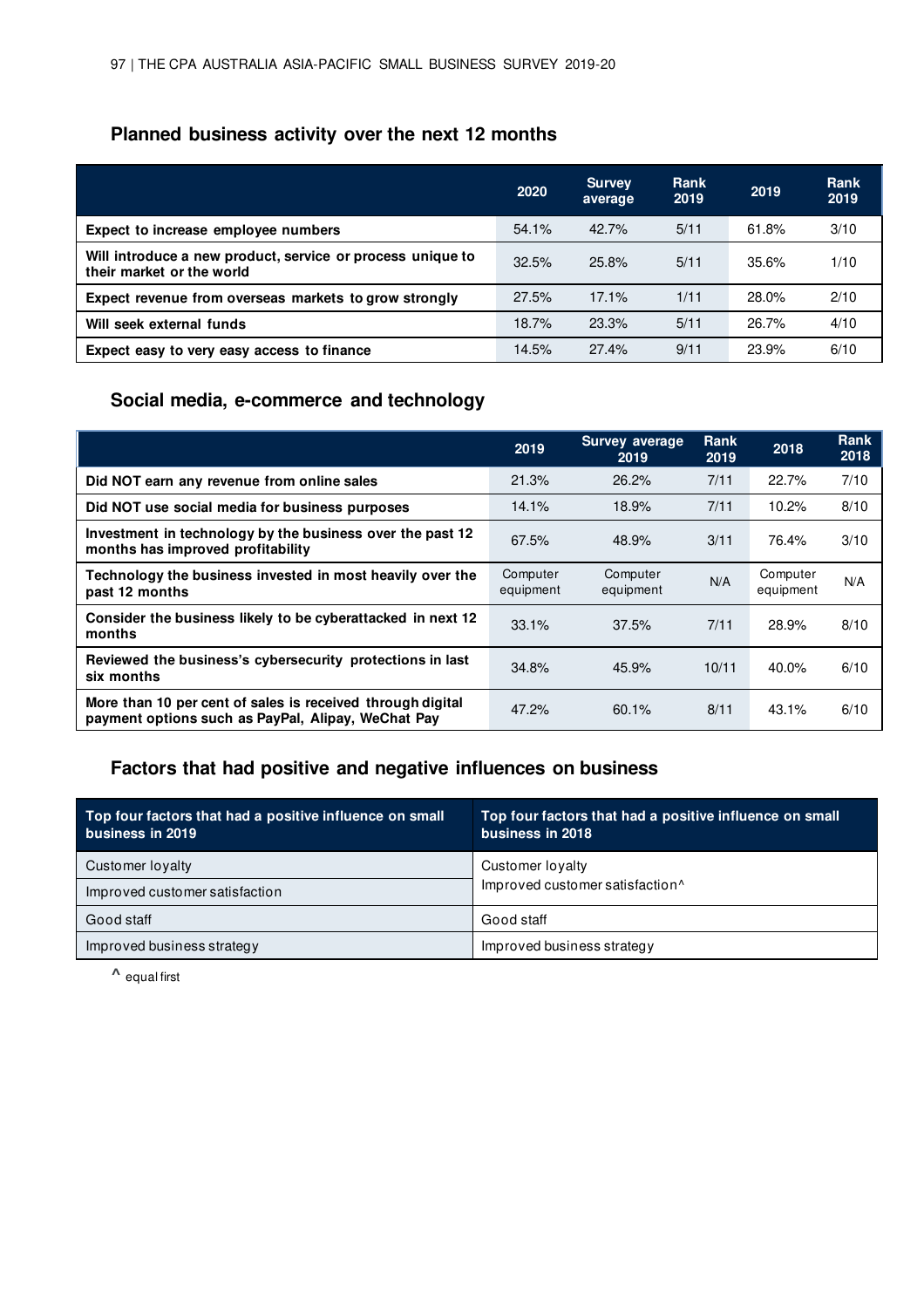## Planned business activity over the next 12 months

| | 2020 | Survey average | Rank 2019 | 2019 | Rank 2019 |
|---|---|---|---|---|---|
| **Expect to increase employee numbers** | 54.1% | 42.7% | 5/11 | 61.8% | 3/10 |
| **Will introduce a new product, service or process unique to their market or the world** | 32.5% | 25.8% | 5/11 | 35.6% | 1/10 |
| **Expect revenue from overseas markets to grow strongly** | 27.5% | 17.1% | 1/11 | 28.0% | 2/10 |
| **Will seek external funds** | 18.7% | 23.3% | 5/11 | 26.7% | 4/10 |
| **Expect easy to very easy access to finance** | 14.5% | 27.4% | 9/11 | 23.9% | 6/10 |

## Social media, e-commerce and technology

| | 2019 | Survey average 2019 | Rank 2019 | 2018 | Rank 2018 |
|---|---|---|---|---|---|
| **Did NOT earn any revenue from online sales** | 21.3% | 26.2% | 7/11 | 22.7% | 7/10 |
| **Did NOT use social media for business purposes** | 14.1% | 18.9% | 7/11 | 10.2% | 8/10 |
| **Investment in technology by the business over the past 12 months has improved profitability** | 67.5% | 48.9% | 3/11 | 76.4% | 3/10 |
| **Technology the business invested in most heavily over the past 12 months** | Computer equipment | Computer equipment | N/A | Computer equipment | N/A |
| **Consider the business likely to be cyberattacked in next 12 months** | 33.1% | 37.5% | 7/11 | 28.9% | 8/10 |
| **Reviewed the business's cybersecurity protections in last six months** | 34.8% | 45.9% | 10/11 | 40.0% | 6/10 |
| **More than 10 per cent of sales is received through digital payment options such as PayPal, Alipay, WeChat Pay** | 47.2% | 60.1% | 8/11 | 43.1% | 6/10 |

## Factors that had positive and negative influences on business

| Top four factors that had a positive influence on small business in 2019 | Top four factors that had a positive influence on small business in 2018 |
|---|---|
| Customer loyalty | Customer loyalty<br>Improved customer satisfaction^ |
| Improved customer satisfaction | |
| Good staff | Good staff |
| Improved business strategy | Improved business strategy |

^ equal first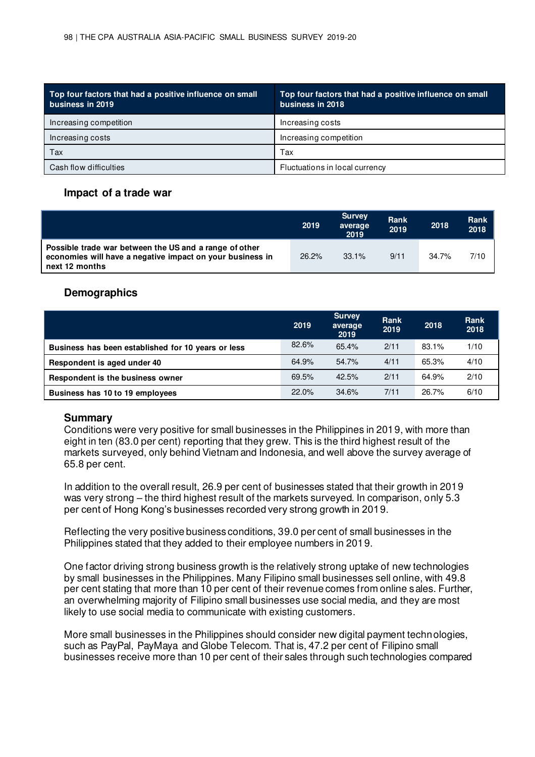| Top four factors that had a positive influence on small business in 2019 | Top four factors that had a positive influence on small business in 2018 |
|---|---|
| Increasing competition | Increasing costs |
| Increasing costs | Increasing competition |
| Tax | Tax |
| Cash flow difficulties | Fluctuations in local currency |

### Impact of a trade war

| | 2019 | Survey average 2019 | Rank 2019 | 2018 | Rank 2018 |
|---|---|---|---|---|---|
| **Possible trade war between the US and a range of other economies will have a negative impact on your business in next 12 months** | 26.2% | 33.1% | 9/11 | 34.7% | 7/10 |

### Demographics

| | 2019 | Survey average 2019 | Rank 2019 | 2018 | Rank 2018 |
|---|---|---|---|---|---|
| **Business has been established for 10 years or less** | 82.6% | 65.4% | 2/11 | 83.1% | 1/10 |
| **Respondent is aged under 40** | 64.9% | 54.7% | 4/11 | 65.3% | 4/10 |
| **Respondent is the business owner** | 69.5% | 42.5% | 2/11 | 64.9% | 2/10 |
| **Business has 10 to 19 employees** | 22.0% | 34.6% | 7/11 | 26.7% | 6/10 |

### Summary

Conditions were very positive for small businesses in the Philippines in 2019, with more than eight in ten (83.0 per cent) reporting that they grew. This is the third highest result of the markets surveyed, only behind Vietnam and Indonesia, and well above the survey average of 65.8 per cent.

In addition to the overall result, 26.9 per cent of businesses stated that their growth in 2019 was very strong – the third highest result of the markets surveyed. In comparison, only 5.3 per cent of Hong Kong's businesses recorded very strong growth in 2019.

Reflecting the very positive business conditions, 39.0 per cent of small businesses in the Philippines stated that they added to their employee numbers in 2019.

One factor driving strong business growth is the relatively strong uptake of new technologies by small businesses in the Philippines. Many Filipino small businesses sell online, with 49.8 per cent stating that more than 10 per cent of their revenue comes from online sales. Further, an overwhelming majority of Filipino small businesses use social media, and they are most likely to use social media to communicate with existing customers.

More small businesses in the Philippines should consider new digital payment technologies, such as PayPal, PayMaya and Globe Telecom. That is, 47.2 per cent of Filipino small businesses receive more than 10 per cent of their sales through such technologies compared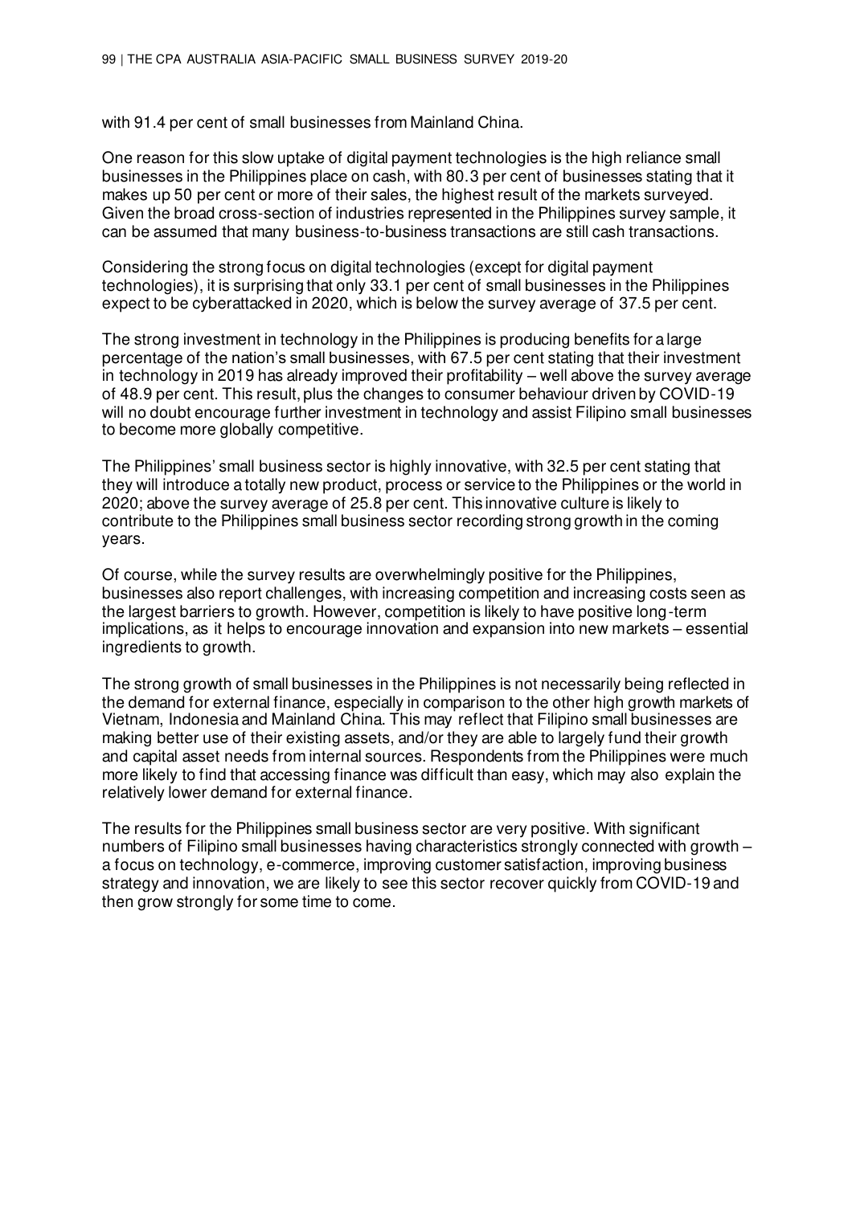with 91.4 per cent of small businesses from Mainland China.

One reason for this slow uptake of digital payment technologies is the high reliance small businesses in the Philippines place on cash, with 80.3 per cent of businesses stating that it makes up 50 per cent or more of their sales, the highest result of the markets surveyed. Given the broad cross-section of industries represented in the Philippines survey sample, it can be assumed that many business-to-business transactions are still cash transactions.

Considering the strong focus on digital technologies (except for digital payment technologies), it is surprising that only 33.1 per cent of small businesses in the Philippines expect to be cyberattacked in 2020, which is below the survey average of 37.5 per cent.

The strong investment in technology in the Philippines is producing benefits for a large percentage of the nation's small businesses, with 67.5 per cent stating that their investment in technology in 2019 has already improved their profitability – well above the survey average of 48.9 per cent. This result, plus the changes to consumer behaviour driven by COVID-19 will no doubt encourage further investment in technology and assist Filipino small businesses to become more globally competitive.

The Philippines' small business sector is highly innovative, with 32.5 per cent stating that they will introduce a totally new product, process or service to the Philippines or the world in 2020; above the survey average of 25.8 per cent. This innovative culture is likely to contribute to the Philippines small business sector recording strong growth in the coming years.

Of course, while the survey results are overwhelmingly positive for the Philippines, businesses also report challenges, with increasing competition and increasing costs seen as the largest barriers to growth. However, competition is likely to have positive long-term implications, as it helps to encourage innovation and expansion into new markets – essential ingredients to growth.

The strong growth of small businesses in the Philippines is not necessarily being reflected in the demand for external finance, especially in comparison to the other high growth markets of Vietnam, Indonesia and Mainland China. This may reflect that Filipino small businesses are making better use of their existing assets, and/or they are able to largely fund their growth and capital asset needs from internal sources. Respondents from the Philippines were much more likely to find that accessing finance was difficult than easy, which may also explain the relatively lower demand for external finance.

The results for the Philippines small business sector are very positive. With significant numbers of Filipino small businesses having characteristics strongly connected with growth – a focus on technology, e-commerce, improving customer satisfaction, improving business strategy and innovation, we are likely to see this sector recover quickly from COVID-19 and then grow strongly for some time to come.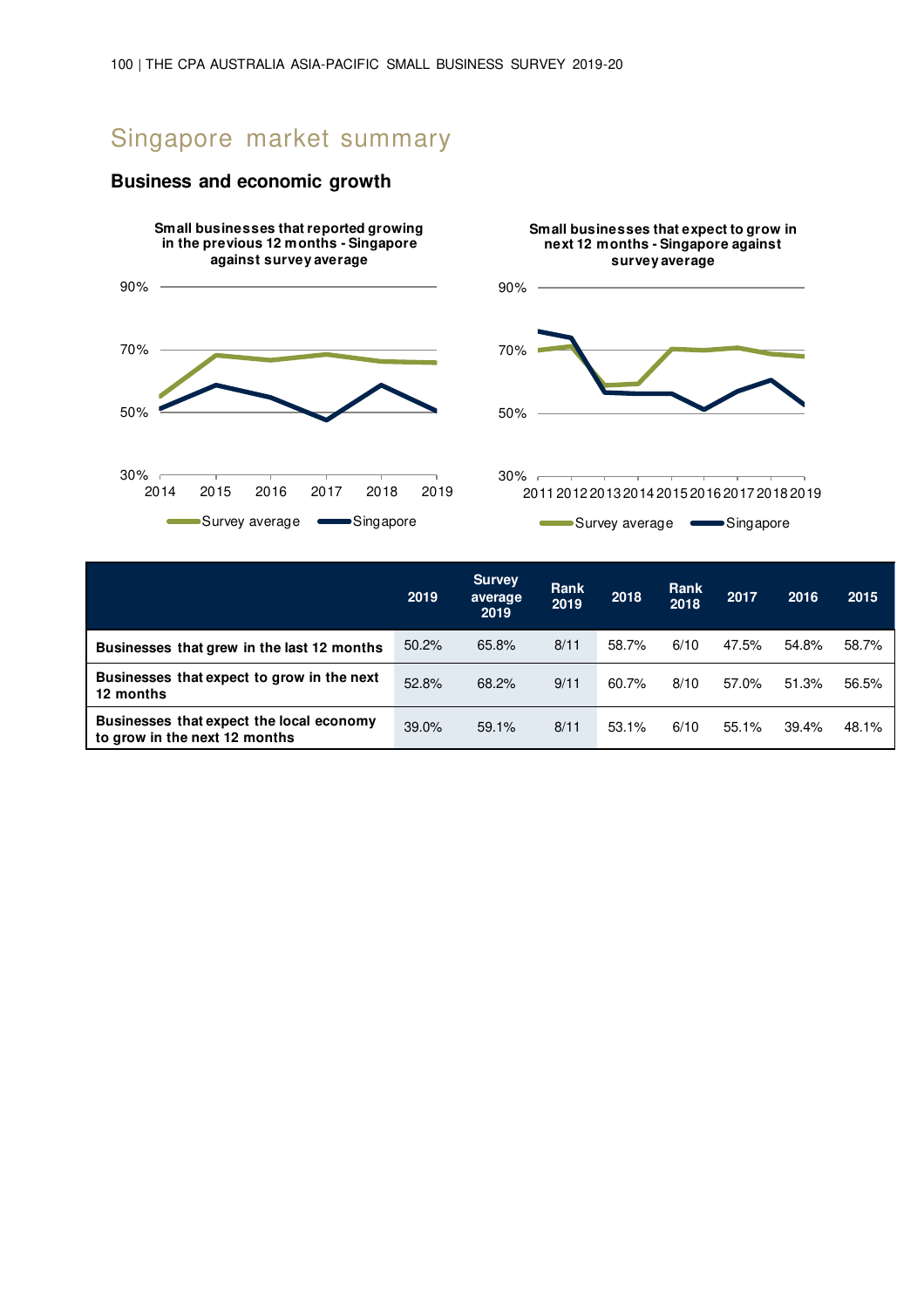# Singapore market summary

## Business and economic growth

**Small businesses that reported growing in the previous 12 months - Singapore against survey average**

**Small businesses that expect to grow in next 12 months - Singapore against survey average**

| | 2019 | Survey average 2019 | Rank 2019 | 2018 | Rank 2018 | 2017 | 2016 | 2015 |
|---|---|---|---|---|---|---|---|---|
| **Businesses that grew in the last 12 months** | 50.2% | 65.8% | 8/11 | 58.7% | 6/10 | 47.5% | 54.8% | 58.7% |
| **Businesses that expect to grow in the next 12 months** | 52.8% | 68.2% | 9/11 | 60.7% | 8/10 | 57.0% | 51.3% | 56.5% |
| **Businesses that expect the local economy to grow in the next 12 months** | 39.0% | 59.1% | 8/11 | 53.1% | 6/10 | 55.1% | 39.4% | 48.1% |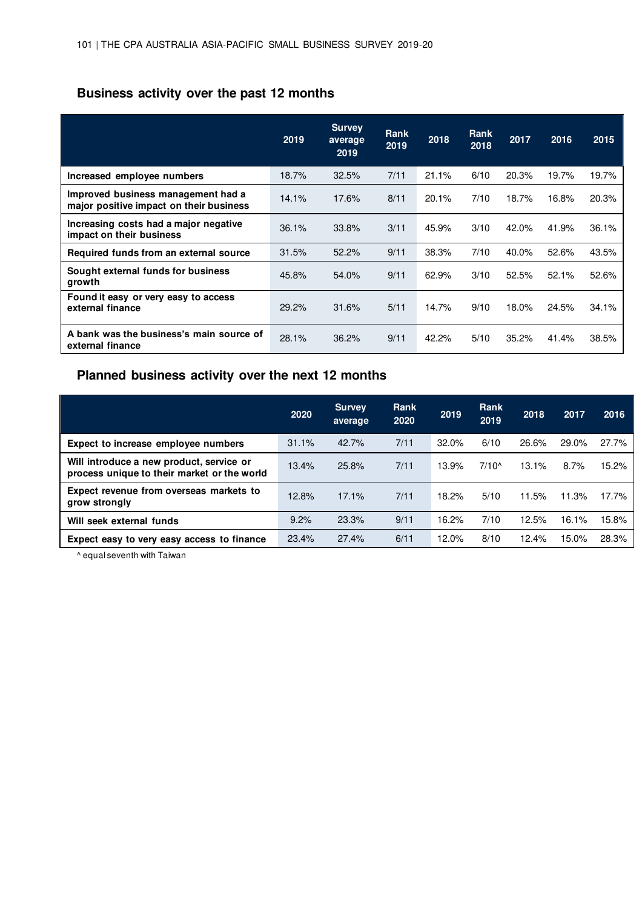## Business activity over the past 12 months

| | 2019 | Survey average 2019 | Rank 2019 | 2018 | Rank 2018 | 2017 | 2016 | 2015 |
|---|---|---|---|---|---|---|---|---|
| Increased employee numbers | 18.7% | 32.5% | 7/11 | 21.1% | 6/10 | 20.3% | 19.7% | 19.7% |
| Improved business management had a major positive impact on their business | 14.1% | 17.6% | 8/11 | 20.1% | 7/10 | 18.7% | 16.8% | 20.3% |
| Increasing costs had a major negative impact on their business | 36.1% | 33.8% | 3/11 | 45.9% | 3/10 | 42.0% | 41.9% | 36.1% |
| Required funds from an external source | 31.5% | 52.2% | 9/11 | 38.3% | 7/10 | 40.0% | 52.6% | 43.5% |
| Sought external funds for business growth | 45.8% | 54.0% | 9/11 | 62.9% | 3/10 | 52.5% | 52.1% | 52.6% |
| Found it easy or very easy to access external finance | 29.2% | 31.6% | 5/11 | 14.7% | 9/10 | 18.0% | 24.5% | 34.1% |
| A bank was the business's main source of external finance | 28.1% | 36.2% | 9/11 | 42.2% | 5/10 | 35.2% | 41.4% | 38.5% |

## Planned business activity over the next 12 months

| | 2020 | Survey average | Rank 2020 | 2019 | Rank 2019 | 2018 | 2017 | 2016 |
|---|---|---|---|---|---|---|---|---|
| Expect to increase employee numbers | 31.1% | 42.7% | 7/11 | 32.0% | 6/10 | 26.6% | 29.0% | 27.7% |
| Will introduce a new product, service or process unique to their market or the world | 13.4% | 25.8% | 7/11 | 13.9% | 7/10^ | 13.1% | 8.7% | 15.2% |
| Expect revenue from overseas markets to grow strongly | 12.8% | 17.1% | 7/11 | 18.2% | 5/10 | 11.5% | 11.3% | 17.7% |
| Will seek external funds | 9.2% | 23.3% | 9/11 | 16.2% | 7/10 | 12.5% | 16.1% | 15.8% |
| Expect easy to very easy access to finance | 23.4% | 27.4% | 6/11 | 12.0% | 8/10 | 12.4% | 15.0% | 28.3% |

^ equal seventh with Taiwan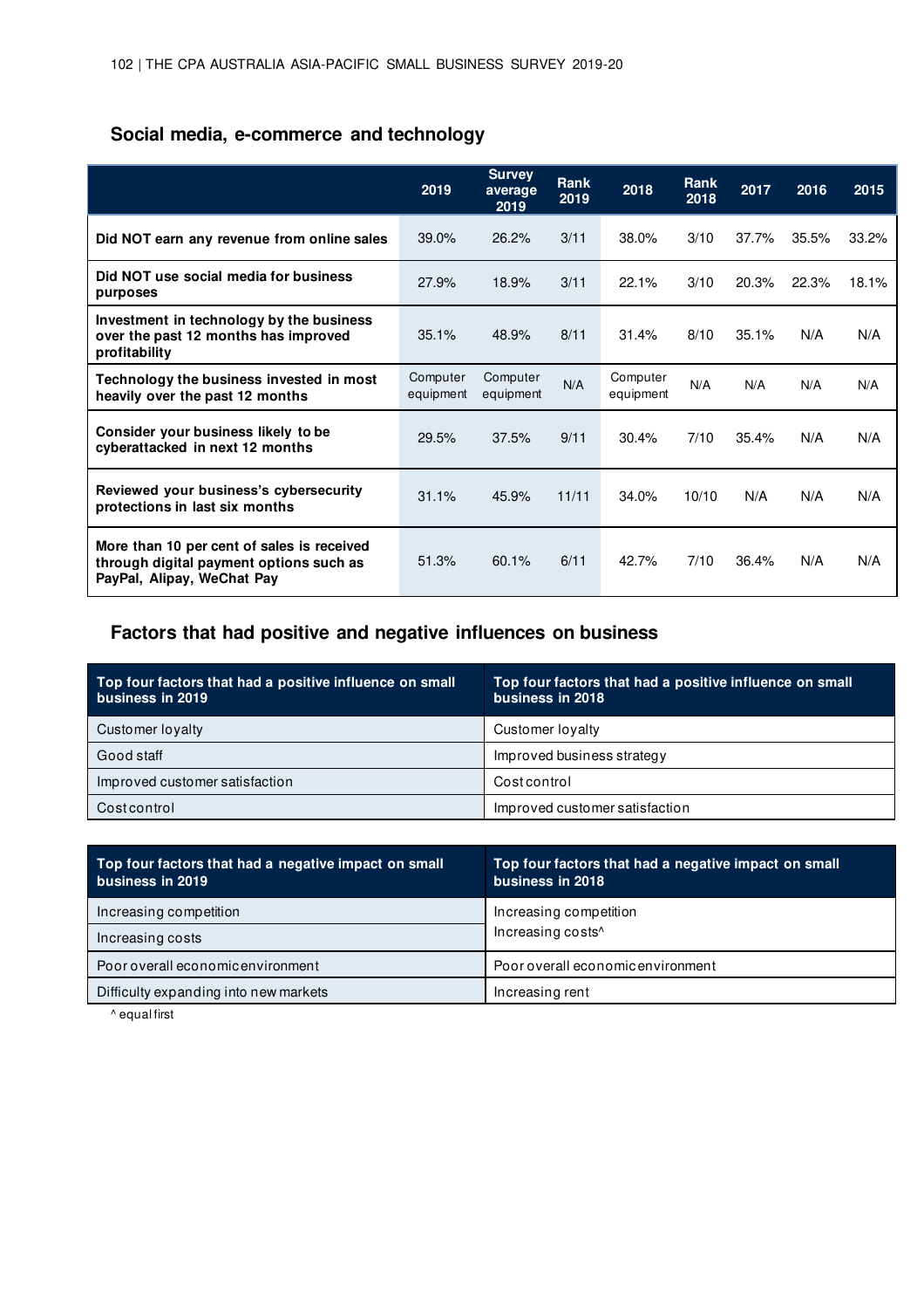## Social media, e-commerce and technology

| | 2019 | Survey average 2019 | Rank 2019 | 2018 | Rank 2018 | 2017 | 2016 | 2015 |
|---|---|---|---|---|---|---|---|---|
| **Did NOT earn any revenue from online sales** | 39.0% | 26.2% | 3/11 | 38.0% | 3/10 | 37.7% | 35.5% | 33.2% |
| **Did NOT use social media for business purposes** | 27.9% | 18.9% | 3/11 | 22.1% | 3/10 | 20.3% | 22.3% | 18.1% |
| **Investment in technology by the business over the past 12 months has improved profitability** | 35.1% | 48.9% | 8/11 | 31.4% | 8/10 | 35.1% | N/A | N/A |
| **Technology the business invested in most heavily over the past 12 months** | Computer equipment | Computer equipment | N/A | Computer equipment | N/A | N/A | N/A | N/A |
| **Consider your business likely to be cyberattacked in next 12 months** | 29.5% | 37.5% | 9/11 | 30.4% | 7/10 | 35.4% | N/A | N/A |
| **Reviewed your business's cybersecurity protections in last six months** | 31.1% | 45.9% | 11/11 | 34.0% | 10/10 | N/A | N/A | N/A |
| **More than 10 per cent of sales is received through digital payment options such as PayPal, Alipay, WeChat Pay** | 51.3% | 60.1% | 6/11 | 42.7% | 7/10 | 36.4% | N/A | N/A |

## Factors that had positive and negative influences on business

| Top four factors that had a positive influence on small business in 2019 | Top four factors that had a positive influence on small business in 2018 |
|---|---|
| Customer loyalty | Customer loyalty |
| Good staff | Improved business strategy |
| Improved customer satisfaction | Cost control |
| Cost control | Improved customer satisfaction |

| Top four factors that had a negative impact on small business in 2019 | Top four factors that had a negative impact on small business in 2018 |
|---|---|
| Increasing competition | Increasing competition<br>Increasing costs^ |
| Increasing costs | |
| Poor overall economic environment | Poor overall economic environment |
| Difficulty expanding into new markets | Increasing rent |

^ equal first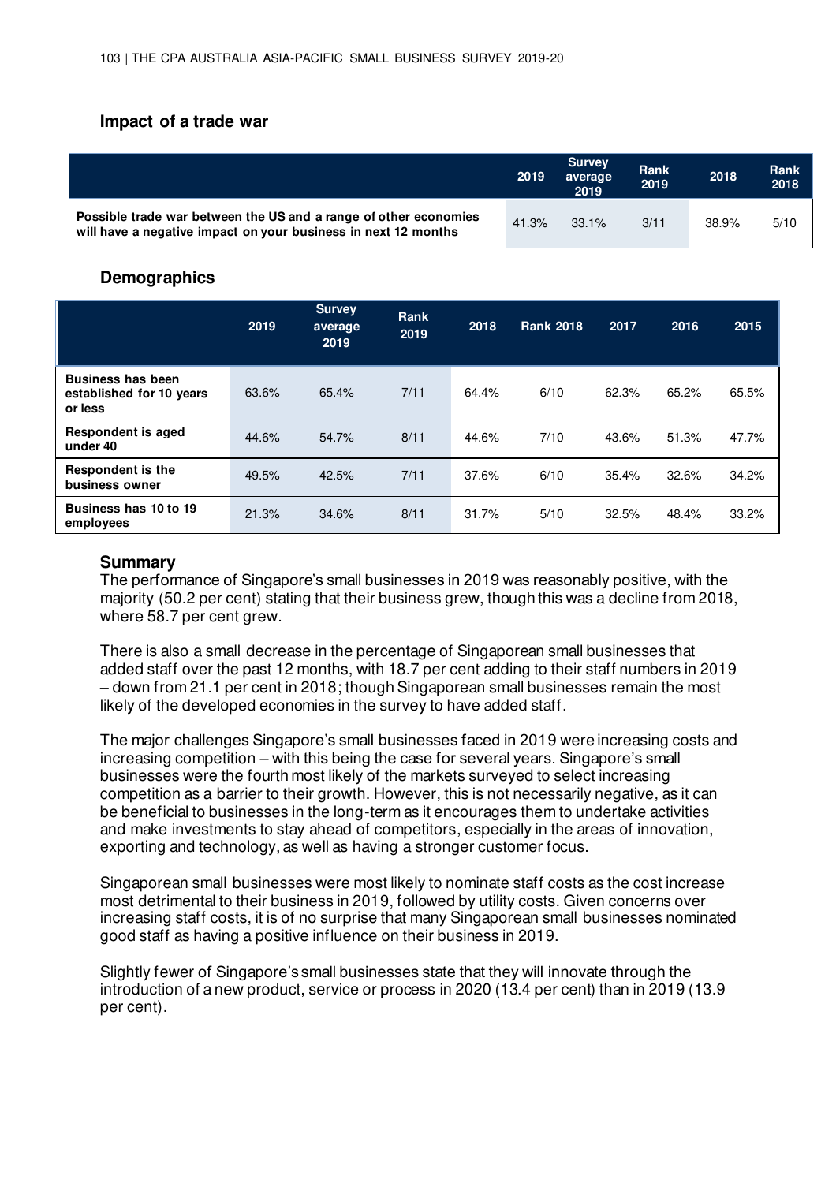## Impact of a trade war

| | 2019 | Survey average 2019 | Rank 2019 | 2018 | Rank 2018 |
|---|---|---|---|---|---|
| **Possible trade war between the US and a range of other economies will have a negative impact on your business in next 12 months** | 41.3% | 33.1% | 3/11 | 38.9% | 5/10 |

## Demographics

| | 2019 | Survey average 2019 | Rank 2019 | 2018 | Rank 2018 | 2017 | 2016 | 2015 |
|---|---|---|---|---|---|---|---|---|
| **Business has been established for 10 years or less** | 63.6% | 65.4% | 7/11 | 64.4% | 6/10 | 62.3% | 65.2% | 65.5% |
| **Respondent is aged under 40** | 44.6% | 54.7% | 8/11 | 44.6% | 7/10 | 43.6% | 51.3% | 47.7% |
| **Respondent is the business owner** | 49.5% | 42.5% | 7/11 | 37.6% | 6/10 | 35.4% | 32.6% | 34.2% |
| **Business has 10 to 19 employees** | 21.3% | 34.6% | 8/11 | 31.7% | 5/10 | 32.5% | 48.4% | 33.2% |

## Summary

The performance of Singapore's small businesses in 2019 was reasonably positive, with the majority (50.2 per cent) stating that their business grew, though this was a decline from 2018, where 58.7 per cent grew.

There is also a small decrease in the percentage of Singaporean small businesses that added staff over the past 12 months, with 18.7 per cent adding to their staff numbers in 2019 – down from 21.1 per cent in 2018; though Singaporean small businesses remain the most likely of the developed economies in the survey to have added staff.

The major challenges Singapore's small businesses faced in 2019 were increasing costs and increasing competition – with this being the case for several years. Singapore's small businesses were the fourth most likely of the markets surveyed to select increasing competition as a barrier to their growth. However, this is not necessarily negative, as it can be beneficial to businesses in the long-term as it encourages them to undertake activities and make investments to stay ahead of competitors, especially in the areas of innovation, exporting and technology, as well as having a stronger customer focus.

Singaporean small businesses were most likely to nominate staff costs as the cost increase most detrimental to their business in 2019, followed by utility costs. Given concerns over increasing staff costs, it is of no surprise that many Singaporean small businesses nominated good staff as having a positive influence on their business in 2019.

Slightly fewer of Singapore's small businesses state that they will innovate through the introduction of a new product, service or process in 2020 (13.4 per cent) than in 2019 (13.9 per cent).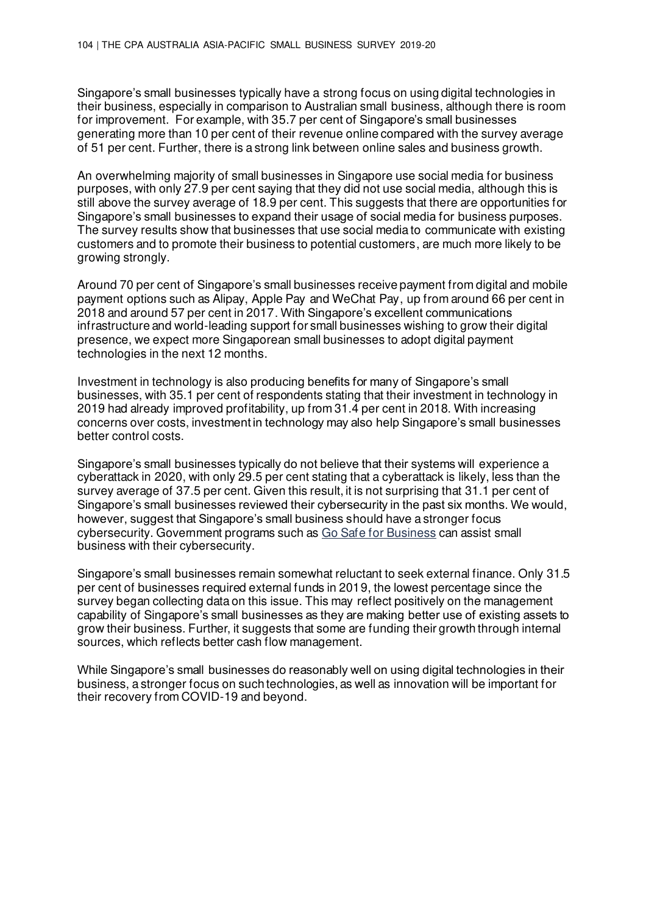Singapore's small businesses typically have a strong focus on using digital technologies in their business, especially in comparison to Australian small business, although there is room for improvement. For example, with 35.7 per cent of Singapore's small businesses generating more than 10 per cent of their revenue online compared with the survey average of 51 per cent. Further, there is a strong link between online sales and business growth.

An overwhelming majority of small businesses in Singapore use social media for business purposes, with only 27.9 per cent saying that they did not use social media, although this is still above the survey average of 18.9 per cent. This suggests that there are opportunities for Singapore's small businesses to expand their usage of social media for business purposes. The survey results show that businesses that use social media to communicate with existing customers and to promote their business to potential customers, are much more likely to be growing strongly.

Around 70 per cent of Singapore's small businesses receive payment from digital and mobile payment options such as Alipay, Apple Pay and WeChat Pay, up from around 66 per cent in 2018 and around 57 per cent in 2017. With Singapore's excellent communications infrastructure and world-leading support for small businesses wishing to grow their digital presence, we expect more Singaporean small businesses to adopt digital payment technologies in the next 12 months.

Investment in technology is also producing benefits for many of Singapore's small businesses, with 35.1 per cent of respondents stating that their investment in technology in 2019 had already improved profitability, up from 31.4 per cent in 2018. With increasing concerns over costs, investment in technology may also help Singapore's small businesses better control costs.

Singapore's small businesses typically do not believe that their systems will experience a cyberattack in 2020, with only 29.5 per cent stating that a cyberattack is likely, less than the survey average of 37.5 per cent. Given this result, it is not surprising that 31.1 per cent of Singapore's small businesses reviewed their cybersecurity in the past six months. We would, however, suggest that Singapore's small business should have a stronger focus cybersecurity. Government programs such as Go Safe for Business can assist small business with their cybersecurity.

Singapore's small businesses remain somewhat reluctant to seek external finance. Only 31.5 per cent of businesses required external funds in 2019, the lowest percentage since the survey began collecting data on this issue. This may reflect positively on the management capability of Singapore's small businesses as they are making better use of existing assets to grow their business. Further, it suggests that some are funding their growth through internal sources, which reflects better cash flow management.

While Singapore's small businesses do reasonably well on using digital technologies in their business, a stronger focus on such technologies, as well as innovation will be important for their recovery from COVID-19 and beyond.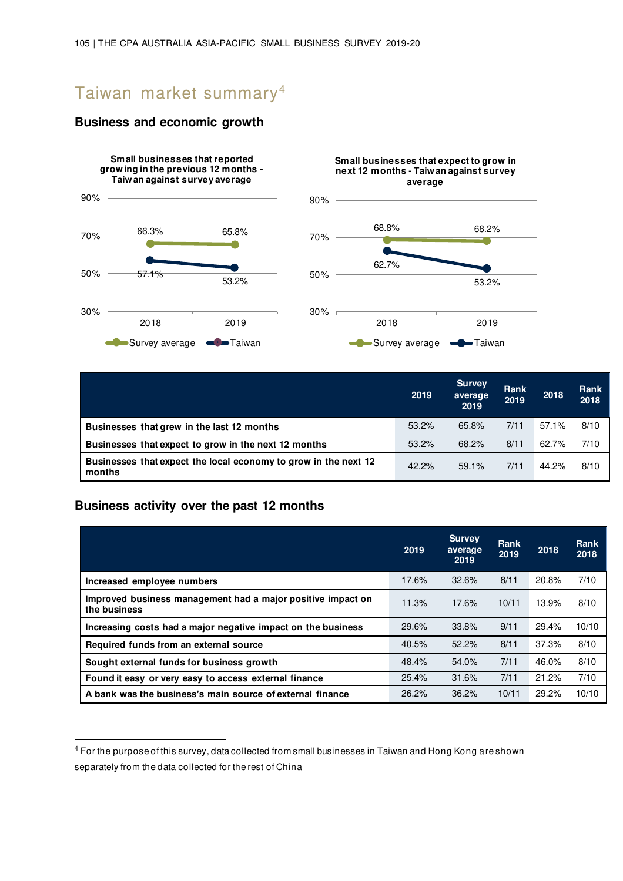# Taiwan market summary[4]

## Business and economic growth

**Small businesses that reported growing in the previous 12 months - Taiwan against survey average**

| | 2018 | 2019 |
|---|---|---|
| Survey average | 66.3% | 65.8% |
| Taiwan | 57.1% | 53.2% |

**Small businesses that expect to grow in next 12 months - Taiwan against survey average**

| | 2018 | 2019 |
|---|---|---|
| Survey average | 68.8% | 68.2% |
| Taiwan | 62.7% | 53.2% |

| | 2019 | Survey average 2019 | Rank 2019 | 2018 | Rank 2018 |
|---|---|---|---|---|---|
| **Businesses that grew in the last 12 months** | 53.2% | 65.8% | 7/11 | 57.1% | 8/10 |
| **Businesses that expect to grow in the next 12 months** | 53.2% | 68.2% | 8/11 | 62.7% | 7/10 |
| **Businesses that expect the local economy to grow in the next 12 months** | 42.2% | 59.1% | 7/11 | 44.2% | 8/10 |

## Business activity over the past 12 months

| | 2019 | Survey average 2019 | Rank 2019 | 2018 | Rank 2018 |
|---|---|---|---|---|---|
| **Increased employee numbers** | 17.6% | 32.6% | 8/11 | 20.8% | 7/10 |
| **Improved business management had a major positive impact on the business** | 11.3% | 17.6% | 10/11 | 13.9% | 8/10 |
| **Increasing costs had a major negative impact on the business** | 29.6% | 33.8% | 9/11 | 29.4% | 10/10 |
| **Required funds from an external source** | 40.5% | 52.2% | 8/11 | 37.3% | 8/10 |
| **Sought external funds for business growth** | 48.4% | 54.0% | 7/11 | 46.0% | 8/10 |
| **Found it easy or very easy to access external finance** | 25.4% | 31.6% | 7/11 | 21.2% | 7/10 |
| **A bank was the business's main source of external finance** | 26.2% | 36.2% | 10/11 | 29.2% | 10/10 |

[4] For the purpose of this survey, data collected from small businesses in Taiwan and Hong Kong are shown separately from the data collected for the rest of China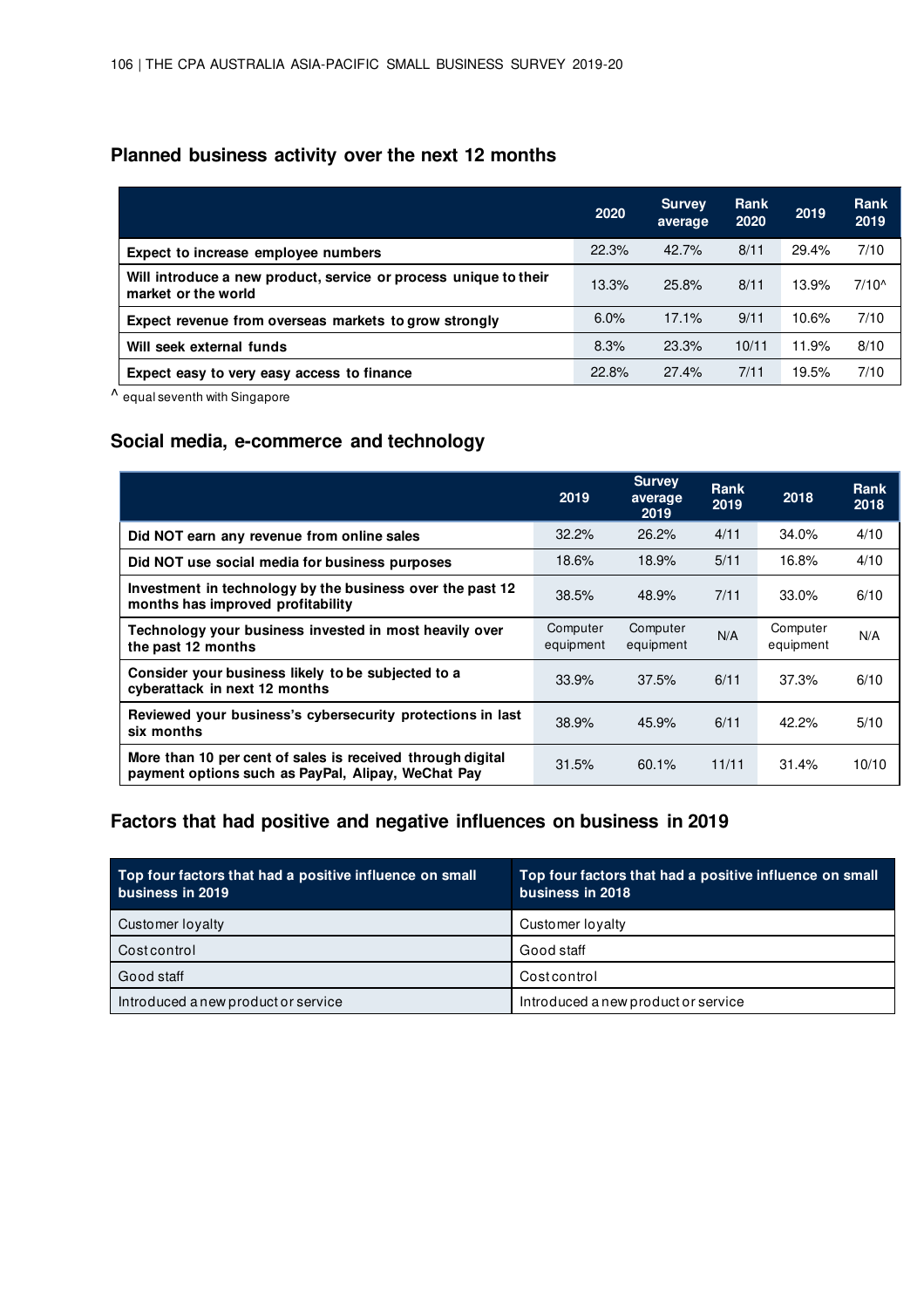## Planned business activity over the next 12 months

| | 2020 | Survey average | Rank 2020 | 2019 | Rank 2019 |
|---|---|---|---|---|---|
| **Expect to increase employee numbers** | 22.3% | 42.7% | 8/11 | 29.4% | 7/10 |
| **Will introduce a new product, service or process unique to their market or the world** | 13.3% | 25.8% | 8/11 | 13.9% | 7/10^ |
| **Expect revenue from overseas markets to grow strongly** | 6.0% | 17.1% | 9/11 | 10.6% | 7/10 |
| **Will seek external funds** | 8.3% | 23.3% | 10/11 | 11.9% | 8/10 |
| **Expect easy to very easy access to finance** | 22.8% | 27.4% | 7/11 | 19.5% | 7/10 |

^ equal seventh with Singapore

## Social media, e-commerce and technology

| | 2019 | Survey average 2019 | Rank 2019 | 2018 | Rank 2018 |
|---|---|---|---|---|---|
| **Did NOT earn any revenue from online sales** | 32.2% | 26.2% | 4/11 | 34.0% | 4/10 |
| **Did NOT use social media for business purposes** | 18.6% | 18.9% | 5/11 | 16.8% | 4/10 |
| **Investment in technology by the business over the past 12 months has improved profitability** | 38.5% | 48.9% | 7/11 | 33.0% | 6/10 |
| **Technology your business invested in most heavily over the past 12 months** | Computer equipment | Computer equipment | N/A | Computer equipment | N/A |
| **Consider your business likely to be subjected to a cyberattack in next 12 months** | 33.9% | 37.5% | 6/11 | 37.3% | 6/10 |
| **Reviewed your business's cybersecurity protections in last six months** | 38.9% | 45.9% | 6/11 | 42.2% | 5/10 |
| **More than 10 per cent of sales is received through digital payment options such as PayPal, Alipay, WeChat Pay** | 31.5% | 60.1% | 11/11 | 31.4% | 10/10 |

## Factors that had positive and negative influences on business in 2019

| Top four factors that had a positive influence on small business in 2019 | Top four factors that had a positive influence on small business in 2018 |
|---|---|
| Customer loyalty | Customer loyalty |
| Cost control | Good staff |
| Good staff | Cost control |
| Introduced a new product or service | Introduced a new product or service |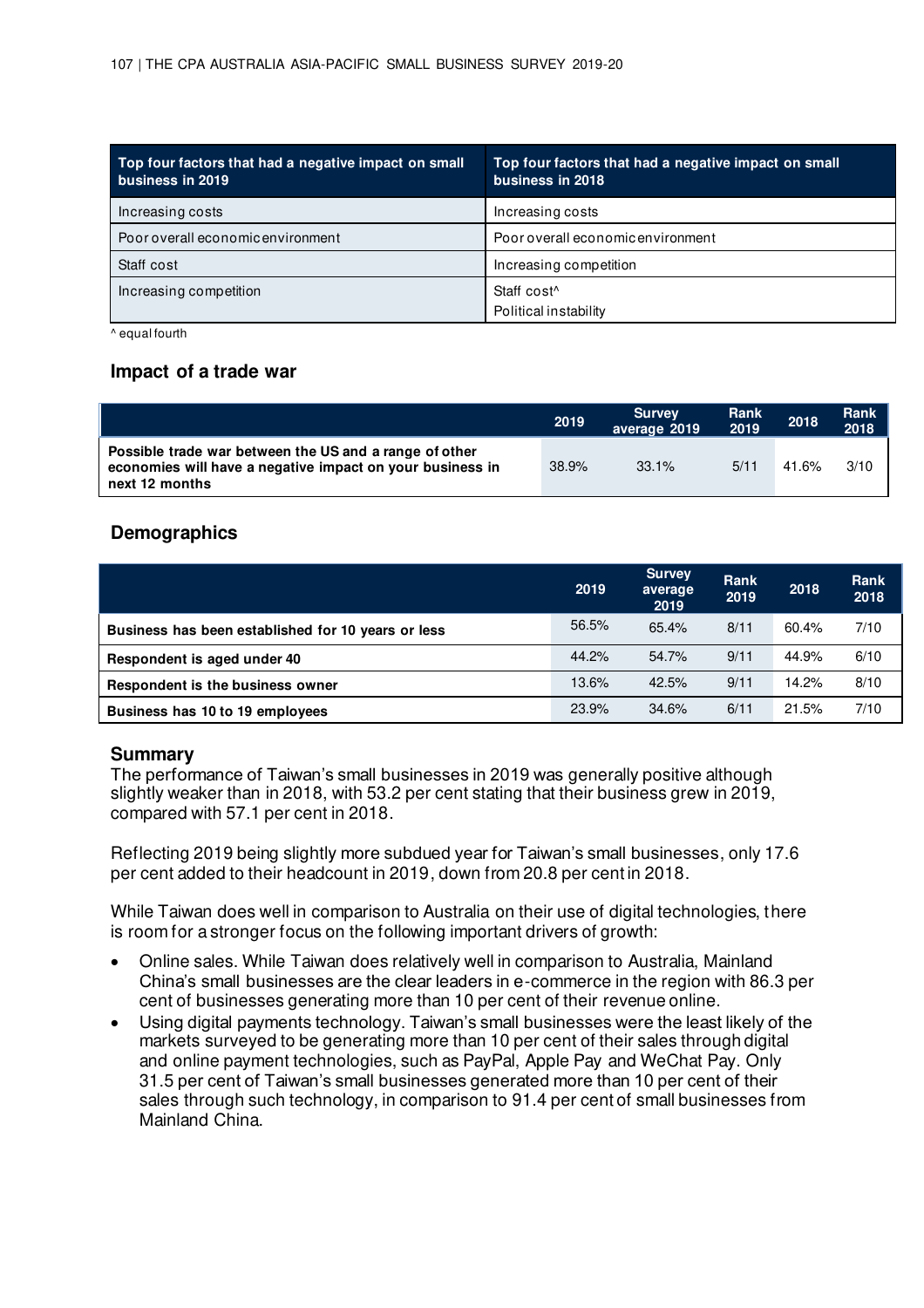| Top four factors that had a negative impact on small business in 2019 | Top four factors that had a negative impact on small business in 2018 |
|---|---|
| Increasing costs | Increasing costs |
| Poor overall economic environment | Poor overall economic environment |
| Staff cost | Increasing competition |
| Increasing competition | Staff cost^<br>Political instability |

^ equal fourth

## Impact of a trade war

| | 2019 | Survey average 2019 | Rank 2019 | 2018 | Rank 2018 |
|---|---|---|---|---|---|
| **Possible trade war between the US and a range of other economies will have a negative impact on your business in next 12 months** | 38.9% | 33.1% | 5/11 | 41.6% | 3/10 |

## Demographics

| | 2019 | Survey average 2019 | Rank 2019 | 2018 | Rank 2018 |
|---|---|---|---|---|---|
| **Business has been established for 10 years or less** | 56.5% | 65.4% | 8/11 | 60.4% | 7/10 |
| **Respondent is aged under 40** | 44.2% | 54.7% | 9/11 | 44.9% | 6/10 |
| **Respondent is the business owner** | 13.6% | 42.5% | 9/11 | 14.2% | 8/10 |
| **Business has 10 to 19 employees** | 23.9% | 34.6% | 6/11 | 21.5% | 7/10 |

## Summary

The performance of Taiwan's small businesses in 2019 was generally positive although slightly weaker than in 2018, with 53.2 per cent stating that their business grew in 2019, compared with 57.1 per cent in 2018.

Reflecting 2019 being slightly more subdued year for Taiwan's small businesses, only 17.6 per cent added to their headcount in 2019, down from 20.8 per cent in 2018.

While Taiwan does well in comparison to Australia on their use of digital technologies, there is room for a stronger focus on the following important drivers of growth:

- Online sales. While Taiwan does relatively well in comparison to Australia, Mainland China's small businesses are the clear leaders in e-commerce in the region with 86.3 per cent of businesses generating more than 10 per cent of their revenue online.
- Using digital payments technology. Taiwan's small businesses were the least likely of the markets surveyed to be generating more than 10 per cent of their sales through digital and online payment technologies, such as PayPal, Apple Pay and WeChat Pay. Only 31.5 per cent of Taiwan's small businesses generated more than 10 per cent of their sales through such technology, in comparison to 91.4 per cent of small businesses from Mainland China.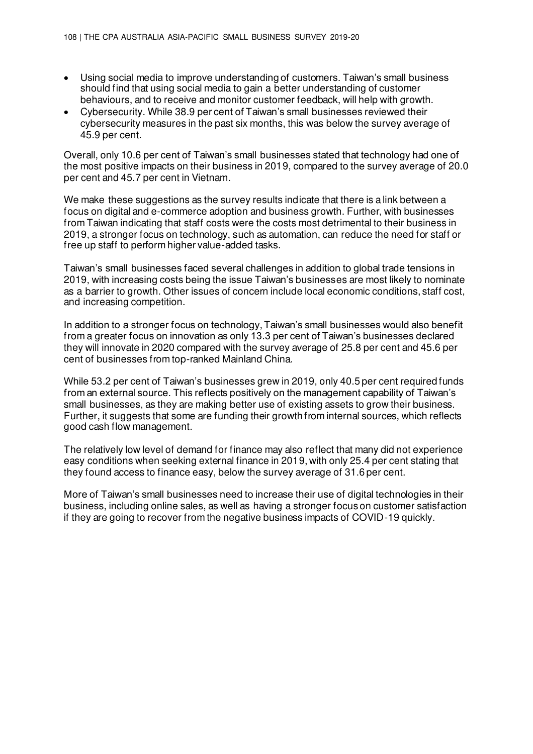- Using social media to improve understanding of customers. Taiwan's small business should find that using social media to gain a better understanding of customer behaviours, and to receive and monitor customer feedback, will help with growth.
- Cybersecurity. While 38.9 per cent of Taiwan's small businesses reviewed their cybersecurity measures in the past six months, this was below the survey average of 45.9 per cent.

Overall, only 10.6 per cent of Taiwan's small businesses stated that technology had one of the most positive impacts on their business in 2019, compared to the survey average of 20.0 per cent and 45.7 per cent in Vietnam.

We make these suggestions as the survey results indicate that there is a link between a focus on digital and e-commerce adoption and business growth. Further, with businesses from Taiwan indicating that staff costs were the costs most detrimental to their business in 2019, a stronger focus on technology, such as automation, can reduce the need for staff or free up staff to perform higher value-added tasks.

Taiwan's small businesses faced several challenges in addition to global trade tensions in 2019, with increasing costs being the issue Taiwan's businesses are most likely to nominate as a barrier to growth. Other issues of concern include local economic conditions, staff cost, and increasing competition.

In addition to a stronger focus on technology, Taiwan's small businesses would also benefit from a greater focus on innovation as only 13.3 per cent of Taiwan's businesses declared they will innovate in 2020 compared with the survey average of 25.8 per cent and 45.6 per cent of businesses from top-ranked Mainland China.

While 53.2 per cent of Taiwan's businesses grew in 2019, only 40.5 per cent required funds from an external source. This reflects positively on the management capability of Taiwan's small businesses, as they are making better use of existing assets to grow their business. Further, it suggests that some are funding their growth from internal sources, which reflects good cash flow management.

The relatively low level of demand for finance may also reflect that many did not experience easy conditions when seeking external finance in 2019, with only 25.4 per cent stating that they found access to finance easy, below the survey average of 31.6 per cent.

More of Taiwan's small businesses need to increase their use of digital technologies in their business, including online sales, as well as having a stronger focus on customer satisfaction if they are going to recover from the negative business impacts of COVID-19 quickly.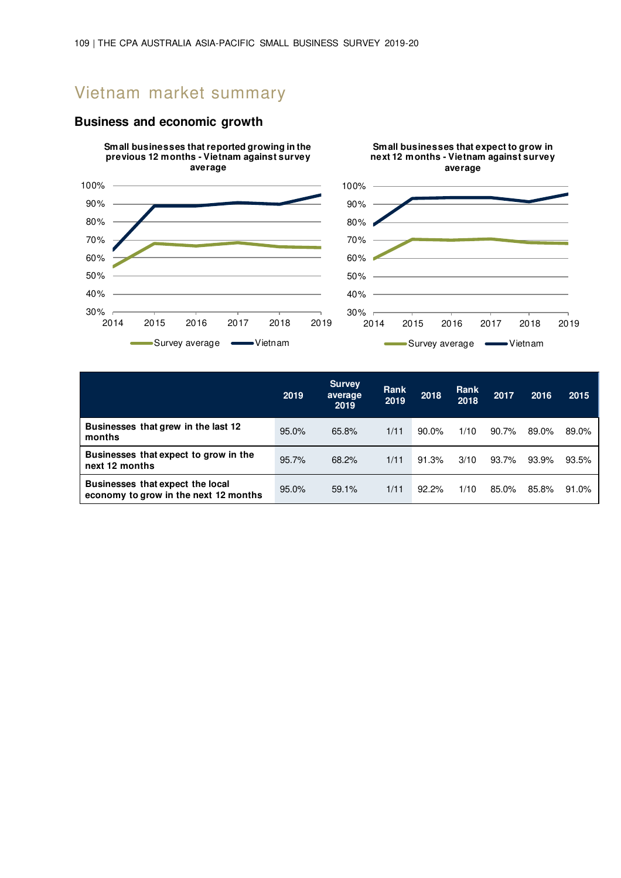# Vietnam market summary

## Business and economic growth

**Small businesses that reported growing in the previous 12 months - Vietnam against survey average**

**Small businesses that expect to grow in next 12 months - Vietnam against survey average**

| | 2019 | Survey average 2019 | Rank 2019 | 2018 | Rank 2018 | 2017 | 2016 | 2015 |
|---|---|---|---|---|---|---|---|---|
| **Businesses that grew in the last 12 months** | 95.0% | 65.8% | 1/11 | 90.0% | 1/10 | 90.7% | 89.0% | 89.0% |
| **Businesses that expect to grow in the next 12 months** | 95.7% | 68.2% | 1/11 | 91.3% | 3/10 | 93.7% | 93.9% | 93.5% |
| **Businesses that expect the local economy to grow in the next 12 months** | 95.0% | 59.1% | 1/11 | 92.2% | 1/10 | 85.0% | 85.8% | 91.0% |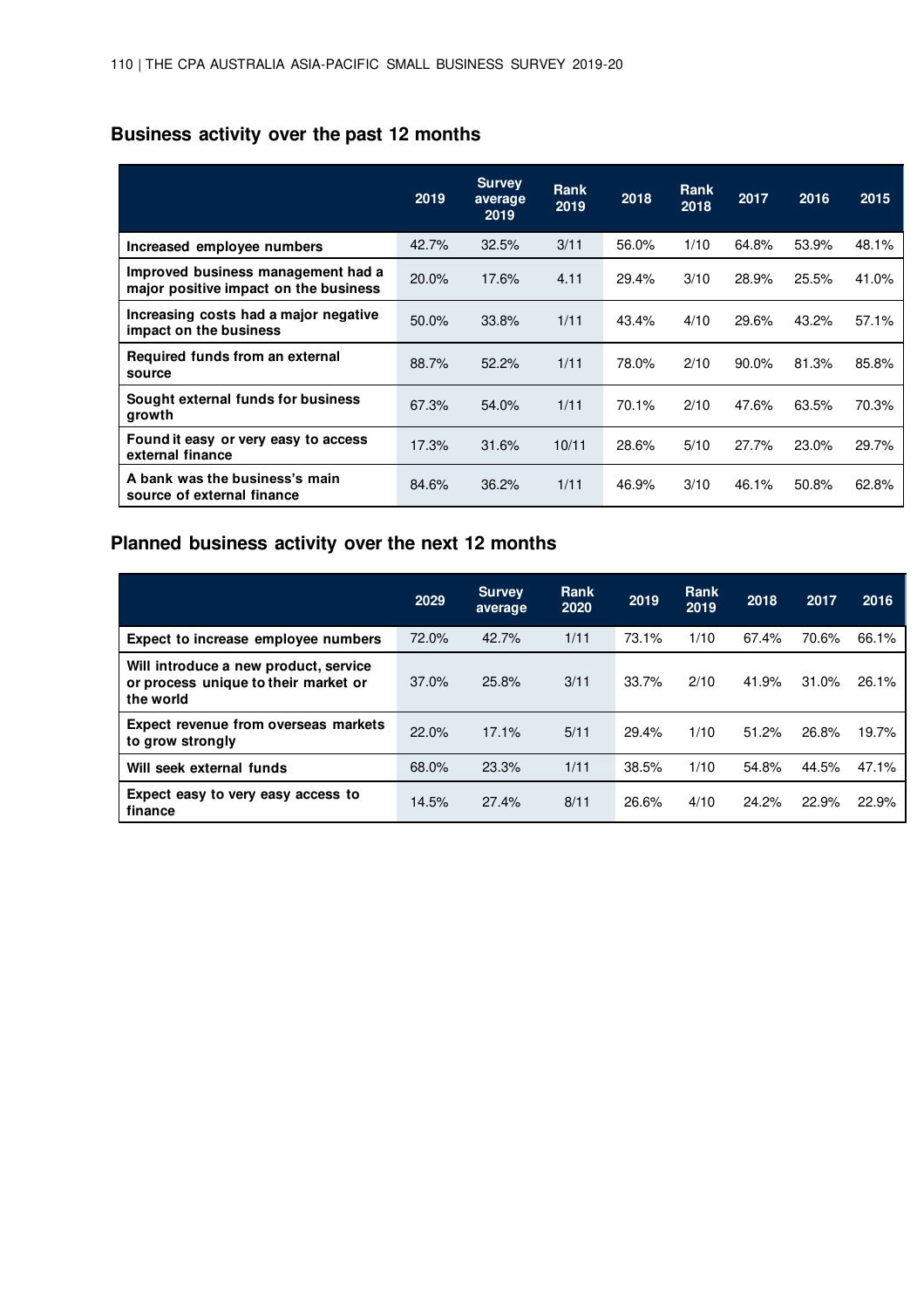## Business activity over the past 12 months

| | 2019 | Survey average 2019 | Rank 2019 | 2018 | Rank 2018 | 2017 | 2016 | 2015 |
|---|---|---|---|---|---|---|---|---|
| **Increased employee numbers** | 42.7% | 32.5% | 3/11 | 56.0% | 1/10 | 64.8% | 53.9% | 48.1% |
| **Improved business management had a major positive impact on the business** | 20.0% | 17.6% | 4.11 | 29.4% | 3/10 | 28.9% | 25.5% | 41.0% |
| **Increasing costs had a major negative impact on the business** | 50.0% | 33.8% | 1/11 | 43.4% | 4/10 | 29.6% | 43.2% | 57.1% |
| **Required funds from an external source** | 88.7% | 52.2% | 1/11 | 78.0% | 2/10 | 90.0% | 81.3% | 85.8% |
| **Sought external funds for business growth** | 67.3% | 54.0% | 1/11 | 70.1% | 2/10 | 47.6% | 63.5% | 70.3% |
| **Found it easy or very easy to access external finance** | 17.3% | 31.6% | 10/11 | 28.6% | 5/10 | 27.7% | 23.0% | 29.7% |
| **A bank was the business's main source of external finance** | 84.6% | 36.2% | 1/11 | 46.9% | 3/10 | 46.1% | 50.8% | 62.8% |

## Planned business activity over the next 12 months

| | 2029 | Survey average | Rank 2020 | 2019 | Rank 2019 | 2018 | 2017 | 2016 |
|---|---|---|---|---|---|---|---|---|
| **Expect to increase employee numbers** | 72.0% | 42.7% | 1/11 | 73.1% | 1/10 | 67.4% | 70.6% | 66.1% |
| **Will introduce a new product, service or process unique to their market or the world** | 37.0% | 25.8% | 3/11 | 33.7% | 2/10 | 41.9% | 31.0% | 26.1% |
| **Expect revenue from overseas markets to grow strongly** | 22.0% | 17.1% | 5/11 | 29.4% | 1/10 | 51.2% | 26.8% | 19.7% |
| **Will seek external funds** | 68.0% | 23.3% | 1/11 | 38.5% | 1/10 | 54.8% | 44.5% | 47.1% |
| **Expect easy to very easy access to finance** | 14.5% | 27.4% | 8/11 | 26.6% | 4/10 | 24.2% | 22.9% | 22.9% |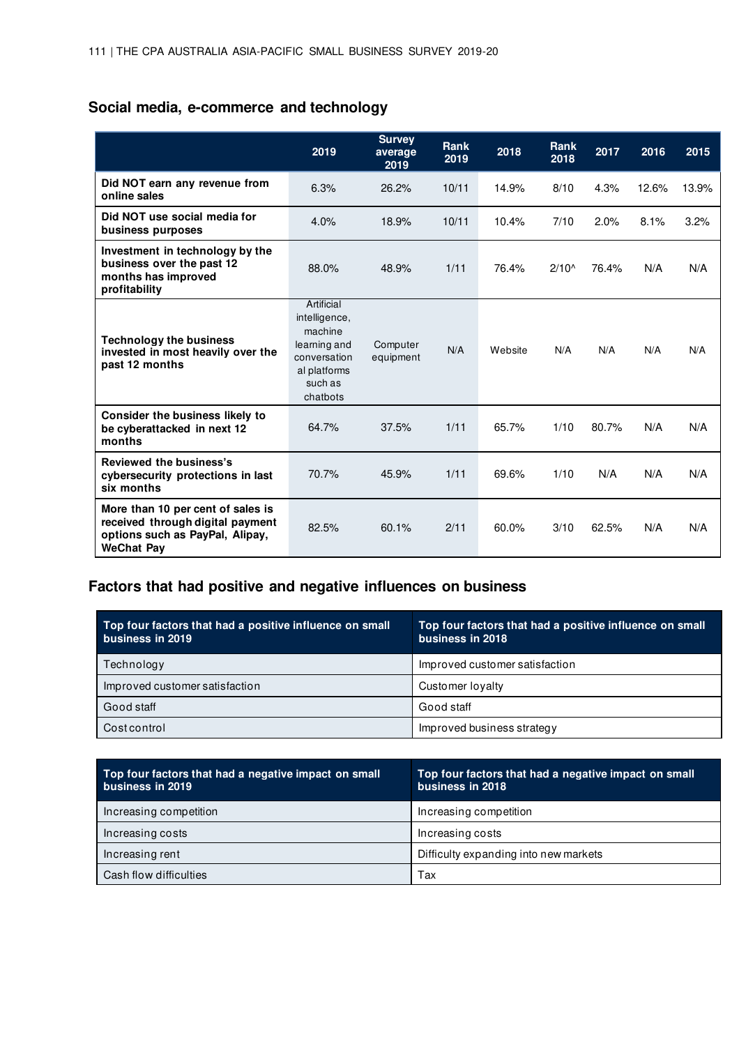## Social media, e-commerce and technology

| | 2019 | Survey average 2019 | Rank 2019 | 2018 | Rank 2018 | 2017 | 2016 | 2015 |
|---|---|---|---|---|---|---|---|---|
| **Did NOT earn any revenue from online sales** | 6.3% | 26.2% | 10/11 | 14.9% | 8/10 | 4.3% | 12.6% | 13.9% |
| **Did NOT use social media for business purposes** | 4.0% | 18.9% | 10/11 | 10.4% | 7/10 | 2.0% | 8.1% | 3.2% |
| **Investment in technology by the business over the past 12 months has improved profitability** | 88.0% | 48.9% | 1/11 | 76.4% | 2/10^ | 76.4% | N/A | N/A |
| **Technology the business invested in most heavily over the past 12 months** | Artificial intelligence, machine learning and conversational platforms such as chatbots | Computer equipment | N/A | Website | N/A | N/A | N/A | N/A |
| **Consider the business likely to be cyberattacked in next 12 months** | 64.7% | 37.5% | 1/11 | 65.7% | 1/10 | 80.7% | N/A | N/A |
| **Reviewed the business's cybersecurity protections in last six months** | 70.7% | 45.9% | 1/11 | 69.6% | 1/10 | N/A | N/A | N/A |
| **More than 10 per cent of sales is received through digital payment options such as PayPal, Alipay, WeChat Pay** | 82.5% | 60.1% | 2/11 | 60.0% | 3/10 | 62.5% | N/A | N/A |

## Factors that had positive and negative influences on business

| Top four factors that had a positive influence on small business in 2019 | Top four factors that had a positive influence on small business in 2018 |
|---|---|
| Technology | Improved customer satisfaction |
| Improved customer satisfaction | Customer loyalty |
| Good staff | Good staff |
| Cost control | Improved business strategy |

| Top four factors that had a negative impact on small business in 2019 | Top four factors that had a negative impact on small business in 2018 |
|---|---|
| Increasing competition | Increasing competition |
| Increasing costs | Increasing costs |
| Increasing rent | Difficulty expanding into new markets |
| Cash flow difficulties | Tax |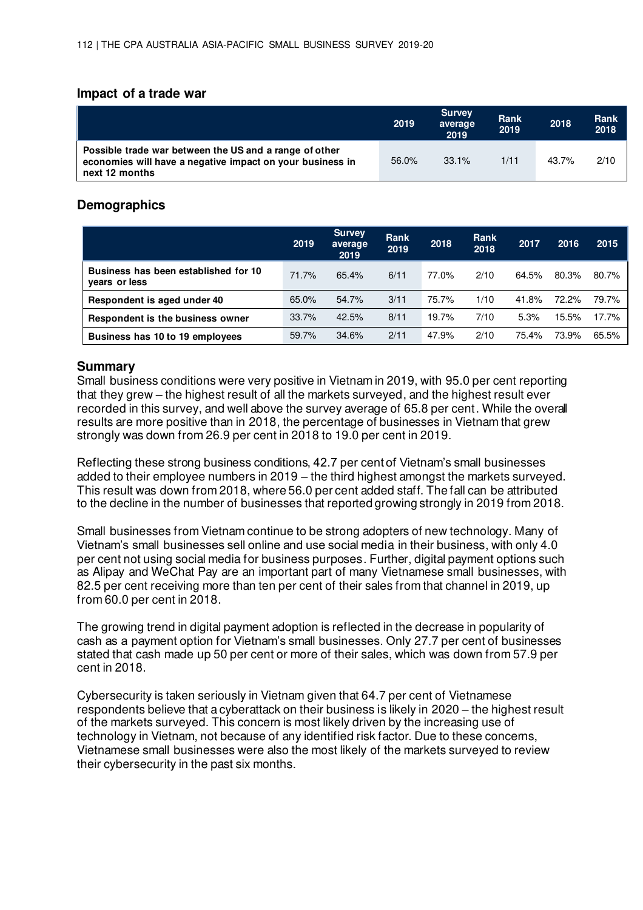## Impact of a trade war

| | 2019 | Survey average 2019 | Rank 2019 | 2018 | Rank 2018 |
|---|---|---|---|---|---|
| **Possible trade war between the US and a range of other economies will have a negative impact on your business in next 12 months** | 56.0% | 33.1% | 1/11 | 43.7% | 2/10 |

## Demographics

| | 2019 | Survey average 2019 | Rank 2019 | 2018 | Rank 2018 | 2017 | 2016 | 2015 |
|---|---|---|---|---|---|---|---|---|
| **Business has been established for 10 years or less** | 71.7% | 65.4% | 6/11 | 77.0% | 2/10 | 64.5% | 80.3% | 80.7% |
| **Respondent is aged under 40** | 65.0% | 54.7% | 3/11 | 75.7% | 1/10 | 41.8% | 72.2% | 79.7% |
| **Respondent is the business owner** | 33.7% | 42.5% | 8/11 | 19.7% | 7/10 | 5.3% | 15.5% | 17.7% |
| **Business has 10 to 19 employees** | 59.7% | 34.6% | 2/11 | 47.9% | 2/10 | 75.4% | 73.9% | 65.5% |

## Summary

Small business conditions were very positive in Vietnam in 2019, with 95.0 per cent reporting that they grew – the highest result of all the markets surveyed, and the highest result ever recorded in this survey, and well above the survey average of 65.8 per cent. While the overall results are more positive than in 2018, the percentage of businesses in Vietnam that grew strongly was down from 26.9 per cent in 2018 to 19.0 per cent in 2019.

Reflecting these strong business conditions, 42.7 per cent of Vietnam's small businesses added to their employee numbers in 2019 – the third highest amongst the markets surveyed. This result was down from 2018, where 56.0 per cent added staff. The fall can be attributed to the decline in the number of businesses that reported growing strongly in 2019 from 2018.

Small businesses from Vietnam continue to be strong adopters of new technology. Many of Vietnam's small businesses sell online and use social media in their business, with only 4.0 per cent not using social media for business purposes. Further, digital payment options such as Alipay and WeChat Pay are an important part of many Vietnamese small businesses, with 82.5 per cent receiving more than ten per cent of their sales from that channel in 2019, up from 60.0 per cent in 2018.

The growing trend in digital payment adoption is reflected in the decrease in popularity of cash as a payment option for Vietnam's small businesses. Only 27.7 per cent of businesses stated that cash made up 50 per cent or more of their sales, which was down from 57.9 per cent in 2018.

Cybersecurity is taken seriously in Vietnam given that 64.7 per cent of Vietnamese respondents believe that a cyberattack on their business is likely in 2020 – the highest result of the markets surveyed. This concern is most likely driven by the increasing use of technology in Vietnam, not because of any identified risk factor. Due to these concerns, Vietnamese small businesses were also the most likely of the markets surveyed to review their cybersecurity in the past six months.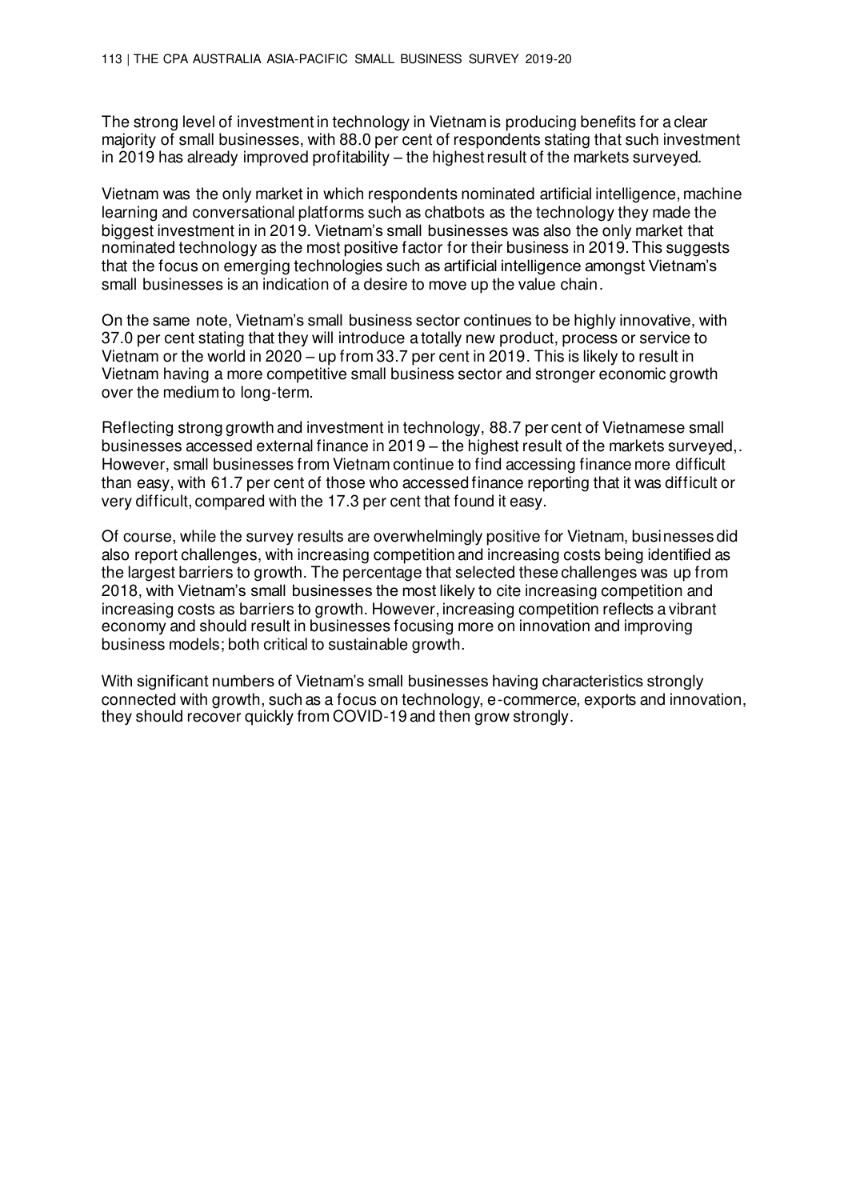The strong level of investment in technology in Vietnam is producing benefits for a clear majority of small businesses, with 88.0 per cent of respondents stating that such investment in 2019 has already improved profitability – the highest result of the markets surveyed.

Vietnam was the only market in which respondents nominated artificial intelligence, machine learning and conversational platforms such as chatbots as the technology they made the biggest investment in in 2019. Vietnam's small businesses was also the only market that nominated technology as the most positive factor for their business in 2019. This suggests that the focus on emerging technologies such as artificial intelligence amongst Vietnam's small businesses is an indication of a desire to move up the value chain.

On the same note, Vietnam's small business sector continues to be highly innovative, with 37.0 per cent stating that they will introduce a totally new product, process or service to Vietnam or the world in 2020 – up from 33.7 per cent in 2019. This is likely to result in Vietnam having a more competitive small business sector and stronger economic growth over the medium to long-term.

Reflecting strong growth and investment in technology, 88.7 per cent of Vietnamese small businesses accessed external finance in 2019 – the highest result of the markets surveyed,. However, small businesses from Vietnam continue to find accessing finance more difficult than easy, with 61.7 per cent of those who accessed finance reporting that it was difficult or very difficult, compared with the 17.3 per cent that found it easy.

Of course, while the survey results are overwhelmingly positive for Vietnam, businesses did also report challenges, with increasing competition and increasing costs being identified as the largest barriers to growth. The percentage that selected these challenges was up from 2018, with Vietnam's small businesses the most likely to cite increasing competition and increasing costs as barriers to growth. However, increasing competition reflects a vibrant economy and should result in businesses focusing more on innovation and improving business models; both critical to sustainable growth.

With significant numbers of Vietnam's small businesses having characteristics strongly connected with growth, such as a focus on technology, e-commerce, exports and innovation, they should recover quickly from COVID-19 and then grow strongly.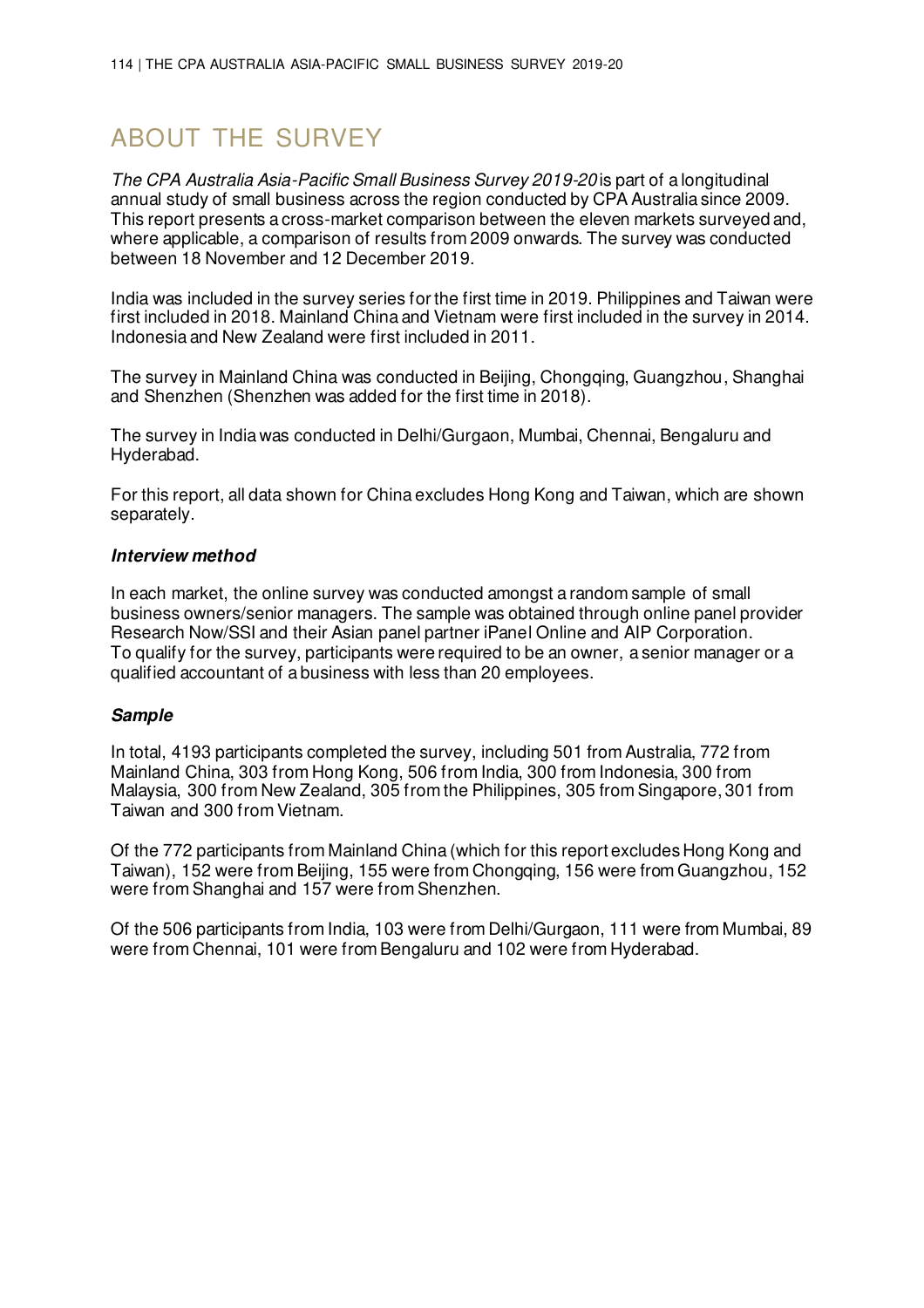# ABOUT THE SURVEY

*The CPA Australia Asia-Pacific Small Business Survey 2019-20* is part of a longitudinal annual study of small business across the region conducted by CPA Australia since 2009. This report presents a cross-market comparison between the eleven markets surveyed and, where applicable, a comparison of results from 2009 onwards. The survey was conducted between 18 November and 12 December 2019.

India was included in the survey series for the first time in 2019. Philippines and Taiwan were first included in 2018. Mainland China and Vietnam were first included in the survey in 2014. Indonesia and New Zealand were first included in 2011.

The survey in Mainland China was conducted in Beijing, Chongqing, Guangzhou, Shanghai and Shenzhen (Shenzhen was added for the first time in 2018).

The survey in India was conducted in Delhi/Gurgaon, Mumbai, Chennai, Bengaluru and Hyderabad.

For this report, all data shown for China excludes Hong Kong and Taiwan, which are shown separately.

### *Interview method*

In each market, the online survey was conducted amongst a random sample of small business owners/senior managers. The sample was obtained through online panel provider Research Now/SSI and their Asian panel partner iPanel Online and AIP Corporation. To qualify for the survey, participants were required to be an owner, a senior manager or a qualified accountant of a business with less than 20 employees.

### *Sample*

In total, 4193 participants completed the survey, including 501 from Australia, 772 from Mainland China, 303 from Hong Kong, 506 from India, 300 from Indonesia, 300 from Malaysia, 300 from New Zealand, 305 from the Philippines, 305 from Singapore, 301 from Taiwan and 300 from Vietnam.

Of the 772 participants from Mainland China (which for this report excludes Hong Kong and Taiwan), 152 were from Beijing, 155 were from Chongqing, 156 were from Guangzhou, 152 were from Shanghai and 157 were from Shenzhen.

Of the 506 participants from India, 103 were from Delhi/Gurgaon, 111 were from Mumbai, 89 were from Chennai, 101 were from Bengaluru and 102 were from Hyderabad.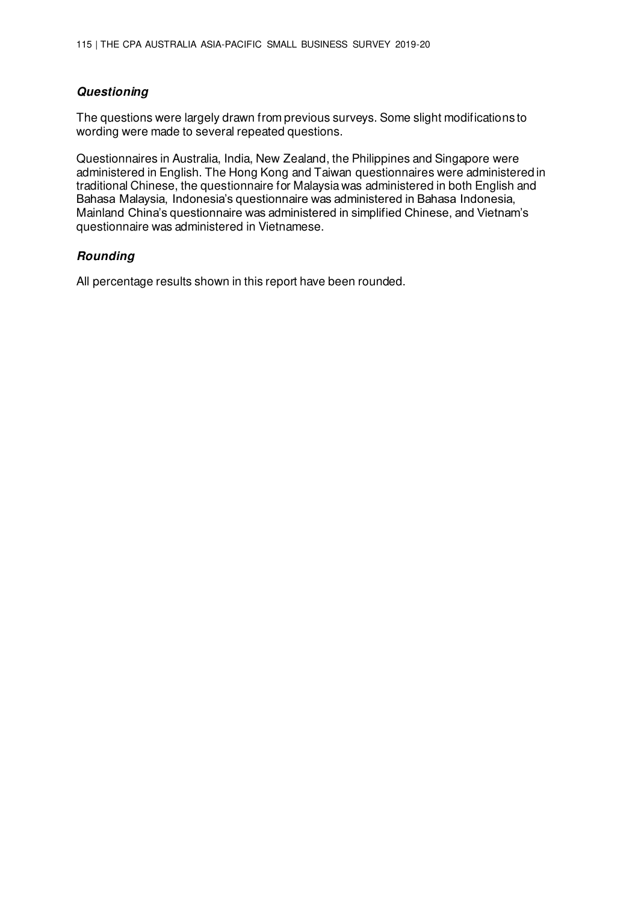### *Questioning*

The questions were largely drawn from previous surveys. Some slight modifications to wording were made to several repeated questions.

Questionnaires in Australia, India, New Zealand, the Philippines and Singapore were administered in English. The Hong Kong and Taiwan questionnaires were administered in traditional Chinese, the questionnaire for Malaysia was administered in both English and Bahasa Malaysia, Indonesia's questionnaire was administered in Bahasa Indonesia, Mainland China's questionnaire was administered in simplified Chinese, and Vietnam's questionnaire was administered in Vietnamese.

### *Rounding*

All percentage results shown in this report have been rounded.